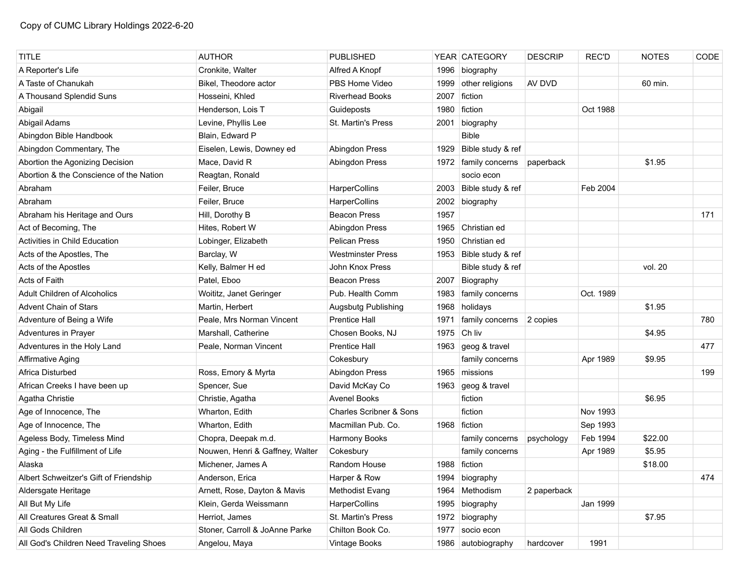Copy of CUMC Library Holdings 2022-6-20

| TITLE | AUTHOR | PUBLISHED | YEAR | CATEGORY | DESCRIP | REC'D | NOTES | CODE |
|---|---|---|---|---|---|---|---|---|
| A Reporter's Life | Cronkite, Walter | Alfred A Knopf | 1996 | biography | | | | |
| A Taste of Chanukah | Bikel, Theodore actor | PBS Home Video | 1999 | other religions | AV DVD | | 60 min. | |
| A Thousand Splendid Suns | Hosseini, Khled | Riverhead Books | 2007 | fiction | | | | |
| Abigail | Henderson, Lois T | Guideposts | 1980 | fiction | | Oct 1988 | | |
| Abigail Adams | Levine, Phyllis Lee | St. Martin's Press | 2001 | biography | | | | |
| Abingdon Bible Handbook | Blain, Edward P | | | Bible | | | | |
| Abingdon Commentary, The | Eiselen, Lewis, Downey ed | Abingdon Press | 1929 | Bible study & ref | | | | |
| Abortion the Agonizing Decision | Mace, David R | Abingdon Press | 1972 | family concerns | paperback | | $1.95 | |
| Abortion & the Conscience of the Nation | Reagtan, Ronald | | | socio econ | | | | |
| Abraham | Feiler, Bruce | HarperCollins | 2003 | Bible study & ref | | Feb 2004 | | |
| Abraham | Feiler, Bruce | HarperCollins | 2002 | biography | | | | |
| Abraham his Heritage and Ours | Hill, Dorothy B | Beacon Press | 1957 | | | | | 171 |
| Act of Becoming, The | Hites, Robert W | Abingdon Press | 1965 | Christian ed | | | | |
| Activities in Child Education | Lobinger, Elizabeth | Pelican Press | 1950 | Christian ed | | | | |
| Acts of the Apostles, The | Barclay, W | Westminster Press | 1953 | Bible study & ref | | | | |
| Acts of the Apostles | Kelly, Balmer H ed | John Knox Press | | Bible study & ref | | | vol. 20 | |
| Acts of Faith | Patel, Eboo | Beacon Press | 2007 | Biography | | | | |
| Adult Children of Alcoholics | Woititz, Janet Geringer | Pub. Health Comm | 1983 | family concerns | | Oct. 1989 | | |
| Advent Chain of Stars | Martin, Herbert | Augsbutg Publishing | 1968 | holidays | | | $1.95 | |
| Adventure of Being a Wife | Peale, Mrs Norman Vincent | Prentice Hall | 1971 | family concerns | 2 copies | | | 780 |
| Adventures in Prayer | Marshall, Catherine | Chosen Books, NJ | 1975 | Ch liv | | | $4.95 | |
| Adventures in the Holy Land | Peale, Norman Vincent | Prentice Hall | 1963 | geog & travel | | | | 477 |
| Affirmative Aging | | Cokesbury | | family concerns | | Apr 1989 | $9.95 | |
| Africa Disturbed | Ross, Emory & Myrta | Abingdon Press | 1965 | missions | | | | 199 |
| African Creeks I have been up | Spencer, Sue | David McKay Co | 1963 | geog & travel | | | | |
| Agatha Christie | Christie, Agatha | Avenel Books | | fiction | | | $6.95 | |
| Age of Innocence, The | Wharton, Edith | Charles Scribner & Sons | | fiction | | Nov 1993 | | |
| Age of Innocence, The | Wharton, Edith | Macmillan Pub. Co. | 1968 | fiction | | Sep 1993 | | |
| Ageless Body, Timeless Mind | Chopra, Deepak m.d. | Harmony Books | | family concerns | psychology | Feb 1994 | $22.00 | |
| Aging - the Fulfillment of Life | Nouwen, Henri & Gaffney, Walter | Cokesbury | | family concerns | | Apr 1989 | $5.95 | |
| Alaska | Michener, James A | Random House | 1988 | fiction | | | $18.00 | |
| Albert Schweitzer's Gift of Friendship | Anderson, Erica | Harper & Row | 1994 | biography | | | | 474 |
| Aldersgate Heritage | Arnett, Rose, Dayton & Mavis | Methodist Evang | 1964 | Methodism | 2 paperback | | | |
| All But My Life | Klein, Gerda Weissmann | HarperCollins | 1995 | biography | | Jan 1999 | | |
| All Creatures Great & Small | Herriot, James | St. Martin's Press | 1972 | biography | | | $7.95 | |
| All Gods Children | Stoner, Carroll & JoAnne Parke | Chilton Book Co. | 1977 | socio econ | | | | |
| All God's Children Need Traveling Shoes | Angelou, Maya | Vintage Books | 1986 | autobiography | hardcover | 1991 | | |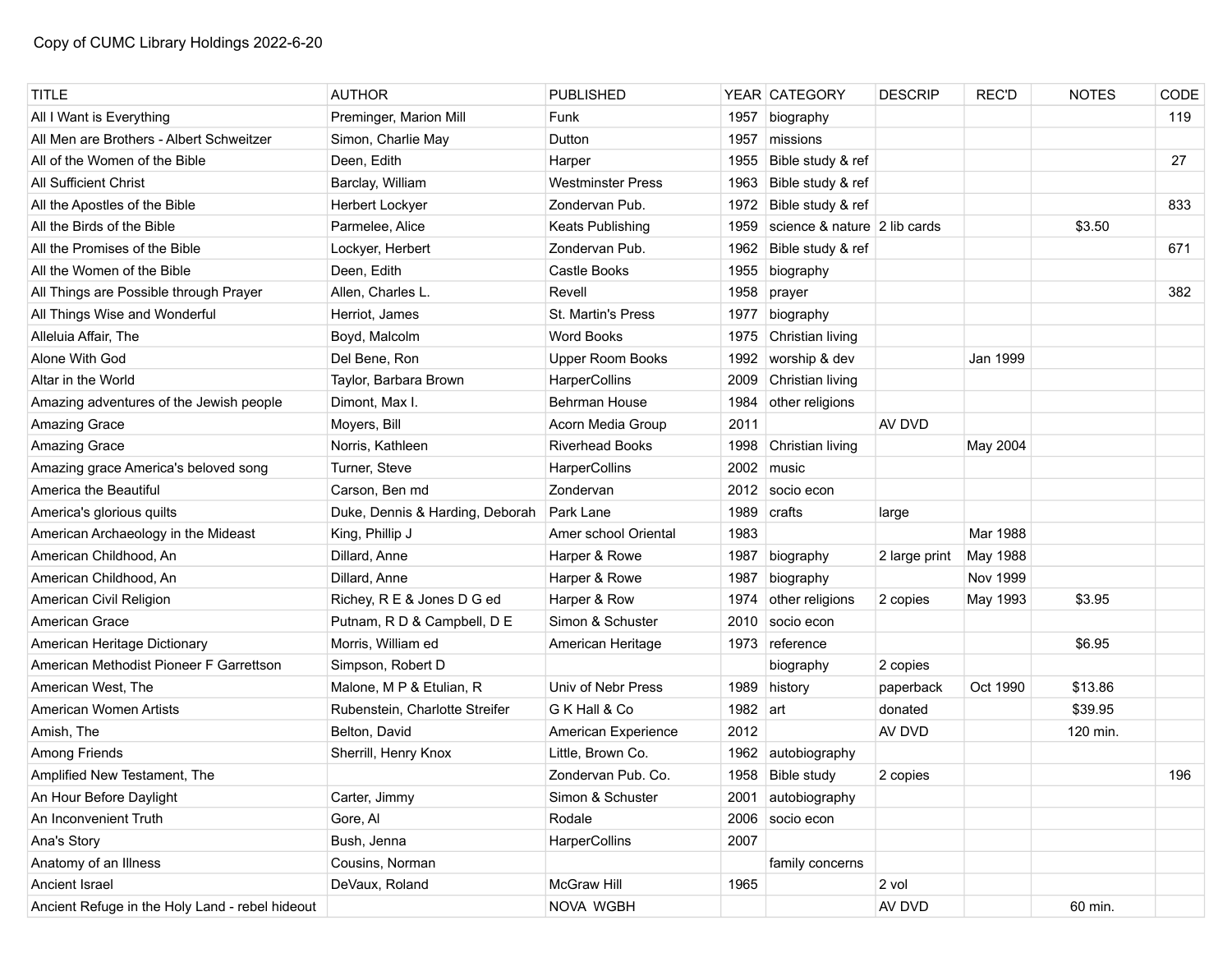Copy of CUMC Library Holdings 2022-6-20

| TITLE | AUTHOR | PUBLISHED | YEAR | CATEGORY | DESCRIP | REC'D | NOTES | CODE |
|---|---|---|---|---|---|---|---|---|
| All I Want is Everything | Preminger, Marion Mill | Funk | 1957 | biography | | | | 119 |
| All Men are Brothers - Albert Schweitzer | Simon, Charlie May | Dutton | 1957 | missions | | | | |
| All of the Women of the Bible | Deen, Edith | Harper | 1955 | Bible study & ref | | | | 27 |
| All Sufficient Christ | Barclay, William | Westminster Press | 1963 | Bible study & ref | | | | |
| All the Apostles of the Bible | Herbert Lockyer | Zondervan Pub. | 1972 | Bible study & ref | | | | 833 |
| All the Birds of the Bible | Parmelee, Alice | Keats Publishing | 1959 | science & nature | 2 lib cards | | $3.50 | |
| All the Promises of the Bible | Lockyer, Herbert | Zondervan Pub. | 1962 | Bible study & ref | | | | 671 |
| All the Women of the Bible | Deen, Edith | Castle Books | 1955 | biography | | | | |
| All Things are Possible through Prayer | Allen, Charles L. | Revell | 1958 | prayer | | | | 382 |
| All Things Wise and Wonderful | Herriot, James | St. Martin's Press | 1977 | biography | | | | |
| Alleluia Affair, The | Boyd, Malcolm | Word Books | 1975 | Christian living | | | | |
| Alone With God | Del Bene, Ron | Upper Room Books | 1992 | worship & dev | | Jan 1999 | | |
| Altar in the World | Taylor, Barbara Brown | HarperCollins | 2009 | Christian living | | | | |
| Amazing adventures of the Jewish people | Dimont, Max I. | Behrman House | 1984 | other religions | | | | |
| Amazing Grace | Moyers, Bill | Acorn Media Group | 2011 | | AV DVD | | | |
| Amazing Grace | Norris, Kathleen | Riverhead Books | 1998 | Christian living | | May 2004 | | |
| Amazing grace America's beloved song | Turner, Steve | HarperCollins | 2002 | music | | | | |
| America the Beautiful | Carson, Ben md | Zondervan | 2012 | socio econ | | | | |
| America's glorious quilts | Duke, Dennis & Harding, Deborah | Park Lane | 1989 | crafts | large | | | |
| American Archaeology in the Mideast | King, Phillip J | Amer school Oriental | 1983 | | | Mar 1988 | | |
| American Childhood, An | Dillard, Anne | Harper & Rowe | 1987 | biography | 2 large print | May 1988 | | |
| American Childhood, An | Dillard, Anne | Harper & Rowe | 1987 | biography | | Nov 1999 | | |
| American Civil Religion | Richey, R E & Jones D G ed | Harper & Row | 1974 | other religions | 2 copies | May 1993 | $3.95 | |
| American Grace | Putnam, R D & Campbell, D E | Simon & Schuster | 2010 | socio econ | | | | |
| American Heritage Dictionary | Morris, William ed | American Heritage | 1973 | reference | | | $6.95 | |
| American Methodist Pioneer F Garrettson | Simpson, Robert D | | | biography | 2 copies | | | |
| American West, The | Malone, M P & Etulian, R | Univ of Nebr Press | 1989 | history | paperback | Oct 1990 | $13.86 | |
| American Women Artists | Rubenstein, Charlotte Streifer | G K Hall & Co | 1982 | art | donated | | $39.95 | |
| Amish, The | Belton, David | American Experience | 2012 | | AV DVD | | 120 min. | |
| Among Friends | Sherrill, Henry Knox | Little, Brown Co. | 1962 | autobiography | | | | |
| Amplified New Testament, The | | Zondervan Pub. Co. | 1958 | Bible study | 2 copies | | | 196 |
| An Hour Before Daylight | Carter, Jimmy | Simon & Schuster | 2001 | autobiography | | | | |
| An Inconvenient Truth | Gore, Al | Rodale | 2006 | socio econ | | | | |
| Ana's Story | Bush, Jenna | HarperCollins | 2007 | | | | | |
| Anatomy of an Illness | Cousins, Norman | | | family concerns | | | | |
| Ancient Israel | DeVaux, Roland | McGraw Hill | 1965 | | 2 vol | | | |
| Ancient Refuge in the Holy Land - rebel hideout | | NOVA WGBH | | | AV DVD | | 60 min. | |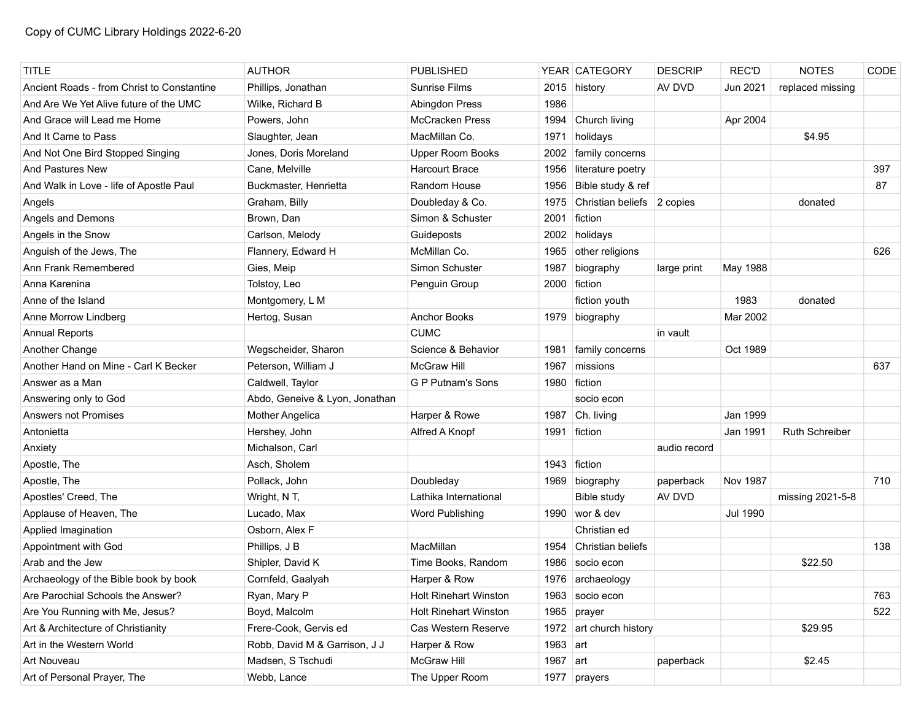Copy of CUMC Library Holdings 2022-6-20

| TITLE | AUTHOR | PUBLISHED | YEAR | CATEGORY | DESCRIP | REC'D | NOTES | CODE |
|---|---|---|---|---|---|---|---|---|
| Ancient Roads - from Christ to Constantine | Phillips, Jonathan | Sunrise Films | 2015 | history | AV DVD | Jun 2021 | replaced missing | |
| And Are We Yet Alive future of the UMC | Wilke, Richard B | Abingdon Press | 1986 | | | | | |
| And Grace will Lead me Home | Powers, John | McCracken Press | 1994 | Church living | | Apr 2004 | | |
| And It Came to Pass | Slaughter, Jean | MacMillan Co. | 1971 | holidays | | | $4.95 | |
| And Not One Bird Stopped Singing | Jones, Doris Moreland | Upper Room Books | 2002 | family concerns | | | | |
| And Pastures New | Cane, Melville | Harcourt Brace | 1956 | literature poetry | | | | 397 |
| And Walk in Love - life of Apostle Paul | Buckmaster, Henrietta | Random House | 1956 | Bible study & ref | | | | 87 |
| Angels | Graham, Billy | Doubleday & Co. | 1975 | Christian beliefs | 2 copies | | donated | |
| Angels and Demons | Brown, Dan | Simon & Schuster | 2001 | fiction | | | | |
| Angels in the Snow | Carlson, Melody | Guideposts | 2002 | holidays | | | | |
| Anguish of the Jews, The | Flannery, Edward H | McMillan Co. | 1965 | other religions | | | | 626 |
| Ann Frank Remembered | Gies, Meip | Simon Schuster | 1987 | biography | large print | May 1988 | | |
| Anna Karenina | Tolstoy, Leo | Penguin Group | 2000 | fiction | | | | |
| Anne of the Island | Montgomery, L M | | | fiction youth | | 1983 | donated | |
| Anne Morrow Lindberg | Hertog, Susan | Anchor Books | 1979 | biography | | Mar 2002 | | |
| Annual Reports | | CUMC | | | in vault | | | |
| Another Change | Wegscheider, Sharon | Science & Behavior | 1981 | family concerns | | Oct 1989 | | |
| Another Hand on Mine - Carl K Becker | Peterson, William J | McGraw Hill | 1967 | missions | | | | 637 |
| Answer as a Man | Caldwell, Taylor | G P Putnam's Sons | 1980 | fiction | | | | |
| Answering only to God | Abdo, Geneive & Lyon, Jonathan | | | socio econ | | | | |
| Answers not Promises | Mother Angelica | Harper & Rowe | 1987 | Ch. living | | Jan 1999 | | |
| Antonietta | Hershey, John | Alfred A Knopf | 1991 | fiction | | Jan 1991 | Ruth Schreiber | |
| Anxiety | Michalson, Carl | | | | audio record | | | |
| Apostle, The | Asch, Sholem | | 1943 | fiction | | | | |
| Apostle, The | Pollack, John | Doubleday | 1969 | biography | paperback | Nov 1987 | | 710 |
| Apostles' Creed, The | Wright, N T, | Lathika International | | Bible study | AV DVD | | missing 2021-5-8 | |
| Applause of Heaven, The | Lucado, Max | Word Publishing | 1990 | wor & dev | | Jul 1990 | | |
| Applied Imagination | Osborn, Alex F | | | Christian ed | | | | |
| Appointment with God | Phillips, J B | MacMillan | 1954 | Christian beliefs | | | | 138 |
| Arab and the Jew | Shipler, David K | Time Books, Random | 1986 | socio econ | | | $22.50 | |
| Archaeology of the Bible book by book | Cornfeld, Gaalyah | Harper & Row | 1976 | archaeology | | | | |
| Are Parochial Schools the Answer? | Ryan, Mary P | Holt Rinehart Winston | 1963 | socio econ | | | | 763 |
| Are You Running with Me, Jesus? | Boyd, Malcolm | Holt Rinehart Winston | 1965 | prayer | | | | 522 |
| Art & Architecture of Christianity | Frere-Cook, Gervis ed | Cas Western Reserve | 1972 | art church history | | | $29.95 | |
| Art in the Western World | Robb, David M & Garrison, J J | Harper & Row | 1963 | art | | | | |
| Art Nouveau | Madsen, S Tschudi | McGraw Hill | 1967 | art | paperback | | $2.45 | |
| Art of Personal Prayer, The | Webb, Lance | The Upper Room | 1977 | prayers | | | | |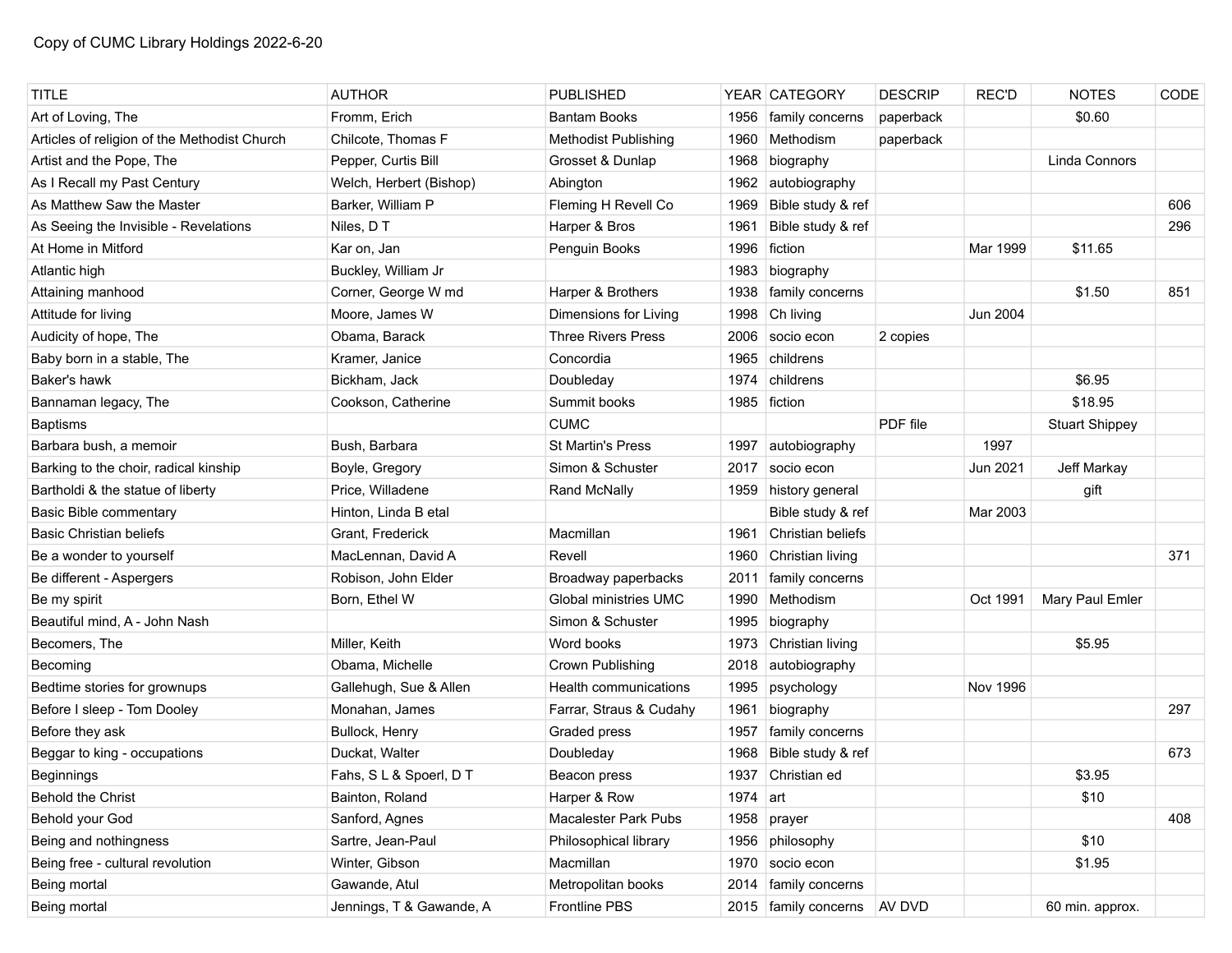Copy of CUMC Library Holdings 2022-6-20

| TITLE | AUTHOR | PUBLISHED | YEAR | CATEGORY | DESCRIP | REC'D | NOTES | CODE |
|---|---|---|---|---|---|---|---|---|
| Art of Loving, The | Fromm, Erich | Bantam Books | 1956 | family concerns | paperback | | $0.60 | |
| Articles of religion of the Methodist Church | Chilcote, Thomas F | Methodist Publishing | 1960 | Methodism | paperback | | | |
| Artist and the Pope, The | Pepper, Curtis Bill | Grosset & Dunlap | 1968 | biography | | | Linda Connors | |
| As I Recall my Past Century | Welch, Herbert (Bishop) | Abington | 1962 | autobiography | | | | |
| As Matthew Saw the Master | Barker, William P | Fleming H Revell Co | 1969 | Bible study & ref | | | | 606 |
| As Seeing the Invisible - Revelations | Niles, D T | Harper & Bros | 1961 | Bible study & ref | | | | 296 |
| At Home in Mitford | Kar on, Jan | Penguin Books | 1996 | fiction | | Mar 1999 | $11.65 | |
| Atlantic high | Buckley, William Jr | | 1983 | biography | | | | |
| Attaining manhood | Corner, George W md | Harper & Brothers | 1938 | family concerns | | | $1.50 | 851 |
| Attitude for living | Moore, James W | Dimensions for Living | 1998 | Ch living | | Jun 2004 | | |
| Audicity of hope, The | Obama, Barack | Three Rivers Press | 2006 | socio econ | 2 copies | | | |
| Baby born in a stable, The | Kramer, Janice | Concordia | 1965 | childrens | | | | |
| Baker's hawk | Bickham, Jack | Doubleday | 1974 | childrens | | | $6.95 | |
| Bannaman legacy, The | Cookson, Catherine | Summit books | 1985 | fiction | | | $18.95 | |
| Baptisms | | CUMC | | | PDF file | | Stuart Shippey | |
| Barbara bush, a memoir | Bush, Barbara | St Martin's Press | 1997 | autobiography | | 1997 | | |
| Barking to the choir, radical kinship | Boyle, Gregory | Simon & Schuster | 2017 | socio econ | | Jun 2021 | Jeff Markay | |
| Bartholdi & the statue of liberty | Price, Willadene | Rand McNally | 1959 | history general | | | gift | |
| Basic Bible commentary | Hinton, Linda B etal | | | Bible study & ref | | Mar 2003 | | |
| Basic Christian beliefs | Grant, Frederick | Macmillan | 1961 | Christian beliefs | | | | |
| Be a wonder to yourself | MacLennan, David A | Revell | 1960 | Christian living | | | | 371 |
| Be different - Aspergers | Robison, John Elder | Broadway paperbacks | 2011 | family concerns | | | | |
| Be my spirit | Born, Ethel W | Global ministries UMC | 1990 | Methodism | | Oct 1991 | Mary Paul Emler | |
| Beautiful mind, A - John Nash | | Simon & Schuster | 1995 | biography | | | | |
| Becomers, The | Miller, Keith | Word books | 1973 | Christian living | | | $5.95 | |
| Becoming | Obama, Michelle | Crown Publishing | 2018 | autobiography | | | | |
| Bedtime stories for grownups | Gallehugh, Sue & Allen | Health communications | 1995 | psychology | | Nov 1996 | | |
| Before I sleep - Tom Dooley | Monahan, James | Farrar, Straus & Cudahy | 1961 | biography | | | | 297 |
| Before they ask | Bullock, Henry | Graded press | 1957 | family concerns | | | | |
| Beggar to king - occupations | Duckat, Walter | Doubleday | 1968 | Bible study & ref | | | | 673 |
| Beginnings | Fahs, S L & Spoerl, D T | Beacon press | 1937 | Christian ed | | | $3.95 | |
| Behold the Christ | Bainton, Roland | Harper & Row | 1974 | art | | | $10 | |
| Behold your God | Sanford, Agnes | Macalester Park Pubs | 1958 | prayer | | | | 408 |
| Being and nothingness | Sartre, Jean-Paul | Philosophical library | 1956 | philosophy | | | $10 | |
| Being free - cultural revolution | Winter, Gibson | Macmillan | 1970 | socio econ | | | $1.95 | |
| Being mortal | Gawande, Atul | Metropolitan books | 2014 | family concerns | | | | |
| Being mortal | Jennings, T & Gawande, A | Frontline PBS | 2015 | family concerns | AV DVD | | 60 min. approx. | |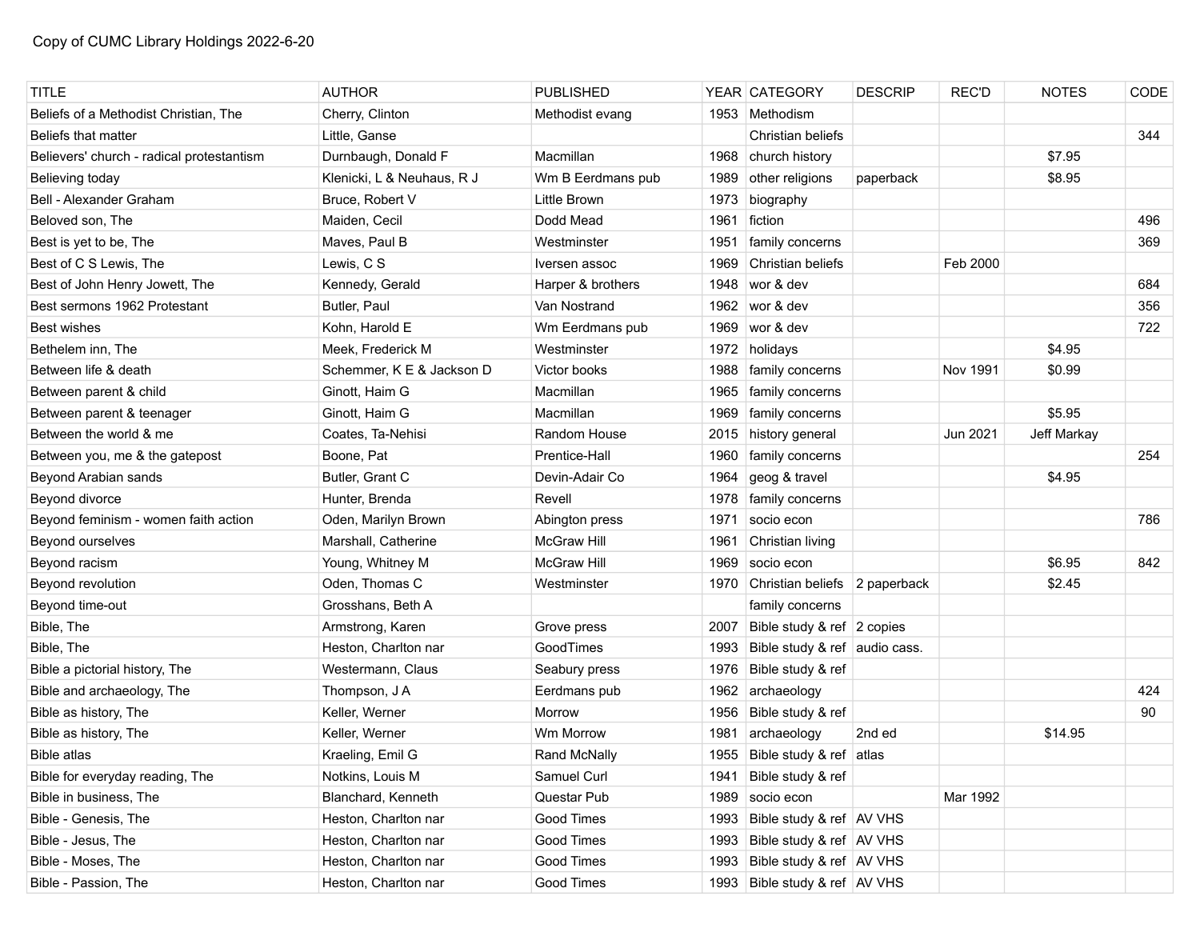Copy of CUMC Library Holdings 2022-6-20

| TITLE | AUTHOR | PUBLISHED | YEAR | CATEGORY | DESCRIP | REC'D | NOTES | CODE |
|---|---|---|---|---|---|---|---|---|
| Beliefs of a Methodist Christian, The | Cherry, Clinton | Methodist evang | 1953 | Methodism | | | | |
| Beliefs that matter | Little, Ganse | | | Christian beliefs | | | | 344 |
| Believers' church - radical protestantism | Durnbaugh, Donald F | Macmillan | 1968 | church history | | | $7.95 | |
| Believing today | Klenicki, L & Neuhaus, R J | Wm B Eerdmans pub | 1989 | other religions | paperback | | $8.95 | |
| Bell - Alexander Graham | Bruce, Robert V | Little Brown | 1973 | biography | | | | |
| Beloved son, The | Maiden, Cecil | Dodd Mead | 1961 | fiction | | | | 496 |
| Best is yet to be, The | Maves, Paul B | Westminster | 1951 | family concerns | | | | 369 |
| Best of C S Lewis, The | Lewis, C S | Iversen assoc | 1969 | Christian beliefs | | Feb 2000 | | |
| Best of John Henry Jowett, The | Kennedy, Gerald | Harper & brothers | 1948 | wor & dev | | | | 684 |
| Best sermons 1962 Protestant | Butler, Paul | Van Nostrand | 1962 | wor & dev | | | | 356 |
| Best wishes | Kohn, Harold E | Wm Eerdmans pub | 1969 | wor & dev | | | | 722 |
| Bethelem inn, The | Meek, Frederick M | Westminster | 1972 | holidays | | | $4.95 | |
| Between life & death | Schemmer, K E & Jackson D | Victor books | 1988 | family concerns | | Nov 1991 | $0.99 | |
| Between parent & child | Ginott, Haim G | Macmillan | 1965 | family concerns | | | | |
| Between parent & teenager | Ginott, Haim G | Macmillan | 1969 | family concerns | | | $5.95 | |
| Between the world & me | Coates, Ta-Nehisi | Random House | 2015 | history general | | Jun 2021 | Jeff Markay | |
| Between you, me & the gatepost | Boone, Pat | Prentice-Hall | 1960 | family concerns | | | | 254 |
| Beyond Arabian sands | Butler, Grant C | Devin-Adair Co | 1964 | geog & travel | | | $4.95 | |
| Beyond divorce | Hunter, Brenda | Revell | 1978 | family concerns | | | | |
| Beyond feminism - women faith action | Oden, Marilyn Brown | Abington press | 1971 | socio econ | | | | 786 |
| Beyond ourselves | Marshall, Catherine | McGraw Hill | 1961 | Christian living | | | | |
| Beyond racism | Young, Whitney M | McGraw Hill | 1969 | socio econ | | | $6.95 | 842 |
| Beyond revolution | Oden, Thomas C | Westminster | 1970 | Christian beliefs | 2 paperback | | $2.45 | |
| Beyond time-out | Grosshans, Beth A | | | family concerns | | | | |
| Bible, The | Armstrong, Karen | Grove press | 2007 | Bible study & ref | 2 copies | | | |
| Bible, The | Heston, Charlton nar | GoodTimes | 1993 | Bible study & ref | audio cass. | | | |
| Bible a pictorial history, The | Westermann, Claus | Seabury press | 1976 | Bible study & ref | | | | |
| Bible and archaeology, The | Thompson, J A | Eerdmans pub | 1962 | archaeology | | | | 424 |
| Bible as history, The | Keller, Werner | Morrow | 1956 | Bible study & ref | | | | 90 |
| Bible as history, The | Keller, Werner | Wm Morrow | 1981 | archaeology | 2nd ed | | $14.95 | |
| Bible atlas | Kraeling, Emil G | Rand McNally | 1955 | Bible study & ref | atlas | | | |
| Bible for everyday reading, The | Notkins, Louis M | Samuel Curl | 1941 | Bible study & ref | | | | |
| Bible in business, The | Blanchard, Kenneth | Questar Pub | 1989 | socio econ | | Mar 1992 | | |
| Bible - Genesis, The | Heston, Charlton nar | Good Times | 1993 | Bible study & ref | AV VHS | | | |
| Bible - Jesus, The | Heston, Charlton nar | Good Times | 1993 | Bible study & ref | AV VHS | | | |
| Bible - Moses, The | Heston, Charlton nar | Good Times | 1993 | Bible study & ref | AV VHS | | | |
| Bible - Passion, The | Heston, Charlton nar | Good Times | 1993 | Bible study & ref | AV VHS | | | |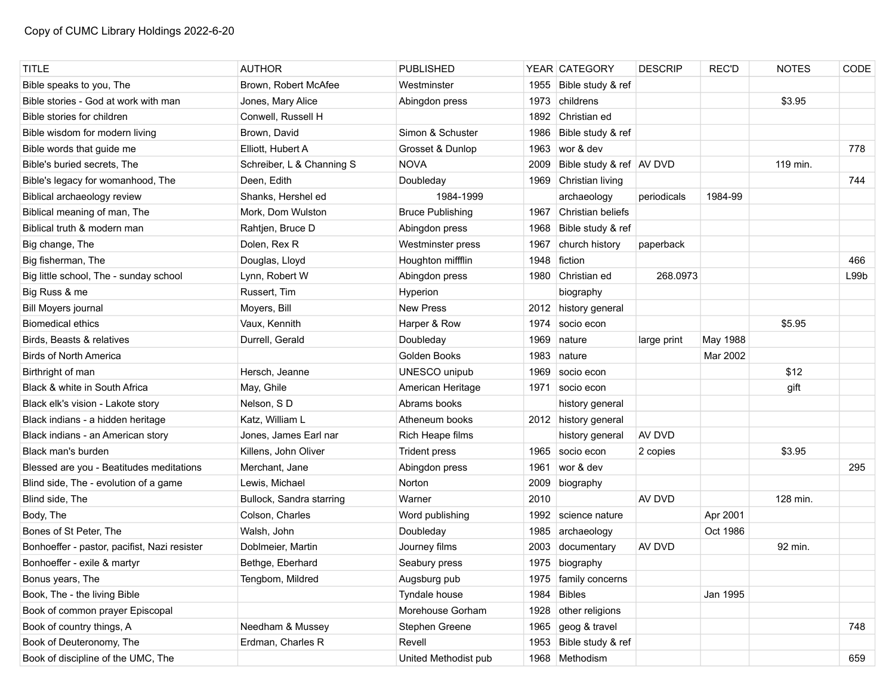Copy of CUMC Library Holdings 2022-6-20

| TITLE | AUTHOR | PUBLISHED | YEAR | CATEGORY | DESCRIP | REC'D | NOTES | CODE |
|---|---|---|---|---|---|---|---|---|
| Bible speaks to you, The | Brown, Robert McAfee | Westminster | 1955 | Bible study & ref | | | | |
| Bible stories - God at work with man | Jones, Mary Alice | Abingdon press | 1973 | childrens | | | $3.95 | |
| Bible stories for children | Conwell, Russell H | | 1892 | Christian ed | | | | |
| Bible wisdom for modern living | Brown, David | Simon & Schuster | 1986 | Bible study & ref | | | | |
| Bible words that guide me | Elliott, Hubert A | Grosset & Dunlop | 1963 | wor & dev | | | | 778 |
| Bible's buried secrets, The | Schreiber, L & Channing S | NOVA | 2009 | Bible study & ref | AV DVD | | 119 min. | |
| Bible's legacy for womanhood, The | Deen, Edith | Doubleday | 1969 | Christian living | | | | 744 |
| Biblical archaeology review | Shanks, Hershel ed | 1984-1999 | | archaeology | periodicals | 1984-99 | | |
| Biblical meaning of man, The | Mork, Dom Wulston | Bruce Publishing | 1967 | Christian beliefs | | | | |
| Biblical truth & modern man | Rahtjen, Bruce D | Abingdon press | 1968 | Bible study & ref | | | | |
| Big change, The | Dolen, Rex R | Westminster press | 1967 | church history | paperback | | | |
| Big fisherman, The | Douglas, Lloyd | Houghton miffflin | 1948 | fiction | | | | 466 |
| Big little school, The - sunday school | Lynn, Robert W | Abingdon press | 1980 | Christian ed | 268.0973 | | | L99b |
| Big Russ & me | Russert, Tim | Hyperion | | biography | | | | |
| Bill Moyers journal | Moyers, Bill | New Press | 2012 | history general | | | | |
| Biomedical ethics | Vaux, Kennith | Harper & Row | 1974 | socio econ | | | $5.95 | |
| Birds, Beasts & relatives | Durrell, Gerald | Doubleday | 1969 | nature | large print | May 1988 | | |
| Birds of North America | | Golden Books | 1983 | nature | | Mar 2002 | | |
| Birthright of man | Hersch, Jeanne | UNESCO unipub | 1969 | socio econ | | | $12 | |
| Black & white in South Africa | May, Ghile | American Heritage | 1971 | socio econ | | | gift | |
| Black elk's vision - Lakote story | Nelson, S D | Abrams books | | history general | | | | |
| Black indians - a hidden heritage | Katz, William L | Atheneum books | 2012 | history general | | | | |
| Black indians - an American story | Jones, James Earl nar | Rich Heape films | | history general | AV DVD | | | |
| Black man's burden | Killens, John Oliver | Trident press | 1965 | socio econ | 2 copies | | $3.95 | |
| Blessed are you - Beatitudes meditations | Merchant, Jane | Abingdon press | 1961 | wor & dev | | | | 295 |
| Blind side, The - evolution of a game | Lewis, Michael | Norton | 2009 | biography | | | | |
| Blind side, The | Bullock, Sandra starring | Warner | 2010 | | AV DVD | | 128 min. | |
| Body, The | Colson, Charles | Word publishing | 1992 | science nature | | Apr 2001 | | |
| Bones of St Peter, The | Walsh, John | Doubleday | 1985 | archaeology | | Oct 1986 | | |
| Bonhoeffer - pastor, pacifist, Nazi resister | Doblmeier, Martin | Journey films | 2003 | documentary | AV DVD | | 92 min. | |
| Bonhoeffer - exile & martyr | Bethge, Eberhard | Seabury press | 1975 | biography | | | | |
| Bonus years, The | Tengbom, Mildred | Augsburg pub | 1975 | family concerns | | | | |
| Book, The - the living Bible | | Tyndale house | 1984 | Bibles | | Jan 1995 | | |
| Book of common prayer Episcopal | | Morehouse Gorham | 1928 | other religions | | | | |
| Book of country things, A | Needham & Mussey | Stephen Greene | 1965 | geog & travel | | | | 748 |
| Book of Deuteronomy, The | Erdman, Charles R | Revell | 1953 | Bible study & ref | | | | |
| Book of discipline of the UMC, The | | United Methodist pub | 1968 | Methodism | | | | 659 |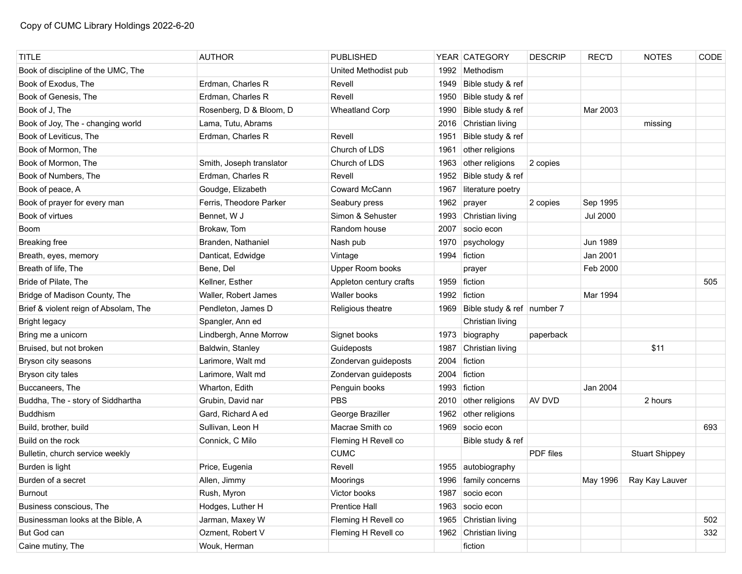Copy of CUMC Library Holdings 2022-6-20

| TITLE | AUTHOR | PUBLISHED | YEAR | CATEGORY | DESCRIP | REC'D | NOTES | CODE |
|---|---|---|---|---|---|---|---|---|
| Book of discipline of the UMC, The | | United Methodist pub | 1992 | Methodism | | | | |
| Book of Exodus, The | Erdman, Charles R | Revell | 1949 | Bible study & ref | | | | |
| Book of Genesis, The | Erdman, Charles R | Revell | 1950 | Bible study & ref | | | | |
| Book of J, The | Rosenberg, D & Bloom, D | Wheatland Corp | 1990 | Bible study & ref | | Mar 2003 | | |
| Book of Joy, The - changing world | Lama, Tutu, Abrams | | 2016 | Christian living | | | missing | |
| Book of Leviticus, The | Erdman, Charles R | Revell | 1951 | Bible study & ref | | | | |
| Book of Mormon, The | | Church of LDS | 1961 | other religions | | | | |
| Book of Mormon, The | Smith, Joseph translator | Church of LDS | 1963 | other religions | 2 copies | | | |
| Book of Numbers, The | Erdman, Charles R | Revell | 1952 | Bible study & ref | | | | |
| Book of peace, A | Goudge, Elizabeth | Coward McCann | 1967 | literature poetry | | | | |
| Book of prayer for every man | Ferris, Theodore Parker | Seabury press | 1962 | prayer | 2 copies | Sep 1995 | | |
| Book of virtues | Bennet, W J | Simon & Sehuster | 1993 | Christian living | | Jul 2000 | | |
| Boom | Brokaw, Tom | Random house | 2007 | socio econ | | | | |
| Breaking free | Branden, Nathaniel | Nash pub | 1970 | psychology | | Jun 1989 | | |
| Breath, eyes, memory | Danticat, Edwidge | Vintage | 1994 | fiction | | Jan 2001 | | |
| Breath of life, The | Bene, Del | Upper Room books | | prayer | | Feb 2000 | | |
| Bride of Pilate, The | Kellner, Esther | Appleton century crafts | 1959 | fiction | | | | 505 |
| Bridge of Madison County, The | Waller, Robert James | Waller books | 1992 | fiction | | Mar 1994 | | |
| Brief & violent reign of Absolam, The | Pendleton, James D | Religious theatre | 1969 | Bible study & ref | number 7 | | | |
| Bright legacy | Spangler, Ann ed | | | Christian living | | | | |
| Bring me a unicorn | Lindbergh, Anne Morrow | Signet books | 1973 | biography | paperback | | | |
| Bruised, but not broken | Baldwin, Stanley | Guideposts | 1987 | Christian living | | | $11 | |
| Bryson city seasons | Larimore, Walt md | Zondervan guideposts | 2004 | fiction | | | | |
| Bryson city tales | Larimore, Walt md | Zondervan guideposts | 2004 | fiction | | | | |
| Buccaneers, The | Wharton, Edith | Penguin books | 1993 | fiction | | Jan 2004 | | |
| Buddha, The - story of Siddhartha | Grubin, David nar | PBS | 2010 | other religions | AV DVD | | 2 hours | |
| Buddhism | Gard, Richard A ed | George Braziller | 1962 | other religions | | | | |
| Build, brother, build | Sullivan, Leon H | Macrae Smith co | 1969 | socio econ | | | | 693 |
| Build on the rock | Connick, C Milo | Fleming H Revell co | | Bible study & ref | | | | |
| Bulletin, church service weekly | | CUMC | | | PDF files | | Stuart Shippey | |
| Burden is light | Price, Eugenia | Revell | 1955 | autobiography | | | | |
| Burden of a secret | Allen, Jimmy | Moorings | 1996 | family concerns | | May 1996 | Ray Kay Lauver | |
| Burnout | Rush, Myron | Victor books | 1987 | socio econ | | | | |
| Business conscious, The | Hodges, Luther H | Prentice Hall | 1963 | socio econ | | | | |
| Businessman looks at the Bible, A | Jarman, Maxey W | Fleming H Revell co | 1965 | Christian living | | | | 502 |
| But God can | Ozment, Robert V | Fleming H Revell co | 1962 | Christian living | | | | 332 |
| Caine mutiny, The | Wouk, Herman | | | fiction | | | | |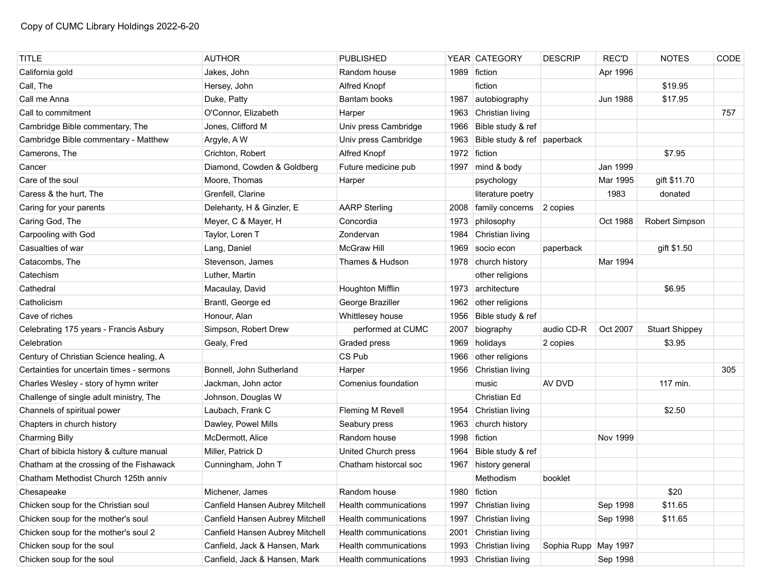Copy of CUMC Library Holdings 2022-6-20

| TITLE | AUTHOR | PUBLISHED | YEAR | CATEGORY | DESCRIP | REC'D | NOTES | CODE |
|---|---|---|---|---|---|---|---|---|
| California gold | Jakes, John | Random house | 1989 | fiction | | Apr 1996 | | |
| Call, The | Hersey, John | Alfred Knopf | | fiction | | | $19.95 | |
| Call me Anna | Duke, Patty | Bantam books | 1987 | autobiography | | Jun 1988 | $17.95 | |
| Call to commitment | O'Connor, Elizabeth | Harper | 1963 | Christian living | | | | 757 |
| Cambridge Bible commentary, The | Jones, Clifford M | Univ press Cambridge | 1966 | Bible study & ref | | | | |
| Cambridge Bible commentary - Matthew | Argyle, A W | Univ press Cambridge | 1963 | Bible study & ref | paperback | | | |
| Camerons, The | Crichton, Robert | Alfred Knopf | 1972 | fiction | | | $7.95 | |
| Cancer | Diamond, Cowden & Goldberg | Future medicine pub | 1997 | mind & body | | Jan 1999 | | |
| Care of the soul | Moore, Thomas | Harper | | psychology | | Mar 1995 | gift $11.70 | |
| Caress & the hurt, The | Grenfell, Clarine | | | literature poetry | | 1983 | donated | |
| Caring for your parents | Delehanty, H & Ginzler, E | AARP Sterling | 2008 | family concerns | 2 copies | | | |
| Caring God, The | Meyer, C & Mayer, H | Concordia | 1973 | philosophy | | Oct 1988 | Robert Simpson | |
| Carpooling with God | Taylor, Loren T | Zondervan | 1984 | Christian living | | | | |
| Casualties of war | Lang, Daniel | McGraw Hill | 1969 | socio econ | paperback | | gift $1.50 | |
| Catacombs, The | Stevenson, James | Thames & Hudson | 1978 | church history | | Mar 1994 | | |
| Catechism | Luther, Martin | | | other religions | | | | |
| Cathedral | Macaulay, David | Houghton Mifflin | 1973 | architecture | | | $6.95 | |
| Catholicism | Brantl, George ed | George Braziller | 1962 | other religions | | | | |
| Cave of riches | Honour, Alan | Whittlesey house | 1956 | Bible study & ref | | | | |
| Celebrating 175 years - Francis Asbury | Simpson, Robert Drew | performed at CUMC | 2007 | biography | audio CD-R | Oct 2007 | Stuart Shippey | |
| Celebration | Gealy, Fred | Graded press | 1969 | holidays | 2 copies | | $3.95 | |
| Century of Christian Science healing, A | | CS Pub | 1966 | other religions | | | | |
| Certainties for uncertain times - sermons | Bonnell, John Sutherland | Harper | 1956 | Christian living | | | | 305 |
| Charles Wesley - story of hymn writer | Jackman, John actor | Comenius foundation | | music | AV DVD | | 117 min. | |
| Challenge of single adult ministry, The | Johnson, Douglas W | | | Christian Ed | | | | |
| Channels of spiritual power | Laubach, Frank C | Fleming M Revell | 1954 | Christian living | | | $2.50 | |
| Chapters in church history | Dawley, Powel Mills | Seabury press | 1963 | church history | | | | |
| Charming Billy | McDermott, Alice | Random house | 1998 | fiction | | Nov 1999 | | |
| Chart of bibicla history & culture manual | Miller, Patrick D | United Church press | 1964 | Bible study & ref | | | | |
| Chatham at the crossing of the Fishawack | Cunningham, John T | Chatham historcal soc | 1967 | history general | | | | |
| Chatham Methodist Church 125th anniv | | | | Methodism | booklet | | | |
| Chesapeake | Michener, James | Random house | 1980 | fiction | | | $20 | |
| Chicken soup for the Christian soul | Canfield Hansen Aubrey Mitchell | Health communications | 1997 | Christian living | | Sep 1998 | $11.65 | |
| Chicken soup for the mother's soul | Canfield Hansen Aubrey Mitchell | Health communications | 1997 | Christian living | | Sep 1998 | $11.65 | |
| Chicken soup for the mother's soul 2 | Canfield Hansen Aubrey Mitchell | Health communications | 2001 | Christian living | | | | |
| Chicken soup for the soul | Canfield, Jack & Hansen, Mark | Health communications | 1993 | Christian living | Sophia Rupp | May 1997 | | |
| Chicken soup for the soul | Canfield, Jack & Hansen, Mark | Health communications | 1993 | Christian living | | Sep 1998 | | |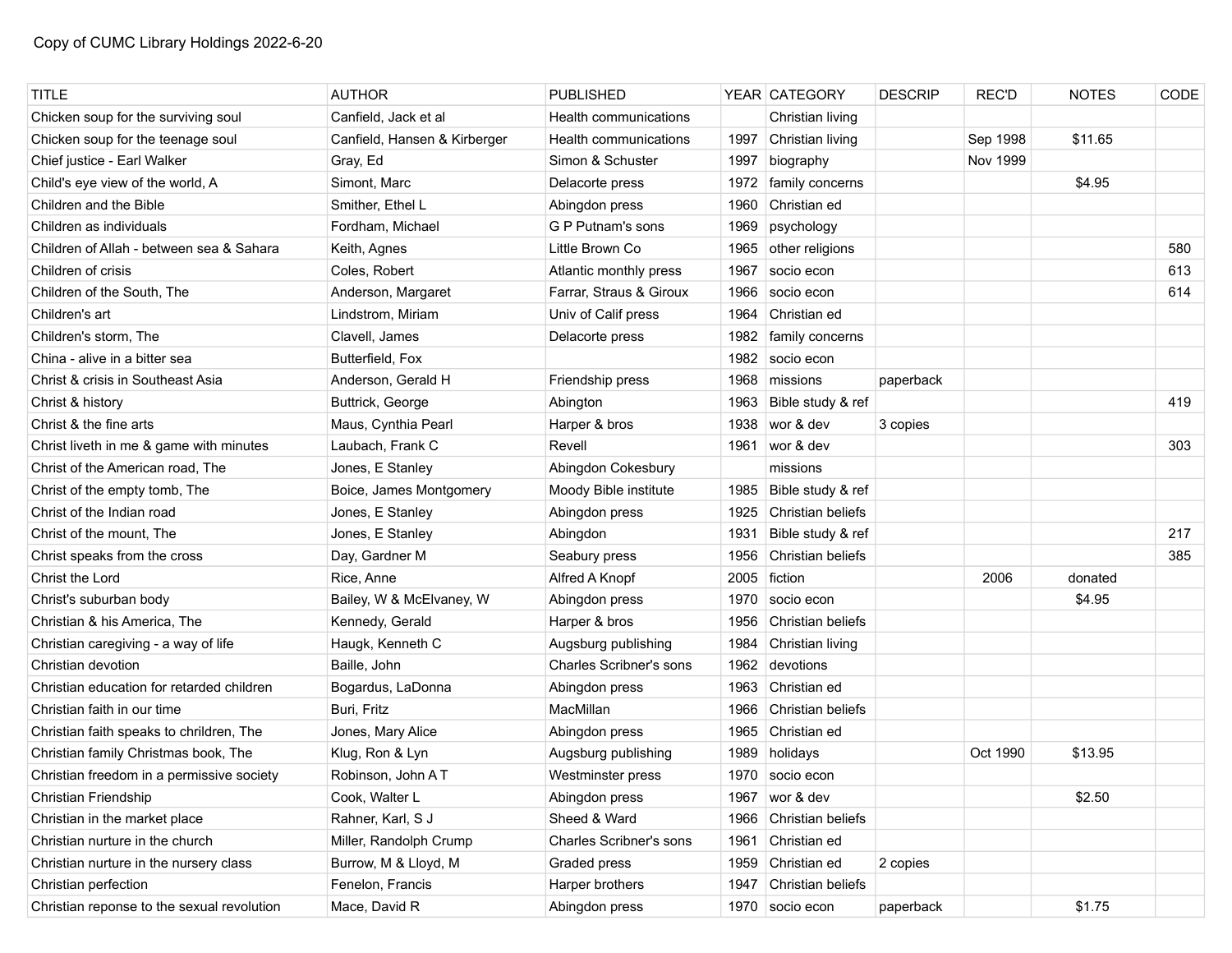Copy of CUMC Library Holdings 2022-6-20

| TITLE | AUTHOR | PUBLISHED | YEAR | CATEGORY | DESCRIP | REC'D | NOTES | CODE |
|---|---|---|---|---|---|---|---|---|
| Chicken soup for the surviving soul | Canfield, Jack et al | Health communications | | Christian living | | | | |
| Chicken soup for the teenage soul | Canfield, Hansen & Kirberger | Health communications | 1997 | Christian living | | Sep 1998 | $11.65 | |
| Chief justice - Earl Walker | Gray, Ed | Simon & Schuster | 1997 | biography | | Nov 1999 | | |
| Child's eye view of the world, A | Simont, Marc | Delacorte press | 1972 | family concerns | | | $4.95 | |
| Children and the Bible | Smither, Ethel L | Abingdon press | 1960 | Christian ed | | | | |
| Children as individuals | Fordham, Michael | G P Putnam's sons | 1969 | psychology | | | | |
| Children of Allah - between sea & Sahara | Keith, Agnes | Little Brown Co | 1965 | other religions | | | | 580 |
| Children of crisis | Coles, Robert | Atlantic monthly press | 1967 | socio econ | | | | 613 |
| Children of the South, The | Anderson, Margaret | Farrar, Straus & Giroux | 1966 | socio econ | | | | 614 |
| Children's art | Lindstrom, Miriam | Univ of Calif press | 1964 | Christian ed | | | | |
| Children's storm, The | Clavell, James | Delacorte press | 1982 | family concerns | | | | |
| China - alive in a bitter sea | Butterfield, Fox | | 1982 | socio econ | | | | |
| Christ & crisis in Southeast Asia | Anderson, Gerald H | Friendship press | 1968 | missions | paperback | | | |
| Christ & history | Buttrick, George | Abington | 1963 | Bible study & ref | | | | 419 |
| Christ & the fine arts | Maus, Cynthia Pearl | Harper & bros | 1938 | wor & dev | 3 copies | | | |
| Christ liveth in me & game with minutes | Laubach, Frank C | Revell | 1961 | wor & dev | | | | 303 |
| Christ of the American road, The | Jones, E Stanley | Abingdon Cokesbury | | missions | | | | |
| Christ of the empty tomb, The | Boice, James Montgomery | Moody Bible institute | 1985 | Bible study & ref | | | | |
| Christ of the Indian road | Jones, E Stanley | Abingdon press | 1925 | Christian beliefs | | | | |
| Christ of the mount, The | Jones, E Stanley | Abingdon | 1931 | Bible study & ref | | | | 217 |
| Christ speaks from the cross | Day, Gardner M | Seabury press | 1956 | Christian beliefs | | | | 385 |
| Christ the Lord | Rice, Anne | Alfred A Knopf | 2005 | fiction | | 2006 | donated | |
| Christ's suburban body | Bailey, W & McElvaney, W | Abingdon press | 1970 | socio econ | | | $4.95 | |
| Christian & his America, The | Kennedy, Gerald | Harper & bros | 1956 | Christian beliefs | | | | |
| Christian caregiving - a way of life | Haugk, Kenneth C | Augsburg publishing | 1984 | Christian living | | | | |
| Christian devotion | Baille, John | Charles Scribner's sons | 1962 | devotions | | | | |
| Christian education for retarded children | Bogardus, LaDonna | Abingdon press | 1963 | Christian ed | | | | |
| Christian faith in our time | Buri, Fritz | MacMillan | 1966 | Christian beliefs | | | | |
| Christian faith speaks to chrildren, The | Jones, Mary Alice | Abingdon press | 1965 | Christian ed | | | | |
| Christian family Christmas book, The | Klug, Ron & Lyn | Augsburg publishing | 1989 | holidays | | Oct 1990 | $13.95 | |
| Christian freedom in a permissive society | Robinson, John A T | Westminster press | 1970 | socio econ | | | | |
| Christian Friendship | Cook, Walter L | Abingdon press | 1967 | wor & dev | | | $2.50 | |
| Christian in the market place | Rahner, Karl, S J | Sheed & Ward | 1966 | Christian beliefs | | | | |
| Christian nurture in the church | Miller, Randolph Crump | Charles Scribner's sons | 1961 | Christian ed | | | | |
| Christian nurture in the nursery class | Burrow, M & Lloyd, M | Graded press | 1959 | Christian ed | 2 copies | | | |
| Christian perfection | Fenelon, Francis | Harper brothers | 1947 | Christian beliefs | | | | |
| Christian reponse to the sexual revolution | Mace, David R | Abingdon press | 1970 | socio econ | paperback | | $1.75 | |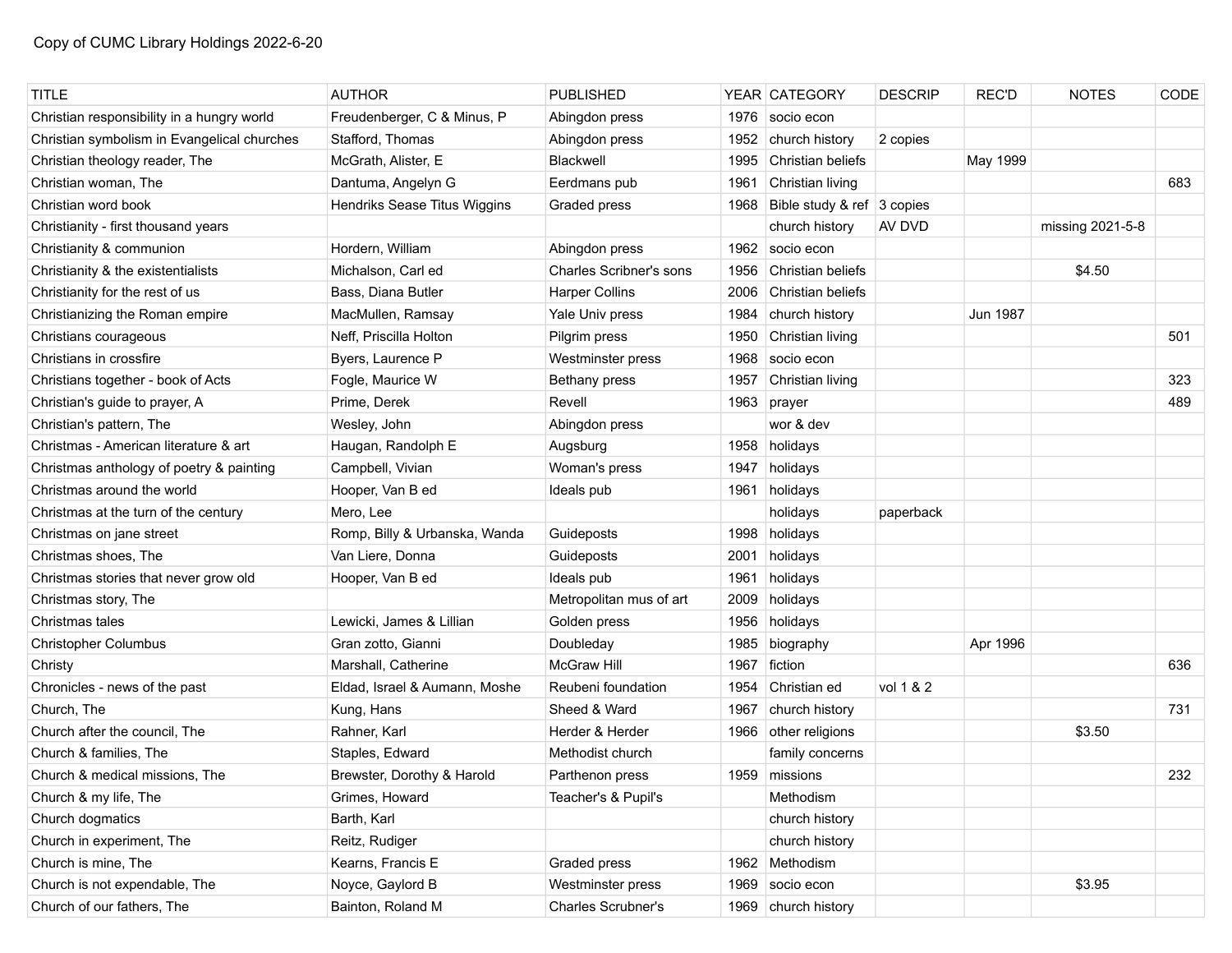Copy of CUMC Library Holdings 2022-6-20

| TITLE | AUTHOR | PUBLISHED | YEAR | CATEGORY | DESCRIP | REC'D | NOTES | CODE |
|---|---|---|---|---|---|---|---|---|
| Christian responsibility in a hungry world | Freudenberger, C & Minus, P | Abingdon press | 1976 | socio econ | | | | |
| Christian symbolism in Evangelical churches | Stafford, Thomas | Abingdon press | 1952 | church history | 2 copies | | | |
| Christian theology reader, The | McGrath, Alister, E | Blackwell | 1995 | Christian beliefs | | May 1999 | | |
| Christian woman, The | Dantuma, Angelyn G | Eerdmans pub | 1961 | Christian living | | | | 683 |
| Christian word book | Hendriks Sease Titus Wiggins | Graded press | 1968 | Bible study & ref | 3 copies | | | |
| Christianity - first thousand years | | | | church history | AV DVD | | missing 2021-5-8 | |
| Christianity & communion | Hordern, William | Abingdon press | 1962 | socio econ | | | | |
| Christianity & the existentialists | Michalson, Carl ed | Charles Scribner's sons | 1956 | Christian beliefs | | | $4.50 | |
| Christianity for the rest of us | Bass, Diana Butler | Harper Collins | 2006 | Christian beliefs | | | | |
| Christianizing the Roman empire | MacMullen, Ramsay | Yale Univ press | 1984 | church history | | Jun 1987 | | |
| Christians courageous | Neff, Priscilla Holton | Pilgrim press | 1950 | Christian living | | | | 501 |
| Christians in crossfire | Byers, Laurence P | Westminster press | 1968 | socio econ | | | | |
| Christians together - book of Acts | Fogle, Maurice W | Bethany press | 1957 | Christian living | | | | 323 |
| Christian's guide to prayer, A | Prime, Derek | Revell | 1963 | prayer | | | | 489 |
| Christian's pattern, The | Wesley, John | Abingdon press | | wor & dev | | | | |
| Christmas - American literature & art | Haugan, Randolph E | Augsburg | 1958 | holidays | | | | |
| Christmas anthology of poetry & painting | Campbell, Vivian | Woman's press | 1947 | holidays | | | | |
| Christmas around the world | Hooper, Van B ed | Ideals pub | 1961 | holidays | | | | |
| Christmas at the turn of the century | Mero, Lee | | | holidays | paperback | | | |
| Christmas on jane street | Romp, Billy & Urbanska, Wanda | Guideposts | 1998 | holidays | | | | |
| Christmas shoes, The | Van Liere, Donna | Guideposts | 2001 | holidays | | | | |
| Christmas stories that never grow old | Hooper, Van B ed | Ideals pub | 1961 | holidays | | | | |
| Christmas story, The | | Metropolitan mus of art | 2009 | holidays | | | | |
| Christmas tales | Lewicki, James & Lillian | Golden press | 1956 | holidays | | | | |
| Christopher Columbus | Gran zotto, Gianni | Doubleday | 1985 | biography | | Apr 1996 | | |
| Christy | Marshall, Catherine | McGraw Hill | 1967 | fiction | | | | 636 |
| Chronicles - news of the past | Eldad, Israel & Aumann, Moshe | Reubeni foundation | 1954 | Christian ed | vol 1 & 2 | | | |
| Church, The | Kung, Hans | Sheed & Ward | 1967 | church history | | | | 731 |
| Church after the council, The | Rahner, Karl | Herder & Herder | 1966 | other religions | | | $3.50 | |
| Church & families, The | Staples, Edward | Methodist church | | family concerns | | | | |
| Church & medical missions, The | Brewster, Dorothy & Harold | Parthenon press | 1959 | missions | | | | 232 |
| Church & my life, The | Grimes, Howard | Teacher's & Pupil's | | Methodism | | | | |
| Church dogmatics | Barth, Karl | | | church history | | | | |
| Church in experiment, The | Reitz, Rudiger | | | church history | | | | |
| Church is mine, The | Kearns, Francis E | Graded press | 1962 | Methodism | | | | |
| Church is not expendable, The | Noyce, Gaylord B | Westminster press | 1969 | socio econ | | | $3.95 | |
| Church of our fathers, The | Bainton, Roland M | Charles Scrubner's | 1969 | church history | | | | |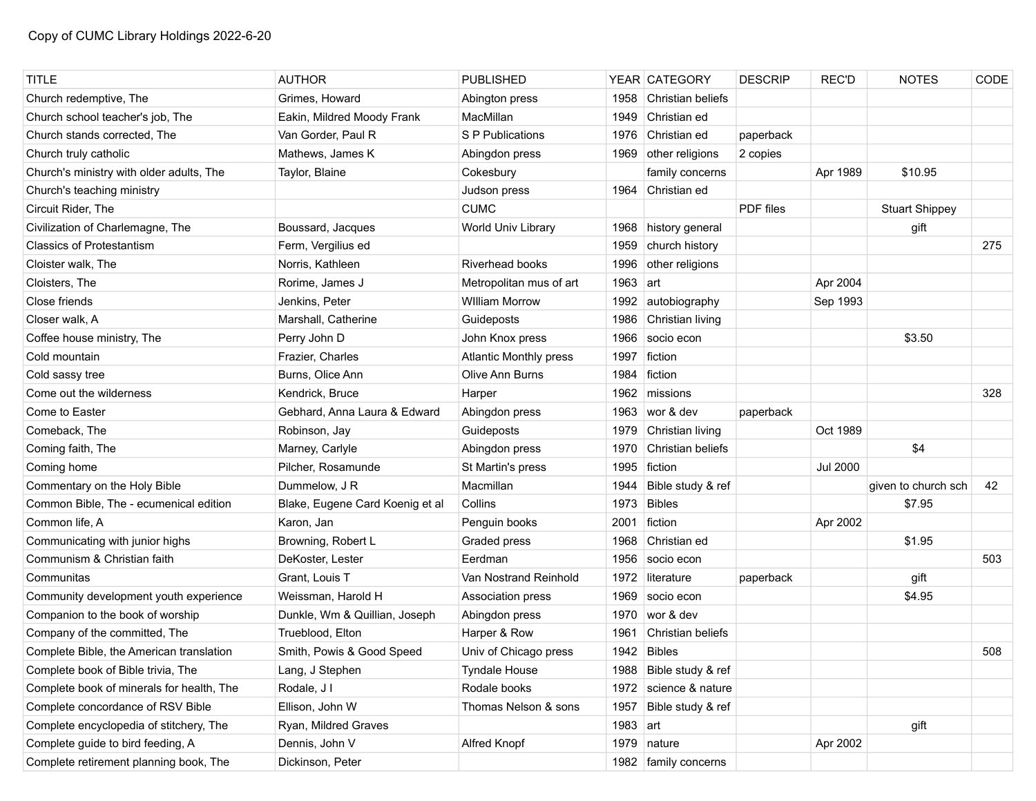Copy of CUMC Library Holdings 2022-6-20

| TITLE | AUTHOR | PUBLISHED | YEAR | CATEGORY | DESCRIP | REC'D | NOTES | CODE |
|---|---|---|---|---|---|---|---|---|
| Church redemptive, The | Grimes, Howard | Abington press | 1958 | Christian beliefs | | | | |
| Church school teacher's job, The | Eakin, Mildred Moody Frank | MacMillan | 1949 | Christian ed | | | | |
| Church stands corrected, The | Van Gorder, Paul R | S P Publications | 1976 | Christian ed | paperback | | | |
| Church truly catholic | Mathews, James K | Abingdon press | 1969 | other religions | 2 copies | | | |
| Church's ministry with older adults, The | Taylor, Blaine | Cokesbury | | family concerns | | Apr 1989 | $10.95 | |
| Church's teaching ministry | | Judson press | 1964 | Christian ed | | | | |
| Circuit Rider, The | | CUMC | | | PDF files | | Stuart Shippey | |
| Civilization of Charlemagne, The | Boussard, Jacques | World Univ Library | 1968 | history general | | | gift | |
| Classics of Protestantism | Ferm, Vergilius ed | | 1959 | church history | | | | 275 |
| Cloister walk, The | Norris, Kathleen | Riverhead books | 1996 | other religions | | | | |
| Cloisters, The | Rorime, James J | Metropolitan mus of art | 1963 | art | | Apr 2004 | | |
| Close friends | Jenkins, Peter | WIlliam Morrow | 1992 | autobiography | | Sep 1993 | | |
| Closer walk, A | Marshall, Catherine | Guideposts | 1986 | Christian living | | | | |
| Coffee house ministry, The | Perry John D | John Knox press | 1966 | socio econ | | | $3.50 | |
| Cold mountain | Frazier, Charles | Atlantic Monthly press | 1997 | fiction | | | | |
| Cold sassy tree | Burns, Olice Ann | Olive Ann Burns | 1984 | fiction | | | | |
| Come out the wilderness | Kendrick, Bruce | Harper | 1962 | missions | | | | 328 |
| Come to Easter | Gebhard, Anna Laura & Edward | Abingdon press | 1963 | wor & dev | paperback | | | |
| Comeback, The | Robinson, Jay | Guideposts | 1979 | Christian living | | Oct 1989 | | |
| Coming faith, The | Marney, Carlyle | Abingdon press | 1970 | Christian beliefs | | | $4 | |
| Coming home | Pilcher, Rosamunde | St Martin's press | 1995 | fiction | | Jul 2000 | | |
| Commentary on the Holy Bible | Dummelow, J R | Macmillan | 1944 | Bible study & ref | | | given to church sch | 42 |
| Common Bible, The - ecumenical edition | Blake, Eugene Card Koenig et al | Collins | 1973 | Bibles | | | $7.95 | |
| Common life, A | Karon, Jan | Penguin books | 2001 | fiction | | Apr 2002 | | |
| Communicating with junior highs | Browning, Robert L | Graded press | 1968 | Christian ed | | | $1.95 | |
| Communism & Christian faith | DeKoster, Lester | Eerdman | 1956 | socio econ | | | | 503 |
| Communitas | Grant, Louis T | Van Nostrand Reinhold | 1972 | literature | paperback | | gift | |
| Community development youth experience | Weissman, Harold H | Association press | 1969 | socio econ | | | $4.95 | |
| Companion to the book of worship | Dunkle, Wm & Quillian, Joseph | Abingdon press | 1970 | wor & dev | | | | |
| Company of the committed, The | Trueblood, Elton | Harper & Row | 1961 | Christian beliefs | | | | |
| Complete Bible, the American translation | Smith, Powis & Good Speed | Univ of Chicago press | 1942 | Bibles | | | | 508 |
| Complete book of Bible trivia, The | Lang, J Stephen | Tyndale House | 1988 | Bible study & ref | | | | |
| Complete book of minerals for health, The | Rodale, J I | Rodale books | 1972 | science & nature | | | | |
| Complete concordance of RSV Bible | Ellison, John W | Thomas Nelson & sons | 1957 | Bible study & ref | | | | |
| Complete encyclopedia of stitchery, The | Ryan, Mildred Graves | | 1983 | art | | | gift | |
| Complete guide to bird feeding, A | Dennis, John V | Alfred Knopf | 1979 | nature | | Apr 2002 | | |
| Complete retirement planning book, The | Dickinson, Peter | | 1982 | family concerns | | | | |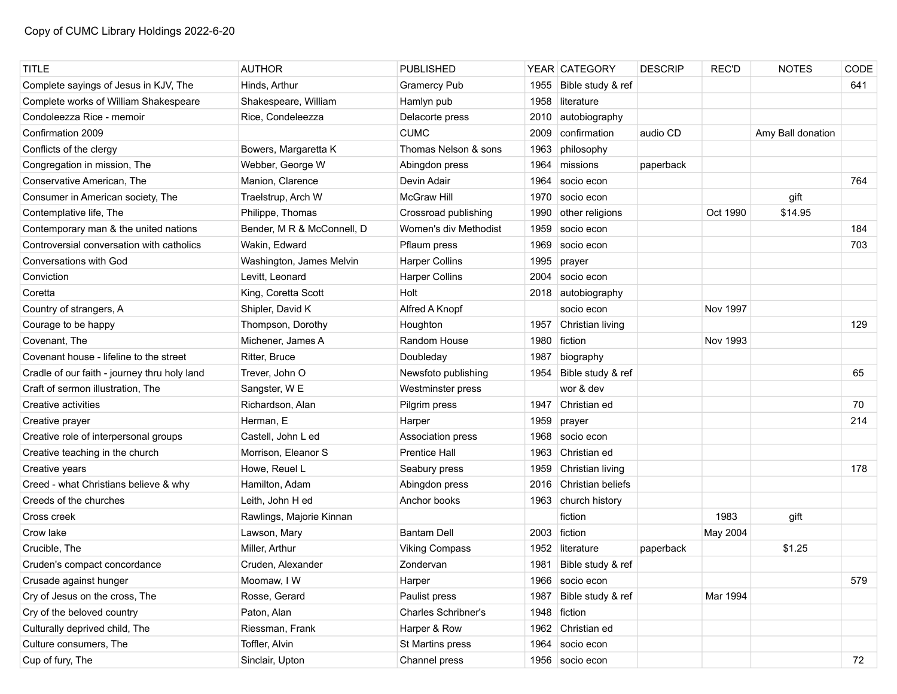Copy of CUMC Library Holdings 2022-6-20

| TITLE | AUTHOR | PUBLISHED | YEAR | CATEGORY | DESCRIP | REC'D | NOTES | CODE |
|---|---|---|---|---|---|---|---|---|
| Complete sayings of Jesus in KJV, The | Hinds, Arthur | Gramercy Pub | 1955 | Bible study & ref | | | | 641 |
| Complete works of William Shakespeare | Shakespeare, William | Hamlyn pub | 1958 | literature | | | | |
| Condoleezza Rice - memoir | Rice, Condeleezza | Delacorte press | 2010 | autobiography | | | | |
| Confirmation 2009 | | CUMC | 2009 | confirmation | audio CD | | Amy Ball donation | |
| Conflicts of the clergy | Bowers, Margaretta K | Thomas Nelson & sons | 1963 | philosophy | | | | |
| Congregation in mission, The | Webber, George W | Abingdon press | 1964 | missions | paperback | | | |
| Conservative American, The | Manion, Clarence | Devin Adair | 1964 | socio econ | | | | 764 |
| Consumer in American society, The | Traelstrup, Arch W | McGraw Hill | 1970 | socio econ | | | gift | |
| Contemplative life, The | Philippe, Thomas | Crossroad publishing | 1990 | other religions | | Oct 1990 | $14.95 | |
| Contemporary man & the united nations | Bender, M R & McConnell, D | Women's div Methodist | 1959 | socio econ | | | | 184 |
| Controversial conversation with catholics | Wakin, Edward | Pflaum press | 1969 | socio econ | | | | 703 |
| Conversations with God | Washington, James Melvin | Harper Collins | 1995 | prayer | | | | |
| Conviction | Levitt, Leonard | Harper Collins | 2004 | socio econ | | | | |
| Coretta | King, Coretta Scott | Holt | 2018 | autobiography | | | | |
| Country of strangers, A | Shipler, David K | Alfred A Knopf | | socio econ | | Nov 1997 | | |
| Courage to be happy | Thompson, Dorothy | Houghton | 1957 | Christian living | | | | 129 |
| Covenant, The | Michener, James A | Random House | 1980 | fiction | | Nov 1993 | | |
| Covenant house - lifeline to the street | Ritter, Bruce | Doubleday | 1987 | biography | | | | |
| Cradle of our faith - journey thru holy land | Trever, John O | Newsfoto publishing | 1954 | Bible study & ref | | | | 65 |
| Craft of sermon illustration, The | Sangster, W E | Westminster press | | wor & dev | | | | |
| Creative activities | Richardson, Alan | Pilgrim press | 1947 | Christian ed | | | | 70 |
| Creative prayer | Herman, E | Harper | 1959 | prayer | | | | 214 |
| Creative role of interpersonal groups | Castell, John L ed | Association press | 1968 | socio econ | | | | |
| Creative teaching in the church | Morrison, Eleanor S | Prentice Hall | 1963 | Christian ed | | | | |
| Creative years | Howe, Reuel L | Seabury press | 1959 | Christian living | | | | 178 |
| Creed - what Christians believe & why | Hamilton, Adam | Abingdon press | 2016 | Christian beliefs | | | | |
| Creeds of the churches | Leith, John H ed | Anchor books | 1963 | church history | | | | |
| Cross creek | Rawlings, Majorie Kinnan | | | fiction | | 1983 | gift | |
| Crow lake | Lawson, Mary | Bantam Dell | 2003 | fiction | | May 2004 | | |
| Crucible, The | Miller, Arthur | Viking Compass | 1952 | literature | paperback | | $1.25 | |
| Cruden's compact concordance | Cruden, Alexander | Zondervan | 1981 | Bible study & ref | | | | |
| Crusade against hunger | Moomaw, I W | Harper | 1966 | socio econ | | | | 579 |
| Cry of Jesus on the cross, The | Rosse, Gerard | Paulist press | 1987 | Bible study & ref | | Mar 1994 | | |
| Cry of the beloved country | Paton, Alan | Charles Schribner's | 1948 | fiction | | | | |
| Culturally deprived child, The | Riessman, Frank | Harper & Row | 1962 | Christian ed | | | | |
| Culture consumers, The | Toffler, Alvin | St Martins press | 1964 | socio econ | | | | |
| Cup of fury, The | Sinclair, Upton | Channel press | 1956 | socio econ | | | | 72 |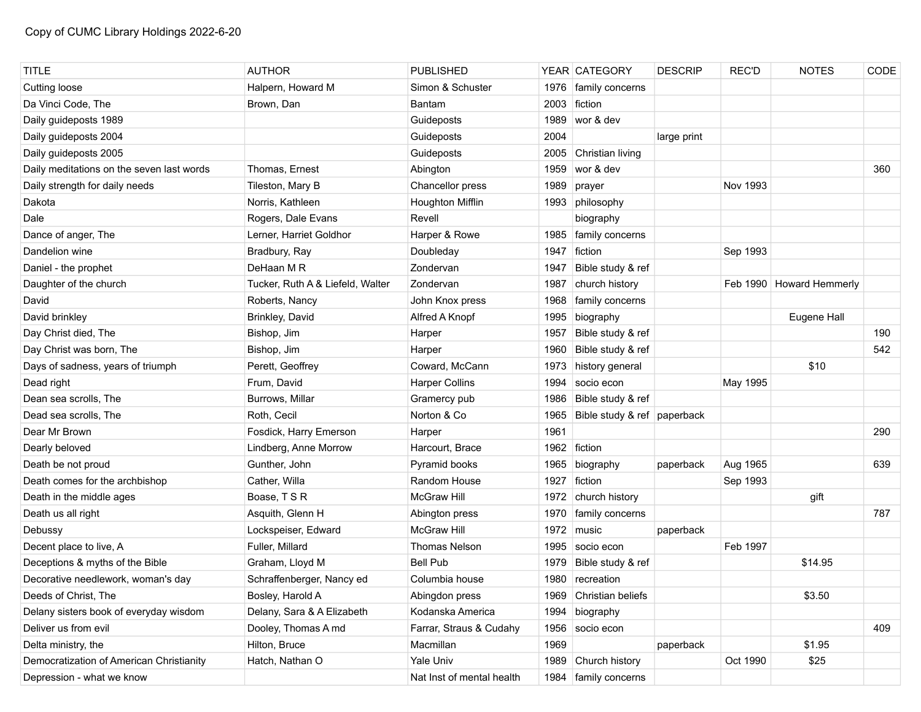Copy of CUMC Library Holdings 2022-6-20

| TITLE | AUTHOR | PUBLISHED | YEAR | CATEGORY | DESCRIP | REC'D | NOTES | CODE |
|---|---|---|---|---|---|---|---|---|
| Cutting loose | Halpern, Howard M | Simon & Schuster | 1976 | family concerns | | | | |
| Da Vinci Code, The | Brown, Dan | Bantam | 2003 | fiction | | | | |
| Daily guideposts 1989 | | Guideposts | 1989 | wor & dev | | | | |
| Daily guideposts 2004 | | Guideposts | 2004 | | large print | | | |
| Daily guideposts 2005 | | Guideposts | 2005 | Christian living | | | | |
| Daily meditations on the seven last words | Thomas, Ernest | Abington | 1959 | wor & dev | | | | 360 |
| Daily strength for daily needs | Tileston, Mary B | Chancellor press | 1989 | prayer | | Nov 1993 | | |
| Dakota | Norris, Kathleen | Houghton Mifflin | 1993 | philosophy | | | | |
| Dale | Rogers, Dale Evans | Revell | | biography | | | | |
| Dance of anger, The | Lerner, Harriet Goldhor | Harper & Rowe | 1985 | family concerns | | | | |
| Dandelion wine | Bradbury, Ray | Doubleday | 1947 | fiction | | Sep 1993 | | |
| Daniel - the prophet | DeHaan M R | Zondervan | 1947 | Bible study & ref | | | | |
| Daughter of the church | Tucker, Ruth A & Liefeld, Walter | Zondervan | 1987 | church history | | Feb 1990 | Howard Hemmerly | |
| David | Roberts, Nancy | John Knox press | 1968 | family concerns | | | | |
| David brinkley | Brinkley, David | Alfred A Knopf | 1995 | biography | | | Eugene Hall | |
| Day Christ died, The | Bishop, Jim | Harper | 1957 | Bible study & ref | | | | 190 |
| Day Christ was born, The | Bishop, Jim | Harper | 1960 | Bible study & ref | | | | 542 |
| Days of sadness, years of triumph | Perett, Geoffrey | Coward, McCann | 1973 | history general | | | $10 | |
| Dead right | Frum, David | Harper Collins | 1994 | socio econ | | May 1995 | | |
| Dean sea scrolls, The | Burrows, Millar | Gramercy pub | 1986 | Bible study & ref | | | | |
| Dead sea scrolls, The | Roth, Cecil | Norton & Co | 1965 | Bible study & ref | paperback | | | |
| Dear Mr Brown | Fosdick, Harry Emerson | Harper | 1961 | | | | | 290 |
| Dearly beloved | Lindberg, Anne Morrow | Harcourt, Brace | 1962 | fiction | | | | |
| Death be not proud | Gunther, John | Pyramid books | 1965 | biography | paperback | Aug 1965 | | 639 |
| Death comes for the archbishop | Cather, Willa | Random House | 1927 | fiction | | Sep 1993 | | |
| Death in the middle ages | Boase, T S R | McGraw Hill | 1972 | church history | | | gift | |
| Death us all right | Asquith, Glenn H | Abington press | 1970 | family concerns | | | | 787 |
| Debussy | Lockspeiser, Edward | McGraw Hill | 1972 | music | paperback | | | |
| Decent place to live, A | Fuller, Millard | Thomas Nelson | 1995 | socio econ | | Feb 1997 | | |
| Deceptions & myths of the Bible | Graham, Lloyd M | Bell Pub | 1979 | Bible study & ref | | | $14.95 | |
| Decorative needlework, woman's day | Schraffenberger, Nancy ed | Columbia house | 1980 | recreation | | | | |
| Deeds of Christ, The | Bosley, Harold A | Abingdon press | 1969 | Christian beliefs | | | $3.50 | |
| Delany sisters book of everyday wisdom | Delany, Sara & A Elizabeth | Kodanska America | 1994 | biography | | | | |
| Deliver us from evil | Dooley, Thomas A md | Farrar, Straus & Cudahy | 1956 | socio econ | | | | 409 |
| Delta ministry, the | Hilton, Bruce | Macmillan | 1969 | | paperback | | $1.95 | |
| Democratization of American Christianity | Hatch, Nathan O | Yale Univ | 1989 | Church history | | Oct 1990 | $25 | |
| Depression - what we know | | Nat Inst of mental health | 1984 | family concerns | | | | |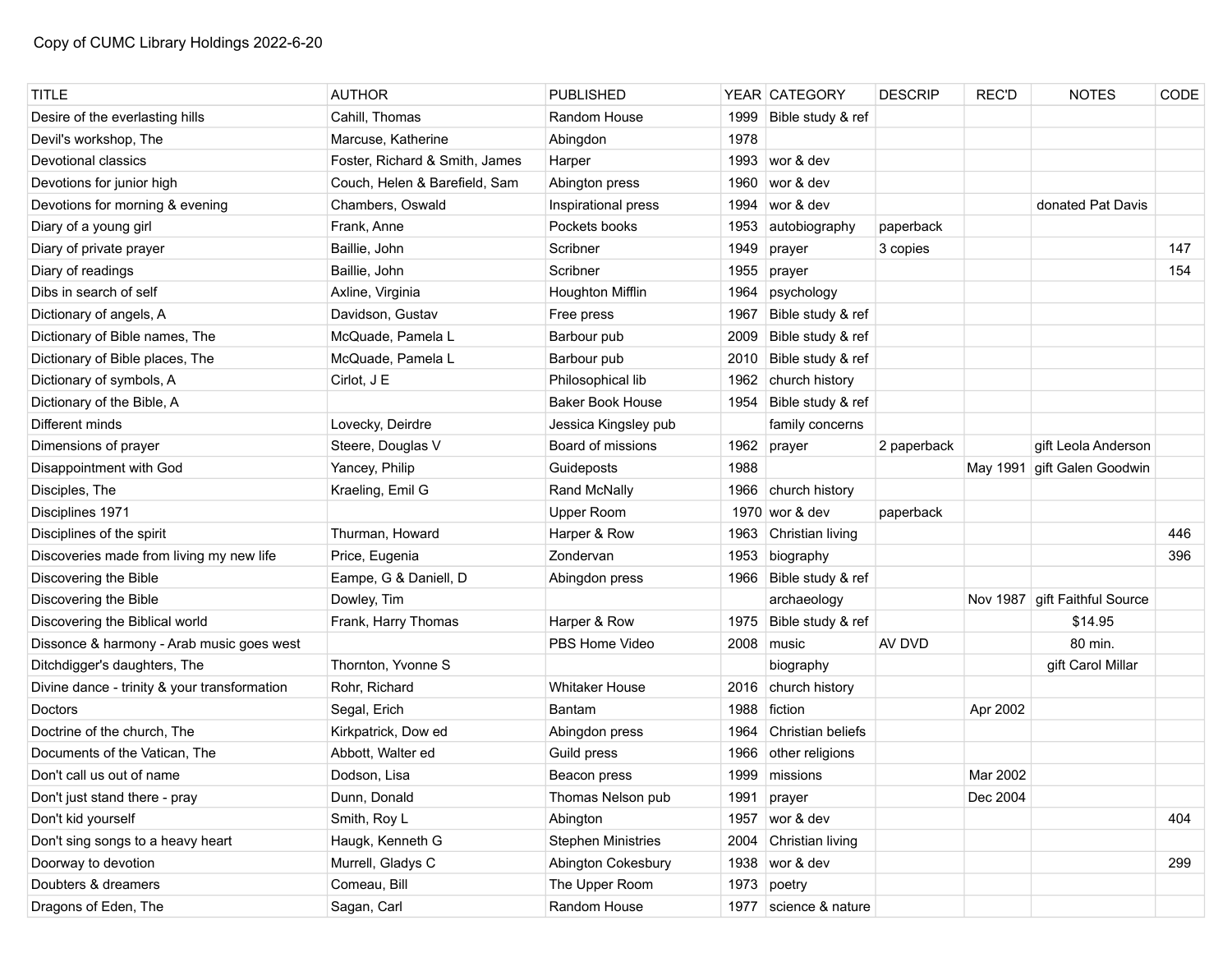Copy of CUMC Library Holdings 2022-6-20

| TITLE | AUTHOR | PUBLISHED | YEAR | CATEGORY | DESCRIP | REC'D | NOTES | CODE |
|---|---|---|---|---|---|---|---|---|
| Desire of the everlasting hills | Cahill, Thomas | Random House | 1999 | Bible study & ref | | | | |
| Devil's workshop, The | Marcuse, Katherine | Abingdon | 1978 | | | | | |
| Devotional classics | Foster, Richard & Smith, James | Harper | 1993 | wor & dev | | | | |
| Devotions for junior high | Couch, Helen & Barefield, Sam | Abington press | 1960 | wor & dev | | | | |
| Devotions for morning & evening | Chambers, Oswald | Inspirational press | 1994 | wor & dev | | | donated Pat Davis | |
| Diary of a young girl | Frank, Anne | Pockets books | 1953 | autobiography | paperback | | | |
| Diary of private prayer | Baillie, John | Scribner | 1949 | prayer | 3 copies | | | 147 |
| Diary of readings | Baillie, John | Scribner | 1955 | prayer | | | | 154 |
| Dibs in search of self | Axline, Virginia | Houghton Mifflin | 1964 | psychology | | | | |
| Dictionary of angels, A | Davidson, Gustav | Free press | 1967 | Bible study & ref | | | | |
| Dictionary of Bible names, The | McQuade, Pamela L | Barbour pub | 2009 | Bible study & ref | | | | |
| Dictionary of Bible places, The | McQuade, Pamela L | Barbour pub | 2010 | Bible study & ref | | | | |
| Dictionary of symbols, A | Cirlot, J E | Philosophical lib | 1962 | church history | | | | |
| Dictionary of the Bible, A | | Baker Book House | 1954 | Bible study & ref | | | | |
| Different minds | Lovecky, Deirdre | Jessica Kingsley pub | | family concerns | | | | |
| Dimensions of prayer | Steere, Douglas V | Board of missions | 1962 | prayer | 2 paperback | | gift Leola Anderson | |
| Disappointment with God | Yancey, Philip | Guideposts | 1988 | | | May 1991 | gift Galen Goodwin | |
| Disciples, The | Kraeling, Emil G | Rand McNally | 1966 | church history | | | | |
| Disciplines 1971 | | Upper Room | 1970 | wor & dev | paperback | | | |
| Disciplines of the spirit | Thurman, Howard | Harper & Row | 1963 | Christian living | | | | 446 |
| Discoveries made from living my new life | Price, Eugenia | Zondervan | 1953 | biography | | | | 396 |
| Discovering the Bible | Eampe, G & Daniell, D | Abingdon press | 1966 | Bible study & ref | | | | |
| Discovering the Bible | Dowley, Tim | | | archaeology | | Nov 1987 | gift Faithful Source | |
| Discovering the Biblical world | Frank, Harry Thomas | Harper & Row | 1975 | Bible study & ref | | | $14.95 | |
| Dissonce & harmony - Arab music goes west | | PBS Home Video | 2008 | music | AV DVD | | 80 min. | |
| Ditchdigger's daughters, The | Thornton, Yvonne S | | | biography | | | gift Carol Millar | |
| Divine dance - trinity & your transformation | Rohr, Richard | Whitaker House | 2016 | church history | | | | |
| Doctors | Segal, Erich | Bantam | 1988 | fiction | | Apr 2002 | | |
| Doctrine of the church, The | Kirkpatrick, Dow ed | Abingdon press | 1964 | Christian beliefs | | | | |
| Documents of the Vatican, The | Abbott, Walter ed | Guild press | 1966 | other religions | | | | |
| Don't call us out of name | Dodson, Lisa | Beacon press | 1999 | missions | | Mar 2002 | | |
| Don't just stand there - pray | Dunn, Donald | Thomas Nelson pub | 1991 | prayer | | Dec 2004 | | |
| Don't kid yourself | Smith, Roy L | Abington | 1957 | wor & dev | | | | 404 |
| Don't sing songs to a heavy heart | Haugk, Kenneth G | Stephen Ministries | 2004 | Christian living | | | | |
| Doorway to devotion | Murrell, Gladys C | Abington Cokesbury | 1938 | wor & dev | | | | 299 |
| Doubters & dreamers | Comeau, Bill | The Upper Room | 1973 | poetry | | | | |
| Dragons of Eden, The | Sagan, Carl | Random House | 1977 | science & nature | | | | |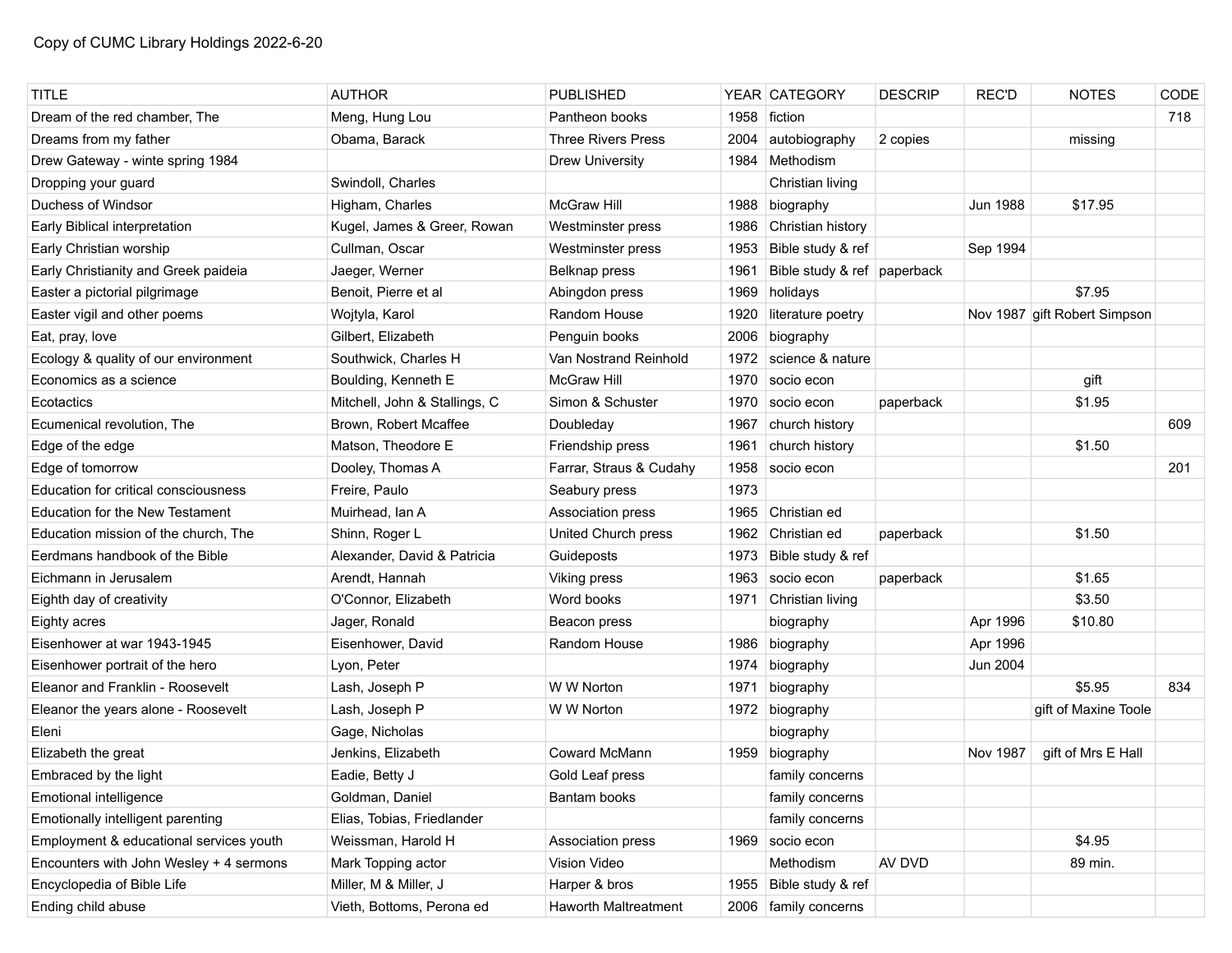Copy of CUMC Library Holdings 2022-6-20

| TITLE | AUTHOR | PUBLISHED | YEAR | CATEGORY | DESCRIP | REC'D | NOTES | CODE |
|---|---|---|---|---|---|---|---|---|
| Dream of the red chamber, The | Meng, Hung Lou | Pantheon books | 1958 | fiction | | | | 718 |
| Dreams from my father | Obama, Barack | Three Rivers Press | 2004 | autobiography | 2 copies | | missing | |
| Drew Gateway - winte spring 1984 | | Drew University | 1984 | Methodism | | | | |
| Dropping your guard | Swindoll, Charles | | | Christian living | | | | |
| Duchess of Windsor | Higham, Charles | McGraw Hill | 1988 | biography | | Jun 1988 | $17.95 | |
| Early Biblical interpretation | Kugel, James & Greer, Rowan | Westminster press | 1986 | Christian history | | | | |
| Early Christian worship | Cullman, Oscar | Westminster press | 1953 | Bible study & ref | | Sep 1994 | | |
| Early Christianity and Greek paideia | Jaeger, Werner | Belknap press | 1961 | Bible study & ref | paperback | | | |
| Easter a pictorial pilgrimage | Benoit, Pierre et al | Abingdon press | 1969 | holidays | | | $7.95 | |
| Easter vigil and other poems | Wojtyla, Karol | Random House | 1920 | literature poetry | | Nov 1987 | gift Robert Simpson | |
| Eat, pray, love | Gilbert, Elizabeth | Penguin books | 2006 | biography | | | | |
| Ecology & quality of our environment | Southwick, Charles H | Van Nostrand Reinhold | 1972 | science & nature | | | | |
| Economics as a science | Boulding, Kenneth E | McGraw Hill | 1970 | socio econ | | | gift | |
| Ecotactics | Mitchell, John & Stallings, C | Simon & Schuster | 1970 | socio econ | paperback | | $1.95 | |
| Ecumenical revolution, The | Brown, Robert Mcaffee | Doubleday | 1967 | church history | | | | 609 |
| Edge of the edge | Matson, Theodore E | Friendship press | 1961 | church history | | | $1.50 | |
| Edge of tomorrow | Dooley, Thomas A | Farrar, Straus & Cudahy | 1958 | socio econ | | | | 201 |
| Education for critical consciousness | Freire, Paulo | Seabury press | 1973 | | | | | |
| Education for the New Testament | Muirhead, Ian A | Association press | 1965 | Christian ed | | | | |
| Education mission of the church, The | Shinn, Roger L | United Church press | 1962 | Christian ed | paperback | | $1.50 | |
| Eerdmans handbook of the Bible | Alexander, David & Patricia | Guideposts | 1973 | Bible study & ref | | | | |
| Eichmann in Jerusalem | Arendt, Hannah | Viking press | 1963 | socio econ | paperback | | $1.65 | |
| Eighth day of creativity | O'Connor, Elizabeth | Word books | 1971 | Christian living | | | $3.50 | |
| Eighty acres | Jager, Ronald | Beacon press | | biography | | Apr 1996 | $10.80 | |
| Eisenhower at war 1943-1945 | Eisenhower, David | Random House | 1986 | biography | | Apr 1996 | | |
| Eisenhower portrait of the hero | Lyon, Peter | | 1974 | biography | | Jun 2004 | | |
| Eleanor and Franklin - Roosevelt | Lash, Joseph P | W W Norton | 1971 | biography | | | $5.95 | 834 |
| Eleanor the years alone - Roosevelt | Lash, Joseph P | W W Norton | 1972 | biography | | | gift of Maxine Toole | |
| Eleni | Gage, Nicholas | | | biography | | | | |
| Elizabeth the great | Jenkins, Elizabeth | Coward McMann | 1959 | biography | | Nov 1987 | gift of Mrs E Hall | |
| Embraced by the light | Eadie, Betty J | Gold Leaf press | | family concerns | | | | |
| Emotional intelligence | Goldman, Daniel | Bantam books | | family concerns | | | | |
| Emotionally intelligent parenting | Elias, Tobias, Friedlander | | | family concerns | | | | |
| Employment & educational services youth | Weissman, Harold H | Association press | 1969 | socio econ | | | $4.95 | |
| Encounters with John Wesley + 4 sermons | Mark Topping actor | Vision Video | | Methodism | AV DVD | | 89 min. | |
| Encyclopedia of Bible Life | Miller, M & Miller, J | Harper & bros | 1955 | Bible study & ref | | | | |
| Ending child abuse | Vieth, Bottoms, Perona ed | Haworth Maltreatment | 2006 | family concerns | | | | |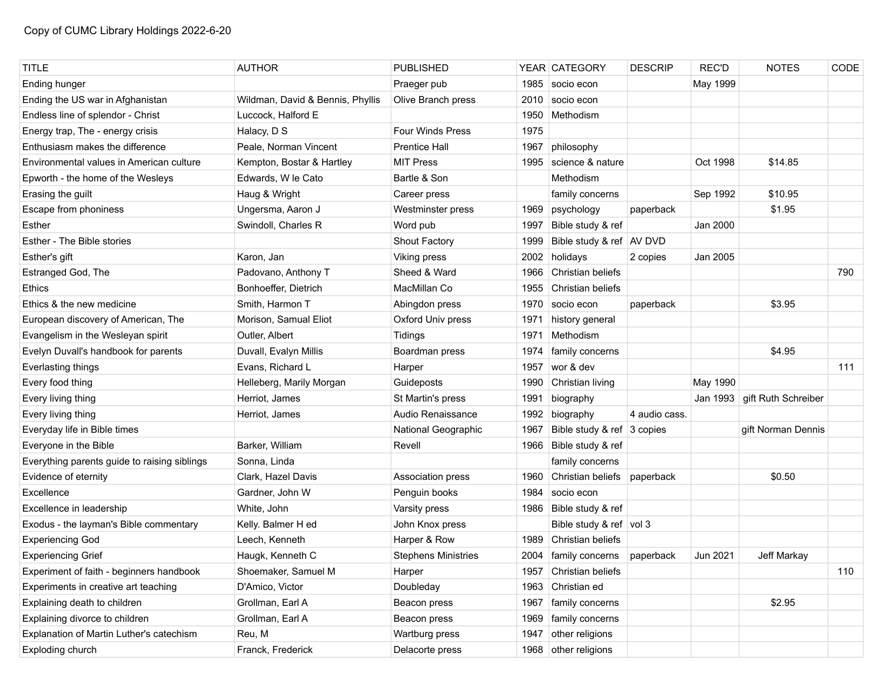Copy of CUMC Library Holdings 2022-6-20

| TITLE | AUTHOR | PUBLISHED | YEAR | CATEGORY | DESCRIP | REC'D | NOTES | CODE |
|---|---|---|---|---|---|---|---|---|
| Ending hunger | | Praeger pub | 1985 | socio econ | | May 1999 | | |
| Ending the US war in Afghanistan | Wildman, David & Bennis, Phyllis | Olive Branch press | 2010 | socio econ | | | | |
| Endless line of splendor - Christ | Luccock, Halford E | | 1950 | Methodism | | | | |
| Energy trap, The - energy crisis | Halacy, D S | Four Winds Press | 1975 | | | | | |
| Enthusiasm makes the difference | Peale, Norman Vincent | Prentice Hall | 1967 | philosophy | | | | |
| Environmental values in American culture | Kempton, Bostar & Hartley | MIT Press | 1995 | science & nature | | Oct 1998 | $14.85 | |
| Epworth - the home of the Wesleys | Edwards, W le Cato | Bartle & Son | | Methodism | | | | |
| Erasing the guilt | Haug & Wright | Career press | | family concerns | | Sep 1992 | $10.95 | |
| Escape from phoniness | Ungersma, Aaron J | Westminster press | 1969 | psychology | paperback | | $1.95 | |
| Esther | Swindoll, Charles R | Word pub | 1997 | Bible study & ref | | Jan 2000 | | |
| Esther - The Bible stories | | Shout Factory | 1999 | Bible study & ref | AV DVD | | | |
| Esther's gift | Karon, Jan | Viking press | 2002 | holidays | 2 copies | Jan 2005 | | |
| Estranged God, The | Padovano, Anthony T | Sheed & Ward | 1966 | Christian beliefs | | | | 790 |
| Ethics | Bonhoeffer, Dietrich | MacMillan Co | 1955 | Christian beliefs | | | | |
| Ethics & the new medicine | Smith, Harmon T | Abingdon press | 1970 | socio econ | paperback | | $3.95 | |
| European discovery of American, The | Morison, Samual Eliot | Oxford Univ press | 1971 | history general | | | | |
| Evangelism in the Wesleyan spirit | Outler, Albert | Tidings | 1971 | Methodism | | | | |
| Evelyn Duvall's handbook for parents | Duvall, Evalyn Millis | Boardman press | 1974 | family concerns | | | $4.95 | |
| Everlasting things | Evans, Richard L | Harper | 1957 | wor & dev | | | | 111 |
| Every food thing | Helleberg, Marily Morgan | Guideposts | 1990 | Christian living | | May 1990 | | |
| Every living thing | Herriot, James | St Martin's press | 1991 | biography | | Jan 1993 | gift Ruth Schreiber | |
| Every living thing | Herriot, James | Audio Renaissance | 1992 | biography | 4 audio cass. | | | |
| Everyday life in Bible times | | National Geographic | 1967 | Bible study & ref | 3 copies | | gift Norman Dennis | |
| Everyone in the Bible | Barker, William | Revell | 1966 | Bible study & ref | | | | |
| Everything parents guide to raising siblings | Sonna, Linda | | | family concerns | | | | |
| Evidence of eternity | Clark, Hazel Davis | Association press | 1960 | Christian beliefs | paperback | | $0.50 | |
| Excellence | Gardner, John W | Penguin books | 1984 | socio econ | | | | |
| Excellence in leadership | White, John | Varsity press | 1986 | Bible study & ref | | | | |
| Exodus - the layman's Bible commentary | Kelly. Balmer H ed | John Knox press | | Bible study & ref | vol 3 | | | |
| Experiencing God | Leech, Kenneth | Harper & Row | 1989 | Christian beliefs | | | | |
| Experiencing Grief | Haugk, Kenneth C | Stephens Ministries | 2004 | family concerns | paperback | Jun 2021 | Jeff Markay | |
| Experiment of faith - beginners handbook | Shoemaker, Samuel M | Harper | 1957 | Christian beliefs | | | | 110 |
| Experiments in creative art teaching | D'Amico, Victor | Doubleday | 1963 | Christian ed | | | | |
| Explaining death to children | Grollman, Earl A | Beacon press | 1967 | family concerns | | | $2.95 | |
| Explaining divorce to children | Grollman, Earl A | Beacon press | 1969 | family concerns | | | | |
| Explanation of Martin Luther's catechism | Reu, M | Wartburg press | 1947 | other religions | | | | |
| Exploding church | Franck, Frederick | Delacorte press | 1968 | other religions | | | | |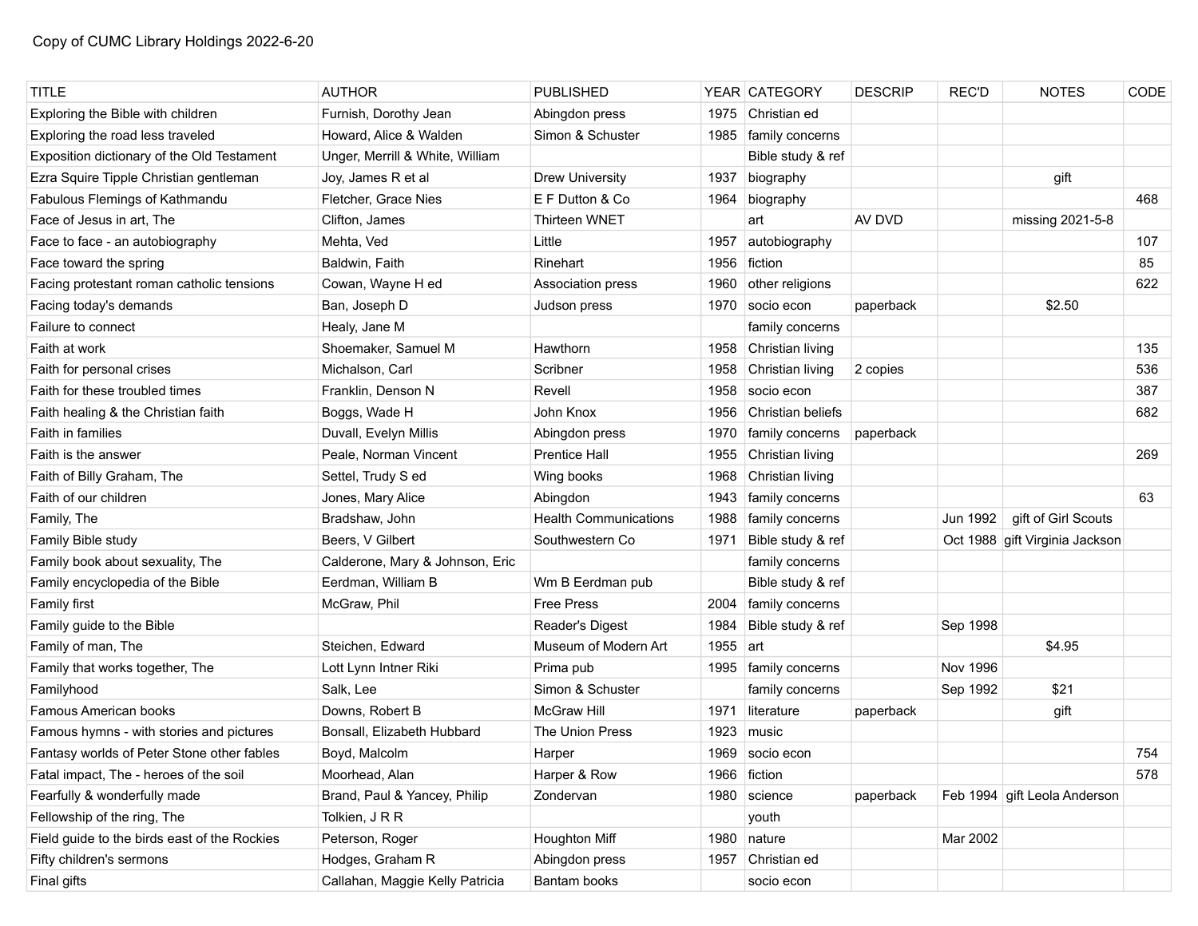Copy of CUMC Library Holdings 2022-6-20

| TITLE | AUTHOR | PUBLISHED | YEAR | CATEGORY | DESCRIP | REC'D | NOTES | CODE |
|---|---|---|---|---|---|---|---|---|
| Exploring the Bible with children | Furnish, Dorothy Jean | Abingdon press | 1975 | Christian ed | | | | |
| Exploring the road less traveled | Howard, Alice & Walden | Simon & Schuster | 1985 | family concerns | | | | |
| Exposition dictionary of the Old Testament | Unger, Merrill & White, William | | | Bible study & ref | | | | |
| Ezra Squire Tipple Christian gentleman | Joy, James R et al | Drew University | 1937 | biography | | | gift | |
| Fabulous Flemings of Kathmandu | Fletcher, Grace Nies | E F Dutton & Co | 1964 | biography | | | | 468 |
| Face of Jesus in art, The | Clifton, James | Thirteen WNET | | art | AV DVD | | missing 2021-5-8 | |
| Face to face - an autobiography | Mehta, Ved | Little | 1957 | autobiography | | | | 107 |
| Face toward the spring | Baldwin, Faith | Rinehart | 1956 | fiction | | | | 85 |
| Facing protestant roman catholic tensions | Cowan, Wayne H ed | Association press | 1960 | other religions | | | | 622 |
| Facing today's demands | Ban, Joseph D | Judson press | 1970 | socio econ | paperback | | $2.50 | |
| Failure to connect | Healy, Jane M | | | family concerns | | | | |
| Faith at work | Shoemaker, Samuel M | Hawthorn | 1958 | Christian living | | | | 135 |
| Faith for personal crises | Michalson, Carl | Scribner | 1958 | Christian living | 2 copies | | | 536 |
| Faith for these troubled times | Franklin, Denson N | Revell | 1958 | socio econ | | | | 387 |
| Faith healing & the Christian faith | Boggs, Wade H | John Knox | 1956 | Christian beliefs | | | | 682 |
| Faith in families | Duvall, Evelyn Millis | Abingdon press | 1970 | family concerns | paperback | | | |
| Faith is the answer | Peale, Norman Vincent | Prentice Hall | 1955 | Christian living | | | | 269 |
| Faith of Billy Graham, The | Settel, Trudy S ed | Wing books | 1968 | Christian living | | | | |
| Faith of our children | Jones, Mary Alice | Abingdon | 1943 | family concerns | | | | 63 |
| Family, The | Bradshaw, John | Health Communications | 1988 | family concerns | | Jun 1992 | gift of Girl Scouts | |
| Family Bible study | Beers, V Gilbert | Southwestern Co | 1971 | Bible study & ref | | Oct 1988 | gift Virginia Jackson | |
| Family book about sexuality, The | Calderone, Mary & Johnson, Eric | | | family concerns | | | | |
| Family encyclopedia of the Bible | Eerdman, William B | Wm B Eerdman pub | | Bible study & ref | | | | |
| Family first | McGraw, Phil | Free Press | 2004 | family concerns | | | | |
| Family guide to the Bible | | Reader's Digest | 1984 | Bible study & ref | | Sep 1998 | | |
| Family of man, The | Steichen, Edward | Museum of Modern Art | 1955 | art | | | $4.95 | |
| Family that works together, The | Lott Lynn Intner Riki | Prima pub | 1995 | family concerns | | Nov 1996 | | |
| Familyhood | Salk, Lee | Simon & Schuster | | family concerns | | Sep 1992 | $21 | |
| Famous American books | Downs, Robert B | McGraw Hill | 1971 | literature | paperback | | gift | |
| Famous hymns - with stories and pictures | Bonsall, Elizabeth Hubbard | The Union Press | 1923 | music | | | | |
| Fantasy worlds of Peter Stone other fables | Boyd, Malcolm | Harper | 1969 | socio econ | | | | 754 |
| Fatal impact, The - heroes of the soil | Moorhead, Alan | Harper & Row | 1966 | fiction | | | | 578 |
| Fearfully & wonderfully made | Brand, Paul & Yancey, Philip | Zondervan | 1980 | science | paperback | Feb 1994 | gift Leola Anderson | |
| Fellowship of the ring, The | Tolkien, J R R | | | youth | | | | |
| Field guide to the birds east of the Rockies | Peterson, Roger | Houghton Miff | 1980 | nature | | Mar 2002 | | |
| Fifty children's sermons | Hodges, Graham R | Abingdon press | 1957 | Christian ed | | | | |
| Final gifts | Callahan, Maggie Kelly Patricia | Bantam books | | socio econ | | | | |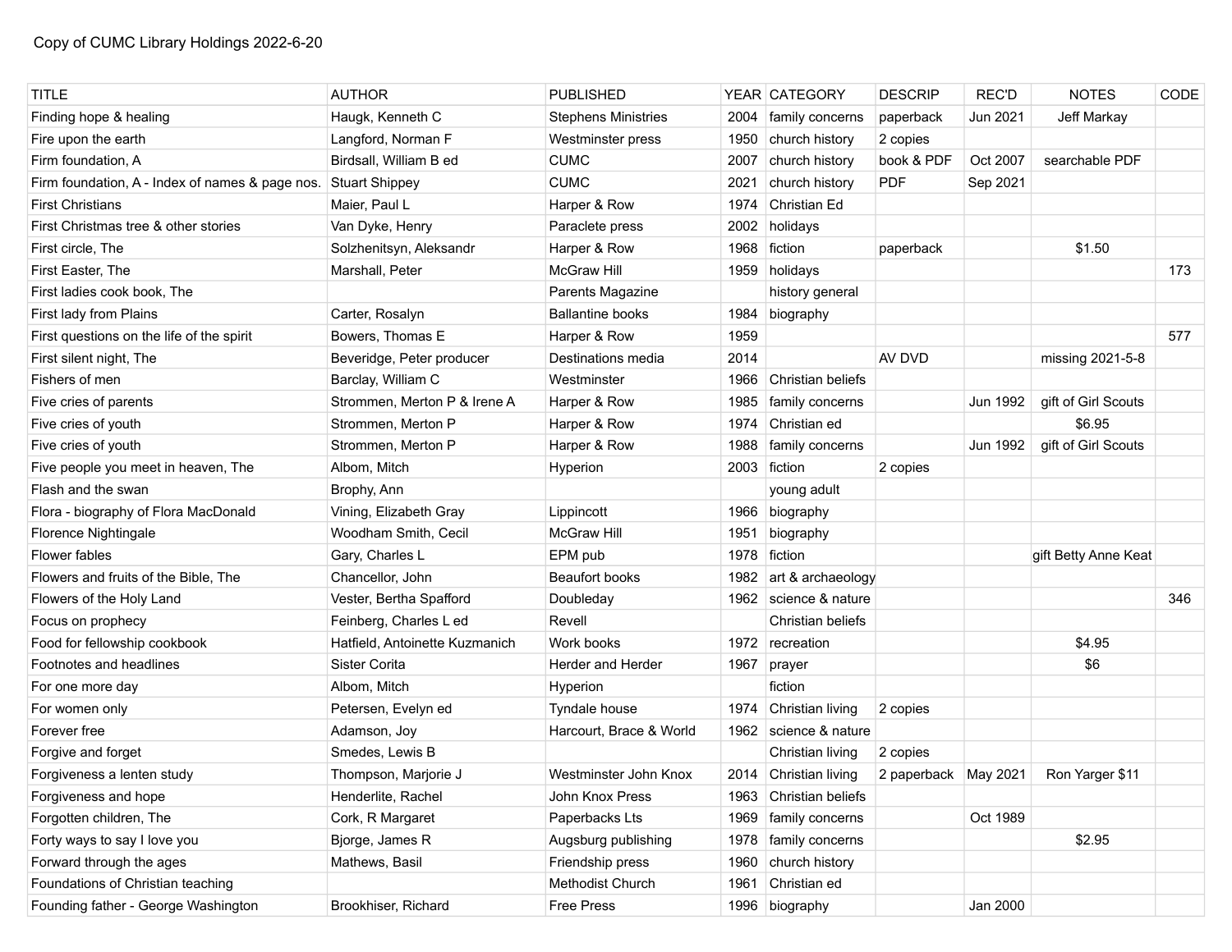Copy of CUMC Library Holdings 2022-6-20

| TITLE | AUTHOR | PUBLISHED | YEAR | CATEGORY | DESCRIP | REC'D | NOTES | CODE |
|---|---|---|---|---|---|---|---|---|
| Finding hope & healing | Haugk, Kenneth C | Stephens Ministries | 2004 | family concerns | paperback | Jun 2021 | Jeff Markay | |
| Fire upon the earth | Langford, Norman F | Westminster press | 1950 | church history | 2 copies | | | |
| Firm foundation, A | Birdsall, William B ed | CUMC | 2007 | church history | book & PDF | Oct 2007 | searchable PDF | |
| Firm foundation, A - Index of names & page nos. | Stuart Shippey | CUMC | 2021 | church history | PDF | Sep 2021 | | |
| First Christians | Maier, Paul L | Harper & Row | 1974 | Christian Ed | | | | |
| First Christmas tree & other stories | Van Dyke, Henry | Paraclete press | 2002 | holidays | | | | |
| First circle, The | Solzhenitsyn, Aleksandr | Harper & Row | 1968 | fiction | paperback | | $1.50 | |
| First Easter, The | Marshall, Peter | McGraw Hill | 1959 | holidays | | | | 173 |
| First ladies cook book, The | | Parents Magazine | | history general | | | | |
| First lady from Plains | Carter, Rosalyn | Ballantine books | 1984 | biography | | | | |
| First questions on the life of the spirit | Bowers, Thomas E | Harper & Row | 1959 | | | | | 577 |
| First silent night, The | Beveridge, Peter producer | Destinations media | 2014 | | AV DVD | | missing 2021-5-8 | |
| Fishers of men | Barclay, William C | Westminster | 1966 | Christian beliefs | | | | |
| Five cries of parents | Strommen, Merton P & Irene A | Harper & Row | 1985 | family concerns | | Jun 1992 | gift of Girl Scouts | |
| Five cries of youth | Strommen, Merton P | Harper & Row | 1974 | Christian ed | | | $6.95 | |
| Five cries of youth | Strommen, Merton P | Harper & Row | 1988 | family concerns | | Jun 1992 | gift of Girl Scouts | |
| Five people you meet in heaven, The | Albom, Mitch | Hyperion | 2003 | fiction | 2 copies | | | |
| Flash and the swan | Brophy, Ann | | | young adult | | | | |
| Flora - biography of Flora MacDonald | Vining, Elizabeth Gray | Lippincott | 1966 | biography | | | | |
| Florence Nightingale | Woodham Smith, Cecil | McGraw Hill | 1951 | biography | | | | |
| Flower fables | Gary, Charles L | EPM pub | 1978 | fiction | | | gift Betty Anne Keat | |
| Flowers and fruits of the Bible, The | Chancellor, John | Beaufort books | 1982 | art & archaeology | | | | |
| Flowers of the Holy Land | Vester, Bertha Spafford | Doubleday | 1962 | science & nature | | | | 346 |
| Focus on prophecy | Feinberg, Charles L ed | Revell | | Christian beliefs | | | | |
| Food for fellowship cookbook | Hatfield, Antoinette Kuzmanich | Work books | 1972 | recreation | | | $4.95 | |
| Footnotes and headlines | Sister Corita | Herder and Herder | 1967 | prayer | | | $6 | |
| For one more day | Albom, Mitch | Hyperion | | fiction | | | | |
| For women only | Petersen, Evelyn ed | Tyndale house | 1974 | Christian living | 2 copies | | | |
| Forever free | Adamson, Joy | Harcourt, Brace & World | 1962 | science & nature | | | | |
| Forgive and forget | Smedes, Lewis B | | | Christian living | 2 copies | | | |
| Forgiveness a lenten study | Thompson, Marjorie J | Westminster John Knox | 2014 | Christian living | 2 paperback | May 2021 | Ron Yarger $11 | |
| Forgiveness and hope | Henderlite, Rachel | John Knox Press | 1963 | Christian beliefs | | | | |
| Forgotten children, The | Cork, R Margaret | Paperbacks Lts | 1969 | family concerns | | Oct 1989 | | |
| Forty ways to say I love you | Bjorge, James R | Augsburg publishing | 1978 | family concerns | | | $2.95 | |
| Forward through the ages | Mathews, Basil | Friendship press | 1960 | church history | | | | |
| Foundations of Christian teaching | | Methodist Church | 1961 | Christian ed | | | | |
| Founding father - George Washington | Brookhiser, Richard | Free Press | 1996 | biography | | Jan 2000 | | |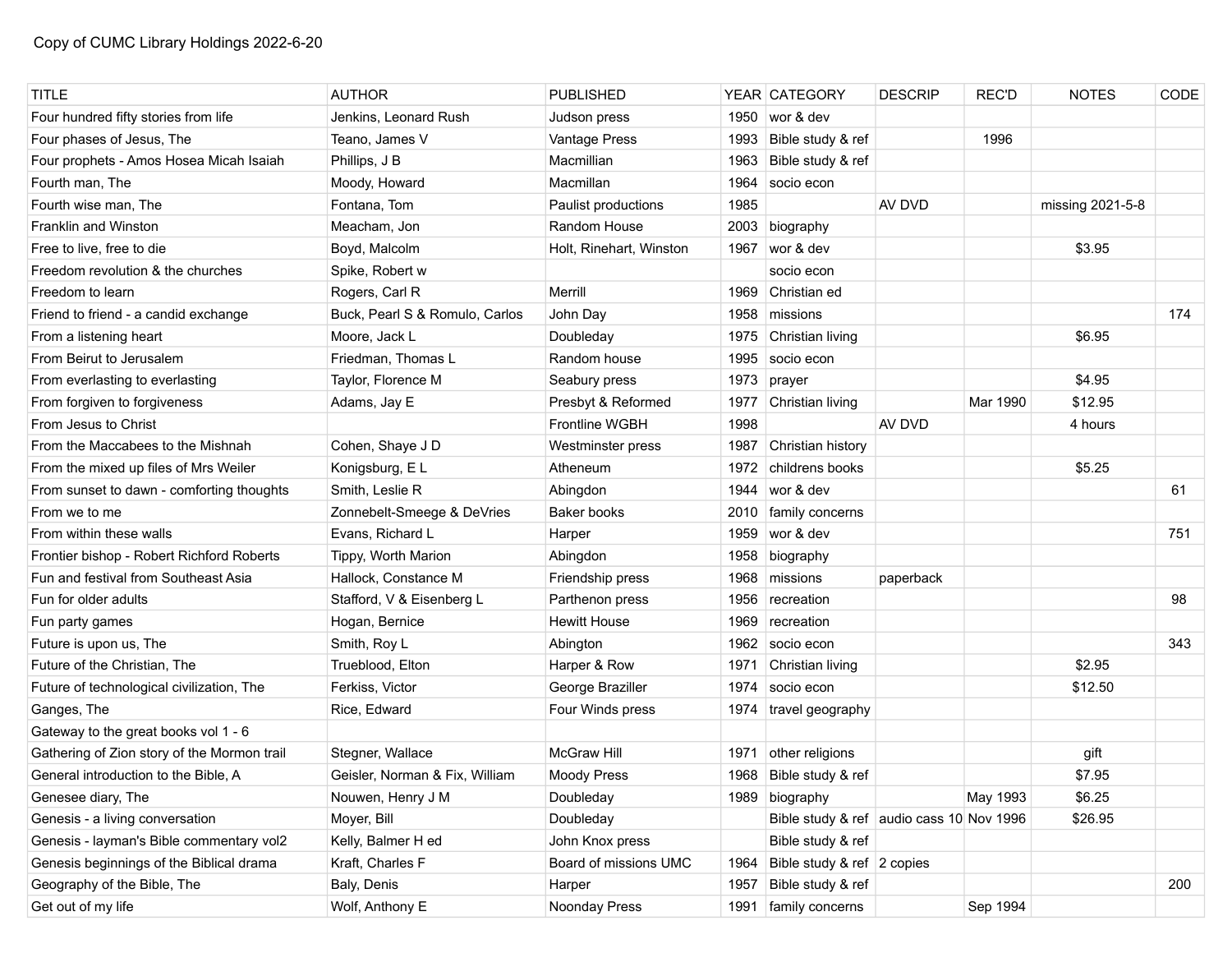Copy of CUMC Library Holdings 2022-6-20

| TITLE | AUTHOR | PUBLISHED | YEAR | CATEGORY | DESCRIP | REC'D | NOTES | CODE |
|---|---|---|---|---|---|---|---|---|
| Four hundred fifty stories from life | Jenkins, Leonard Rush | Judson press | 1950 | wor & dev | | | | |
| Four phases of Jesus, The | Teano, James V | Vantage Press | 1993 | Bible study & ref | | 1996 | | |
| Four prophets - Amos Hosea Micah Isaiah | Phillips, J B | Macmillian | 1963 | Bible study & ref | | | | |
| Fourth man, The | Moody, Howard | Macmillan | 1964 | socio econ | | | | |
| Fourth wise man, The | Fontana, Tom | Paulist productions | 1985 | | AV DVD | | missing 2021-5-8 | |
| Franklin and Winston | Meacham, Jon | Random House | 2003 | biography | | | | |
| Free to live, free to die | Boyd, Malcolm | Holt, Rinehart, Winston | 1967 | wor & dev | | | $3.95 | |
| Freedom revolution & the churches | Spike, Robert w | | | socio econ | | | | |
| Freedom to learn | Rogers, Carl R | Merrill | 1969 | Christian ed | | | | |
| Friend to friend - a candid exchange | Buck, Pearl S & Romulo, Carlos | John Day | 1958 | missions | | | | 174 |
| From a listening heart | Moore, Jack L | Doubleday | 1975 | Christian living | | | $6.95 | |
| From Beirut to Jerusalem | Friedman, Thomas L | Random house | 1995 | socio econ | | | | |
| From everlasting to everlasting | Taylor, Florence M | Seabury press | 1973 | prayer | | | $4.95 | |
| From forgiven to forgiveness | Adams, Jay E | Presbyt & Reformed | 1977 | Christian living | | Mar 1990 | $12.95 | |
| From Jesus to Christ | | Frontline WGBH | 1998 | | AV DVD | | 4 hours | |
| From the Maccabees to the Mishnah | Cohen, Shaye J D | Westminster press | 1987 | Christian history | | | | |
| From the mixed up files of Mrs Weiler | Konigsburg, E L | Atheneum | 1972 | childrens books | | | $5.25 | |
| From sunset to dawn - comforting thoughts | Smith, Leslie R | Abingdon | 1944 | wor & dev | | | | 61 |
| From we to me | Zonnebelt-Smeege & DeVries | Baker books | 2010 | family concerns | | | | |
| From within these walls | Evans, Richard L | Harper | 1959 | wor & dev | | | | 751 |
| Frontier bishop - Robert Richford Roberts | Tippy, Worth Marion | Abingdon | 1958 | biography | | | | |
| Fun and festival from Southeast Asia | Hallock, Constance M | Friendship press | 1968 | missions | paperback | | | |
| Fun for older adults | Stafford, V & Eisenberg L | Parthenon press | 1956 | recreation | | | | 98 |
| Fun party games | Hogan, Bernice | Hewitt House | 1969 | recreation | | | | |
| Future is upon us, The | Smith, Roy L | Abington | 1962 | socio econ | | | | 343 |
| Future of the Christian, The | Trueblood, Elton | Harper & Row | 1971 | Christian living | | | $2.95 | |
| Future of technological civilization, The | Ferkiss, Victor | George Braziller | 1974 | socio econ | | | $12.50 | |
| Ganges, The | Rice, Edward | Four Winds press | 1974 | travel geography | | | | |
| Gateway to the great books vol 1 - 6 | | | | | | | | |
| Gathering of Zion story of the Mormon trail | Stegner, Wallace | McGraw Hill | 1971 | other religions | | | gift | |
| General introduction to the Bible, A | Geisler, Norman & Fix, William | Moody Press | 1968 | Bible study & ref | | | $7.95 | |
| Genesee diary, The | Nouwen, Henry J M | Doubleday | 1989 | biography | | May 1993 | $6.25 | |
| Genesis - a living conversation | Moyer, Bill | Doubleday | | Bible study & ref | audio cass 10 | Nov 1996 | $26.95 | |
| Genesis - layman's Bible commentary vol2 | Kelly, Balmer H ed | John Knox press | | Bible study & ref | | | | |
| Genesis beginnings of the Biblical drama | Kraft, Charles F | Board of missions UMC | 1964 | Bible study & ref | 2 copies | | | |
| Geography of the Bible, The | Baly, Denis | Harper | 1957 | Bible study & ref | | | | 200 |
| Get out of my life | Wolf, Anthony E | Noonday Press | 1991 | family concerns | | Sep 1994 | | |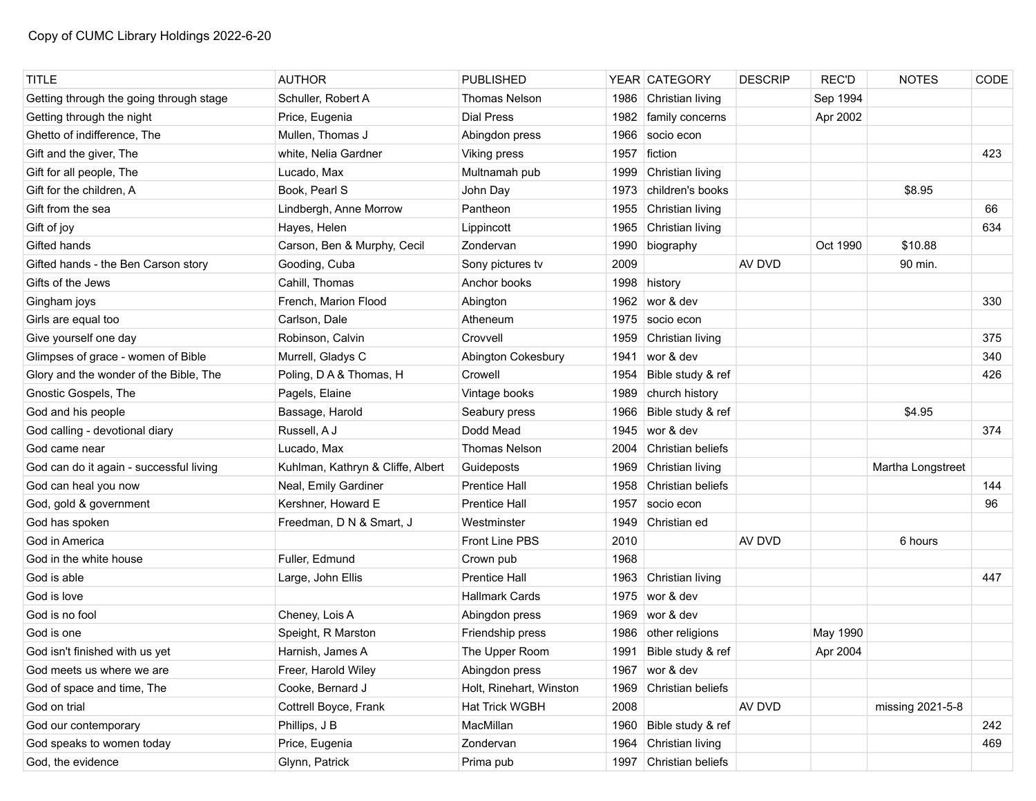Copy of CUMC Library Holdings 2022-6-20

| TITLE | AUTHOR | PUBLISHED | YEAR | CATEGORY | DESCRIP | REC'D | NOTES | CODE |
|---|---|---|---|---|---|---|---|---|
| Getting through the going through stage | Schuller, Robert A | Thomas Nelson | 1986 | Christian living | | Sep 1994 | | |
| Getting through the night | Price, Eugenia | Dial Press | 1982 | family concerns | | Apr 2002 | | |
| Ghetto of indifference, The | Mullen, Thomas J | Abingdon press | 1966 | socio econ | | | | |
| Gift and the giver, The | white, Nelia Gardner | Viking press | 1957 | fiction | | | | 423 |
| Gift for all people, The | Lucado, Max | Multnamah pub | 1999 | Christian living | | | | |
| Gift for the children, A | Book, Pearl S | John Day | 1973 | children's books | | | $8.95 | |
| Gift from the sea | Lindbergh, Anne Morrow | Pantheon | 1955 | Christian living | | | | 66 |
| Gift of joy | Hayes, Helen | Lippincott | 1965 | Christian living | | | | 634 |
| Gifted hands | Carson, Ben & Murphy, Cecil | Zondervan | 1990 | biography | | Oct 1990 | $10.88 | |
| Gifted hands - the Ben Carson story | Gooding, Cuba | Sony pictures tv | 2009 | | AV DVD | | 90 min. | |
| Gifts of the Jews | Cahill, Thomas | Anchor books | 1998 | history | | | | |
| Gingham joys | French, Marion Flood | Abington | 1962 | wor & dev | | | | 330 |
| Girls are equal too | Carlson, Dale | Atheneum | 1975 | socio econ | | | | |
| Give yourself one day | Robinson, Calvin | Crovvell | 1959 | Christian living | | | | 375 |
| Glimpses of grace - women of Bible | Murrell, Gladys C | Abington Cokesbury | 1941 | wor & dev | | | | 340 |
| Glory and the wonder of the Bible, The | Poling, D A & Thomas, H | Crowell | 1954 | Bible study & ref | | | | 426 |
| Gnostic Gospels, The | Pagels, Elaine | Vintage books | 1989 | church history | | | | |
| God and his people | Bassage, Harold | Seabury press | 1966 | Bible study & ref | | | $4.95 | |
| God calling - devotional diary | Russell, A J | Dodd Mead | 1945 | wor & dev | | | | 374 |
| God came near | Lucado, Max | Thomas Nelson | 2004 | Christian beliefs | | | | |
| God can do it again - successful living | Kuhlman, Kathryn & Cliffe, Albert | Guideposts | 1969 | Christian living | | | Martha Longstreet | |
| God can heal you now | Neal, Emily Gardiner | Prentice Hall | 1958 | Christian beliefs | | | | 144 |
| God, gold & government | Kershner, Howard E | Prentice Hall | 1957 | socio econ | | | | 96 |
| God has spoken | Freedman, D N & Smart, J | Westminster | 1949 | Christian ed | | | | |
| God in America | | Front Line PBS | 2010 | | AV DVD | | 6 hours | |
| God in the white house | Fuller, Edmund | Crown pub | 1968 | | | | | |
| God is able | Large, John Ellis | Prentice Hall | 1963 | Christian living | | | | 447 |
| God is love | | Hallmark Cards | 1975 | wor & dev | | | | |
| God is no fool | Cheney, Lois A | Abingdon press | 1969 | wor & dev | | | | |
| God is one | Speight, R Marston | Friendship press | 1986 | other religions | | May 1990 | | |
| God isn't finished with us yet | Harnish, James A | The Upper Room | 1991 | Bible study & ref | | Apr 2004 | | |
| God meets us where we are | Freer, Harold Wiley | Abingdon press | 1967 | wor & dev | | | | |
| God of space and time, The | Cooke, Bernard J | Holt, Rinehart, Winston | 1969 | Christian beliefs | | | | |
| God on trial | Cottrell Boyce, Frank | Hat Trick WGBH | 2008 | | AV DVD | | missing 2021-5-8 | |
| God our contemporary | Phillips, J B | MacMillan | 1960 | Bible study & ref | | | | 242 |
| God speaks to women today | Price, Eugenia | Zondervan | 1964 | Christian living | | | | 469 |
| God, the evidence | Glynn, Patrick | Prima pub | 1997 | Christian beliefs | | | | |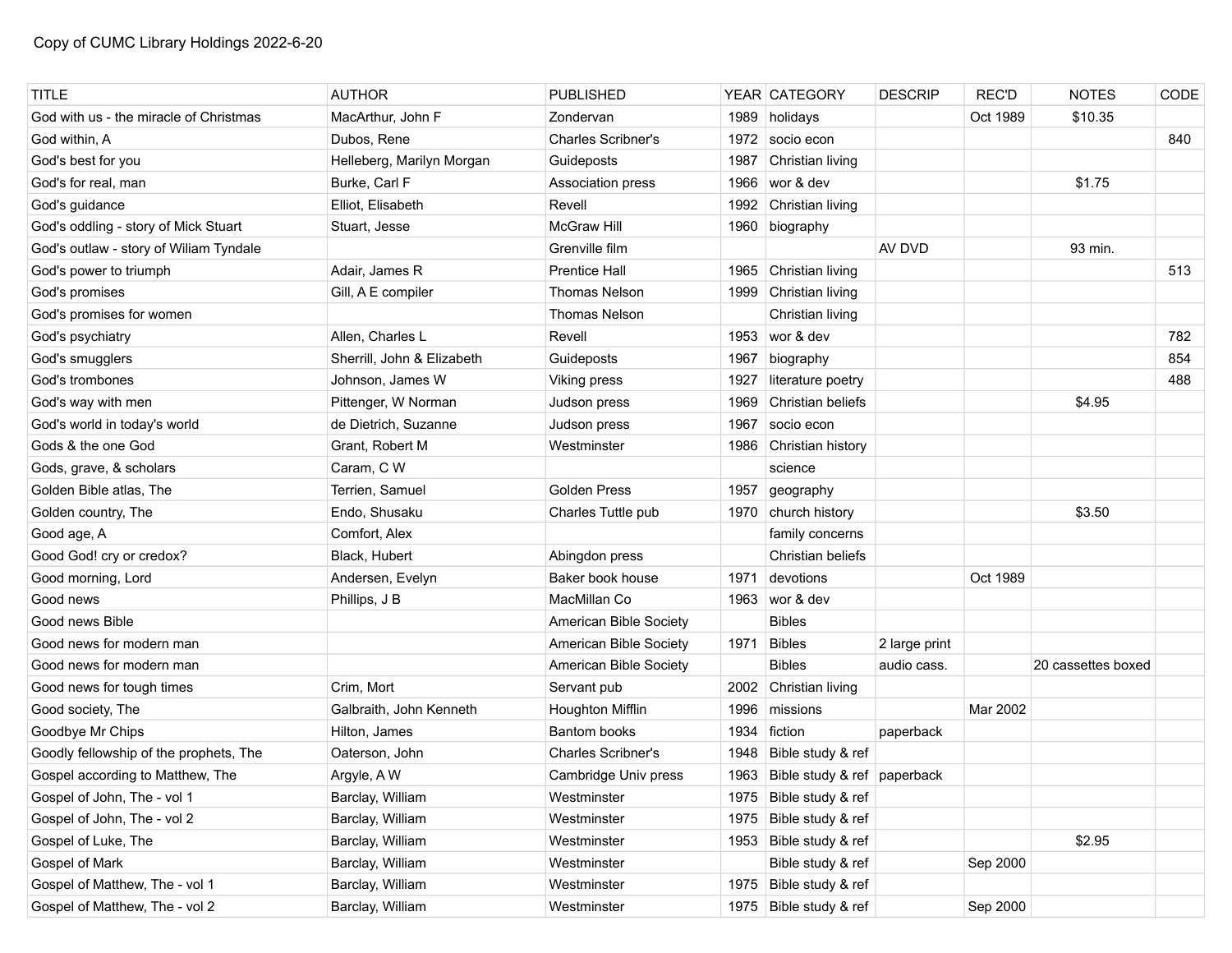Copy of CUMC Library Holdings 2022-6-20

| TITLE | AUTHOR | PUBLISHED | YEAR | CATEGORY | DESCRIP | REC'D | NOTES | CODE |
|---|---|---|---|---|---|---|---|---|
| God with us - the miracle of Christmas | MacArthur, John F | Zondervan | 1989 | holidays | | Oct 1989 | $10.35 | |
| God within, A | Dubos, Rene | Charles Scribner's | 1972 | socio econ | | | | 840 |
| God's best for you | Helleberg, Marilyn Morgan | Guideposts | 1987 | Christian living | | | | |
| God's for real, man | Burke, Carl F | Association press | 1966 | wor & dev | | | $1.75 | |
| God's guidance | Elliot, Elisabeth | Revell | 1992 | Christian living | | | | |
| God's oddling - story of Mick Stuart | Stuart, Jesse | McGraw Hill | 1960 | biography | | | | |
| God's outlaw - story of Wiliam Tyndale | | Grenville film | | | AV DVD | | 93 min. | |
| God's power to triumph | Adair, James R | Prentice Hall | 1965 | Christian living | | | | 513 |
| God's promises | Gill, A E compiler | Thomas Nelson | 1999 | Christian living | | | | |
| God's promises for women | | Thomas Nelson | | Christian living | | | | |
| God's psychiatry | Allen, Charles L | Revell | 1953 | wor & dev | | | | 782 |
| God's smugglers | Sherrill, John & Elizabeth | Guideposts | 1967 | biography | | | | 854 |
| God's trombones | Johnson, James W | Viking press | 1927 | literature poetry | | | | 488 |
| God's way with men | Pittenger, W Norman | Judson press | 1969 | Christian beliefs | | | $4.95 | |
| God's world in today's world | de Dietrich, Suzanne | Judson press | 1967 | socio econ | | | | |
| Gods & the one God | Grant, Robert M | Westminster | 1986 | Christian history | | | | |
| Gods, grave, & scholars | Caram, C W | | | science | | | | |
| Golden Bible atlas, The | Terrien, Samuel | Golden Press | 1957 | geography | | | | |
| Golden country, The | Endo, Shusaku | Charles Tuttle pub | 1970 | church history | | | $3.50 | |
| Good age, A | Comfort, Alex | | | family concerns | | | | |
| Good God! cry or credox? | Black, Hubert | Abingdon press | | Christian beliefs | | | | |
| Good morning, Lord | Andersen, Evelyn | Baker book house | 1971 | devotions | | Oct 1989 | | |
| Good news | Phillips, J B | MacMillan Co | 1963 | wor & dev | | | | |
| Good news Bible | | American Bible Society | | Bibles | | | | |
| Good news for modern man | | American Bible Society | 1971 | Bibles | 2 large print | | | |
| Good news for modern man | | American Bible Society | | Bibles | audio cass. | | 20 cassettes boxed | |
| Good news for tough times | Crim, Mort | Servant pub | 2002 | Christian living | | | | |
| Good society, The | Galbraith, John Kenneth | Houghton Mifflin | 1996 | missions | | Mar 2002 | | |
| Goodbye Mr Chips | Hilton, James | Bantom books | 1934 | fiction | paperback | | | |
| Goodly fellowship of the prophets, The | Oaterson, John | Charles Scribner's | 1948 | Bible study & ref | | | | |
| Gospel according to Matthew, The | Argyle, A W | Cambridge Univ press | 1963 | Bible study & ref | paperback | | | |
| Gospel of John, The - vol 1 | Barclay, William | Westminster | 1975 | Bible study & ref | | | | |
| Gospel of John, The - vol 2 | Barclay, William | Westminster | 1975 | Bible study & ref | | | | |
| Gospel of Luke, The | Barclay, William | Westminster | 1953 | Bible study & ref | | | $2.95 | |
| Gospel of Mark | Barclay, William | Westminster | | Bible study & ref | | Sep 2000 | | |
| Gospel of Matthew, The - vol 1 | Barclay, William | Westminster | 1975 | Bible study & ref | | | | |
| Gospel of Matthew, The - vol 2 | Barclay, William | Westminster | 1975 | Bible study & ref | | Sep 2000 | | |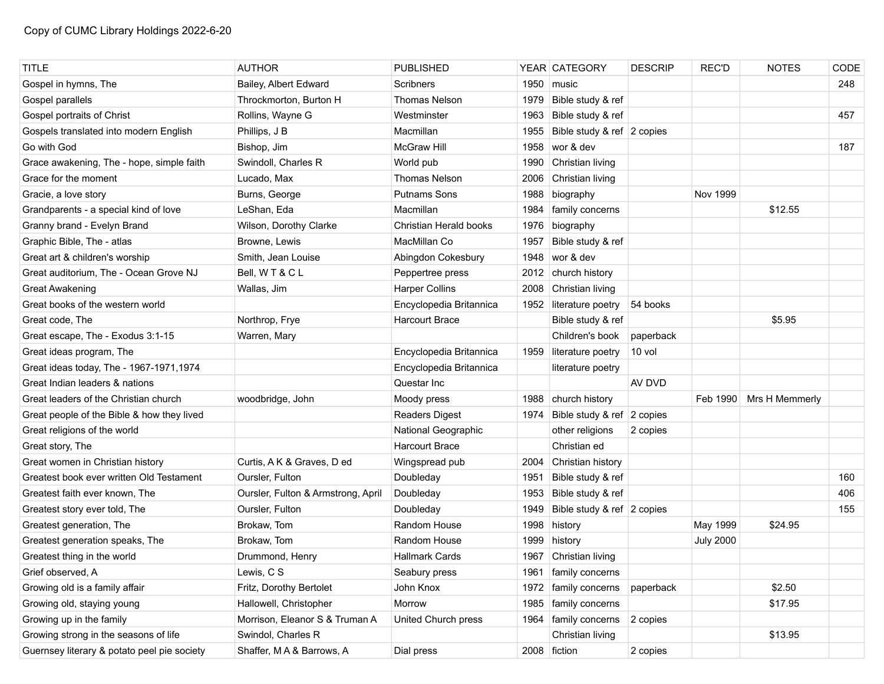Copy of CUMC Library Holdings 2022-6-20

| TITLE | AUTHOR | PUBLISHED | YEAR | CATEGORY | DESCRIP | REC'D | NOTES | CODE |
|---|---|---|---|---|---|---|---|---|
| Gospel in hymns, The | Bailey, Albert Edward | Scribners | 1950 | music | | | | 248 |
| Gospel parallels | Throckmorton, Burton H | Thomas Nelson | 1979 | Bible study & ref | | | | |
| Gospel portraits of Christ | Rollins, Wayne G | Westminster | 1963 | Bible study & ref | | | | 457 |
| Gospels translated into modern English | Phillips, J B | Macmillan | 1955 | Bible study & ref | 2 copies | | | |
| Go with God | Bishop, Jim | McGraw Hill | 1958 | wor & dev | | | | 187 |
| Grace awakening, The - hope, simple faith | Swindoll, Charles R | World pub | 1990 | Christian living | | | | |
| Grace for the moment | Lucado, Max | Thomas Nelson | 2006 | Christian living | | | | |
| Gracie, a love story | Burns, George | Putnams Sons | 1988 | biography | | Nov 1999 | | |
| Grandparents - a special kind of love | LeShan, Eda | Macmillan | 1984 | family concerns | | | $12.55 | |
| Granny brand - Evelyn Brand | Wilson, Dorothy Clarke | Christian Herald books | 1976 | biography | | | | |
| Graphic Bible, The - atlas | Browne, Lewis | MacMillan Co | 1957 | Bible study & ref | | | | |
| Great art & children's worship | Smith, Jean Louise | Abingdon Cokesbury | 1948 | wor & dev | | | | |
| Great auditorium, The - Ocean Grove NJ | Bell, W T & C L | Peppertree press | 2012 | church history | | | | |
| Great Awakening | Wallas, Jim | Harper Collins | 2008 | Christian living | | | | |
| Great books of the western world | | Encyclopedia Britannica | 1952 | literature poetry | 54 books | | | |
| Great code, The | Northrop, Frye | Harcourt Brace | | Bible study & ref | | | $5.95 | |
| Great escape, The - Exodus 3:1-15 | Warren, Mary | | | Children's book | paperback | | | |
| Great ideas program, The | | Encyclopedia Britannica | 1959 | literature poetry | 10 vol | | | |
| Great ideas today, The - 1967-1971,1974 | | Encyclopedia Britannica | | literature poetry | | | | |
| Great Indian leaders & nations | | Questar Inc | | | AV DVD | | | |
| Great leaders of the Christian church | woodbridge, John | Moody press | 1988 | church history | | Feb 1990 | Mrs H Memmerly | |
| Great people of the Bible & how they lived | | Readers Digest | 1974 | Bible study & ref | 2 copies | | | |
| Great religions of the world | | National Geographic | | other religions | 2 copies | | | |
| Great story, The | | Harcourt Brace | | Christian ed | | | | |
| Great women in Christian history | Curtis, A K & Graves, D ed | Wingspread pub | 2004 | Christian history | | | | |
| Greatest book ever written Old Testament | Oursler, Fulton | Doubleday | 1951 | Bible study & ref | | | | 160 |
| Greatest faith ever known, The | Oursler, Fulton & Armstrong, April | Doubleday | 1953 | Bible study & ref | | | | 406 |
| Greatest story ever told, The | Oursler, Fulton | Doubleday | 1949 | Bible study & ref | 2 copies | | | 155 |
| Greatest generation, The | Brokaw, Tom | Random House | 1998 | history | | May 1999 | $24.95 | |
| Greatest generation speaks, The | Brokaw, Tom | Random House | 1999 | history | | July 2000 | | |
| Greatest thing in the world | Drummond, Henry | Hallmark Cards | 1967 | Christian living | | | | |
| Grief observed, A | Lewis, C S | Seabury press | 1961 | family concerns | | | | |
| Growing old is a family affair | Fritz, Dorothy Bertolet | John Knox | 1972 | family concerns | paperback | | $2.50 | |
| Growing old, staying young | Hallowell, Christopher | Morrow | 1985 | family concerns | | | $17.95 | |
| Growing up in the family | Morrison, Eleanor S & Truman A | United Church press | 1964 | family concerns | 2 copies | | | |
| Growing strong in the seasons of life | Swindol, Charles R | | | Christian living | | | $13.95 | |
| Guernsey literary & potato peel pie society | Shaffer, M A & Barrows, A | Dial press | 2008 | fiction | 2 copies | | | |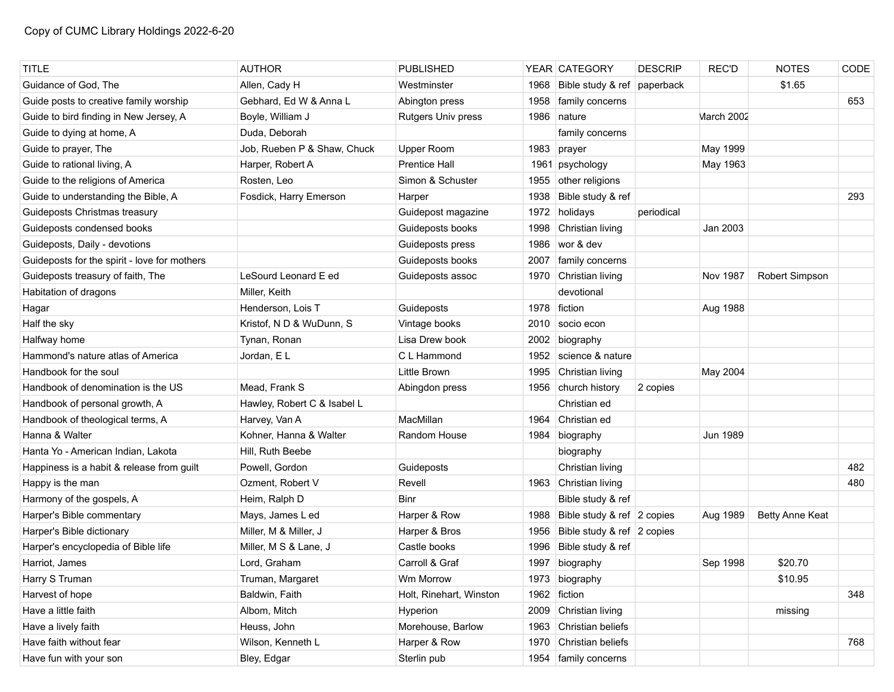Copy of CUMC Library Holdings 2022-6-20

| TITLE | AUTHOR | PUBLISHED | YEAR | CATEGORY | DESCRIP | REC'D | NOTES | CODE |
|---|---|---|---|---|---|---|---|---|
| Guidance of God, The | Allen, Cady H | Westminster | 1968 | Bible study & ref | paperback | | $1.65 | |
| Guide posts to creative family worship | Gebhard, Ed W & Anna L | Abington press | 1958 | family concerns | | | | 653 |
| Guide to bird finding in New Jersey, A | Boyle, William J | Rutgers Univ press | 1986 | nature | | March 2002 | | |
| Guide to dying at home, A | Duda, Deborah | | | family concerns | | | | |
| Guide to prayer, The | Job, Rueben P & Shaw, Chuck | Upper Room | 1983 | prayer | | May 1999 | | |
| Guide to rational living, A | Harper, Robert A | Prentice Hall | 1961 | psychology | | May 1963 | | |
| Guide to the religions of America | Rosten, Leo | Simon & Schuster | 1955 | other religions | | | | |
| Guide to understanding the Bible, A | Fosdick, Harry Emerson | Harper | 1938 | Bible study & ref | | | | 293 |
| Guideposts Christmas treasury | | Guidepost magazine | 1972 | holidays | periodical | | | |
| Guideposts condensed books | | Guideposts books | 1998 | Christian living | | Jan 2003 | | |
| Guideposts, Daily - devotions | | Guideposts press | 1986 | wor & dev | | | | |
| Guideposts for the spirit - love for mothers | | Guideposts books | 2007 | family concerns | | | | |
| Guideposts treasury of faith, The | LeSourd Leonard E ed | Guideposts assoc | 1970 | Christian living | | Nov 1987 | Robert Simpson | |
| Habitation of dragons | Miller, Keith | | | devotional | | | | |
| Hagar | Henderson, Lois T | Guideposts | 1978 | fiction | | Aug 1988 | | |
| Half the sky | Kristof, N D & WuDunn, S | Vintage books | 2010 | socio econ | | | | |
| Halfway home | Tynan, Ronan | Lisa Drew book | 2002 | biography | | | | |
| Hammond's nature atlas of America | Jordan, E L | C L Hammond | 1952 | science & nature | | | | |
| Handbook for the soul | | Little Brown | 1995 | Christian living | | May 2004 | | |
| Handbook of denomination is the US | Mead, Frank S | Abingdon press | 1956 | church history | 2 copies | | | |
| Handbook of personal growth, A | Hawley, Robert C & Isabel L | | | Christian ed | | | | |
| Handbook of theological terms, A | Harvey, Van A | MacMillan | 1964 | Christian ed | | | | |
| Hanna & Walter | Kohner, Hanna & Walter | Random House | 1984 | biography | | Jun 1989 | | |
| Hanta Yo - American Indian, Lakota | Hill, Ruth Beebe | | | biography | | | | |
| Happiness is a habit & release from guilt | Powell, Gordon | Guideposts | | Christian living | | | | 482 |
| Happy is the man | Ozment, Robert V | Revell | 1963 | Christian living | | | | 480 |
| Harmony of the gospels, A | Heim, Ralph D | Binr | | Bible study & ref | | | | |
| Harper's Bible commentary | Mays, James L ed | Harper & Row | 1988 | Bible study & ref | 2 copies | Aug 1989 | Betty Anne Keat | |
| Harper's Bible dictionary | Miller, M & Miller, J | Harper & Bros | 1956 | Bible study & ref | 2 copies | | | |
| Harper's encyclopedia of Bible life | Miller, M S & Lane, J | Castle books | 1996 | Bible study & ref | | | | |
| Harriot, James | Lord, Graham | Carroll & Graf | 1997 | biography | | Sep 1998 | $20.70 | |
| Harry S Truman | Truman, Margaret | Wm Morrow | 1973 | biography | | | $10.95 | |
| Harvest of hope | Baldwin, Faith | Holt, Rinehart, Winston | 1962 | fiction | | | | 348 |
| Have a little faith | Albom, Mitch | Hyperion | 2009 | Christian living | | | missing | |
| Have a lively faith | Heuss, John | Morehouse, Barlow | 1963 | Christian beliefs | | | | |
| Have faith without fear | Wilson, Kenneth L | Harper & Row | 1970 | Christian beliefs | | | | 768 |
| Have fun with your son | Bley, Edgar | Sterlin pub | 1954 | family concerns | | | | |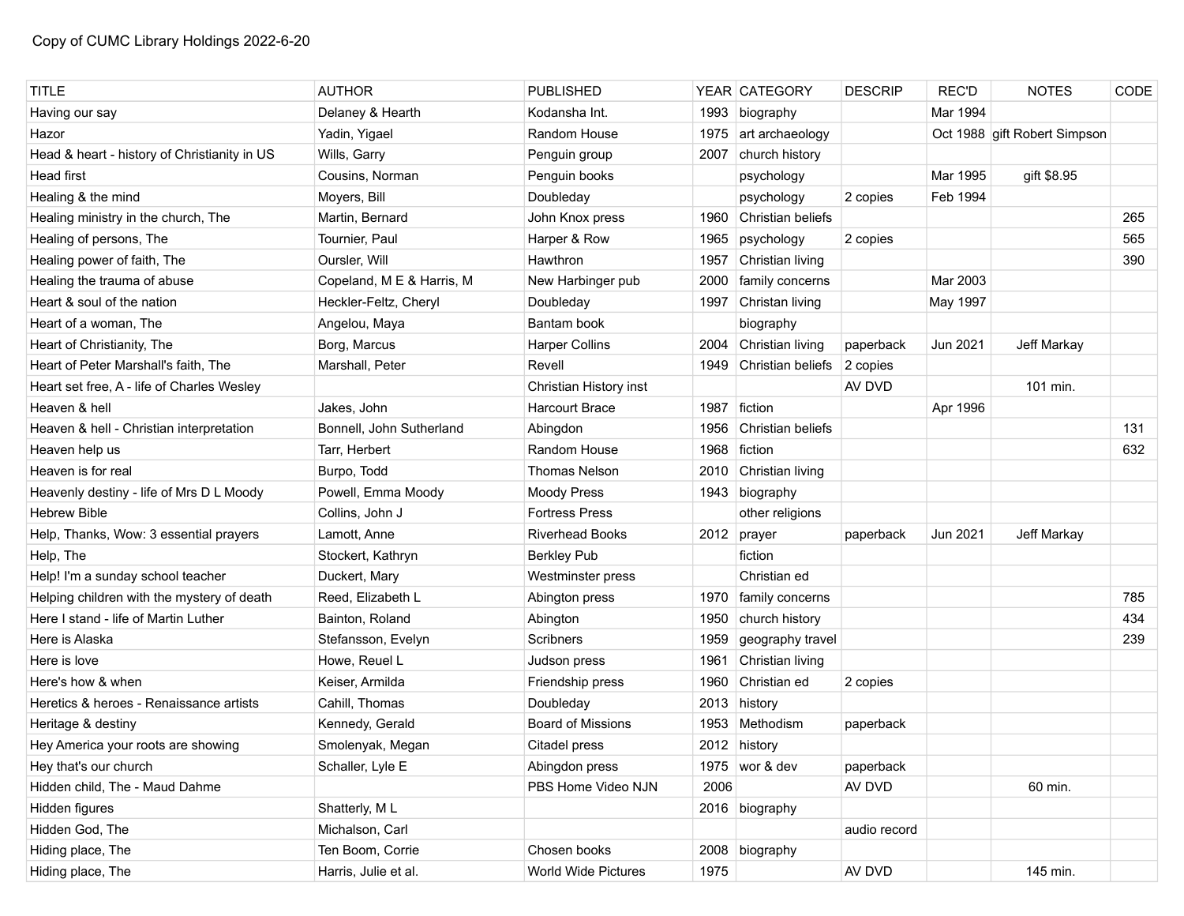Copy of CUMC Library Holdings 2022-6-20

| TITLE | AUTHOR | PUBLISHED | YEAR | CATEGORY | DESCRIP | REC'D | NOTES | CODE |
|---|---|---|---|---|---|---|---|---|
| Having our say | Delaney & Hearth | Kodansha Int. | 1993 | biography | | Mar 1994 | | |
| Hazor | Yadin, Yigael | Random House | 1975 | art archaeology | | Oct 1988 | gift Robert Simpson | |
| Head & heart - history of Christianity in US | Wills, Garry | Penguin group | 2007 | church history | | | | |
| Head first | Cousins, Norman | Penguin books | | psychology | | Mar 1995 | gift $8.95 | |
| Healing & the mind | Moyers, Bill | Doubleday | | psychology | 2 copies | Feb 1994 | | |
| Healing ministry in the church, The | Martin, Bernard | John Knox press | 1960 | Christian beliefs | | | | 265 |
| Healing of persons, The | Tournier, Paul | Harper & Row | 1965 | psychology | 2 copies | | | 565 |
| Healing power of faith, The | Oursler, Will | Hawthron | 1957 | Christian living | | | | 390 |
| Healing the trauma of abuse | Copeland, M E & Harris, M | New Harbinger pub | 2000 | family concerns | | Mar 2003 | | |
| Heart & soul of the nation | Heckler-Feltz, Cheryl | Doubleday | 1997 | Christan living | | May 1997 | | |
| Heart of a woman, The | Angelou, Maya | Bantam book | | biography | | | | |
| Heart of Christianity, The | Borg, Marcus | Harper Collins | 2004 | Christian living | paperback | Jun 2021 | Jeff Markay | |
| Heart of Peter Marshall's faith, The | Marshall, Peter | Revell | 1949 | Christian beliefs | 2 copies | | | |
| Heart set free, A - life of Charles Wesley | | Christian History inst | | | AV DVD | | 101 min. | |
| Heaven & hell | Jakes, John | Harcourt Brace | 1987 | fiction | | Apr 1996 | | |
| Heaven & hell - Christian interpretation | Bonnell, John Sutherland | Abingdon | 1956 | Christian beliefs | | | | 131 |
| Heaven help us | Tarr, Herbert | Random House | 1968 | fiction | | | | 632 |
| Heaven is for real | Burpo, Todd | Thomas Nelson | 2010 | Christian living | | | | |
| Heavenly destiny - life of Mrs D L Moody | Powell, Emma Moody | Moody Press | 1943 | biography | | | | |
| Hebrew Bible | Collins, John J | Fortress Press | | other religions | | | | |
| Help, Thanks, Wow: 3 essential prayers | Lamott, Anne | Riverhead Books | 2012 | prayer | paperback | Jun 2021 | Jeff Markay | |
| Help, The | Stockert, Kathryn | Berkley Pub | | fiction | | | | |
| Help! I'm a sunday school teacher | Duckert, Mary | Westminster press | | Christian ed | | | | |
| Helping children with the mystery of death | Reed, Elizabeth L | Abington press | 1970 | family concerns | | | | 785 |
| Here I stand - life of Martin Luther | Bainton, Roland | Abington | 1950 | church history | | | | 434 |
| Here is Alaska | Stefansson, Evelyn | Scribners | 1959 | geography travel | | | | 239 |
| Here is love | Howe, Reuel L | Judson press | 1961 | Christian living | | | | |
| Here's how & when | Keiser, Armilda | Friendship press | 1960 | Christian ed | 2 copies | | | |
| Heretics & heroes - Renaissance artists | Cahill, Thomas | Doubleday | 2013 | history | | | | |
| Heritage & destiny | Kennedy, Gerald | Board of Missions | 1953 | Methodism | paperback | | | |
| Hey America your roots are showing | Smolenyak, Megan | Citadel press | 2012 | history | | | | |
| Hey that's our church | Schaller, Lyle E | Abingdon press | 1975 | wor & dev | paperback | | | |
| Hidden child, The - Maud Dahme | | PBS Home Video NJN | 2006 | | AV DVD | | 60 min. | |
| Hidden figures | Shatterly, M L | | 2016 | biography | | | | |
| Hidden God, The | Michalson, Carl | | | | audio record | | | |
| Hiding place, The | Ten Boom, Corrie | Chosen books | 2008 | biography | | | | |
| Hiding place, The | Harris, Julie et al. | World Wide Pictures | 1975 | | AV DVD | | 145 min. | |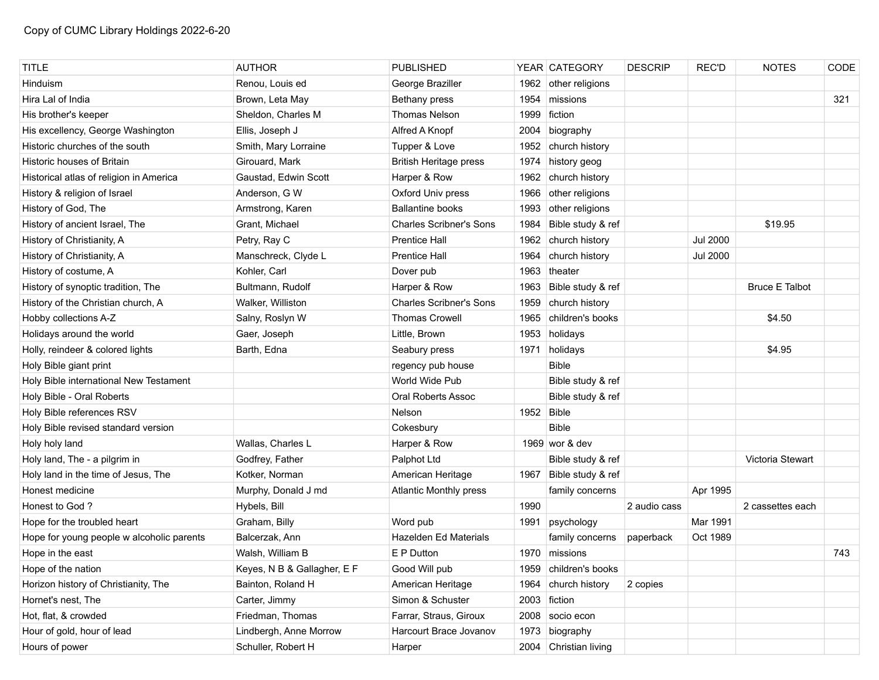Copy of CUMC Library Holdings 2022-6-20

| TITLE | AUTHOR | PUBLISHED | YEAR | CATEGORY | DESCRIP | REC'D | NOTES | CODE |
|---|---|---|---|---|---|---|---|---|
| Hinduism | Renou, Louis ed | George Braziller | 1962 | other religions | | | | |
| Hira Lal of India | Brown, Leta May | Bethany press | 1954 | missions | | | | 321 |
| His brother's keeper | Sheldon, Charles M | Thomas Nelson | 1999 | fiction | | | | |
| His excellency, George Washington | Ellis, Joseph J | Alfred A Knopf | 2004 | biography | | | | |
| Historic churches of the south | Smith, Mary Lorraine | Tupper & Love | 1952 | church history | | | | |
| Historic houses of Britain | Girouard, Mark | British Heritage press | 1974 | history geog | | | | |
| Historical atlas of religion in America | Gaustad, Edwin Scott | Harper & Row | 1962 | church history | | | | |
| History & religion of Israel | Anderson, G W | Oxford Univ press | 1966 | other religions | | | | |
| History of God, The | Armstrong, Karen | Ballantine books | 1993 | other religions | | | | |
| History of ancient Israel, The | Grant, Michael | Charles Scribner's Sons | 1984 | Bible study & ref | | | $19.95 | |
| History of Christianity, A | Petry, Ray C | Prentice Hall | 1962 | church history | | Jul 2000 | | |
| History of Christianity, A | Manschreck, Clyde L | Prentice Hall | 1964 | church history | | Jul 2000 | | |
| History of costume, A | Kohler, Carl | Dover pub | 1963 | theater | | | | |
| History of synoptic tradition, The | Bultmann, Rudolf | Harper & Row | 1963 | Bible study & ref | | | Bruce E Talbot | |
| History of the Christian church, A | Walker, Williston | Charles Scribner's Sons | 1959 | church history | | | | |
| Hobby collections A-Z | Salny, Roslyn W | Thomas Crowell | 1965 | children's books | | | $4.50 | |
| Holidays around the world | Gaer, Joseph | Little, Brown | 1953 | holidays | | | | |
| Holly, reindeer & colored lights | Barth, Edna | Seabury press | 1971 | holidays | | | $4.95 | |
| Holy Bible giant print | | regency pub house | | Bible | | | | |
| Holy Bible international New Testament | | World Wide Pub | | Bible study & ref | | | | |
| Holy Bible - Oral Roberts | | Oral Roberts Assoc | | Bible study & ref | | | | |
| Holy Bible references RSV | | Nelson | 1952 | Bible | | | | |
| Holy Bible revised standard version | | Cokesbury | | Bible | | | | |
| Holy holy land | Wallas, Charles L | Harper & Row | 1969 | wor & dev | | | | |
| Holy land, The - a pilgrim in | Godfrey, Father | Palphot Ltd | | Bible study & ref | | | Victoria Stewart | |
| Holy land in the time of Jesus, The | Kotker, Norman | American Heritage | 1967 | Bible study & ref | | | | |
| Honest medicine | Murphy, Donald J md | Atlantic Monthly press | | family concerns | | Apr 1995 | | |
| Honest to God ? | Hybels, Bill | | 1990 | | 2 audio cass | | 2 cassettes each | |
| Hope for the troubled heart | Graham, Billy | Word pub | 1991 | psychology | | Mar 1991 | | |
| Hope for young people w alcoholic parents | Balcerzak, Ann | Hazelden Ed Materials | | family concerns | paperback | Oct 1989 | | |
| Hope in the east | Walsh, William B | E P Dutton | 1970 | missions | | | | 743 |
| Hope of the nation | Keyes, N B & Gallagher, E F | Good Will pub | 1959 | children's books | | | | |
| Horizon history of Christianity, The | Bainton, Roland H | American Heritage | 1964 | church history | 2 copies | | | |
| Hornet's nest, The | Carter, Jimmy | Simon & Schuster | 2003 | fiction | | | | |
| Hot, flat, & crowded | Friedman, Thomas | Farrar, Straus, Giroux | 2008 | socio econ | | | | |
| Hour of gold, hour of lead | Lindbergh, Anne Morrow | Harcourt Brace Jovanov | 1973 | biography | | | | |
| Hours of power | Schuller, Robert H | Harper | 2004 | Christian living | | | | |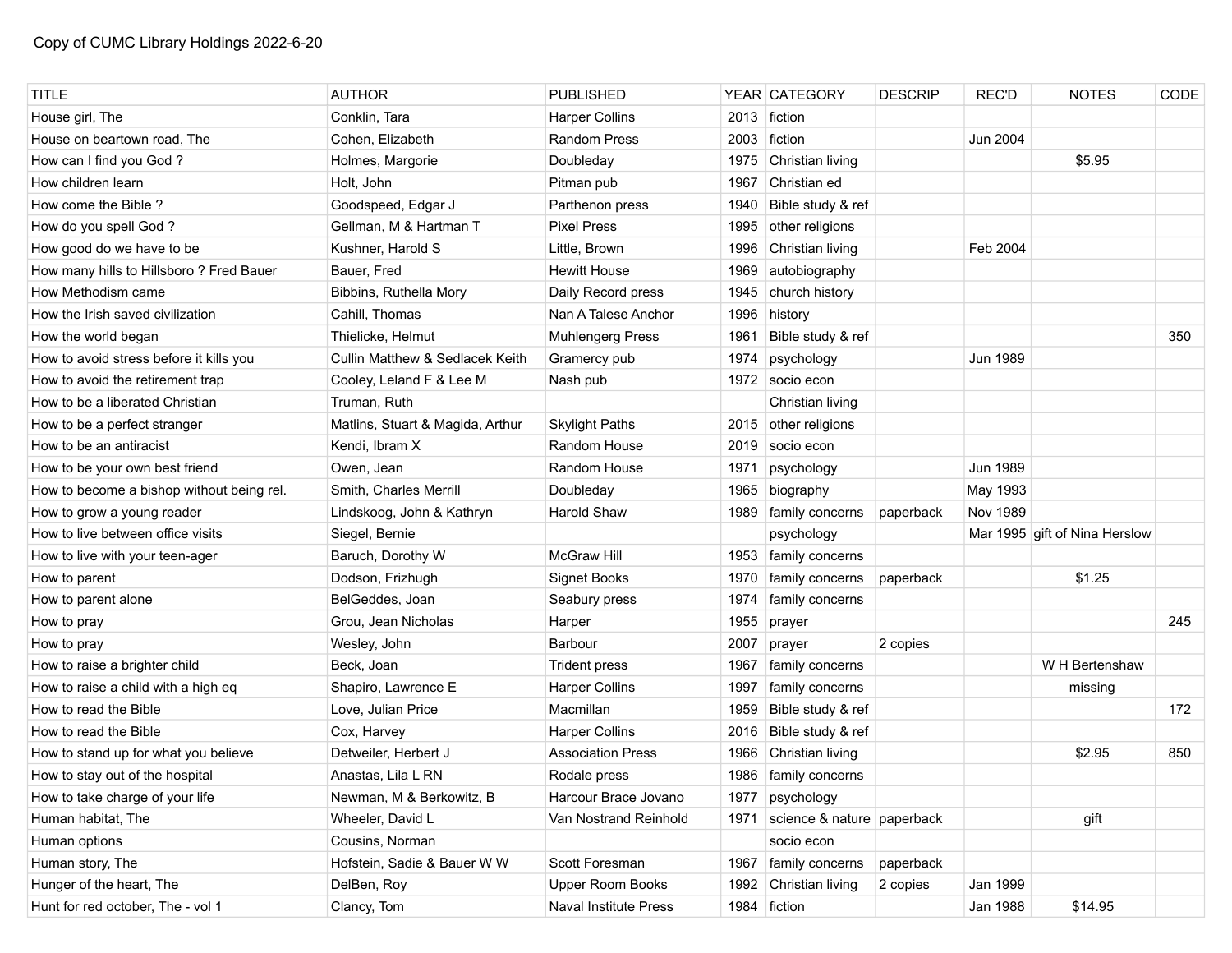Copy of CUMC Library Holdings 2022-6-20

| TITLE | AUTHOR | PUBLISHED | YEAR | CATEGORY | DESCRIP | REC'D | NOTES | CODE |
|---|---|---|---|---|---|---|---|---|
| House girl, The | Conklin, Tara | Harper Collins | 2013 | fiction | | | | |
| House on beartown road, The | Cohen, Elizabeth | Random Press | 2003 | fiction | | Jun 2004 | | |
| How can I find you God ? | Holmes, Margorie | Doubleday | 1975 | Christian living | | | $5.95 | |
| How children learn | Holt, John | Pitman pub | 1967 | Christian ed | | | | |
| How come the Bible ? | Goodspeed, Edgar J | Parthenon press | 1940 | Bible study & ref | | | | |
| How do you spell God ? | Gellman, M & Hartman T | Pixel Press | 1995 | other religions | | | | |
| How good do we have to be | Kushner, Harold S | Little, Brown | 1996 | Christian living | | Feb 2004 | | |
| How many hills to Hillsboro ? Fred Bauer | Bauer, Fred | Hewitt House | 1969 | autobiography | | | | |
| How Methodism came | Bibbins, Ruthella Mory | Daily Record press | 1945 | church history | | | | |
| How the Irish saved civilization | Cahill, Thomas | Nan A Talese Anchor | 1996 | history | | | | |
| How the world began | Thielicke, Helmut | Muhlengerg Press | 1961 | Bible study & ref | | | | 350 |
| How to avoid stress before it kills you | Cullin Matthew & Sedlacek Keith | Gramercy pub | 1974 | psychology | | Jun 1989 | | |
| How to avoid the retirement trap | Cooley, Leland F & Lee M | Nash pub | 1972 | socio econ | | | | |
| How to be a liberated Christian | Truman, Ruth | | | Christian living | | | | |
| How to be a perfect stranger | Matlins, Stuart & Magida, Arthur | Skylight Paths | 2015 | other religions | | | | |
| How to be an antiracist | Kendi, Ibram X | Random House | 2019 | socio econ | | | | |
| How to be your own best friend | Owen, Jean | Random House | 1971 | psychology | | Jun 1989 | | |
| How to become a bishop without being rel. | Smith, Charles Merrill | Doubleday | 1965 | biography | | May 1993 | | |
| How to grow a young reader | Lindskoog, John & Kathryn | Harold Shaw | 1989 | family concerns | paperback | Nov 1989 | | |
| How to live between office visits | Siegel, Bernie | | | psychology | | Mar 1995 | gift of Nina Herslow | |
| How to live with your teen-ager | Baruch, Dorothy W | McGraw Hill | 1953 | family concerns | | | | |
| How to parent | Dodson, Frizhugh | Signet Books | 1970 | family concerns | paperback | | $1.25 | |
| How to parent alone | BelGeddes, Joan | Seabury press | 1974 | family concerns | | | | |
| How to pray | Grou, Jean Nicholas | Harper | 1955 | prayer | | | | 245 |
| How to pray | Wesley, John | Barbour | 2007 | prayer | 2 copies | | | |
| How to raise a brighter child | Beck, Joan | Trident press | 1967 | family concerns | | | W H Bertenshaw | |
| How to raise a child with a high eq | Shapiro, Lawrence E | Harper Collins | 1997 | family concerns | | | missing | |
| How to read the Bible | Love, Julian Price | Macmillan | 1959 | Bible study & ref | | | | 172 |
| How to read the Bible | Cox, Harvey | Harper Collins | 2016 | Bible study & ref | | | | |
| How to stand up for what you believe | Detweiler, Herbert J | Association Press | 1966 | Christian living | | | $2.95 | 850 |
| How to stay out of the hospital | Anastas, Lila L RN | Rodale press | 1986 | family concerns | | | | |
| How to take charge of your life | Newman, M & Berkowitz, B | Harcour Brace Jovano | 1977 | psychology | | | | |
| Human habitat, The | Wheeler, David L | Van Nostrand Reinhold | 1971 | science & nature | paperback | | gift | |
| Human options | Cousins, Norman | | | socio econ | | | | |
| Human story, The | Hofstein, Sadie & Bauer W W | Scott Foresman | 1967 | family concerns | paperback | | | |
| Hunger of the heart, The | DelBen, Roy | Upper Room Books | 1992 | Christian living | 2 copies | Jan 1999 | | |
| Hunt for red october, The - vol 1 | Clancy, Tom | Naval Institute Press | 1984 | fiction | | Jan 1988 | $14.95 | |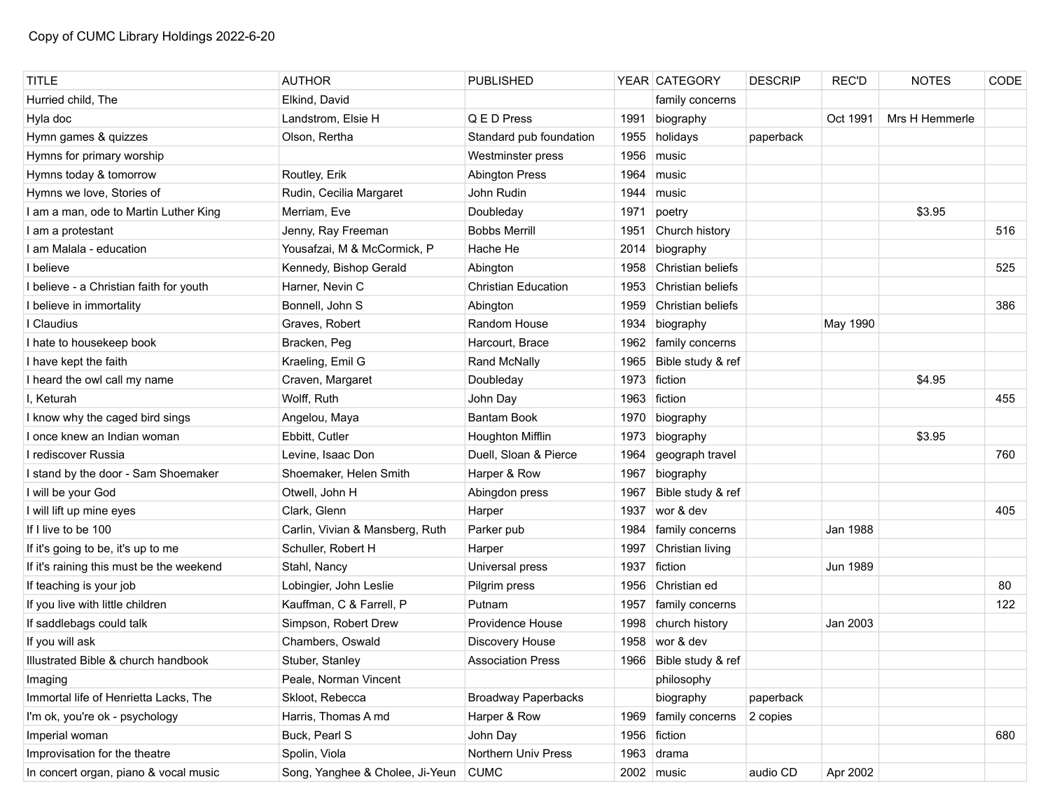Copy of CUMC Library Holdings 2022-6-20

| TITLE | AUTHOR | PUBLISHED | YEAR | CATEGORY | DESCRIP | REC'D | NOTES | CODE |
|---|---|---|---|---|---|---|---|---|
| Hurried child, The | Elkind, David | | | family concerns | | | | |
| Hyla doc | Landstrom, Elsie H | Q E D Press | 1991 | biography | | Oct 1991 | Mrs H Hemmerle | |
| Hymn games & quizzes | Olson, Rertha | Standard pub foundation | 1955 | holidays | paperback | | | |
| Hymns for primary worship | | Westminster press | 1956 | music | | | | |
| Hymns today & tomorrow | Routley, Erik | Abington Press | 1964 | music | | | | |
| Hymns we love, Stories of | Rudin, Cecilia Margaret | John Rudin | 1944 | music | | | | |
| I am a man, ode to Martin Luther King | Merriam, Eve | Doubleday | 1971 | poetry | | | $3.95 | |
| I am a protestant | Jenny, Ray Freeman | Bobbs Merrill | 1951 | Church history | | | | 516 |
| I am Malala - education | Yousafzai, M & McCormick, P | Hache He | 2014 | biography | | | | |
| I believe | Kennedy, Bishop Gerald | Abington | 1958 | Christian beliefs | | | | 525 |
| I believe - a Christian faith for youth | Harner, Nevin C | Christian Education | 1953 | Christian beliefs | | | | |
| I believe in immortality | Bonnell, John S | Abington | 1959 | Christian beliefs | | | | 386 |
| I Claudius | Graves, Robert | Random House | 1934 | biography | | May 1990 | | |
| I hate to housekeep book | Bracken, Peg | Harcourt, Brace | 1962 | family concerns | | | | |
| I have kept the faith | Kraeling, Emil G | Rand McNally | 1965 | Bible study & ref | | | | |
| I heard the owl call my name | Craven, Margaret | Doubleday | 1973 | fiction | | | $4.95 | |
| I, Keturah | Wolff, Ruth | John Day | 1963 | fiction | | | | 455 |
| I know why the caged bird sings | Angelou, Maya | Bantam Book | 1970 | biography | | | | |
| I once knew an Indian woman | Ebbitt, Cutler | Houghton Mifflin | 1973 | biography | | | $3.95 | |
| I rediscover Russia | Levine, Isaac Don | Duell, Sloan & Pierce | 1964 | geograph travel | | | | 760 |
| I stand by the door - Sam Shoemaker | Shoemaker, Helen Smith | Harper & Row | 1967 | biography | | | | |
| I will be your God | Otwell, John H | Abingdon press | 1967 | Bible study & ref | | | | |
| I will lift up mine eyes | Clark, Glenn | Harper | 1937 | wor & dev | | | | 405 |
| If I live to be 100 | Carlin, Vivian & Mansberg, Ruth | Parker pub | 1984 | family concerns | | Jan 1988 | | |
| If it's going to be, it's up to me | Schuller, Robert H | Harper | 1997 | Christian living | | | | |
| If it's raining this must be the weekend | Stahl, Nancy | Universal press | 1937 | fiction | | Jun 1989 | | |
| If teaching is your job | Lobingier, John Leslie | Pilgrim press | 1956 | Christian ed | | | | 80 |
| If you live with little children | Kauffman, C & Farrell, P | Putnam | 1957 | family concerns | | | | 122 |
| If saddlebags could talk | Simpson, Robert Drew | Providence House | 1998 | church history | | Jan 2003 | | |
| If you will ask | Chambers, Oswald | Discovery House | 1958 | wor & dev | | | | |
| Illustrated Bible & church handbook | Stuber, Stanley | Association Press | 1966 | Bible study & ref | | | | |
| Imaging | Peale, Norman Vincent | | | philosophy | | | | |
| Immortal life of Henrietta Lacks, The | Skloot, Rebecca | Broadway Paperbacks | | biography | paperback | | | |
| I'm ok, you're ok - psychology | Harris, Thomas A md | Harper & Row | 1969 | family concerns | 2 copies | | | |
| Imperial woman | Buck, Pearl S | John Day | 1956 | fiction | | | | 680 |
| Improvisation for the theatre | Spolin, Viola | Northern Univ Press | 1963 | drama | | | | |
| In concert organ, piano & vocal music | Song, Yanghee & Cholee, Ji-Yeun | CUMC | 2002 | music | audio CD | Apr 2002 | | |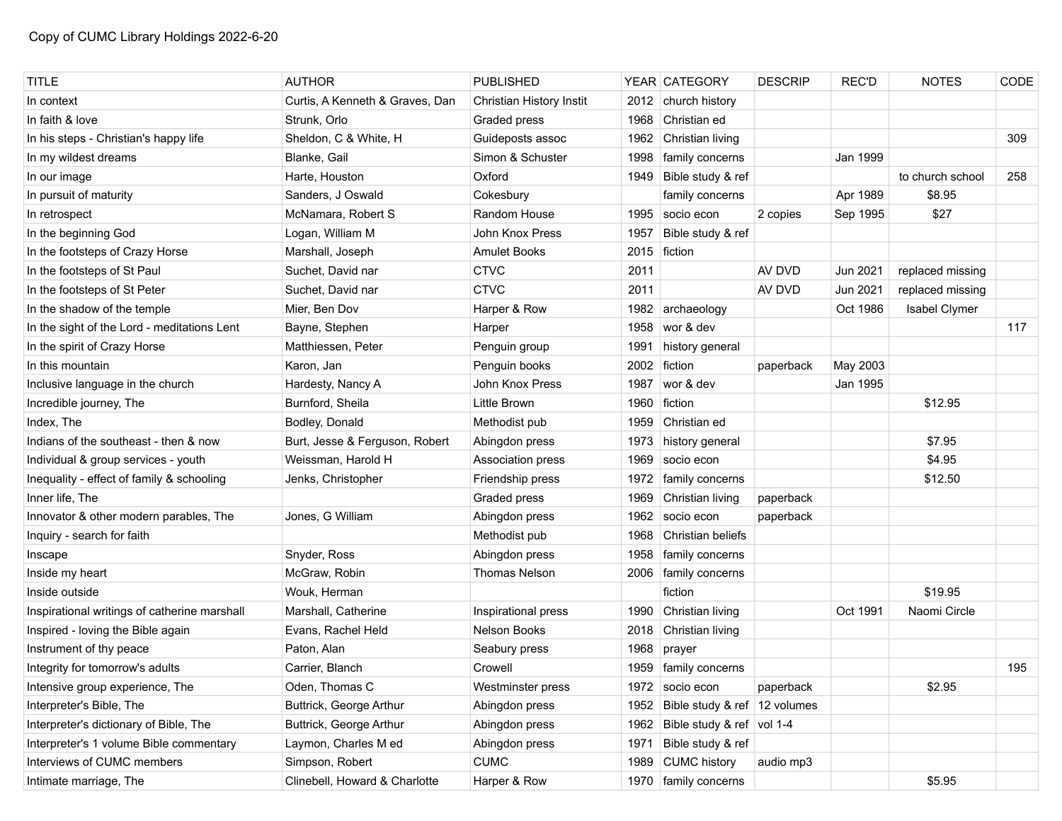Copy of CUMC Library Holdings 2022-6-20

| TITLE | AUTHOR | PUBLISHED | YEAR | CATEGORY | DESCRIP | REC'D | NOTES | CODE |
|---|---|---|---|---|---|---|---|---|
| In context | Curtis, A Kenneth & Graves, Dan | Christian History Instit | 2012 | church history | | | | |
| In faith & love | Strunk, Orlo | Graded press | 1968 | Christian ed | | | | |
| In his steps - Christian's happy life | Sheldon, C & White, H | Guideposts assoc | 1962 | Christian living | | | | 309 |
| In my wildest dreams | Blanke, Gail | Simon & Schuster | 1998 | family concerns | | Jan 1999 | | |
| In our image | Harte, Houston | Oxford | 1949 | Bible study & ref | | | to church school | 258 |
| In pursuit of maturity | Sanders, J Oswald | Cokesbury | | family concerns | | Apr 1989 | $8.95 | |
| In retrospect | McNamara, Robert S | Random House | 1995 | socio econ | 2 copies | Sep 1995 | $27 | |
| In the beginning God | Logan, William M | John Knox Press | 1957 | Bible study & ref | | | | |
| In the footsteps of Crazy Horse | Marshall, Joseph | Amulet Books | 2015 | fiction | | | | |
| In the footsteps of St Paul | Suchet, David nar | CTVC | 2011 | | AV DVD | Jun 2021 | replaced missing | |
| In the footsteps of St Peter | Suchet, David nar | CTVC | 2011 | | AV DVD | Jun 2021 | replaced missing | |
| In the shadow of the temple | Mier, Ben Dov | Harper & Row | 1982 | archaeology | | Oct 1986 | Isabel Clymer | |
| In the sight of the Lord - meditations Lent | Bayne, Stephen | Harper | 1958 | wor & dev | | | | 117 |
| In the spirit of Crazy Horse | Matthiessen, Peter | Penguin group | 1991 | history general | | | | |
| In this mountain | Karon, Jan | Penguin books | 2002 | fiction | paperback | May 2003 | | |
| Inclusive language in the church | Hardesty, Nancy A | John Knox Press | 1987 | wor & dev | | Jan 1995 | | |
| Incredible journey, The | Burnford, Sheila | Little Brown | 1960 | fiction | | | $12.95 | |
| Index, The | Bodley, Donald | Methodist pub | 1959 | Christian ed | | | | |
| Indians of the southeast - then & now | Burt, Jesse & Ferguson, Robert | Abingdon press | 1973 | history general | | | $7.95 | |
| Individual & group services - youth | Weissman, Harold H | Association press | 1969 | socio econ | | | $4.95 | |
| Inequality - effect of family & schooling | Jenks, Christopher | Friendship press | 1972 | family concerns | | | $12.50 | |
| Inner life, The | | Graded press | 1969 | Christian living | paperback | | | |
| Innovator & other modern parables, The | Jones, G William | Abingdon press | 1962 | socio econ | paperback | | | |
| Inquiry - search for faith | | Methodist pub | 1968 | Christian beliefs | | | | |
| Inscape | Snyder, Ross | Abingdon press | 1958 | family concerns | | | | |
| Inside my heart | McGraw, Robin | Thomas Nelson | 2006 | family concerns | | | | |
| Inside outside | Wouk, Herman | | | fiction | | | $19.95 | |
| Inspirational writings of catherine marshall | Marshall, Catherine | Inspirational press | 1990 | Christian living | | Oct 1991 | Naomi Circle | |
| Inspired - loving the Bible again | Evans, Rachel Held | Nelson Books | 2018 | Christian living | | | | |
| Instrument of thy peace | Paton, Alan | Seabury press | 1968 | prayer | | | | |
| Integrity for tomorrow's adults | Carrier, Blanch | Crowell | 1959 | family concerns | | | | 195 |
| Intensive group experience, The | Oden, Thomas C | Westminster press | 1972 | socio econ | paperback | | $2.95 | |
| Interpreter's Bible, The | Buttrick, George Arthur | Abingdon press | 1952 | Bible study & ref | 12 volumes | | | |
| Interpreter's dictionary of Bible, The | Buttrick, George Arthur | Abingdon press | 1962 | Bible study & ref | vol 1-4 | | | |
| Interpreter's 1 volume Bible commentary | Laymon, Charles M ed | Abingdon press | 1971 | Bible study & ref | | | | |
| Interviews of CUMC members | Simpson, Robert | CUMC | 1989 | CUMC history | audio mp3 | | | |
| Intimate marriage, The | Clinebell, Howard & Charlotte | Harper & Row | 1970 | family concerns | | | $5.95 | |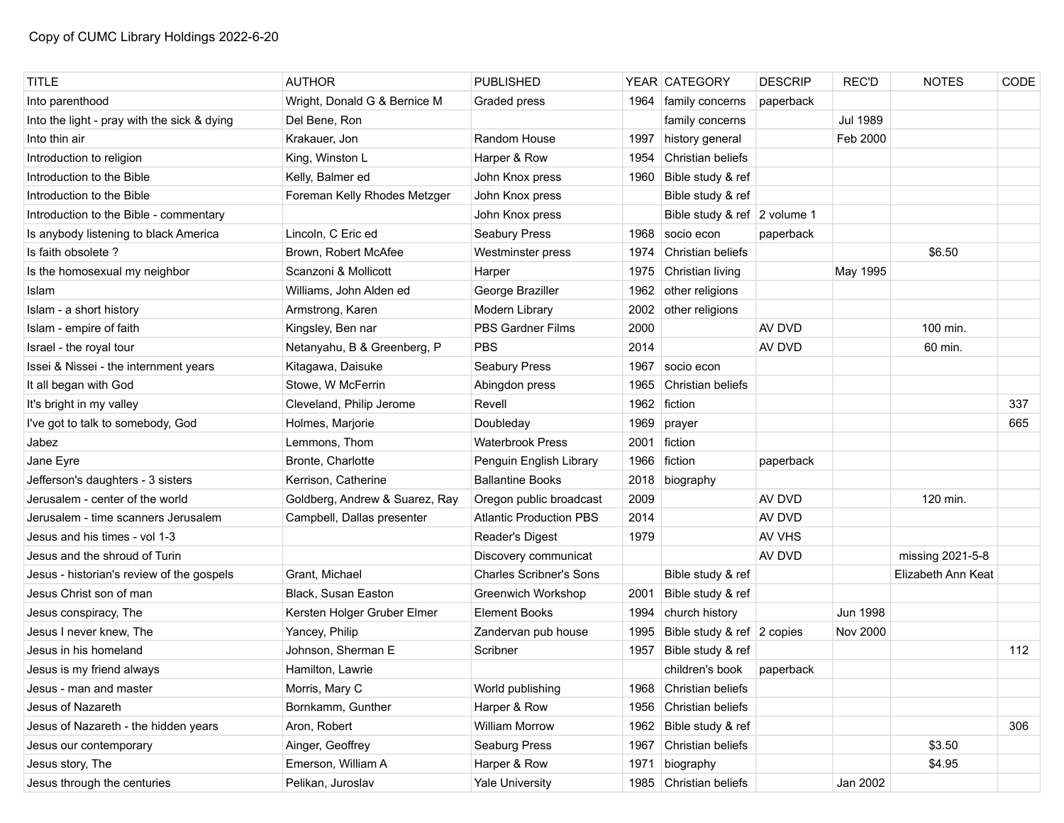Copy of CUMC Library Holdings 2022-6-20

| TITLE | AUTHOR | PUBLISHED | YEAR | CATEGORY | DESCRIP | REC'D | NOTES | CODE |
|---|---|---|---|---|---|---|---|---|
| Into parenthood | Wright, Donald G & Bernice M | Graded press | 1964 | family concerns | paperback | | | |
| Into the light - pray with the sick & dying | Del Bene, Ron | | | family concerns | | Jul 1989 | | |
| Into thin air | Krakauer, Jon | Random House | 1997 | history general | | Feb 2000 | | |
| Introduction to religion | King, Winston L | Harper & Row | 1954 | Christian beliefs | | | | |
| Introduction to the Bible | Kelly, Balmer ed | John Knox press | 1960 | Bible study & ref | | | | |
| Introduction to the Bible | Foreman Kelly Rhodes Metzger | John Knox press | | Bible study & ref | | | | |
| Introduction to the Bible - commentary | | John Knox press | | Bible study & ref | 2 volume 1 | | | |
| Is anybody listening to black America | Lincoln, C Eric ed | Seabury Press | 1968 | socio econ | paperback | | | |
| Is faith obsolete ? | Brown, Robert McAfee | Westminster press | 1974 | Christian beliefs | | | $6.50 | |
| Is the homosexual my neighbor | Scanzoni & Mollicott | Harper | 1975 | Christian living | | May 1995 | | |
| Islam | Williams, John Alden ed | George Braziller | 1962 | other religions | | | | |
| Islam - a short history | Armstrong, Karen | Modern Library | 2002 | other religions | | | | |
| Islam - empire of faith | Kingsley, Ben nar | PBS Gardner Films | 2000 | | AV DVD | | 100 min. | |
| Israel - the royal tour | Netanyahu, B & Greenberg, P | PBS | 2014 | | AV DVD | | 60 min. | |
| Issei & Nissei - the internment years | Kitagawa, Daisuke | Seabury Press | 1967 | socio econ | | | | |
| It all began with God | Stowe, W McFerrin | Abingdon press | 1965 | Christian beliefs | | | | |
| It's bright in my valley | Cleveland, Philip Jerome | Revell | 1962 | fiction | | | | 337 |
| I've got to talk to somebody, God | Holmes, Marjorie | Doubleday | 1969 | prayer | | | | 665 |
| Jabez | Lemmons, Thom | Waterbrook Press | 2001 | fiction | | | | |
| Jane Eyre | Bronte, Charlotte | Penguin English Library | 1966 | fiction | paperback | | | |
| Jefferson's daughters - 3 sisters | Kerrison, Catherine | Ballantine Books | 2018 | biography | | | | |
| Jerusalem - center of the world | Goldberg, Andrew & Suarez, Ray | Oregon public broadcast | 2009 | | AV DVD | | 120 min. | |
| Jerusalem - time scanners Jerusalem | Campbell, Dallas presenter | Atlantic Production PBS | 2014 | | AV DVD | | | |
| Jesus and his times - vol 1-3 | | Reader's Digest | 1979 | | AV VHS | | | |
| Jesus and the shroud of Turin | | Discovery communicat | | | AV DVD | | missing 2021-5-8 | |
| Jesus - historian's review of the gospels | Grant, Michael | Charles Scribner's Sons | | Bible study & ref | | | Elizabeth Ann Keat | |
| Jesus Christ son of man | Black, Susan Easton | Greenwich Workshop | 2001 | Bible study & ref | | | | |
| Jesus conspiracy, The | Kersten Holger Gruber Elmer | Element Books | 1994 | church history | | Jun 1998 | | |
| Jesus I never knew, The | Yancey, Philip | Zandervan pub house | 1995 | Bible study & ref | 2 copies | Nov 2000 | | |
| Jesus in his homeland | Johnson, Sherman E | Scribner | 1957 | Bible study & ref | | | | 112 |
| Jesus is my friend always | Hamilton, Lawrie | | | children's book | paperback | | | |
| Jesus - man and master | Morris, Mary C | World publishing | 1968 | Christian beliefs | | | | |
| Jesus of Nazareth | Bornkamm, Gunther | Harper & Row | 1956 | Christian beliefs | | | | |
| Jesus of Nazareth - the hidden years | Aron, Robert | William Morrow | 1962 | Bible study & ref | | | | 306 |
| Jesus our contemporary | Ainger, Geoffrey | Seaburg Press | 1967 | Christian beliefs | | | $3.50 | |
| Jesus story, The | Emerson, William A | Harper & Row | 1971 | biography | | | $4.95 | |
| Jesus through the centuries | Pelikan, Juroslav | Yale University | 1985 | Christian beliefs | | Jan 2002 | | |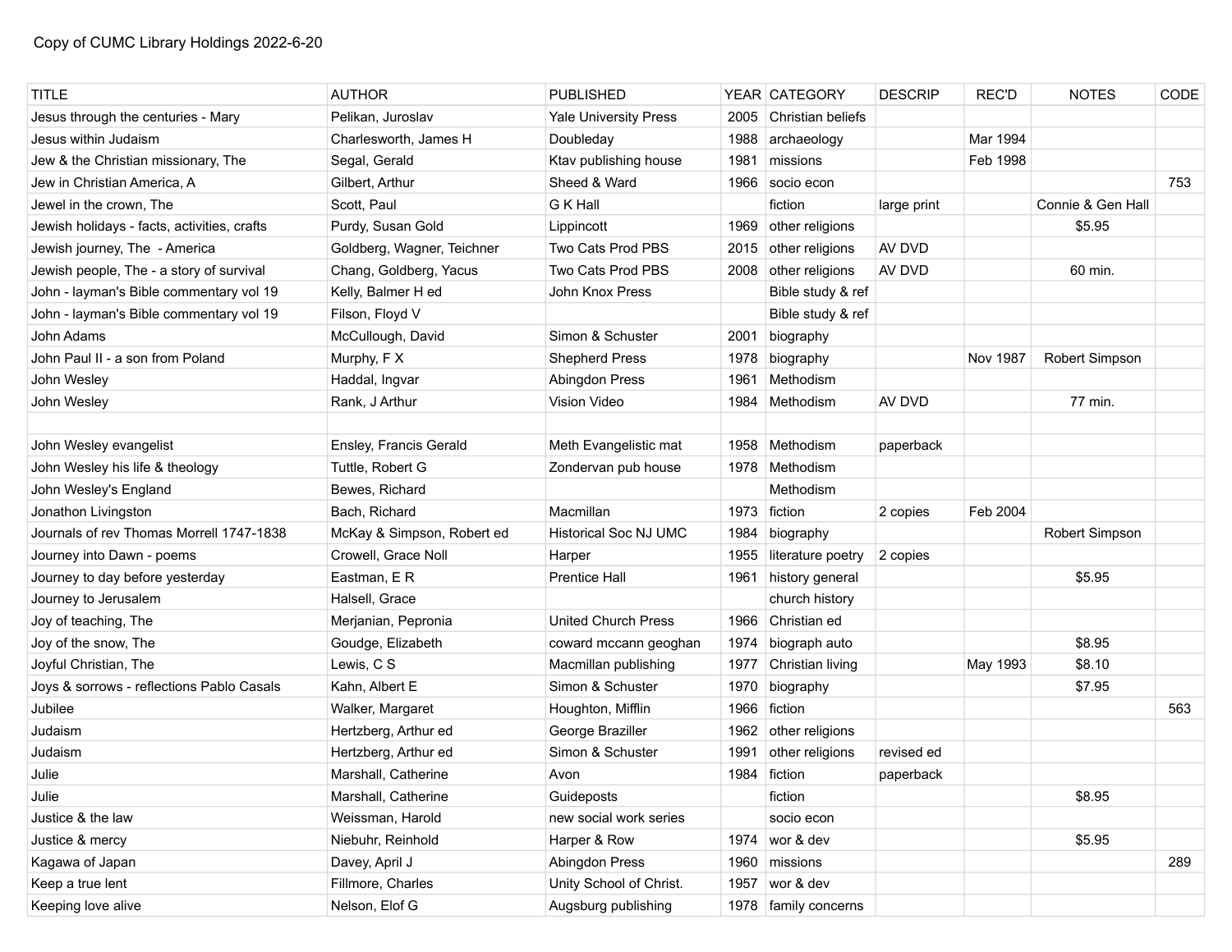Copy of CUMC Library Holdings 2022-6-20

| TITLE | AUTHOR | PUBLISHED | YEAR | CATEGORY | DESCRIP | REC'D | NOTES | CODE |
|---|---|---|---|---|---|---|---|---|
| Jesus through the centuries - Mary | Pelikan, Juroslav | Yale University Press | 2005 | Christian beliefs | | | | |
| Jesus within Judaism | Charlesworth, James H | Doubleday | 1988 | archaeology | | Mar 1994 | | |
| Jew & the Christian missionary, The | Segal, Gerald | Ktav publishing house | 1981 | missions | | Feb 1998 | | |
| Jew in Christian America, A | Gilbert, Arthur | Sheed & Ward | 1966 | socio econ | | | | 753 |
| Jewel in the crown, The | Scott, Paul | G K Hall | | fiction | large print | | Connie & Gen Hall | |
| Jewish holidays - facts, activities, crafts | Purdy, Susan Gold | Lippincott | 1969 | other religions | | | $5.95 | |
| Jewish journey, The - America | Goldberg, Wagner, Teichner | Two Cats Prod PBS | 2015 | other religions | AV DVD | | | |
| Jewish people, The - a story of survival | Chang, Goldberg, Yacus | Two Cats Prod PBS | 2008 | other religions | AV DVD | | 60 min. | |
| John - layman's Bible commentary vol 19 | Kelly, Balmer H ed | John Knox Press | | Bible study & ref | | | | |
| John - layman's Bible commentary vol 19 | Filson, Floyd V | | | Bible study & ref | | | | |
| John Adams | McCullough, David | Simon & Schuster | 2001 | biography | | | | |
| John Paul II - a son from Poland | Murphy, F X | Shepherd Press | 1978 | biography | | Nov 1987 | Robert Simpson | |
| John Wesley | Haddal, Ingvar | Abingdon Press | 1961 | Methodism | | | | |
| John Wesley | Rank, J Arthur | Vision Video | 1984 | Methodism | AV DVD | | 77 min. | |
| | | | | | | | | |
| John Wesley evangelist | Ensley, Francis Gerald | Meth Evangelistic mat | 1958 | Methodism | paperback | | | |
| John Wesley his life & theology | Tuttle, Robert G | Zondervan pub house | 1978 | Methodism | | | | |
| John Wesley's England | Bewes, Richard | | | Methodism | | | | |
| Jonathon Livingston | Bach, Richard | Macmillan | 1973 | fiction | 2 copies | Feb 2004 | | |
| Journals of rev Thomas Morrell 1747-1838 | McKay & Simpson, Robert ed | Historical Soc NJ UMC | 1984 | biography | | | Robert Simpson | |
| Journey into Dawn - poems | Crowell, Grace Noll | Harper | 1955 | literature poetry | 2 copies | | | |
| Journey to day before yesterday | Eastman, E R | Prentice Hall | 1961 | history general | | | $5.95 | |
| Journey to Jerusalem | Halsell, Grace | | | church history | | | | |
| Joy of teaching, The | Merjanian, Pepronia | United Church Press | 1966 | Christian ed | | | | |
| Joy of the snow, The | Goudge, Elizabeth | coward mccann geoghan | 1974 | biograph auto | | | $8.95 | |
| Joyful Christian, The | Lewis, C S | Macmillan publishing | 1977 | Christian living | | May 1993 | $8.10 | |
| Joys & sorrows - reflections Pablo Casals | Kahn, Albert E | Simon & Schuster | 1970 | biography | | | $7.95 | |
| Jubilee | Walker, Margaret | Houghton, Mifflin | 1966 | fiction | | | | 563 |
| Judaism | Hertzberg, Arthur ed | George Braziller | 1962 | other religions | | | | |
| Judaism | Hertzberg, Arthur ed | Simon & Schuster | 1991 | other religions | revised ed | | | |
| Julie | Marshall, Catherine | Avon | 1984 | fiction | paperback | | | |
| Julie | Marshall, Catherine | Guideposts | | fiction | | | $8.95 | |
| Justice & the law | Weissman, Harold | new social work series | | socio econ | | | | |
| Justice & mercy | Niebuhr, Reinhold | Harper & Row | 1974 | wor & dev | | | $5.95 | |
| Kagawa of Japan | Davey, April J | Abingdon Press | 1960 | missions | | | | 289 |
| Keep a true lent | Fillmore, Charles | Unity School of Christ. | 1957 | wor & dev | | | | |
| Keeping love alive | Nelson, Elof G | Augsburg publishing | 1978 | family concerns | | | | |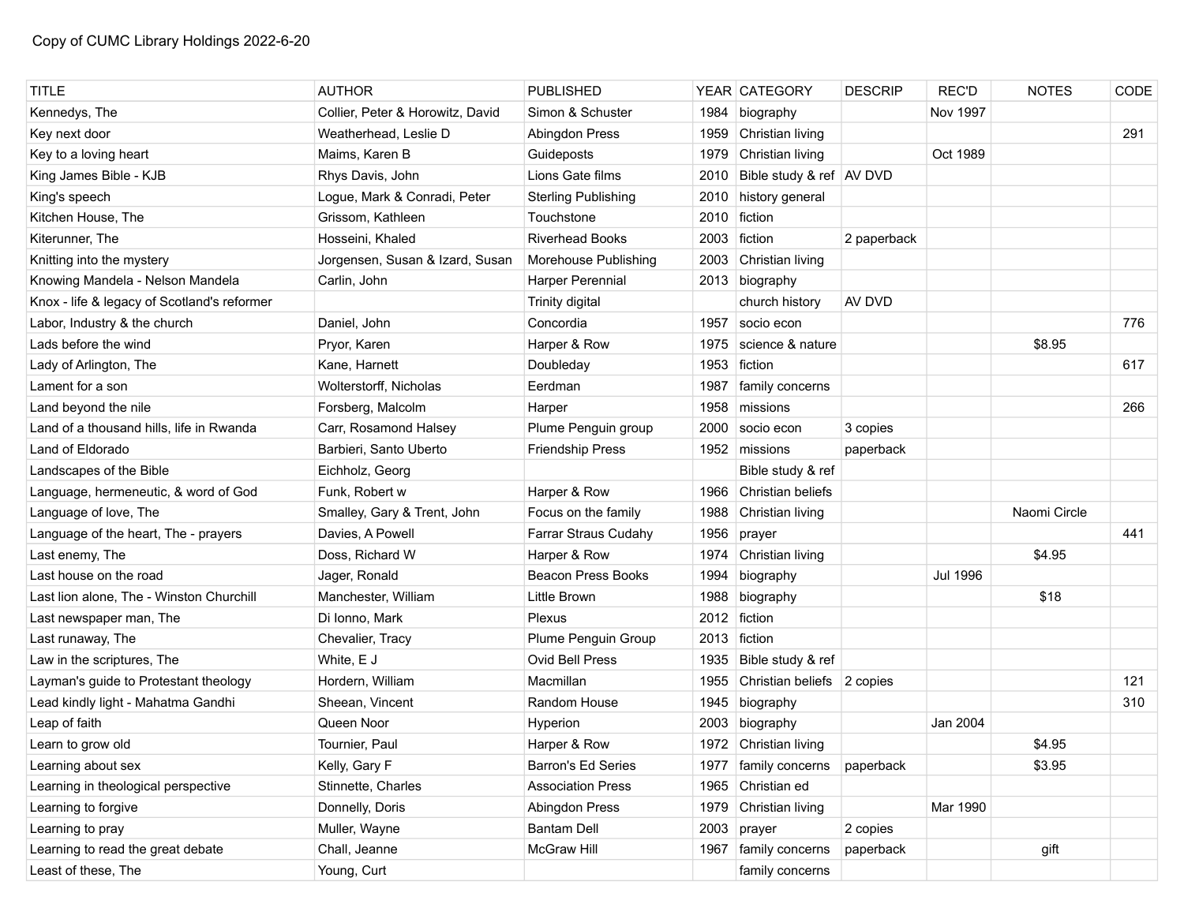Copy of CUMC Library Holdings 2022-6-20

| TITLE | AUTHOR | PUBLISHED | YEAR | CATEGORY | DESCRIP | REC'D | NOTES | CODE |
|---|---|---|---|---|---|---|---|---|
| Kennedys, The | Collier, Peter & Horowitz, David | Simon & Schuster | 1984 | biography | | Nov 1997 | | |
| Key next door | Weatherhead, Leslie D | Abingdon Press | 1959 | Christian living | | | | 291 |
| Key to a loving heart | Maims, Karen B | Guideposts | 1979 | Christian living | | Oct 1989 | | |
| King James Bible - KJB | Rhys Davis, John | Lions Gate films | 2010 | Bible study & ref | AV DVD | | | |
| King's speech | Logue, Mark & Conradi, Peter | Sterling Publishing | 2010 | history general | | | | |
| Kitchen House, The | Grissom, Kathleen | Touchstone | 2010 | fiction | | | | |
| Kiterunner, The | Hosseini, Khaled | Riverhead Books | 2003 | fiction | 2 paperback | | | |
| Knitting into the mystery | Jorgensen, Susan & Izard, Susan | Morehouse Publishing | 2003 | Christian living | | | | |
| Knowing Mandela - Nelson Mandela | Carlin, John | Harper Perennial | 2013 | biography | | | | |
| Knox - life & legacy of Scotland's reformer | | Trinity digital | | church history | AV DVD | | | |
| Labor, Industry & the church | Daniel, John | Concordia | 1957 | socio econ | | | | 776 |
| Lads before the wind | Pryor, Karen | Harper & Row | 1975 | science & nature | | | $8.95 | |
| Lady of Arlington, The | Kane, Harnett | Doubleday | 1953 | fiction | | | | 617 |
| Lament for a son | Wolterstorff, Nicholas | Eerdman | 1987 | family concerns | | | | |
| Land beyond the nile | Forsberg, Malcolm | Harper | 1958 | missions | | | | 266 |
| Land of a thousand hills, life in Rwanda | Carr, Rosamond Halsey | Plume Penguin group | 2000 | socio econ | 3 copies | | | |
| Land of Eldorado | Barbieri, Santo Uberto | Friendship Press | 1952 | missions | paperback | | | |
| Landscapes of the Bible | Eichholz, Georg | | | Bible study & ref | | | | |
| Language, hermeneutic, & word of God | Funk, Robert w | Harper & Row | 1966 | Christian beliefs | | | | |
| Language of love, The | Smalley, Gary & Trent, John | Focus on the family | 1988 | Christian living | | | Naomi Circle | |
| Language of the heart, The - prayers | Davies, A Powell | Farrar Straus Cudahy | 1956 | prayer | | | | 441 |
| Last enemy, The | Doss, Richard W | Harper & Row | 1974 | Christian living | | | $4.95 | |
| Last house on the road | Jager, Ronald | Beacon Press Books | 1994 | biography | | Jul 1996 | | |
| Last lion alone, The - Winston Churchill | Manchester, William | Little Brown | 1988 | biography | | | $18 | |
| Last newspaper man, The | Di Ionno, Mark | Plexus | 2012 | fiction | | | | |
| Last runaway, The | Chevalier, Tracy | Plume Penguin Group | 2013 | fiction | | | | |
| Law in the scriptures, The | White, E J | Ovid Bell Press | 1935 | Bible study & ref | | | | |
| Layman's guide to Protestant theology | Hordern, William | Macmillan | 1955 | Christian beliefs | 2 copies | | | 121 |
| Lead kindly light - Mahatma Gandhi | Sheean, Vincent | Random House | 1945 | biography | | | | 310 |
| Leap of faith | Queen Noor | Hyperion | 2003 | biography | | Jan 2004 | | |
| Learn to grow old | Tournier, Paul | Harper & Row | 1972 | Christian living | | | $4.95 | |
| Learning about sex | Kelly, Gary F | Barron's Ed Series | 1977 | family concerns | paperback | | $3.95 | |
| Learning in theological perspective | Stinnette, Charles | Association Press | 1965 | Christian ed | | | | |
| Learning to forgive | Donnelly, Doris | Abingdon Press | 1979 | Christian living | | Mar 1990 | | |
| Learning to pray | Muller, Wayne | Bantam Dell | 2003 | prayer | 2 copies | | | |
| Learning to read the great debate | Chall, Jeanne | McGraw Hill | 1967 | family concerns | paperback | | gift | |
| Least of these, The | Young, Curt | | | family concerns | | | | |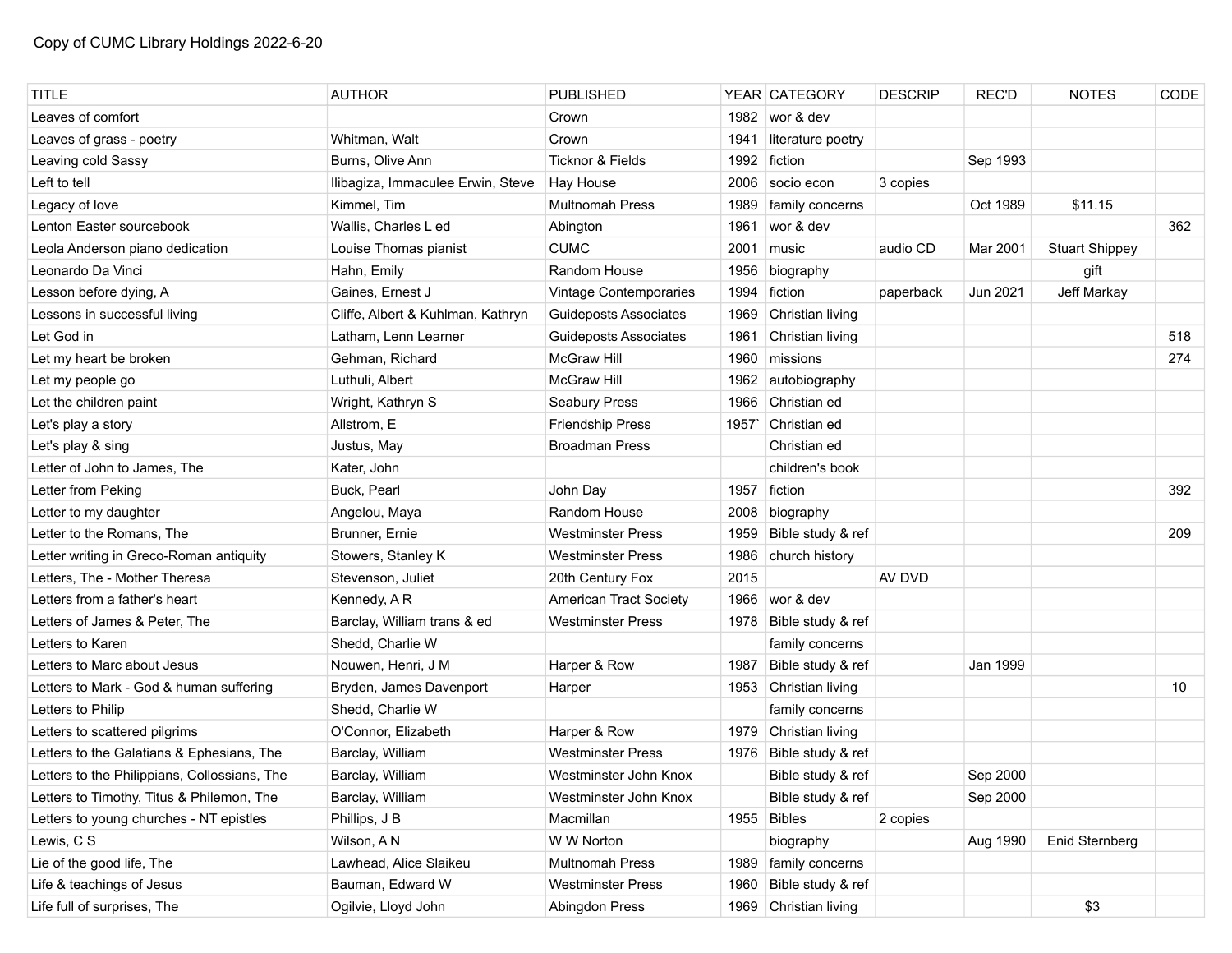Copy of CUMC Library Holdings 2022-6-20

| TITLE | AUTHOR | PUBLISHED | YEAR | CATEGORY | DESCRIP | REC'D | NOTES | CODE |
|---|---|---|---|---|---|---|---|---|
| Leaves of comfort | | Crown | 1982 | wor & dev | | | | |
| Leaves of grass - poetry | Whitman, Walt | Crown | 1941 | literature poetry | | | | |
| Leaving cold Sassy | Burns, Olive Ann | Ticknor & Fields | 1992 | fiction | | Sep 1993 | | |
| Left to tell | Ilibagiza, Immaculee Erwin, Steve | Hay House | 2006 | socio econ | 3 copies | | | |
| Legacy of love | Kimmel, Tim | Multnomah Press | 1989 | family concerns | | Oct 1989 | $11.15 | |
| Lenton Easter sourcebook | Wallis, Charles L ed | Abington | 1961 | wor & dev | | | | 362 |
| Leola Anderson piano dedication | Louise Thomas pianist | CUMC | 2001 | music | audio CD | Mar 2001 | Stuart Shippey | |
| Leonardo Da Vinci | Hahn, Emily | Random House | 1956 | biography | | | gift | |
| Lesson before dying, A | Gaines, Ernest J | Vintage Contemporaries | 1994 | fiction | paperback | Jun 2021 | Jeff Markay | |
| Lessons in successful living | Cliffe, Albert & Kuhlman, Kathryn | Guideposts Associates | 1969 | Christian living | | | | |
| Let God in | Latham, Lenn Learner | Guideposts Associates | 1961 | Christian living | | | | 518 |
| Let my heart be broken | Gehman, Richard | McGraw Hill | 1960 | missions | | | | 274 |
| Let my people go | Luthuli, Albert | McGraw Hill | 1962 | autobiography | | | | |
| Let the children paint | Wright, Kathryn S | Seabury Press | 1966 | Christian ed | | | | |
| Let's play a story | Allstrom, E | Friendship Press | 1957` | Christian ed | | | | |
| Let's play & sing | Justus, May | Broadman Press | | Christian ed | | | | |
| Letter of John to James, The | Kater, John | | | children's book | | | | |
| Letter from Peking | Buck, Pearl | John Day | 1957 | fiction | | | | 392 |
| Letter to my daughter | Angelou, Maya | Random House | 2008 | biography | | | | |
| Letter to the Romans, The | Brunner, Ernie | Westminster Press | 1959 | Bible study & ref | | | | 209 |
| Letter writing in Greco-Roman antiquity | Stowers, Stanley K | Westminster Press | 1986 | church history | | | | |
| Letters, The - Mother Theresa | Stevenson, Juliet | 20th Century Fox | 2015 | | AV DVD | | | |
| Letters from a father's heart | Kennedy, A R | American Tract Society | 1966 | wor & dev | | | | |
| Letters of James & Peter, The | Barclay, William trans & ed | Westminster Press | 1978 | Bible study & ref | | | | |
| Letters to Karen | Shedd, Charlie W | | | family concerns | | | | |
| Letters to Marc about Jesus | Nouwen, Henri, J M | Harper & Row | 1987 | Bible study & ref | | Jan 1999 | | |
| Letters to Mark - God & human suffering | Bryden, James Davenport | Harper | 1953 | Christian living | | | | 10 |
| Letters to Philip | Shedd, Charlie W | | | family concerns | | | | |
| Letters to scattered pilgrims | O'Connor, Elizabeth | Harper & Row | 1979 | Christian living | | | | |
| Letters to the Galatians & Ephesians, The | Barclay, William | Westminster Press | 1976 | Bible study & ref | | | | |
| Letters to the Philippians, Collossians, The | Barclay, William | Westminster John Knox | | Bible study & ref | | Sep 2000 | | |
| Letters to Timothy, Titus & Philemon, The | Barclay, William | Westminster John Knox | | Bible study & ref | | Sep 2000 | | |
| Letters to young churches - NT epistles | Phillips, J B | Macmillan | 1955 | Bibles | 2 copies | | | |
| Lewis, C S | Wilson, A N | W W Norton | | biography | | Aug 1990 | Enid Sternberg | |
| Lie of the good life, The | Lawhead, Alice Slaikeu | Multnomah Press | 1989 | family concerns | | | | |
| Life & teachings of Jesus | Bauman, Edward W | Westminster Press | 1960 | Bible study & ref | | | | |
| Life full of surprises, The | Ogilvie, Lloyd John | Abingdon Press | 1969 | Christian living | | | $3 | |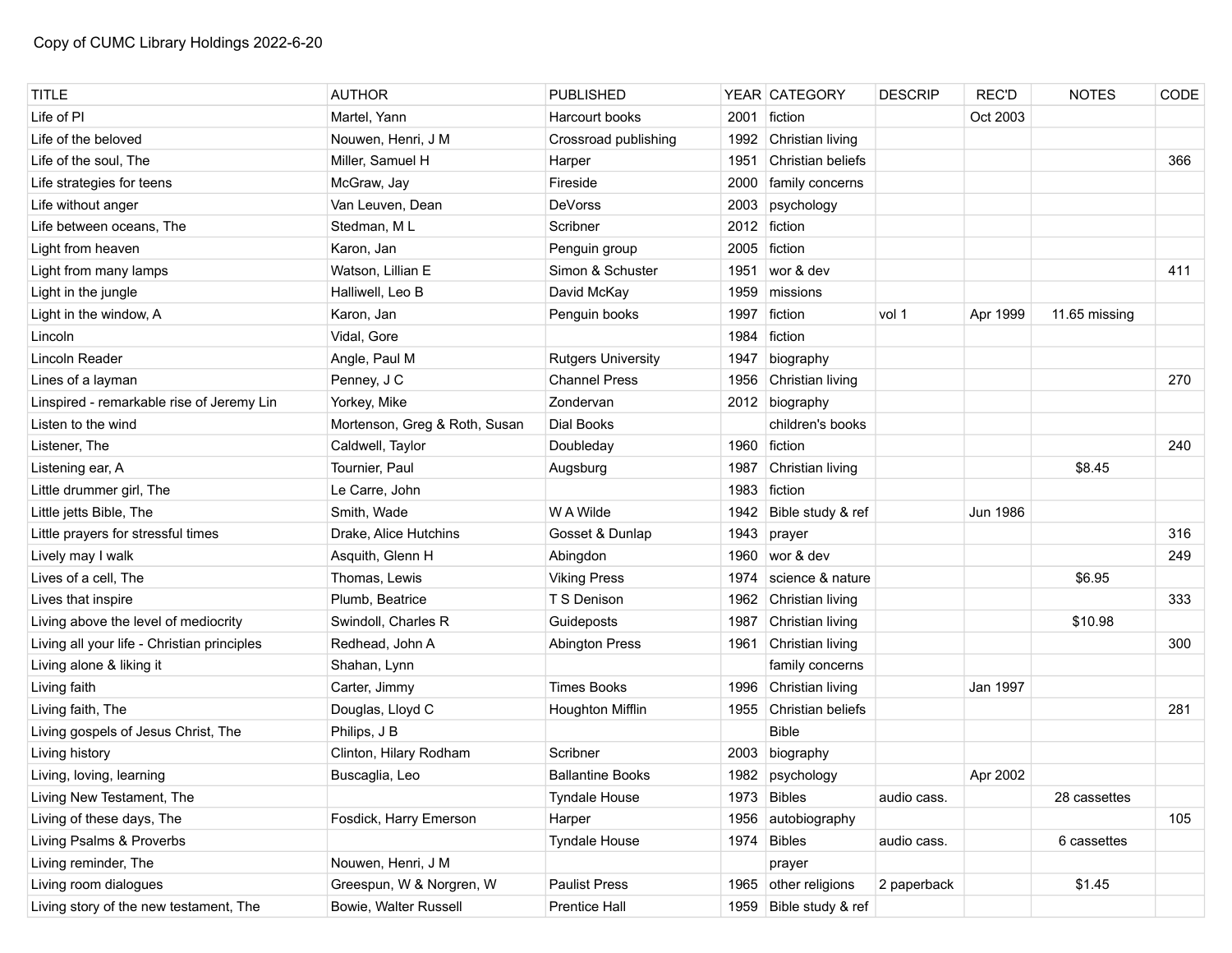Copy of CUMC Library Holdings 2022-6-20

| TITLE | AUTHOR | PUBLISHED | YEAR | CATEGORY | DESCRIP | REC'D | NOTES | CODE |
|---|---|---|---|---|---|---|---|---|
| Life of PI | Martel, Yann | Harcourt books | 2001 | fiction | | Oct 2003 | | |
| Life of the beloved | Nouwen, Henri, J M | Crossroad publishing | 1992 | Christian living | | | | |
| Life of the soul, The | Miller, Samuel H | Harper | 1951 | Christian beliefs | | | | 366 |
| Life strategies for teens | McGraw, Jay | Fireside | 2000 | family concerns | | | | |
| Life without anger | Van Leuven, Dean | DeVorss | 2003 | psychology | | | | |
| Life between oceans, The | Stedman, M L | Scribner | 2012 | fiction | | | | |
| Light from heaven | Karon, Jan | Penguin group | 2005 | fiction | | | | |
| Light from many lamps | Watson, Lillian E | Simon & Schuster | 1951 | wor & dev | | | | 411 |
| Light in the jungle | Halliwell, Leo B | David McKay | 1959 | missions | | | | |
| Light in the window, A | Karon, Jan | Penguin books | 1997 | fiction | vol 1 | Apr 1999 | 11.65 missing | |
| Lincoln | Vidal, Gore | | 1984 | fiction | | | | |
| Lincoln Reader | Angle, Paul M | Rutgers University | 1947 | biography | | | | |
| Lines of a layman | Penney, J C | Channel Press | 1956 | Christian living | | | | 270 |
| Linspired - remarkable rise of Jeremy Lin | Yorkey, Mike | Zondervan | 2012 | biography | | | | |
| Listen to the wind | Mortenson, Greg & Roth, Susan | Dial Books | | children's books | | | | |
| Listener, The | Caldwell, Taylor | Doubleday | 1960 | fiction | | | | 240 |
| Listening ear, A | Tournier, Paul | Augsburg | 1987 | Christian living | | | $8.45 | |
| Little drummer girl, The | Le Carre, John | | 1983 | fiction | | | | |
| Little jetts Bible, The | Smith, Wade | W A Wilde | 1942 | Bible study & ref | | Jun 1986 | | |
| Little prayers for stressful times | Drake, Alice Hutchins | Gosset & Dunlap | 1943 | prayer | | | | 316 |
| Lively may I walk | Asquith, Glenn H | Abingdon | 1960 | wor & dev | | | | 249 |
| Lives of a cell, The | Thomas, Lewis | Viking Press | 1974 | science & nature | | | $6.95 | |
| Lives that inspire | Plumb, Beatrice | T S Denison | 1962 | Christian living | | | | 333 |
| Living above the level of mediocrity | Swindoll, Charles R | Guideposts | 1987 | Christian living | | | $10.98 | |
| Living all your life - Christian principles | Redhead, John A | Abington Press | 1961 | Christian living | | | | 300 |
| Living alone & liking it | Shahan, Lynn | | | family concerns | | | | |
| Living faith | Carter, Jimmy | Times Books | 1996 | Christian living | | Jan 1997 | | |
| Living faith, The | Douglas, Lloyd C | Houghton Mifflin | 1955 | Christian beliefs | | | | 281 |
| Living gospels of Jesus Christ, The | Philips, J B | | | Bible | | | | |
| Living history | Clinton, Hilary Rodham | Scribner | 2003 | biography | | | | |
| Living, loving, learning | Buscaglia, Leo | Ballantine Books | 1982 | psychology | | Apr 2002 | | |
| Living New Testament, The | | Tyndale House | 1973 | Bibles | audio cass. | | 28 cassettes | |
| Living of these days, The | Fosdick, Harry Emerson | Harper | 1956 | autobiography | | | | 105 |
| Living Psalms & Proverbs | | Tyndale House | 1974 | Bibles | audio cass. | | 6 cassettes | |
| Living reminder, The | Nouwen, Henri, J M | | | prayer | | | | |
| Living room dialogues | Greespun, W & Norgren, W | Paulist Press | 1965 | other religions | 2 paperback | | $1.45 | |
| Living story of the new testament, The | Bowie, Walter Russell | Prentice Hall | 1959 | Bible study & ref | | | | |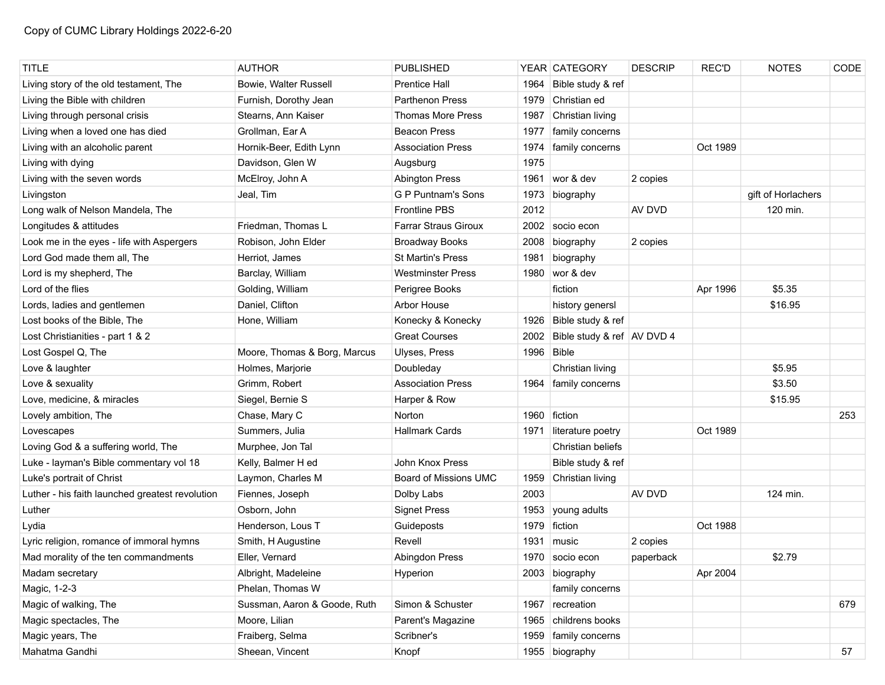Copy of CUMC Library Holdings 2022-6-20

| TITLE | AUTHOR | PUBLISHED | YEAR | CATEGORY | DESCRIP | REC'D | NOTES | CODE |
|---|---|---|---|---|---|---|---|---|
| Living story of the old testament, The | Bowie, Walter Russell | Prentice Hall | 1964 | Bible study & ref | | | | |
| Living the Bible with children | Furnish, Dorothy Jean | Parthenon Press | 1979 | Christian ed | | | | |
| Living through personal crisis | Stearns, Ann Kaiser | Thomas More Press | 1987 | Christian living | | | | |
| Living when a loved one has died | Grollman, Ear A | Beacon Press | 1977 | family concerns | | | | |
| Living with an alcoholic parent | Hornik-Beer, Edith Lynn | Association Press | 1974 | family concerns | | Oct 1989 | | |
| Living with dying | Davidson, Glen W | Augsburg | 1975 | | | | | |
| Living with the seven words | McElroy, John A | Abington Press | 1961 | wor & dev | 2 copies | | | |
| Livingston | Jeal, Tim | G P Puntnam's Sons | 1973 | biography | | | gift of Horlachers | |
| Long walk of Nelson Mandela, The | | Frontline PBS | 2012 | | AV DVD | | 120 min. | |
| Longitudes & attitudes | Friedman, Thomas L | Farrar Straus Giroux | 2002 | socio econ | | | | |
| Look me in the eyes - life with Aspergers | Robison, John Elder | Broadway Books | 2008 | biography | 2 copies | | | |
| Lord God made them all, The | Herriot, James | St Martin's Press | 1981 | biography | | | | |
| Lord is my shepherd, The | Barclay, William | Westminster Press | 1980 | wor & dev | | | | |
| Lord of the flies | Golding, William | Perigree Books | | fiction | | Apr 1996 | $5.35 | |
| Lords, ladies and gentlemen | Daniel, Clifton | Arbor House | | history genersl | | | $16.95 | |
| Lost books of the Bible, The | Hone, William | Konecky & Konecky | 1926 | Bible study & ref | | | | |
| Lost Christianities - part 1 & 2 | | Great Courses | 2002 | Bible study & ref | AV DVD 4 | | | |
| Lost Gospel Q, The | Moore, Thomas & Borg, Marcus | Ulyses, Press | 1996 | Bible | | | | |
| Love & laughter | Holmes, Marjorie | Doubleday | | Christian living | | | $5.95 | |
| Love & sexuality | Grimm, Robert | Association Press | 1964 | family concerns | | | $3.50 | |
| Love, medicine, & miracles | Siegel, Bernie S | Harper & Row | | | | | $15.95 | |
| Lovely ambition, The | Chase, Mary C | Norton | 1960 | fiction | | | | 253 |
| Lovescapes | Summers, Julia | Hallmark Cards | 1971 | literature poetry | | Oct 1989 | | |
| Loving God & a suffering world, The | Murphee, Jon Tal | | | Christian beliefs | | | | |
| Luke - layman's Bible commentary vol 18 | Kelly, Balmer H ed | John Knox Press | | Bible study & ref | | | | |
| Luke's portrait of Christ | Laymon, Charles M | Board of Missions UMC | 1959 | Christian living | | | | |
| Luther - his faith launched greatest revolution | Fiennes, Joseph | Dolby Labs | 2003 | | AV DVD | | 124 min. | |
| Luther | Osborn, John | Signet Press | 1953 | young adults | | | | |
| Lydia | Henderson, Lous T | Guideposts | 1979 | fiction | | Oct 1988 | | |
| Lyric religion, romance of immoral hymns | Smith, H Augustine | Revell | 1931 | music | 2 copies | | | |
| Mad morality of the ten commandments | Eller, Vernard | Abingdon Press | 1970 | socio econ | paperback | | $2.79 | |
| Madam secretary | Albright, Madeleine | Hyperion | 2003 | biography | | Apr 2004 | | |
| Magic, 1-2-3 | Phelan, Thomas W | | | family concerns | | | | |
| Magic of walking, The | Sussman, Aaron & Goode, Ruth | Simon & Schuster | 1967 | recreation | | | | 679 |
| Magic spectacles, The | Moore, Lilian | Parent's Magazine | 1965 | childrens books | | | | |
| Magic years, The | Fraiberg, Selma | Scribner's | 1959 | family concerns | | | | |
| Mahatma Gandhi | Sheean, Vincent | Knopf | 1955 | biography | | | | 57 |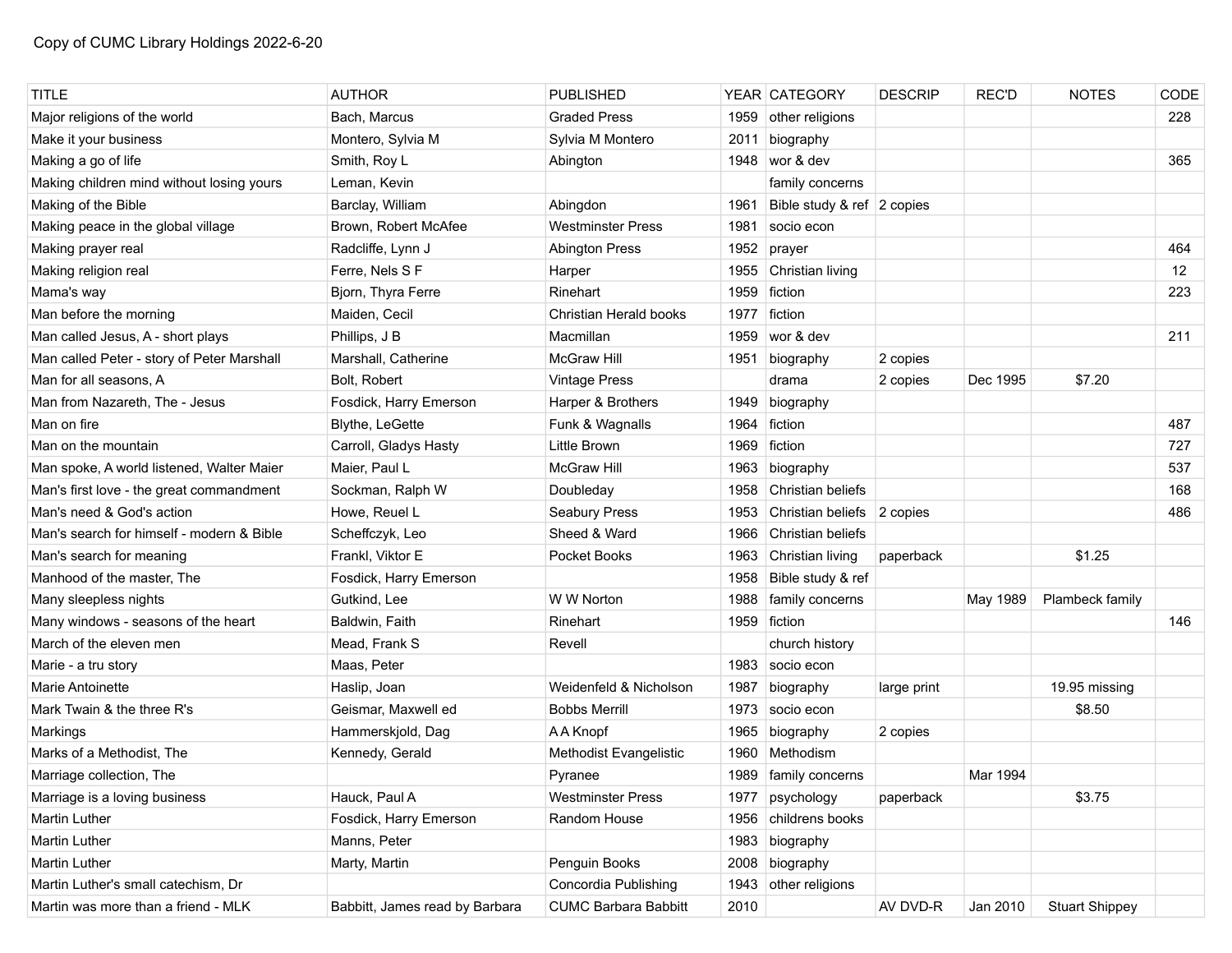Copy of CUMC Library Holdings 2022-6-20

| TITLE | AUTHOR | PUBLISHED | YEAR | CATEGORY | DESCRIP | REC'D | NOTES | CODE |
|---|---|---|---|---|---|---|---|---|
| Major religions of the world | Bach, Marcus | Graded Press | 1959 | other religions | | | | 228 |
| Make it your business | Montero, Sylvia M | Sylvia M Montero | 2011 | biography | | | | |
| Making a go of life | Smith, Roy L | Abington | 1948 | wor & dev | | | | 365 |
| Making children mind without losing yours | Leman, Kevin | | | family concerns | | | | |
| Making of the Bible | Barclay, William | Abingdon | 1961 | Bible study & ref | 2 copies | | | |
| Making peace in the global village | Brown, Robert McAfee | Westminster Press | 1981 | socio econ | | | | |
| Making prayer real | Radcliffe, Lynn J | Abington Press | 1952 | prayer | | | | 464 |
| Making religion real | Ferre, Nels S F | Harper | 1955 | Christian living | | | | 12 |
| Mama's way | Bjorn, Thyra Ferre | Rinehart | 1959 | fiction | | | | 223 |
| Man before the morning | Maiden, Cecil | Christian Herald books | 1977 | fiction | | | | |
| Man called Jesus, A - short plays | Phillips, J B | Macmillan | 1959 | wor & dev | | | | 211 |
| Man called Peter - story of Peter Marshall | Marshall, Catherine | McGraw Hill | 1951 | biography | 2 copies | | | |
| Man for all seasons, A | Bolt, Robert | Vintage Press | | drama | 2 copies | Dec 1995 | $7.20 | |
| Man from Nazareth, The - Jesus | Fosdick, Harry Emerson | Harper & Brothers | 1949 | biography | | | | |
| Man on fire | Blythe, LeGette | Funk & Wagnalls | 1964 | fiction | | | | 487 |
| Man on the mountain | Carroll, Gladys Hasty | Little Brown | 1969 | fiction | | | | 727 |
| Man spoke, A world listened, Walter Maier | Maier, Paul L | McGraw Hill | 1963 | biography | | | | 537 |
| Man's first love - the great commandment | Sockman, Ralph W | Doubleday | 1958 | Christian beliefs | | | | 168 |
| Man's need & God's action | Howe, Reuel L | Seabury Press | 1953 | Christian beliefs | 2 copies | | | 486 |
| Man's search for himself - modern & Bible | Scheffczyk, Leo | Sheed & Ward | 1966 | Christian beliefs | | | | |
| Man's search for meaning | Frankl, Viktor E | Pocket Books | 1963 | Christian living | paperback | | $1.25 | |
| Manhood of the master, The | Fosdick, Harry Emerson | | 1958 | Bible study & ref | | | | |
| Many sleepless nights | Gutkind, Lee | W W Norton | 1988 | family concerns | | May 1989 | Plambeck family | |
| Many windows - seasons of the heart | Baldwin, Faith | Rinehart | 1959 | fiction | | | | 146 |
| March of the eleven men | Mead, Frank S | Revell | | church history | | | | |
| Marie - a tru story | Maas, Peter | | 1983 | socio econ | | | | |
| Marie Antoinette | Haslip, Joan | Weidenfeld & Nicholson | 1987 | biography | large print | | 19.95 missing | |
| Mark Twain & the three R's | Geismar, Maxwell ed | Bobbs Merrill | 1973 | socio econ | | | $8.50 | |
| Markings | Hammerskjold, Dag | A A Knopf | 1965 | biography | 2 copies | | | |
| Marks of a Methodist, The | Kennedy, Gerald | Methodist Evangelistic | 1960 | Methodism | | | | |
| Marriage collection, The | | Pyranee | 1989 | family concerns | | Mar 1994 | | |
| Marriage is a loving business | Hauck, Paul A | Westminster Press | 1977 | psychology | paperback | | $3.75 | |
| Martin Luther | Fosdick, Harry Emerson | Random House | 1956 | childrens books | | | | |
| Martin Luther | Manns, Peter | | 1983 | biography | | | | |
| Martin Luther | Marty, Martin | Penguin Books | 2008 | biography | | | | |
| Martin Luther's small catechism, Dr | | Concordia Publishing | 1943 | other religions | | | | |
| Martin was more than a friend - MLK | Babbitt, James read by Barbara | CUMC Barbara Babbitt | 2010 | | AV DVD-R | Jan 2010 | Stuart Shippey | |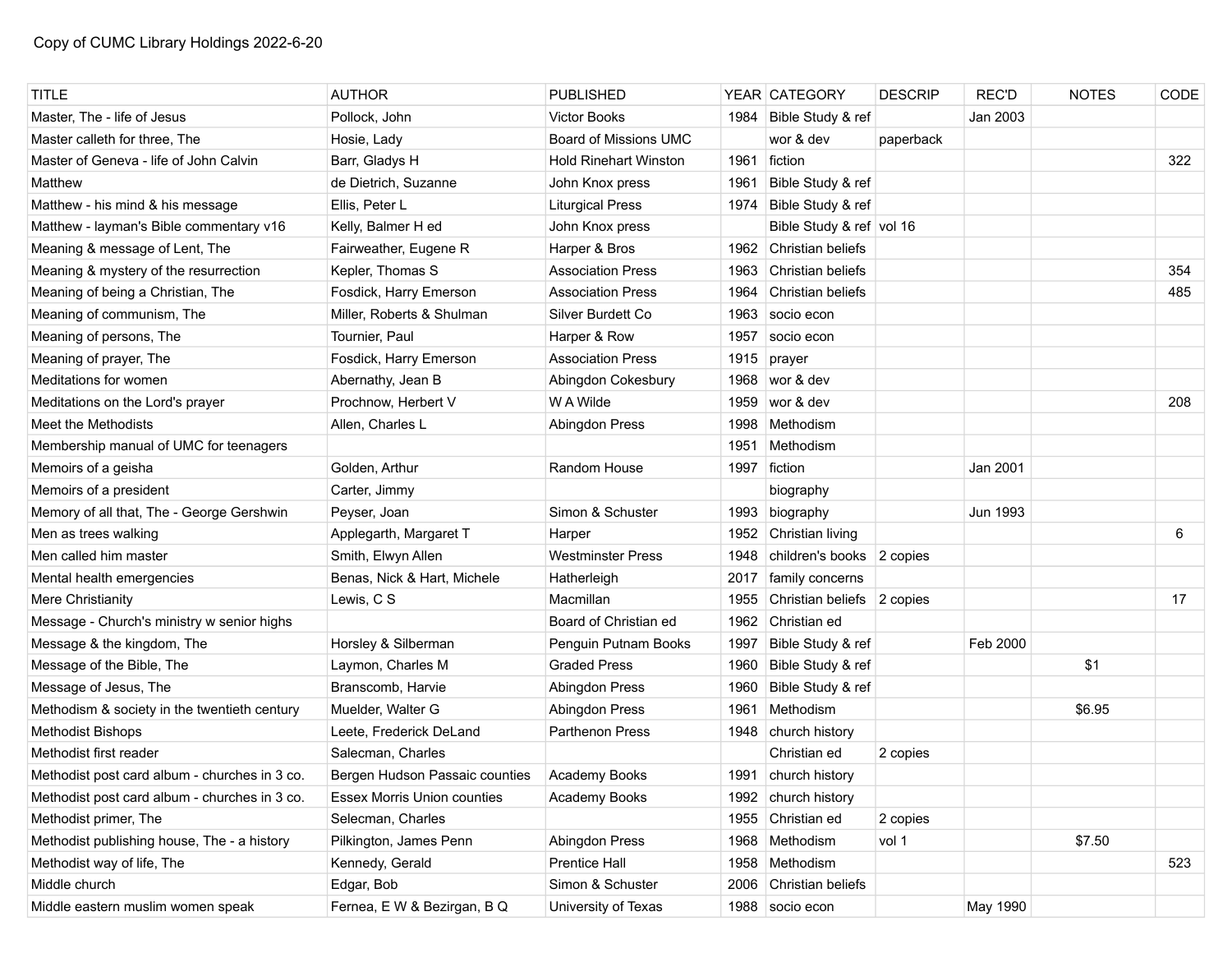Copy of CUMC Library Holdings 2022-6-20

| TITLE | AUTHOR | PUBLISHED | YEAR | CATEGORY | DESCRIP | REC'D | NOTES | CODE |
|---|---|---|---|---|---|---|---|---|
| Master, The - life of Jesus | Pollock, John | Victor Books | 1984 | Bible Study & ref | | Jan 2003 | | |
| Master calleth for three, The | Hosie, Lady | Board of Missions UMC | | wor & dev | paperback | | | |
| Master of Geneva - life of John Calvin | Barr, Gladys H | Hold Rinehart Winston | 1961 | fiction | | | | 322 |
| Matthew | de Dietrich, Suzanne | John Knox press | 1961 | Bible Study & ref | | | | |
| Matthew - his mind & his message | Ellis, Peter L | Liturgical Press | 1974 | Bible Study & ref | | | | |
| Matthew - layman's Bible commentary v16 | Kelly, Balmer H ed | John Knox press | | Bible Study & ref | vol 16 | | | |
| Meaning & message of Lent, The | Fairweather, Eugene R | Harper & Bros | 1962 | Christian beliefs | | | | |
| Meaning & mystery of the resurrection | Kepler, Thomas S | Association Press | 1963 | Christian beliefs | | | | 354 |
| Meaning of being a Christian, The | Fosdick, Harry Emerson | Association Press | 1964 | Christian beliefs | | | | 485 |
| Meaning of communism, The | Miller, Roberts & Shulman | Silver Burdett Co | 1963 | socio econ | | | | |
| Meaning of persons, The | Tournier, Paul | Harper & Row | 1957 | socio econ | | | | |
| Meaning of prayer, The | Fosdick, Harry Emerson | Association Press | 1915 | prayer | | | | |
| Meditations for women | Abernathy, Jean B | Abingdon Cokesbury | 1968 | wor & dev | | | | |
| Meditations on the Lord's prayer | Prochnow, Herbert V | W A Wilde | 1959 | wor & dev | | | | 208 |
| Meet the Methodists | Allen, Charles L | Abingdon Press | 1998 | Methodism | | | | |
| Membership manual of UMC for teenagers | | | 1951 | Methodism | | | | |
| Memoirs of a geisha | Golden, Arthur | Random House | 1997 | fiction | | Jan 2001 | | |
| Memoirs of a president | Carter, Jimmy | | | biography | | | | |
| Memory of all that, The - George Gershwin | Peyser, Joan | Simon & Schuster | 1993 | biography | | Jun 1993 | | |
| Men as trees walking | Applegarth, Margaret T | Harper | 1952 | Christian living | | | | 6 |
| Men called him master | Smith, Elwyn Allen | Westminster Press | 1948 | children's books | 2 copies | | | |
| Mental health emergencies | Benas, Nick & Hart, Michele | Hatherleigh | 2017 | family concerns | | | | |
| Mere Christianity | Lewis, C S | Macmillan | 1955 | Christian beliefs | 2 copies | | | 17 |
| Message - Church's ministry w senior highs | | Board of Christian ed | 1962 | Christian ed | | | | |
| Message & the kingdom, The | Horsley & Silberman | Penguin Putnam Books | 1997 | Bible Study & ref | | Feb 2000 | | |
| Message of the Bible, The | Laymon, Charles M | Graded Press | 1960 | Bible Study & ref | | | $1 | |
| Message of Jesus, The | Branscomb, Harvie | Abingdon Press | 1960 | Bible Study & ref | | | | |
| Methodism & society in the twentieth century | Muelder, Walter G | Abingdon Press | 1961 | Methodism | | | $6.95 | |
| Methodist Bishops | Leete, Frederick DeLand | Parthenon Press | 1948 | church history | | | | |
| Methodist first reader | Salecman, Charles | | | Christian ed | 2 copies | | | |
| Methodist post card album - churches in 3 co. | Bergen Hudson Passaic counties | Academy Books | 1991 | church history | | | | |
| Methodist post card album - churches in 3 co. | Essex Morris Union counties | Academy Books | 1992 | church history | | | | |
| Methodist primer, The | Selecman, Charles | | 1955 | Christian ed | 2 copies | | | |
| Methodist publishing house, The - a history | Pilkington, James Penn | Abingdon Press | 1968 | Methodism | vol 1 | | $7.50 | |
| Methodist way of life, The | Kennedy, Gerald | Prentice Hall | 1958 | Methodism | | | | 523 |
| Middle church | Edgar, Bob | Simon & Schuster | 2006 | Christian beliefs | | | | |
| Middle eastern muslim women speak | Fernea, E W & Bezirgan, B Q | University of Texas | 1988 | socio econ | | May 1990 | | |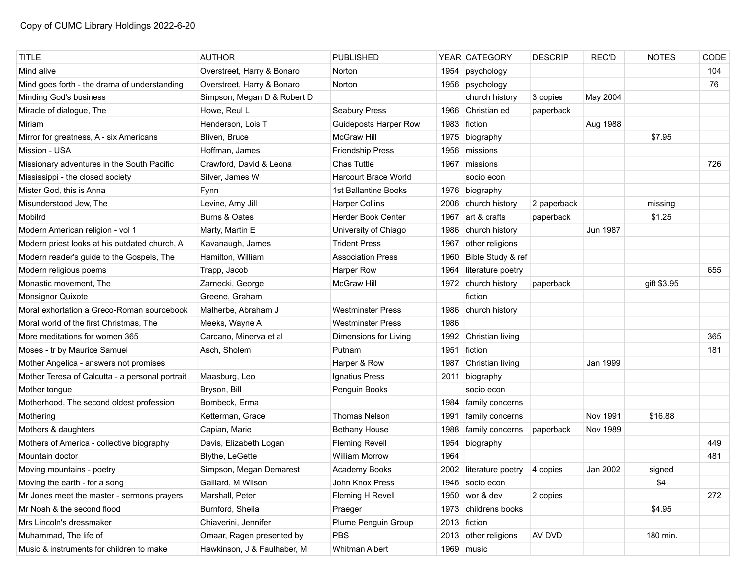Copy of CUMC Library Holdings 2022-6-20

| TITLE | AUTHOR | PUBLISHED | YEAR | CATEGORY | DESCRIP | REC'D | NOTES | CODE |
|---|---|---|---|---|---|---|---|---|
| Mind alive | Overstreet, Harry & Bonaro | Norton | 1954 | psychology | | | | 104 |
| Mind goes forth - the drama of understanding | Overstreet, Harry & Bonaro | Norton | 1956 | psychology | | | | 76 |
| Minding God's business | Simpson, Megan D & Robert D | | | church history | 3 copies | May 2004 | | |
| Miracle of dialogue, The | Howe, Reul L | Seabury Press | 1966 | Christian ed | paperback | | | |
| Miriam | Henderson, Lois T | Guideposts Harper Row | 1983 | fiction | | Aug 1988 | | |
| Mirror for greatness, A - six Americans | Bliven, Bruce | McGraw Hill | 1975 | biography | | | $7.95 | |
| Mission - USA | Hoffman, James | Friendship Press | 1956 | missions | | | | |
| Missionary adventures in the South Pacific | Crawford, David & Leona | Chas Tuttle | 1967 | missions | | | | 726 |
| Mississippi - the closed society | Silver, James W | Harcourt Brace World | | socio econ | | | | |
| Mister God, this is Anna | Fynn | 1st Ballantine Books | 1976 | biography | | | | |
| Misunderstood Jew, The | Levine, Amy Jill | Harper Collins | 2006 | church history | 2 paperback | | missing | |
| Mobilrd | Burns & Oates | Herder Book Center | 1967 | art & crafts | paperback | | $1.25 | |
| Modern American religion - vol 1 | Marty, Martin E | University of Chiago | 1986 | church history | | Jun 1987 | | |
| Modern priest looks at his outdated church, A | Kavanaugh, James | Trident Press | 1967 | other religions | | | | |
| Modern reader's guide to the Gospels, The | Hamilton, William | Association Press | 1960 | Bible Study & ref | | | | |
| Modern religious poems | Trapp, Jacob | Harper Row | 1964 | literature poetry | | | | 655 |
| Monastic movement, The | Zarnecki, George | McGraw Hill | 1972 | church history | paperback | | gift $3.95 | |
| Monsignor Quixote | Greene, Graham | | | fiction | | | | |
| Moral exhortation a Greco-Roman sourcebook | Malherbe, Abraham J | Westminster Press | 1986 | church history | | | | |
| Moral world of the first Christmas, The | Meeks, Wayne A | Westminster Press | 1986 | | | | | |
| More meditations for women 365 | Carcano, Minerva et al | Dimensions for Living | 1992 | Christian living | | | | 365 |
| Moses - tr by Maurice Samuel | Asch, Sholem | Putnam | 1951 | fiction | | | | 181 |
| Mother Angelica - answers not promises | | Harper & Row | 1987 | Christian living | | Jan 1999 | | |
| Mother Teresa of Calcutta - a personal portrait | Maasburg, Leo | Ignatius Press | 2011 | biography | | | | |
| Mother tongue | Bryson, Bill | Penguin Books | | socio econ | | | | |
| Motherhood, The second oldest profession | Bombeck, Erma | | 1984 | family concerns | | | | |
| Mothering | Ketterman, Grace | Thomas Nelson | 1991 | family concerns | | Nov 1991 | $16.88 | |
| Mothers & daughters | Capian, Marie | Bethany House | 1988 | family concerns | paperback | Nov 1989 | | |
| Mothers of America - collective biography | Davis, Elizabeth Logan | Fleming Revell | 1954 | biography | | | | 449 |
| Mountain doctor | Blythe, LeGette | William Morrow | 1964 | | | | | 481 |
| Moving mountains - poetry | Simpson, Megan Demarest | Academy Books | 2002 | literature poetry | 4 copies | Jan 2002 | signed | |
| Moving the earth - for a song | Gaillard, M Wilson | John Knox Press | 1946 | socio econ | | | $4 | |
| Mr Jones meet the master - sermons prayers | Marshall, Peter | Fleming H Revell | 1950 | wor & dev | 2 copies | | | 272 |
| Mr Noah & the second flood | Burnford, Sheila | Praeger | 1973 | childrens books | | | $4.95 | |
| Mrs Lincoln's dressmaker | Chiaverini, Jennifer | Plume Penguin Group | 2013 | fiction | | | | |
| Muhammad, The life of | Omaar, Ragen presented by | PBS | 2013 | other religions | AV DVD | | 180 min. | |
| Music & instruments for children to make | Hawkinson, J & Faulhaber, M | Whitman Albert | 1969 | music | | | | |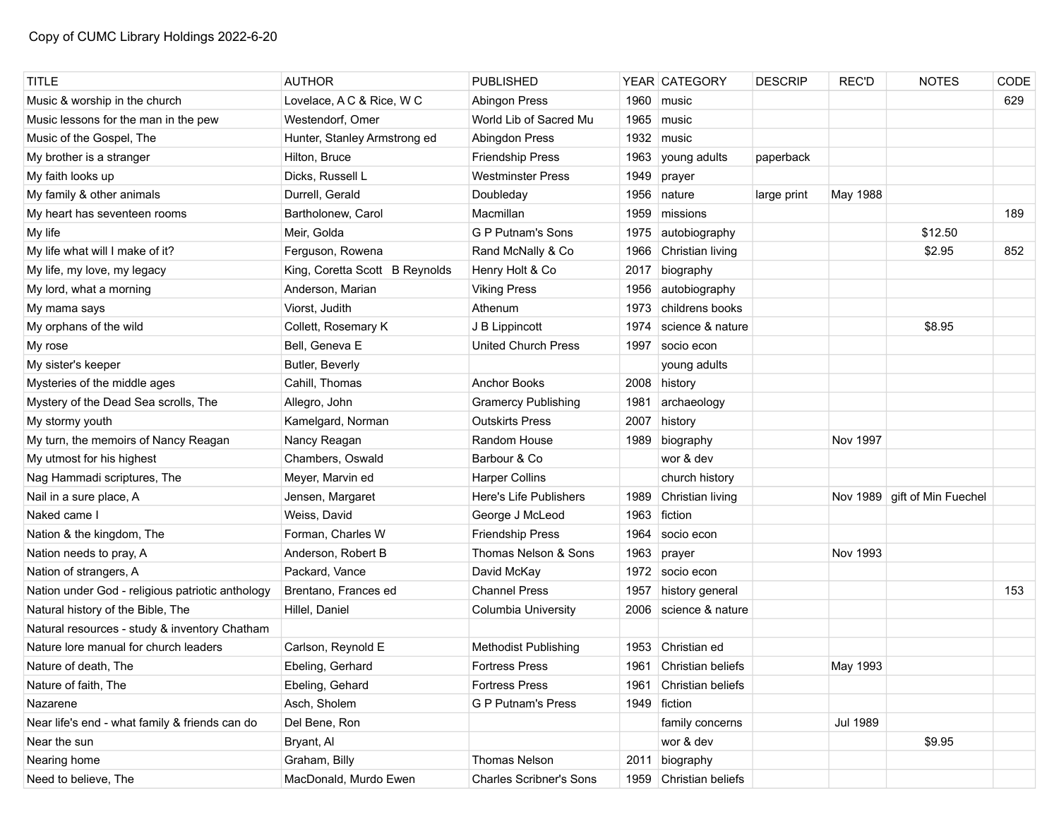Copy of CUMC Library Holdings 2022-6-20

| TITLE | AUTHOR | PUBLISHED | YEAR | CATEGORY | DESCRIP | REC'D | NOTES | CODE |
|---|---|---|---|---|---|---|---|---|
| Music & worship in the church | Lovelace, A C & Rice, W C | Abingon Press | 1960 | music | | | | 629 |
| Music lessons for the man in the pew | Westendorf, Omer | World Lib of Sacred Mu | 1965 | music | | | | |
| Music of the Gospel, The | Hunter, Stanley Armstrong ed | Abingdon Press | 1932 | music | | | | |
| My brother is a stranger | Hilton, Bruce | Friendship Press | 1963 | young adults | paperback | | | |
| My faith looks up | Dicks, Russell L | Westminster Press | 1949 | prayer | | | | |
| My family & other animals | Durrell, Gerald | Doubleday | 1956 | nature | large print | May 1988 | | |
| My heart has seventeen rooms | Bartholonew, Carol | Macmillan | 1959 | missions | | | | 189 |
| My life | Meir, Golda | G P Putnam's Sons | 1975 | autobiography | | | $12.50 | |
| My life what will I make of it? | Ferguson, Rowena | Rand McNally & Co | 1966 | Christian living | | | $2.95 | 852 |
| My life, my love, my legacy | King, Coretta Scott B Reynolds | Henry Holt & Co | 2017 | biography | | | | |
| My lord, what a morning | Anderson, Marian | Viking Press | 1956 | autobiography | | | | |
| My mama says | Viorst, Judith | Athenum | 1973 | childrens books | | | | |
| My orphans of the wild | Collett, Rosemary K | J B Lippincott | 1974 | science & nature | | | $8.95 | |
| My rose | Bell, Geneva E | United Church Press | 1997 | socio econ | | | | |
| My sister's keeper | Butler, Beverly | | | young adults | | | | |
| Mysteries of the middle ages | Cahill, Thomas | Anchor Books | 2008 | history | | | | |
| Mystery of the Dead Sea scrolls, The | Allegro, John | Gramercy Publishing | 1981 | archaeology | | | | |
| My stormy youth | Kamelgard, Norman | Outskirts Press | 2007 | history | | | | |
| My turn, the memoirs of Nancy Reagan | Nancy Reagan | Random House | 1989 | biography | | Nov 1997 | | |
| My utmost for his highest | Chambers, Oswald | Barbour & Co | | wor & dev | | | | |
| Nag Hammadi scriptures, The | Meyer, Marvin ed | Harper Collins | | church history | | | | |
| Nail in a sure place, A | Jensen, Margaret | Here's Life Publishers | 1989 | Christian living | | Nov 1989 | gift of Min Fuechel | |
| Naked came I | Weiss, David | George J McLeod | 1963 | fiction | | | | |
| Nation & the kingdom, The | Forman, Charles W | Friendship Press | 1964 | socio econ | | | | |
| Nation needs to pray, A | Anderson, Robert B | Thomas Nelson & Sons | 1963 | prayer | | Nov 1993 | | |
| Nation of strangers, A | Packard, Vance | David McKay | 1972 | socio econ | | | | |
| Nation under God - religious patriotic anthology | Brentano, Frances ed | Channel Press | 1957 | history general | | | | 153 |
| Natural history of the Bible, The | Hillel, Daniel | Columbia University | 2006 | science & nature | | | | |
| Natural resources - study & inventory Chatham | | | | | | | | |
| Nature lore manual for church leaders | Carlson, Reynold E | Methodist Publishing | 1953 | Christian ed | | | | |
| Nature of death, The | Ebeling, Gerhard | Fortress Press | 1961 | Christian beliefs | | May 1993 | | |
| Nature of faith, The | Ebeling, Gehard | Fortress Press | 1961 | Christian beliefs | | | | |
| Nazarene | Asch, Sholem | G P Putnam's Press | 1949 | fiction | | | | |
| Near life's end - what family & friends can do | Del Bene, Ron | | | family concerns | | Jul 1989 | | |
| Near the sun | Bryant, Al | | | wor & dev | | | $9.95 | |
| Nearing home | Graham, Billy | Thomas Nelson | 2011 | biography | | | | |
| Need to believe, The | MacDonald, Murdo Ewen | Charles Scribner's Sons | 1959 | Christian beliefs | | | | |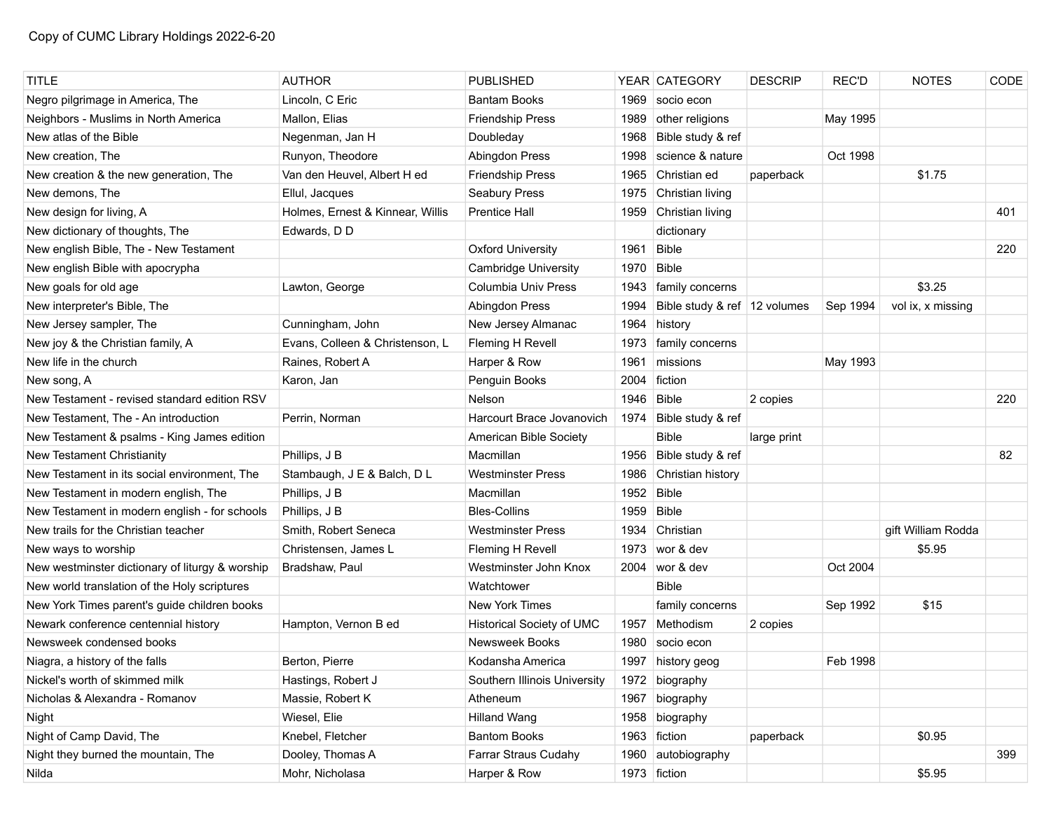Copy of CUMC Library Holdings 2022-6-20

| TITLE | AUTHOR | PUBLISHED | YEAR | CATEGORY | DESCRIP | REC'D | NOTES | CODE |
|---|---|---|---|---|---|---|---|---|
| Negro pilgrimage in America, The | Lincoln, C Eric | Bantam Books | 1969 | socio econ | | | | |
| Neighbors - Muslims in North America | Mallon, Elias | Friendship Press | 1989 | other religions | | May 1995 | | |
| New atlas of the Bible | Negenman, Jan H | Doubleday | 1968 | Bible study & ref | | | | |
| New creation, The | Runyon, Theodore | Abingdon Press | 1998 | science & nature | | Oct 1998 | | |
| New creation & the new generation, The | Van den Heuvel, Albert H ed | Friendship Press | 1965 | Christian ed | paperback | | $1.75 | |
| New demons, The | Ellul, Jacques | Seabury Press | 1975 | Christian living | | | | |
| New design for living, A | Holmes, Ernest & Kinnear, Willis | Prentice Hall | 1959 | Christian living | | | | 401 |
| New dictionary of thoughts, The | Edwards, D D | | | dictionary | | | | |
| New english Bible, The - New Testament | | Oxford University | 1961 | Bible | | | | 220 |
| New english Bible with apocrypha | | Cambridge University | 1970 | Bible | | | | |
| New goals for old age | Lawton, George | Columbia Univ Press | 1943 | family concerns | | | $3.25 | |
| New interpreter's Bible, The | | Abingdon Press | 1994 | Bible study & ref | 12 volumes | Sep 1994 | vol ix, x missing | |
| New Jersey sampler, The | Cunningham, John | New Jersey Almanac | 1964 | history | | | | |
| New joy & the Christian family, A | Evans, Colleen & Christenson, L | Fleming H Revell | 1973 | family concerns | | | | |
| New life in the church | Raines, Robert A | Harper & Row | 1961 | missions | | May 1993 | | |
| New song, A | Karon, Jan | Penguin Books | 2004 | fiction | | | | |
| New Testament - revised standard edition RSV | | Nelson | 1946 | Bible | 2 copies | | | 220 |
| New Testament, The - An introduction | Perrin, Norman | Harcourt Brace Jovanovich | 1974 | Bible study & ref | | | | |
| New Testament & psalms - King James edition | | American Bible Society | | Bible | large print | | | |
| New Testament Christianity | Phillips, J B | Macmillan | 1956 | Bible study & ref | | | | 82 |
| New Testament in its social environment, The | Stambaugh, J E & Balch, D L | Westminster Press | 1986 | Christian history | | | | |
| New Testament in modern english, The | Phillips, J B | Macmillan | 1952 | Bible | | | | |
| New Testament in modern english - for schools | Phillips, J B | Bles-Collins | 1959 | Bible | | | | |
| New trails for the Christian teacher | Smith, Robert Seneca | Westminster Press | 1934 | Christian | | | gift William Rodda | |
| New ways to worship | Christensen, James L | Fleming H Revell | 1973 | wor & dev | | | $5.95 | |
| New westminster dictionary of liturgy & worship | Bradshaw, Paul | Westminster John Knox | 2004 | wor & dev | | Oct 2004 | | |
| New world translation of the Holy scriptures | | Watchtower | | Bible | | | | |
| New York Times parent's guide children books | | New York Times | | family concerns | | Sep 1992 | $15 | |
| Newark conference centennial history | Hampton, Vernon B ed | Historical Society of UMC | 1957 | Methodism | 2 copies | | | |
| Newsweek condensed books | | Newsweek Books | 1980 | socio econ | | | | |
| Niagra, a history of the falls | Berton, Pierre | Kodansha America | 1997 | history geog | | Feb 1998 | | |
| Nickel's worth of skimmed milk | Hastings, Robert J | Southern Illinois University | 1972 | biography | | | | |
| Nicholas & Alexandra - Romanov | Massie, Robert K | Atheneum | 1967 | biography | | | | |
| Night | Wiesel, Elie | Hilland Wang | 1958 | biography | | | | |
| Night of Camp David, The | Knebel, Fletcher | Bantom Books | 1963 | fiction | paperback | | $0.95 | |
| Night they burned the mountain, The | Dooley, Thomas A | Farrar Straus Cudahy | 1960 | autobiography | | | | 399 |
| Nilda | Mohr, Nicholasa | Harper & Row | 1973 | fiction | | | $5.95 | |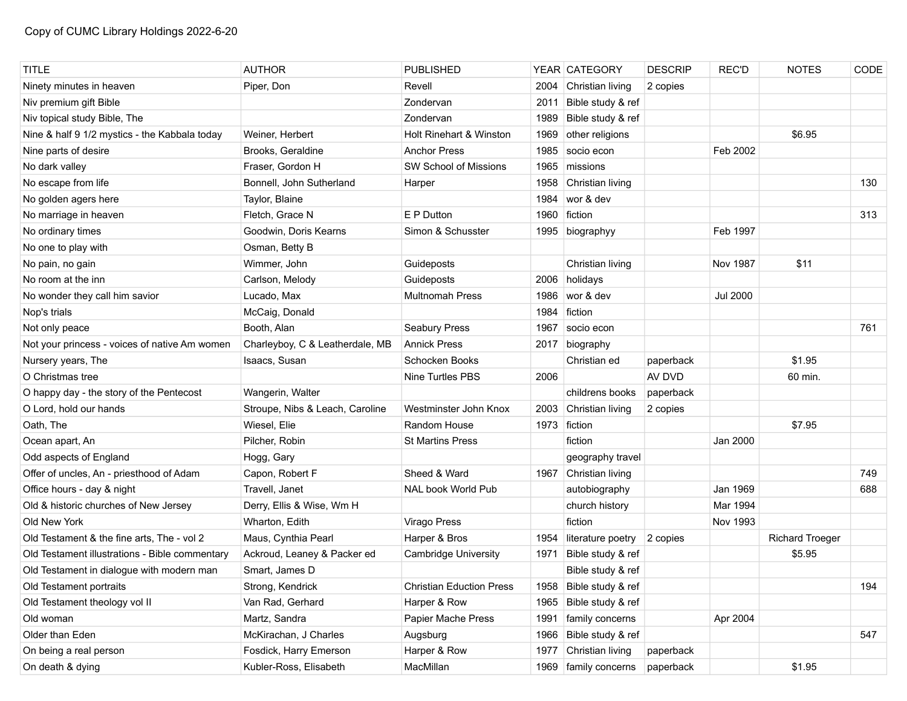Copy of CUMC Library Holdings 2022-6-20

| TITLE | AUTHOR | PUBLISHED | YEAR | CATEGORY | DESCRIP | REC'D | NOTES | CODE |
|---|---|---|---|---|---|---|---|---|
| Ninety minutes in heaven | Piper, Don | Revell | 2004 | Christian living | 2 copies | | | |
| Niv premium gift Bible | | Zondervan | 2011 | Bible study & ref | | | | |
| Niv topical study Bible, The | | Zondervan | 1989 | Bible study & ref | | | | |
| Nine & half 9 1/2 mystics - the Kabbala today | Weiner, Herbert | Holt Rinehart & Winston | 1969 | other religions | | | $6.95 | |
| Nine parts of desire | Brooks, Geraldine | Anchor Press | 1985 | socio econ | | Feb 2002 | | |
| No dark valley | Fraser, Gordon H | SW School of Missions | 1965 | missions | | | | |
| No escape from life | Bonnell, John Sutherland | Harper | 1958 | Christian living | | | | 130 |
| No golden agers here | Taylor, Blaine | | 1984 | wor & dev | | | | |
| No marriage in heaven | Fletch, Grace N | E P Dutton | 1960 | fiction | | | | 313 |
| No ordinary times | Goodwin, Doris Kearns | Simon & Schusster | 1995 | biographyy | | Feb 1997 | | |
| No one to play with | Osman, Betty B | | | | | | | |
| No pain, no gain | Wimmer, John | Guideposts | | Christian living | | Nov 1987 | $11 | |
| No room at the inn | Carlson, Melody | Guideposts | 2006 | holidays | | | | |
| No wonder they call him savior | Lucado, Max | Multnomah Press | 1986 | wor & dev | | Jul 2000 | | |
| Nop's trials | McCaig, Donald | | 1984 | fiction | | | | |
| Not only peace | Booth, Alan | Seabury Press | 1967 | socio econ | | | | 761 |
| Not your princess - voices of native Am women | Charleyboy, C & Leatherdale, MB | Annick Press | 2017 | biography | | | | |
| Nursery years, The | Isaacs, Susan | Schocken Books | | Christian ed | paperback | | $1.95 | |
| O Christmas tree | | Nine Turtles PBS | 2006 | | AV DVD | | 60 min. | |
| O happy day - the story of the Pentecost | Wangerin, Walter | | | childrens books | paperback | | | |
| O Lord, hold our hands | Stroupe, Nibs & Leach, Caroline | Westminster John Knox | 2003 | Christian living | 2 copies | | | |
| Oath, The | Wiesel, Elie | Random House | 1973 | fiction | | | $7.95 | |
| Ocean apart, An | Pilcher, Robin | St Martins Press | | fiction | | Jan 2000 | | |
| Odd aspects of England | Hogg, Gary | | | geography travel | | | | |
| Offer of uncles, An - priesthood of Adam | Capon, Robert F | Sheed & Ward | 1967 | Christian living | | | | 749 |
| Office hours - day & night | Travell, Janet | NAL book World Pub | | autobiography | | Jan 1969 | | 688 |
| Old & historic churches of New Jersey | Derry, Ellis & Wise, Wm H | | | church history | | Mar 1994 | | |
| Old New York | Wharton, Edith | Virago Press | | fiction | | Nov 1993 | | |
| Old Testament & the fine arts, The - vol 2 | Maus, Cynthia Pearl | Harper & Bros | 1954 | literature poetry | 2 copies | | Richard Troeger | |
| Old Testament illustrations - Bible commentary | Ackroud, Leaney & Packer ed | Cambridge University | 1971 | Bible study & ref | | | $5.95 | |
| Old Testament in dialogue with modern man | Smart, James D | | | Bible study & ref | | | | |
| Old Testament portraits | Strong, Kendrick | Christian Eduction Press | 1958 | Bible study & ref | | | | 194 |
| Old Testament theology vol II | Van Rad, Gerhard | Harper & Row | 1965 | Bible study & ref | | | | |
| Old woman | Martz, Sandra | Papier Mache Press | 1991 | family concerns | | Apr 2004 | | |
| Older than Eden | McKirachan, J Charles | Augsburg | 1966 | Bible study & ref | | | | 547 |
| On being a real person | Fosdick, Harry Emerson | Harper & Row | 1977 | Christian living | paperback | | | |
| On death & dying | Kubler-Ross, Elisabeth | MacMillan | 1969 | family concerns | paperback | | $1.95 | |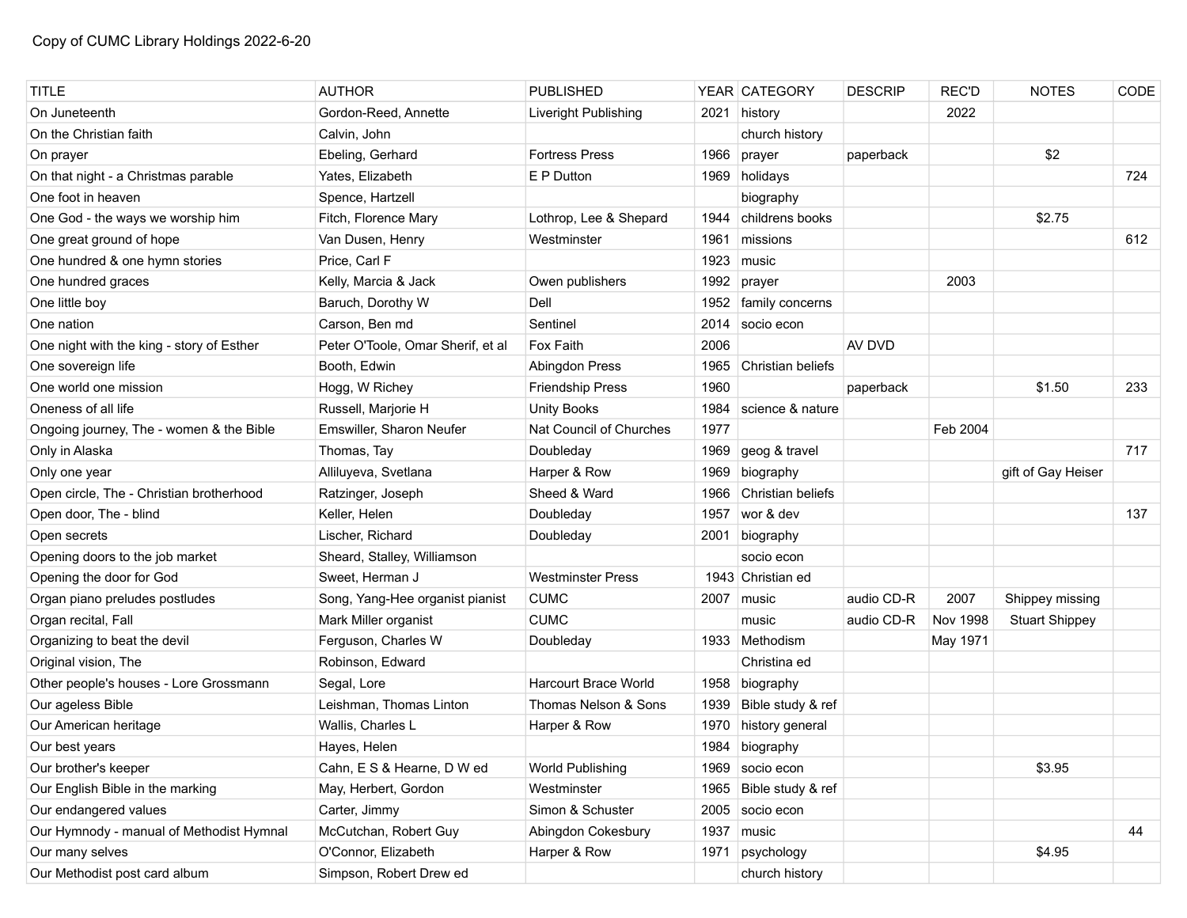Copy of CUMC Library Holdings 2022-6-20

| TITLE | AUTHOR | PUBLISHED | YEAR | CATEGORY | DESCRIP | REC'D | NOTES | CODE |
|---|---|---|---|---|---|---|---|---|
| On Juneteenth | Gordon-Reed, Annette | Liveright Publishing | 2021 | history | | 2022 | | |
| On the Christian faith | Calvin, John | | | church history | | | | |
| On prayer | Ebeling, Gerhard | Fortress Press | 1966 | prayer | paperback | | $2 | |
| On that night - a Christmas parable | Yates, Elizabeth | E P Dutton | 1969 | holidays | | | | 724 |
| One foot in heaven | Spence, Hartzell | | | biography | | | | |
| One God - the ways we worship him | Fitch, Florence Mary | Lothrop, Lee & Shepard | 1944 | childrens books | | | $2.75 | |
| One great ground of hope | Van Dusen, Henry | Westminster | 1961 | missions | | | | 612 |
| One hundred & one hymn stories | Price, Carl F | | 1923 | music | | | | |
| One hundred graces | Kelly, Marcia & Jack | Owen publishers | 1992 | prayer | | 2003 | | |
| One little boy | Baruch, Dorothy W | Dell | 1952 | family concerns | | | | |
| One nation | Carson, Ben md | Sentinel | 2014 | socio econ | | | | |
| One night with the king - story of Esther | Peter O'Toole, Omar Sherif, et al | Fox Faith | 2006 | | AV DVD | | | |
| One sovereign life | Booth, Edwin | Abingdon Press | 1965 | Christian beliefs | | | | |
| One world one mission | Hogg, W Richey | Friendship Press | 1960 | | paperback | | $1.50 | 233 |
| Oneness of all life | Russell, Marjorie H | Unity Books | 1984 | science & nature | | | | |
| Ongoing journey, The - women & the Bible | Emswiller, Sharon Neufer | Nat Council of Churches | 1977 | | | Feb 2004 | | |
| Only in Alaska | Thomas, Tay | Doubleday | 1969 | geog & travel | | | | 717 |
| Only one year | Alliluyeva, Svetlana | Harper & Row | 1969 | biography | | | gift of Gay Heiser | |
| Open circle, The - Christian brotherhood | Ratzinger, Joseph | Sheed & Ward | 1966 | Christian beliefs | | | | |
| Open door, The - blind | Keller, Helen | Doubleday | 1957 | wor & dev | | | | 137 |
| Open secrets | Lischer, Richard | Doubleday | 2001 | biography | | | | |
| Opening doors to the job market | Sheard, Stalley, Williamson | | | socio econ | | | | |
| Opening the door for God | Sweet, Herman J | Westminster Press | 1943 | Christian ed | | | | |
| Organ piano preludes postludes | Song, Yang-Hee organist pianist | CUMC | 2007 | music | audio CD-R | 2007 | Shippey missing | |
| Organ recital, Fall | Mark Miller organist | CUMC | | music | audio CD-R | Nov 1998 | Stuart Shippey | |
| Organizing to beat the devil | Ferguson, Charles W | Doubleday | 1933 | Methodism | | May 1971 | | |
| Original vision, The | Robinson, Edward | | | Christina ed | | | | |
| Other people's houses - Lore Grossmann | Segal, Lore | Harcourt Brace World | 1958 | biography | | | | |
| Our ageless Bible | Leishman, Thomas Linton | Thomas Nelson & Sons | 1939 | Bible study & ref | | | | |
| Our American heritage | Wallis, Charles L | Harper & Row | 1970 | history general | | | | |
| Our best years | Hayes, Helen | | 1984 | biography | | | | |
| Our brother's keeper | Cahn, E S & Hearne, D W ed | World Publishing | 1969 | socio econ | | | $3.95 | |
| Our English Bible in the marking | May, Herbert, Gordon | Westminster | 1965 | Bible study & ref | | | | |
| Our endangered values | Carter, Jimmy | Simon & Schuster | 2005 | socio econ | | | | |
| Our Hymnody - manual of Methodist Hymnal | McCutchan, Robert Guy | Abingdon Cokesbury | 1937 | music | | | | 44 |
| Our many selves | O'Connor, Elizabeth | Harper & Row | 1971 | psychology | | | $4.95 | |
| Our Methodist post card album | Simpson, Robert Drew ed | | | church history | | | | |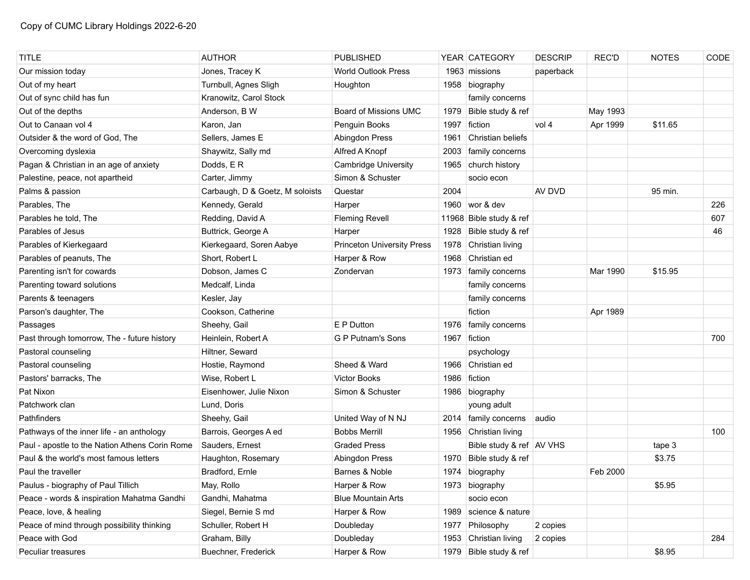Copy of CUMC Library Holdings 2022-6-20

| TITLE | AUTHOR | PUBLISHED | YEAR | CATEGORY | DESCRIP | REC'D | NOTES | CODE |
|---|---|---|---|---|---|---|---|---|
| Our mission today | Jones, Tracey K | World Outlook Press | 1963 | missions | paperback | | | |
| Out of my heart | Turnbull, Agnes Sligh | Houghton | 1958 | biography | | | | |
| Out of sync child has fun | Kranowitz, Carol Stock | | | family concerns | | | | |
| Out of the depths | Anderson, B W | Board of Missions UMC | 1979 | Bible study & ref | | May 1993 | | |
| Out to Canaan vol 4 | Karon, Jan | Penguin Books | 1997 | fiction | vol 4 | Apr 1999 | $11.65 | |
| Outsider & the word of God, The | Sellers, James E | Abingdon Press | 1961 | Christian beliefs | | | | |
| Overcoming dyslexia | Shaywitz, Sally md | Alfred A Knopf | 2003 | family concerns | | | | |
| Pagan & Christian in an age of anxiety | Dodds, E R | Cambridge University | 1965 | church history | | | | |
| Palestine, peace, not apartheid | Carter, Jimmy | Simon & Schuster | | socio econ | | | | |
| Palms & passion | Carbaugh, D & Goetz, M soloists | Questar | 2004 | | AV DVD | | 95 min. | |
| Parables, The | Kennedy, Gerald | Harper | 1960 | wor & dev | | | | 226 |
| Parables he told, The | Redding, David A | Fleming Revell | 11968 | Bible study & ref | | | | 607 |
| Parables of Jesus | Buttrick, George A | Harper | 1928 | Bible study & ref | | | | 46 |
| Parables of Kierkegaard | Kierkegaard, Soren Aabye | Princeton University Press | 1978 | Christian living | | | | |
| Parables of peanuts, The | Short, Robert L | Harper & Row | 1968 | Christian ed | | | | |
| Parenting isn't for cowards | Dobson, James C | Zondervan | 1973 | family concerns | | Mar 1990 | $15.95 | |
| Parenting toward solutions | Medcalf, Linda | | | family concerns | | | | |
| Parents & teenagers | Kesler, Jay | | | family concerns | | | | |
| Parson's daughter, The | Cookson, Catherine | | | fiction | | Apr 1989 | | |
| Passages | Sheehy, Gail | E P Dutton | 1976 | family concerns | | | | |
| Past through tomorrow, The - future history | Heinlein, Robert A | G P Putnam's Sons | 1967 | fiction | | | | 700 |
| Pastoral counseling | Hiltner, Seward | | | psychology | | | | |
| Pastoral counseling | Hostie, Raymond | Sheed & Ward | 1966 | Christian ed | | | | |
| Pastors' barracks, The | Wise, Robert L | Victor Books | 1986 | fiction | | | | |
| Pat Nixon | Eisenhower, Julie Nixon | Simon & Schuster | 1986 | biography | | | | |
| Patchwork clan | Lund, Doris | | | young adult | | | | |
| Pathfinders | Sheehy, Gail | United Way of N NJ | 2014 | family concerns | audio | | | |
| Pathways of the inner life - an anthology | Barrois, Georges A ed | Bobbs Merrill | 1956 | Christian living | | | | 100 |
| Paul - apostle to the Nation Athens Corin Rome | Sauders, Ernest | Graded Press | | Bible study & ref | AV VHS | | tape 3 | |
| Paul & the world's most famous letters | Haughton, Rosemary | Abingdon Press | 1970 | Bible study & ref | | | $3.75 | |
| Paul the traveller | Bradford, Ernle | Barnes & Noble | 1974 | biography | | Feb 2000 | | |
| Paulus - biography of Paul Tillich | May, Rollo | Harper & Row | 1973 | biography | | | $5.95 | |
| Peace - words & inspiration Mahatma Gandhi | Gandhi, Mahatma | Blue Mountain Arts | | socio econ | | | | |
| Peace, love, & healing | Siegel, Bernie S md | Harper & Row | 1989 | science & nature | | | | |
| Peace of mind through possibility thinking | Schuller, Robert H | Doubleday | 1977 | Philosophy | 2 copies | | | |
| Peace with God | Graham, Billy | Doubleday | 1953 | Christian living | 2 copies | | | 284 |
| Peculiar treasures | Buechner, Frederick | Harper & Row | 1979 | Bible study & ref | | | $8.95 | |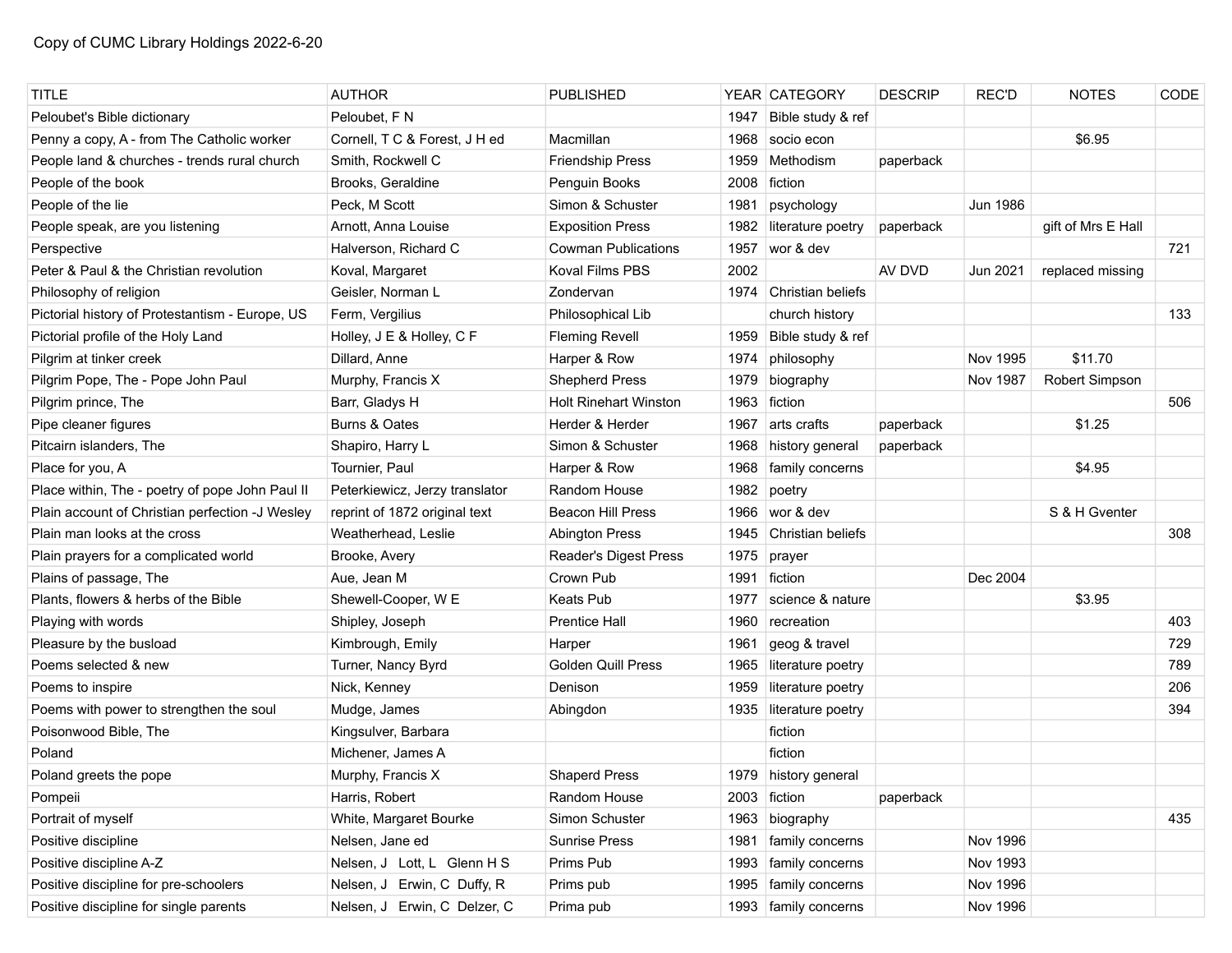Copy of CUMC Library Holdings 2022-6-20

| TITLE | AUTHOR | PUBLISHED | YEAR | CATEGORY | DESCRIP | REC'D | NOTES | CODE |
|---|---|---|---|---|---|---|---|---|
| Peloubet's Bible dictionary | Peloubet, F N | | 1947 | Bible study & ref | | | | |
| Penny a copy, A - from The Catholic worker | Cornell, T C & Forest, J H ed | Macmillan | 1968 | socio econ | | | $6.95 | |
| People land & churches - trends rural church | Smith, Rockwell C | Friendship Press | 1959 | Methodism | paperback | | | |
| People of the book | Brooks, Geraldine | Penguin Books | 2008 | fiction | | | | |
| People of the lie | Peck, M Scott | Simon & Schuster | 1981 | psychology | | Jun 1986 | | |
| People speak, are you listening | Arnott, Anna Louise | Exposition Press | 1982 | literature poetry | paperback | | gift of Mrs E Hall | |
| Perspective | Halverson, Richard C | Cowman Publications | 1957 | wor & dev | | | | 721 |
| Peter & Paul & the Christian revolution | Koval, Margaret | Koval Films PBS | 2002 | | AV DVD | Jun 2021 | replaced missing | |
| Philosophy of religion | Geisler, Norman L | Zondervan | 1974 | Christian beliefs | | | | |
| Pictorial history of Protestantism - Europe, US | Ferm, Vergilius | Philosophical Lib | | church history | | | | 133 |
| Pictorial profile of the Holy Land | Holley, J E & Holley, C F | Fleming Revell | 1959 | Bible study & ref | | | | |
| Pilgrim at tinker creek | Dillard, Anne | Harper & Row | 1974 | philosophy | | Nov 1995 | $11.70 | |
| Pilgrim Pope, The - Pope John Paul | Murphy, Francis X | Shepherd Press | 1979 | biography | | Nov 1987 | Robert Simpson | |
| Pilgrim prince, The | Barr, Gladys H | Holt Rinehart Winston | 1963 | fiction | | | | 506 |
| Pipe cleaner figures | Burns & Oates | Herder & Herder | 1967 | arts crafts | paperback | | $1.25 | |
| Pitcairn islanders, The | Shapiro, Harry L | Simon & Schuster | 1968 | history general | paperback | | | |
| Place for you, A | Tournier, Paul | Harper & Row | 1968 | family concerns | | | $4.95 | |
| Place within, The - poetry of pope John Paul II | Peterkiewicz, Jerzy translator | Random House | 1982 | poetry | | | | |
| Plain account of Christian perfection -J Wesley | reprint of 1872 original text | Beacon Hill Press | 1966 | wor & dev | | | S & H Gventer | |
| Plain man looks at the cross | Weatherhead, Leslie | Abington Press | 1945 | Christian beliefs | | | | 308 |
| Plain prayers for a complicated world | Brooke, Avery | Reader's Digest Press | 1975 | prayer | | | | |
| Plains of passage, The | Aue, Jean M | Crown Pub | 1991 | fiction | | Dec 2004 | | |
| Plants, flowers & herbs of the Bible | Shewell-Cooper, W E | Keats Pub | 1977 | science & nature | | | $3.95 | |
| Playing with words | Shipley, Joseph | Prentice Hall | 1960 | recreation | | | | 403 |
| Pleasure by the busload | Kimbrough, Emily | Harper | 1961 | geog & travel | | | | 729 |
| Poems selected & new | Turner, Nancy Byrd | Golden Quill Press | 1965 | literature poetry | | | | 789 |
| Poems to inspire | Nick, Kenney | Denison | 1959 | literature poetry | | | | 206 |
| Poems with power to strengthen the soul | Mudge, James | Abingdon | 1935 | literature poetry | | | | 394 |
| Poisonwood Bible, The | Kingsulver, Barbara | | | fiction | | | | |
| Poland | Michener, James A | | | fiction | | | | |
| Poland greets the pope | Murphy, Francis X | Shaperd Press | 1979 | history general | | | | |
| Pompeii | Harris, Robert | Random House | 2003 | fiction | paperback | | | |
| Portrait of myself | White, Margaret Bourke | Simon Schuster | 1963 | biography | | | | 435 |
| Positive discipline | Nelsen, Jane ed | Sunrise Press | 1981 | family concerns | | Nov 1996 | | |
| Positive discipline A-Z | Nelsen, J Lott, L Glenn H S | Prims Pub | 1993 | family concerns | | Nov 1993 | | |
| Positive discipline for pre-schoolers | Nelsen, J Erwin, C Duffy, R | Prims pub | 1995 | family concerns | | Nov 1996 | | |
| Positive discipline for single parents | Nelsen, J Erwin, C Delzer, C | Prima pub | 1993 | family concerns | | Nov 1996 | | |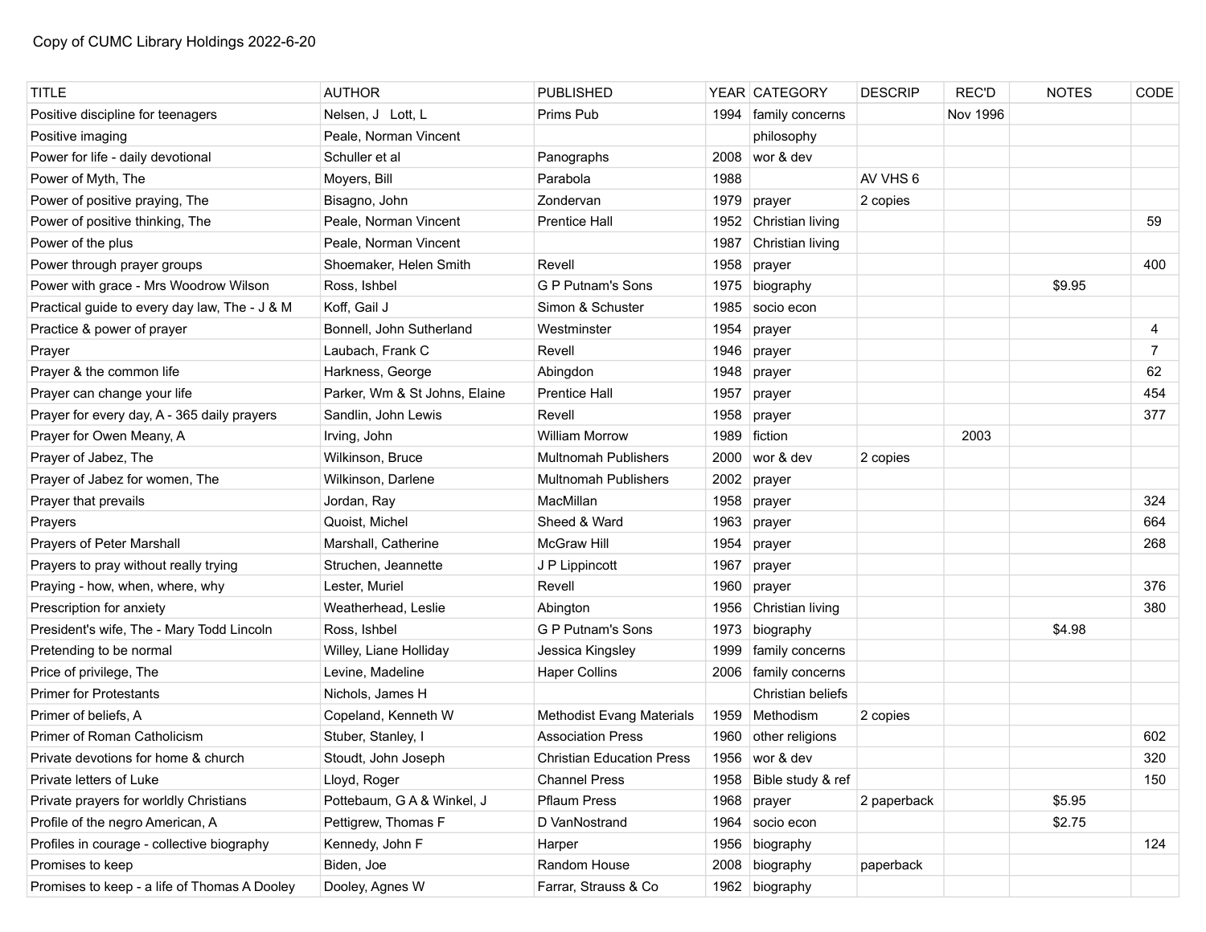Copy of CUMC Library Holdings 2022-6-20

| TITLE | AUTHOR | PUBLISHED | YEAR | CATEGORY | DESCRIP | REC'D | NOTES | CODE |
|---|---|---|---|---|---|---|---|---|
| Positive discipline for teenagers | Nelsen, J  Lott, L | Prims Pub | 1994 | family concerns | | Nov 1996 | | |
| Positive imaging | Peale, Norman Vincent | | | philosophy | | | | |
| Power for life - daily devotional | Schuller et al | Panographs | 2008 | wor & dev | | | | |
| Power of Myth, The | Moyers, Bill | Parabola | 1988 | | AV VHS 6 | | | |
| Power of positive praying, The | Bisagno, John | Zondervan | 1979 | prayer | 2 copies | | | |
| Power of positive thinking, The | Peale, Norman Vincent | Prentice Hall | 1952 | Christian living | | | | 59 |
| Power of the plus | Peale, Norman Vincent | | 1987 | Christian living | | | | |
| Power through prayer groups | Shoemaker, Helen Smith | Revell | 1958 | prayer | | | | 400 |
| Power with grace - Mrs Woodrow Wilson | Ross, Ishbel | G P Putnam's Sons | 1975 | biography | | | $9.95 | |
| Practical guide to every day law, The - J & M | Koff, Gail J | Simon & Schuster | 1985 | socio econ | | | | |
| Practice & power of prayer | Bonnell, John Sutherland | Westminster | 1954 | prayer | | | | 4 |
| Prayer | Laubach, Frank C | Revell | 1946 | prayer | | | | 7 |
| Prayer & the common life | Harkness, George | Abingdon | 1948 | prayer | | | | 62 |
| Prayer can change your life | Parker, Wm & St Johns, Elaine | Prentice Hall | 1957 | prayer | | | | 454 |
| Prayer for every day, A - 365 daily prayers | Sandlin, John Lewis | Revell | 1958 | prayer | | | | 377 |
| Prayer for Owen Meany, A | Irving, John | William Morrow | 1989 | fiction | | 2003 | | |
| Prayer of Jabez, The | Wilkinson, Bruce | Multnomah Publishers | 2000 | wor & dev | 2 copies | | | |
| Prayer of Jabez for women, The | Wilkinson, Darlene | Multnomah Publishers | 2002 | prayer | | | | |
| Prayer that prevails | Jordan, Ray | MacMillan | 1958 | prayer | | | | 324 |
| Prayers | Quoist, Michel | Sheed & Ward | 1963 | prayer | | | | 664 |
| Prayers of Peter Marshall | Marshall, Catherine | McGraw Hill | 1954 | prayer | | | | 268 |
| Prayers to pray without really trying | Struchen, Jeannette | J P Lippincott | 1967 | prayer | | | | |
| Praying - how, when, where, why | Lester, Muriel | Revell | 1960 | prayer | | | | 376 |
| Prescription for anxiety | Weatherhead, Leslie | Abington | 1956 | Christian living | | | | 380 |
| President's wife, The - Mary Todd Lincoln | Ross, Ishbel | G P Putnam's Sons | 1973 | biography | | | $4.98 | |
| Pretending to be normal | Willey, Liane Holliday | Jessica Kingsley | 1999 | family concerns | | | | |
| Price of privilege, The | Levine, Madeline | Haper Collins | 2006 | family concerns | | | | |
| Primer for Protestants | Nichols, James H | | | Christian beliefs | | | | |
| Primer of beliefs, A | Copeland, Kenneth W | Methodist Evang Materials | 1959 | Methodism | 2 copies | | | |
| Primer of Roman Catholicism | Stuber, Stanley, I | Association Press | 1960 | other religions | | | | 602 |
| Private devotions for home & church | Stoudt, John Joseph | Christian Education Press | 1956 | wor & dev | | | | 320 |
| Private letters of Luke | Lloyd, Roger | Channel Press | 1958 | Bible study & ref | | | | 150 |
| Private prayers for worldly Christians | Pottebaum, G A & Winkel, J | Pflaum Press | 1968 | prayer | 2 paperback | | $5.95 | |
| Profile of the negro American, A | Pettigrew, Thomas F | D VanNostrand | 1964 | socio econ | | | $2.75 | |
| Profiles in courage - collective biography | Kennedy, John F | Harper | 1956 | biography | | | | 124 |
| Promises to keep | Biden, Joe | Random House | 2008 | biography | paperback | | | |
| Promises to keep - a life of Thomas A Dooley | Dooley, Agnes W | Farrar, Strauss & Co | 1962 | biography | | | | |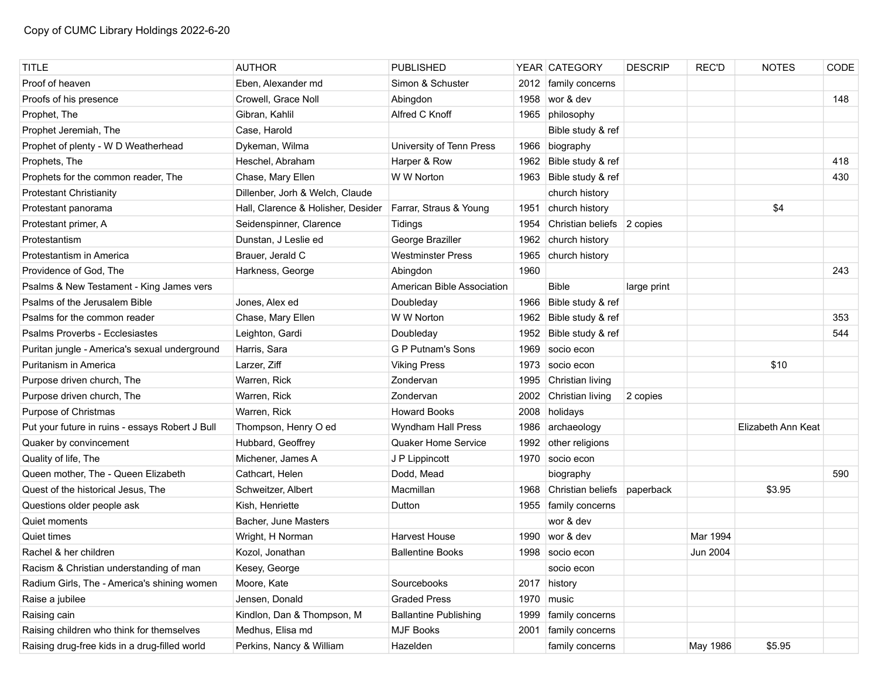Copy of CUMC Library Holdings 2022-6-20

| TITLE | AUTHOR | PUBLISHED | YEAR | CATEGORY | DESCRIP | REC'D | NOTES | CODE |
|---|---|---|---|---|---|---|---|---|
| Proof of heaven | Eben, Alexander md | Simon & Schuster | 2012 | family concerns | | | | |
| Proofs of his presence | Crowell, Grace Noll | Abingdon | 1958 | wor & dev | | | | 148 |
| Prophet, The | Gibran, Kahlil | Alfred C Knoff | 1965 | philosophy | | | | |
| Prophet Jeremiah, The | Case, Harold | | | Bible study & ref | | | | |
| Prophet of plenty - W D Weatherhead | Dykeman, Wilma | University of Tenn Press | 1966 | biography | | | | |
| Prophets, The | Heschel, Abraham | Harper & Row | 1962 | Bible study & ref | | | | 418 |
| Prophets for the common reader, The | Chase, Mary Ellen | W W Norton | 1963 | Bible study & ref | | | | 430 |
| Protestant Christianity | Dillenber, Jorh & Welch, Claude | | | church history | | | | |
| Protestant panorama | Hall, Clarence & Holisher, Desider | Farrar, Straus & Young | 1951 | church history | | | $4 | |
| Protestant primer, A | Seidenspinner, Clarence | Tidings | 1954 | Christian beliefs | 2 copies | | | |
| Protestantism | Dunstan, J Leslie ed | George Braziller | 1962 | church history | | | | |
| Protestantism in America | Brauer, Jerald C | Westminster Press | 1965 | church history | | | | |
| Providence of God, The | Harkness, George | Abingdon | 1960 | | | | | 243 |
| Psalms & New Testament - King James vers | | American Bible Association | | Bible | large print | | | |
| Psalms of the Jerusalem Bible | Jones, Alex ed | Doubleday | 1966 | Bible study & ref | | | | |
| Psalms for the common reader | Chase, Mary Ellen | W W Norton | 1962 | Bible study & ref | | | | 353 |
| Psalms Proverbs - Ecclesiastes | Leighton, Gardi | Doubleday | 1952 | Bible study & ref | | | | 544 |
| Puritan jungle - America's sexual underground | Harris, Sara | G P Putnam's Sons | 1969 | socio econ | | | | |
| Puritanism in America | Larzer, Ziff | Viking Press | 1973 | socio econ | | | $10 | |
| Purpose driven church, The | Warren, Rick | Zondervan | 1995 | Christian living | | | | |
| Purpose driven church, The | Warren, Rick | Zondervan | 2002 | Christian living | 2 copies | | | |
| Purpose of Christmas | Warren, Rick | Howard Books | 2008 | holidays | | | | |
| Put your future in ruins - essays Robert J Bull | Thompson, Henry O ed | Wyndham Hall Press | 1986 | archaeology | | | Elizabeth Ann Keat | |
| Quaker by convincement | Hubbard, Geoffrey | Quaker Home Service | 1992 | other religions | | | | |
| Quality of life, The | Michener, James A | J P Lippincott | 1970 | socio econ | | | | |
| Queen mother, The - Queen Elizabeth | Cathcart, Helen | Dodd, Mead | | biography | | | | 590 |
| Quest of the historical Jesus, The | Schweitzer, Albert | Macmillan | 1968 | Christian beliefs | paperback | | $3.95 | |
| Questions older people ask | Kish, Henriette | Dutton | 1955 | family concerns | | | | |
| Quiet moments | Bacher, June Masters | | | wor & dev | | | | |
| Quiet times | Wright, H Norman | Harvest House | 1990 | wor & dev | | Mar 1994 | | |
| Rachel & her children | Kozol, Jonathan | Ballentine Books | 1998 | socio econ | | Jun 2004 | | |
| Racism & Christian understanding of man | Kesey, George | | | socio econ | | | | |
| Radium Girls, The - America's shining women | Moore, Kate | Sourcebooks | 2017 | history | | | | |
| Raise a jubilee | Jensen, Donald | Graded Press | 1970 | music | | | | |
| Raising cain | Kindlon, Dan & Thompson, M | Ballantine Publishing | 1999 | family concerns | | | | |
| Raising children who think for themselves | Medhus, Elisa md | MJF Books | 2001 | family concerns | | | | |
| Raising drug-free kids in a drug-filled world | Perkins, Nancy & William | Hazelden | | family concerns | | May 1986 | $5.95 | |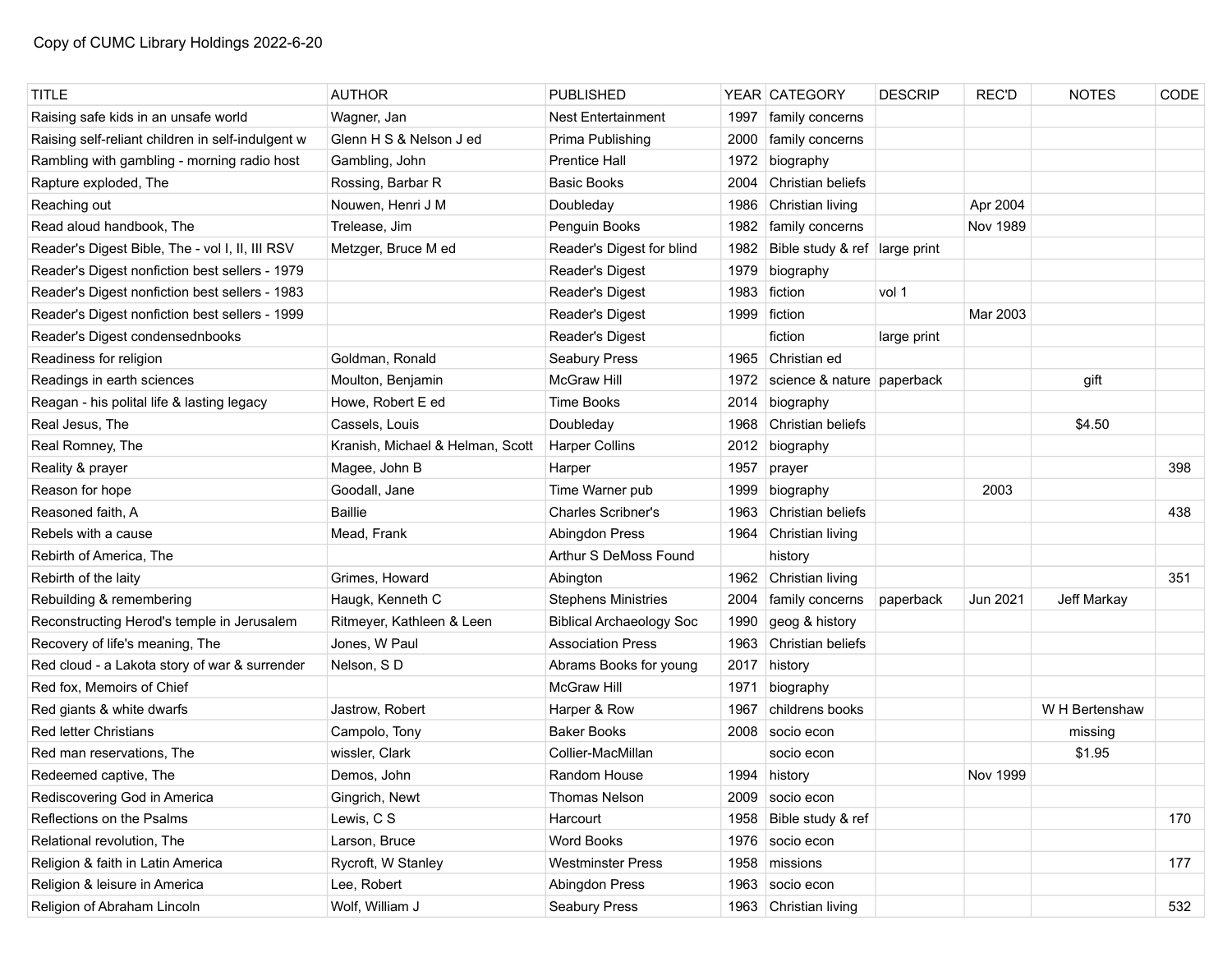Copy of CUMC Library Holdings 2022-6-20

| TITLE | AUTHOR | PUBLISHED | YEAR | CATEGORY | DESCRIP | REC'D | NOTES | CODE |
|---|---|---|---|---|---|---|---|---|
| Raising safe kids in an unsafe world | Wagner, Jan | Nest Entertainment | 1997 | family concerns | | | | |
| Raising self-reliant children in self-indulgent w | Glenn H S & Nelson J ed | Prima Publishing | 2000 | family concerns | | | | |
| Rambling with gambling - morning radio host | Gambling, John | Prentice Hall | 1972 | biography | | | | |
| Rapture exploded, The | Rossing, Barbar R | Basic Books | 2004 | Christian beliefs | | | | |
| Reaching out | Nouwen, Henri J M | Doubleday | 1986 | Christian living | | Apr 2004 | | |
| Read aloud handbook, The | Trelease, Jim | Penguin Books | 1982 | family concerns | | Nov 1989 | | |
| Reader's Digest Bible, The - vol I, II, III RSV | Metzger, Bruce M ed | Reader's Digest for blind | 1982 | Bible study & ref | large print | | | |
| Reader's Digest nonfiction best sellers - 1979 | | Reader's Digest | 1979 | biography | | | | |
| Reader's Digest nonfiction best sellers - 1983 | | Reader's Digest | 1983 | fiction | vol 1 | | | |
| Reader's Digest nonfiction best sellers - 1999 | | Reader's Digest | 1999 | fiction | | Mar 2003 | | |
| Reader's Digest condensednbooks | | Reader's Digest | | fiction | large print | | | |
| Readiness for religion | Goldman, Ronald | Seabury Press | 1965 | Christian ed | | | | |
| Readings in earth sciences | Moulton, Benjamin | McGraw Hill | 1972 | science & nature | paperback | | gift | |
| Reagan - his polital life & lasting legacy | Howe, Robert E ed | Time Books | 2014 | biography | | | | |
| Real Jesus, The | Cassels, Louis | Doubleday | 1968 | Christian beliefs | | | $4.50 | |
| Real Romney, The | Kranish, Michael & Helman, Scott | Harper Collins | 2012 | biography | | | | |
| Reality & prayer | Magee, John B | Harper | 1957 | prayer | | | | 398 |
| Reason for hope | Goodall, Jane | Time Warner pub | 1999 | biography | | 2003 | | |
| Reasoned faith, A | Baillie | Charles Scribner's | 1963 | Christian beliefs | | | | 438 |
| Rebels with a cause | Mead, Frank | Abingdon Press | 1964 | Christian living | | | | |
| Rebirth of America, The | | Arthur S DeMoss Found | | history | | | | |
| Rebirth of the laity | Grimes, Howard | Abington | 1962 | Christian living | | | | 351 |
| Rebuilding & remembering | Haugk, Kenneth C | Stephens Ministries | 2004 | family concerns | paperback | Jun 2021 | Jeff Markay | |
| Reconstructing Herod's temple in Jerusalem | Ritmeyer, Kathleen & Leen | Biblical Archaeology Soc | 1990 | geog & history | | | | |
| Recovery of life's meaning, The | Jones, W Paul | Association Press | 1963 | Christian beliefs | | | | |
| Red cloud - a Lakota story of war & surrender | Nelson, S D | Abrams Books for young | 2017 | history | | | | |
| Red fox, Memoirs of Chief | | McGraw Hill | 1971 | biography | | | | |
| Red giants & white dwarfs | Jastrow, Robert | Harper & Row | 1967 | childrens books | | | W H Bertenshaw | |
| Red letter Christians | Campolo, Tony | Baker Books | 2008 | socio econ | | | missing | |
| Red man reservations, The | wissler, Clark | Collier-MacMillan | | socio econ | | | $1.95 | |
| Redeemed captive, The | Demos, John | Random House | 1994 | history | | Nov 1999 | | |
| Rediscovering God in America | Gingrich, Newt | Thomas Nelson | 2009 | socio econ | | | | |
| Reflections on the Psalms | Lewis, C S | Harcourt | 1958 | Bible study & ref | | | | 170 |
| Relational revolution, The | Larson, Bruce | Word Books | 1976 | socio econ | | | | |
| Religion & faith in Latin America | Rycroft, W Stanley | Westminster Press | 1958 | missions | | | | 177 |
| Religion & leisure in America | Lee, Robert | Abingdon Press | 1963 | socio econ | | | | |
| Religion of Abraham Lincoln | Wolf, William J | Seabury Press | 1963 | Christian living | | | | 532 |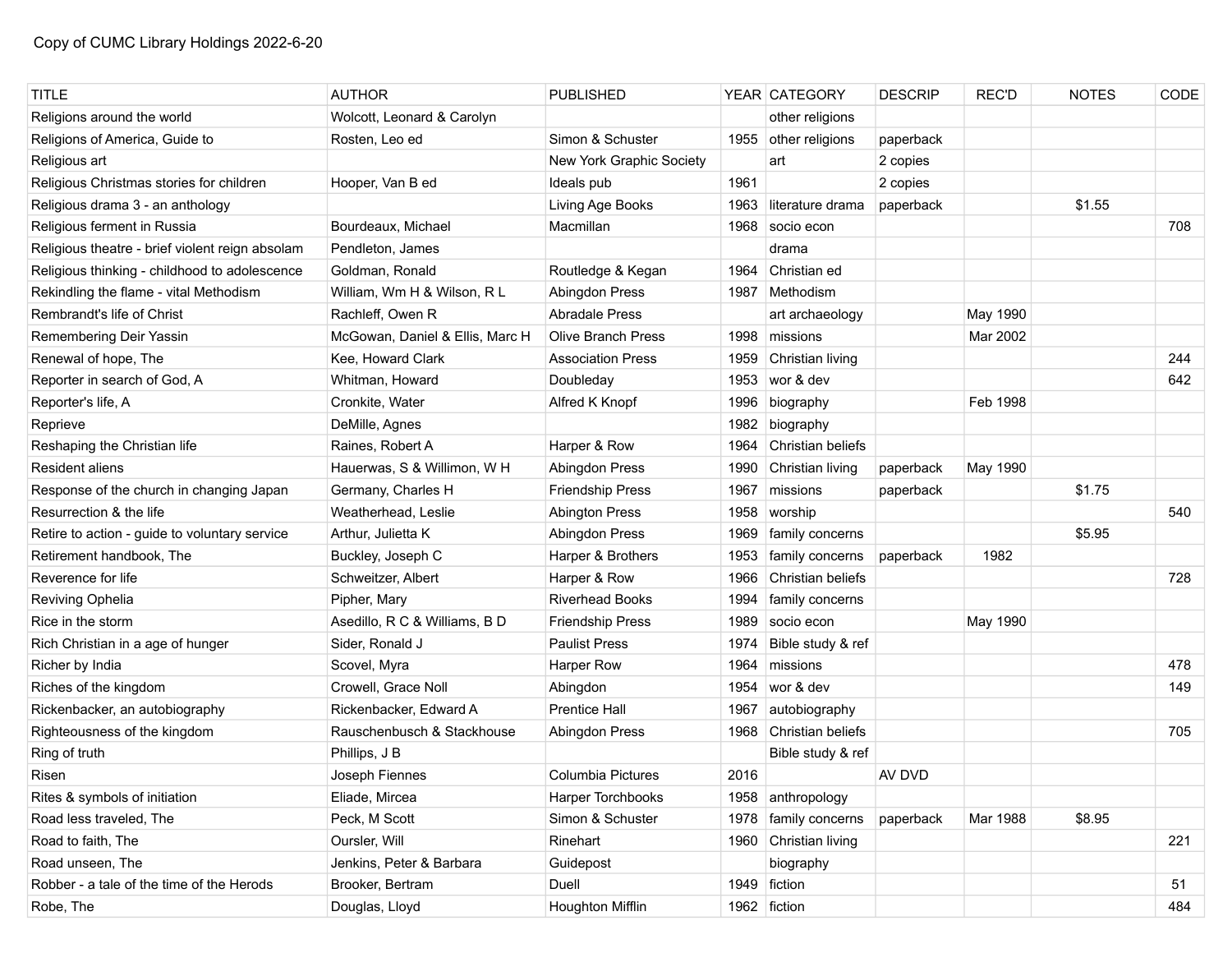Copy of CUMC Library Holdings 2022-6-20

| TITLE | AUTHOR | PUBLISHED | YEAR | CATEGORY | DESCRIP | REC'D | NOTES | CODE |
|---|---|---|---|---|---|---|---|---|
| Religions around the world | Wolcott, Leonard & Carolyn | | | other religions | | | | |
| Religions of America, Guide to | Rosten, Leo ed | Simon & Schuster | 1955 | other religions | paperback | | | |
| Religious art | | New York Graphic Society | | art | 2 copies | | | |
| Religious Christmas stories for children | Hooper, Van B ed | Ideals pub | 1961 | | 2 copies | | | |
| Religious drama 3 - an anthology | | Living Age Books | 1963 | literature drama | paperback | | $1.55 | |
| Religious ferment in Russia | Bourdeaux, Michael | Macmillan | 1968 | socio econ | | | | 708 |
| Religious theatre - brief violent reign absolam | Pendleton, James | | | drama | | | | |
| Religious thinking - childhood to adolescence | Goldman, Ronald | Routledge & Kegan | 1964 | Christian ed | | | | |
| Rekindling the flame - vital Methodism | William, Wm H & Wilson, R L | Abingdon Press | 1987 | Methodism | | | | |
| Rembrandt's life of Christ | Rachleff, Owen R | Abradale Press | | art archaeology | | May 1990 | | |
| Remembering Deir Yassin | McGowan, Daniel & Ellis, Marc H | Olive Branch Press | 1998 | missions | | Mar 2002 | | |
| Renewal of hope, The | Kee, Howard Clark | Association Press | 1959 | Christian living | | | | 244 |
| Reporter in search of God, A | Whitman, Howard | Doubleday | 1953 | wor & dev | | | | 642 |
| Reporter's life, A | Cronkite, Water | Alfred K Knopf | 1996 | biography | | Feb 1998 | | |
| Reprieve | DeMille, Agnes | | 1982 | biography | | | | |
| Reshaping the Christian life | Raines, Robert A | Harper & Row | 1964 | Christian beliefs | | | | |
| Resident aliens | Hauerwas, S & Willimon, W H | Abingdon Press | 1990 | Christian living | paperback | May 1990 | | |
| Response of the church in changing Japan | Germany, Charles H | Friendship Press | 1967 | missions | paperback | | $1.75 | |
| Resurrection & the life | Weatherhead, Leslie | Abington Press | 1958 | worship | | | | 540 |
| Retire to action - guide to voluntary service | Arthur, Julietta K | Abingdon Press | 1969 | family concerns | | | $5.95 | |
| Retirement handbook, The | Buckley, Joseph C | Harper & Brothers | 1953 | family concerns | paperback | 1982 | | |
| Reverence for life | Schweitzer, Albert | Harper & Row | 1966 | Christian beliefs | | | | 728 |
| Reviving Ophelia | Pipher, Mary | Riverhead Books | 1994 | family concerns | | | | |
| Rice in the storm | Asedillo, R C & Williams, B D | Friendship Press | 1989 | socio econ | | May 1990 | | |
| Rich Christian in a age of hunger | Sider, Ronald J | Paulist Press | 1974 | Bible study & ref | | | | |
| Richer by India | Scovel, Myra | Harper Row | 1964 | missions | | | | 478 |
| Riches of the kingdom | Crowell, Grace Noll | Abingdon | 1954 | wor & dev | | | | 149 |
| Rickenbacker, an autobiography | Rickenbacker, Edward A | Prentice Hall | 1967 | autobiography | | | | |
| Righteousness of the kingdom | Rauschenbusch & Stackhouse | Abingdon Press | 1968 | Christian beliefs | | | | 705 |
| Ring of truth | Phillips, J B | | | Bible study & ref | | | | |
| Risen | Joseph Fiennes | Columbia Pictures | 2016 | | AV DVD | | | |
| Rites & symbols of initiation | Eliade, Mircea | Harper Torchbooks | 1958 | anthropology | | | | |
| Road less traveled, The | Peck, M Scott | Simon & Schuster | 1978 | family concerns | paperback | Mar 1988 | $8.95 | |
| Road to faith, The | Oursler, Will | Rinehart | 1960 | Christian living | | | | 221 |
| Road unseen, The | Jenkins, Peter & Barbara | Guidepost | | biography | | | | |
| Robber - a tale of the time of the Herods | Brooker, Bertram | Duell | 1949 | fiction | | | | 51 |
| Robe, The | Douglas, Lloyd | Houghton Mifflin | 1962 | fiction | | | | 484 |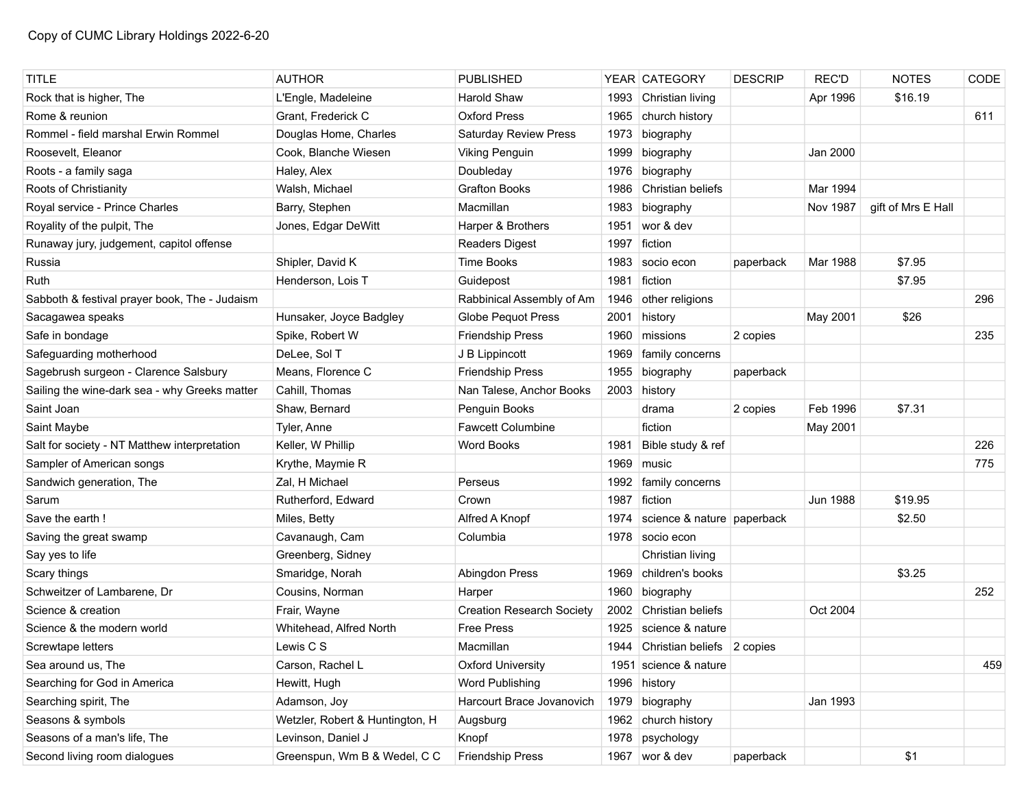Copy of CUMC Library Holdings 2022-6-20

| TITLE | AUTHOR | PUBLISHED | YEAR | CATEGORY | DESCRIP | REC'D | NOTES | CODE |
|---|---|---|---|---|---|---|---|---|
| Rock that is higher, The | L'Engle, Madeleine | Harold Shaw | 1993 | Christian living | | Apr 1996 | $16.19 | |
| Rome & reunion | Grant, Frederick C | Oxford Press | 1965 | church history | | | | 611 |
| Rommel - field marshal Erwin Rommel | Douglas Home, Charles | Saturday Review Press | 1973 | biography | | | | |
| Roosevelt, Eleanor | Cook, Blanche Wiesen | Viking Penguin | 1999 | biography | | Jan 2000 | | |
| Roots - a family saga | Haley, Alex | Doubleday | 1976 | biography | | | | |
| Roots of Christianity | Walsh, Michael | Grafton Books | 1986 | Christian beliefs | | Mar 1994 | | |
| Royal service - Prince Charles | Barry, Stephen | Macmillan | 1983 | biography | | Nov 1987 | gift of Mrs E Hall | |
| Royality of the pulpit, The | Jones, Edgar DeWitt | Harper & Brothers | 1951 | wor & dev | | | | |
| Runaway jury, judgement, capitol offense | | Readers Digest | 1997 | fiction | | | | |
| Russia | Shipler, David K | Time Books | 1983 | socio econ | paperback | Mar 1988 | $7.95 | |
| Ruth | Henderson, Lois T | Guidepost | 1981 | fiction | | | $7.95 | |
| Sabboth & festival prayer book, The - Judaism | | Rabbinical Assembly of Am | 1946 | other religions | | | | 296 |
| Sacagawea speaks | Hunsaker, Joyce Badgley | Globe Pequot Press | 2001 | history | | May 2001 | $26 | |
| Safe in bondage | Spike, Robert W | Friendship Press | 1960 | missions | 2 copies | | | 235 |
| Safeguarding motherhood | DeLee, Sol T | J B Lippincott | 1969 | family concerns | | | | |
| Sagebrush surgeon - Clarence Salsbury | Means, Florence C | Friendship Press | 1955 | biography | paperback | | | |
| Sailing the wine-dark sea - why Greeks matter | Cahill, Thomas | Nan Talese, Anchor Books | 2003 | history | | | | |
| Saint Joan | Shaw, Bernard | Penguin Books | | drama | 2 copies | Feb 1996 | $7.31 | |
| Saint Maybe | Tyler, Anne | Fawcett Columbine | | fiction | | May 2001 | | |
| Salt for society - NT Matthew interpretation | Keller, W Phillip | Word Books | 1981 | Bible study & ref | | | | 226 |
| Sampler of American songs | Krythe, Maymie R | | 1969 | music | | | | 775 |
| Sandwich generation, The | Zal, H Michael | Perseus | 1992 | family concerns | | | | |
| Sarum | Rutherford, Edward | Crown | 1987 | fiction | | Jun 1988 | $19.95 | |
| Save the earth ! | Miles, Betty | Alfred A Knopf | 1974 | science & nature | paperback | | $2.50 | |
| Saving the great swamp | Cavanaugh, Cam | Columbia | 1978 | socio econ | | | | |
| Say yes to life | Greenberg, Sidney | | | Christian living | | | | |
| Scary things | Smaridge, Norah | Abingdon Press | 1969 | children's books | | | $3.25 | |
| Schweitzer of Lambarene, Dr | Cousins, Norman | Harper | 1960 | biography | | | | 252 |
| Science & creation | Frair, Wayne | Creation Research Society | 2002 | Christian beliefs | | Oct 2004 | | |
| Science & the modern world | Whitehead, Alfred North | Free Press | 1925 | science & nature | | | | |
| Screwtape letters | Lewis C S | Macmillan | 1944 | Christian beliefs | 2 copies | | | |
| Sea around us, The | Carson, Rachel L | Oxford University | 1951 | science & nature | | | | 459 |
| Searching for God in America | Hewitt, Hugh | Word Publishing | 1996 | history | | | | |
| Searching spirit, The | Adamson, Joy | Harcourt Brace Jovanovich | 1979 | biography | | Jan 1993 | | |
| Seasons & symbols | Wetzler, Robert & Huntington, H | Augsburg | 1962 | church history | | | | |
| Seasons of a man's life, The | Levinson, Daniel J | Knopf | 1978 | psychology | | | | |
| Second living room dialogues | Greenspun, Wm B & Wedel, C C | Friendship Press | 1967 | wor & dev | paperback | | $1 | |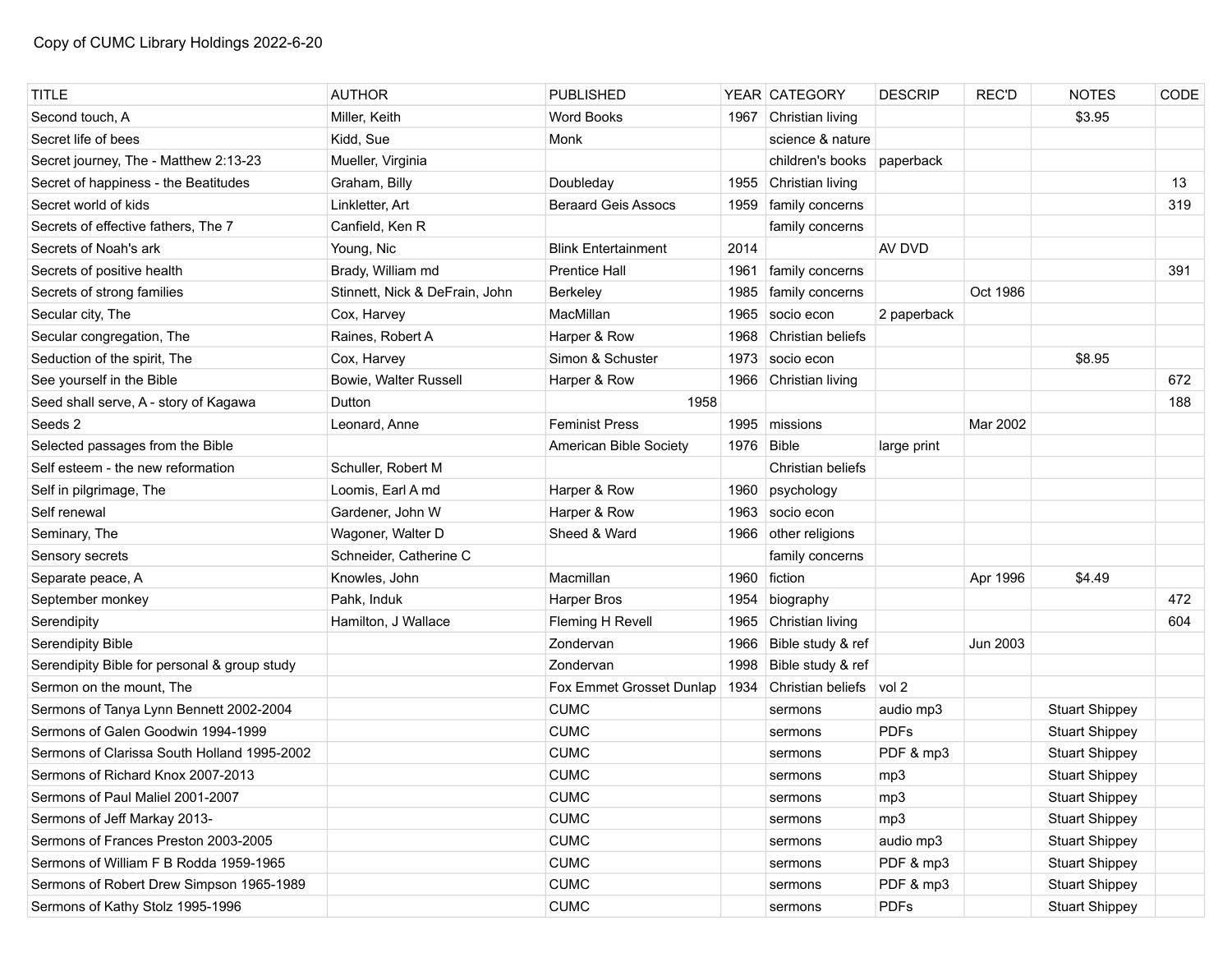| TITLE | AUTHOR | PUBLISHED | YEAR | CATEGORY | DESCRIP | REC'D | NOTES | CODE |
|---|---|---|---|---|---|---|---|---|
| Second touch, A | Miller, Keith | Word Books | 1967 | Christian living | | | $3.95 | |
| Secret life of bees | Kidd, Sue | Monk | | science & nature | | | | |
| Secret journey, The - Matthew 2:13-23 | Mueller, Virginia | | | children's books | paperback | | | |
| Secret of happiness - the Beatitudes | Graham, Billy | Doubleday | 1955 | Christian living | | | | 13 |
| Secret world of kids | Linkletter, Art | Beraard Geis Assocs | 1959 | family concerns | | | | 319 |
| Secrets of effective fathers, The 7 | Canfield, Ken R | | | family concerns | | | | |
| Secrets of Noah's ark | Young, Nic | Blink Entertainment | 2014 | | AV DVD | | | |
| Secrets of positive health | Brady, William md | Prentice Hall | 1961 | family concerns | | | | 391 |
| Secrets of strong families | Stinnett, Nick & DeFrain, John | Berkeley | 1985 | family concerns | | Oct 1986 | | |
| Secular city, The | Cox, Harvey | MacMillan | 1965 | socio econ | 2 paperback | | | |
| Secular congregation, The | Raines, Robert A | Harper & Row | 1968 | Christian beliefs | | | | |
| Seduction of the spirit, The | Cox, Harvey | Simon & Schuster | 1973 | socio econ | | | $8.95 | |
| See yourself in the Bible | Bowie, Walter Russell | Harper & Row | 1966 | Christian living | | | | 672 |
| Seed shall serve, A - story of Kagawa | Dutton | 1958 | | | | | | 188 |
| Seeds 2 | Leonard, Anne | Feminist Press | 1995 | missions | | Mar 2002 | | |
| Selected passages from the Bible | | American Bible Society | 1976 | Bible | large print | | | |
| Self esteem - the new reformation | Schuller, Robert M | | | Christian beliefs | | | | |
| Self in pilgrimage, The | Loomis, Earl A md | Harper & Row | 1960 | psychology | | | | |
| Self renewal | Gardener, John W | Harper & Row | 1963 | socio econ | | | | |
| Seminary, The | Wagoner, Walter D | Sheed & Ward | 1966 | other religions | | | | |
| Sensory secrets | Schneider, Catherine C | | | family concerns | | | | |
| Separate peace, A | Knowles, John | Macmillan | 1960 | fiction | | Apr 1996 | $4.49 | |
| September monkey | Pahk, Induk | Harper Bros | 1954 | biography | | | | 472 |
| Serendipity | Hamilton, J Wallace | Fleming H Revell | 1965 | Christian living | | | | 604 |
| Serendipity Bible | | Zondervan | 1966 | Bible study & ref | | Jun 2003 | | |
| Serendipity Bible for personal & group study | | Zondervan | 1998 | Bible study & ref | | | | |
| Sermon on the mount, The | | Fox Emmet Grosset Dunlap | 1934 | Christian beliefs | vol 2 | | | |
| Sermons of Tanya Lynn Bennett 2002-2004 | | CUMC | | sermons | audio mp3 | | Stuart Shippey | |
| Sermons of Galen Goodwin 1994-1999 | | CUMC | | sermons | PDFs | | Stuart Shippey | |
| Sermons of Clarissa South Holland 1995-2002 | | CUMC | | sermons | PDF & mp3 | | Stuart Shippey | |
| Sermons of Richard Knox 2007-2013 | | CUMC | | sermons | mp3 | | Stuart Shippey | |
| Sermons of Paul Maliel 2001-2007 | | CUMC | | sermons | mp3 | | Stuart Shippey | |
| Sermons of Jeff Markay 2013- | | CUMC | | sermons | mp3 | | Stuart Shippey | |
| Sermons of Frances Preston 2003-2005 | | CUMC | | sermons | audio mp3 | | Stuart Shippey | |
| Sermons of William F B Rodda 1959-1965 | | CUMC | | sermons | PDF & mp3 | | Stuart Shippey | |
| Sermons of Robert Drew Simpson 1965-1989 | | CUMC | | sermons | PDF & mp3 | | Stuart Shippey | |
| Sermons of Kathy Stolz 1995-1996 | | CUMC | | sermons | PDFs | | Stuart Shippey | |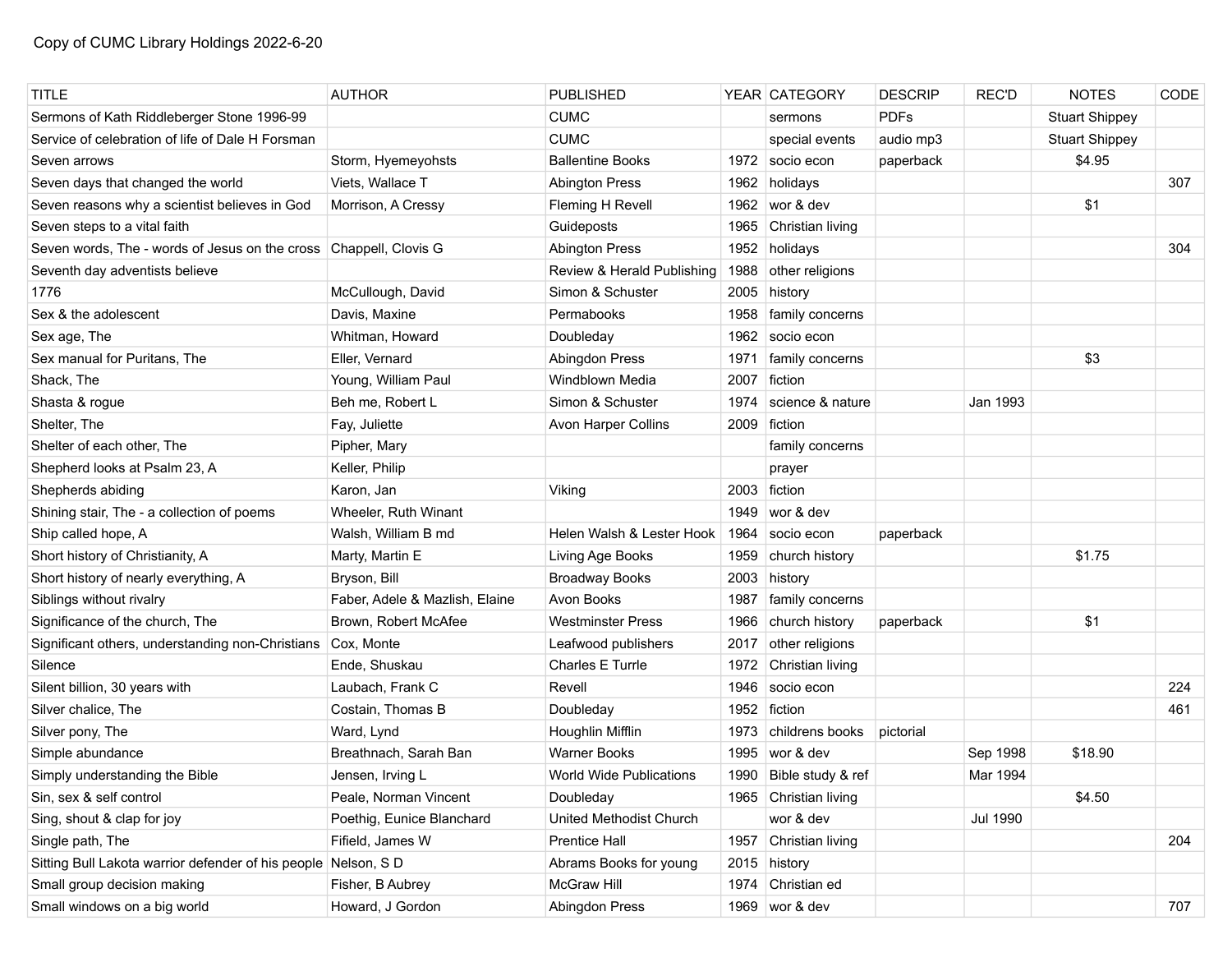Copy of CUMC Library Holdings 2022-6-20

| TITLE | AUTHOR | PUBLISHED | YEAR | CATEGORY | DESCRIP | REC'D | NOTES | CODE |
|---|---|---|---|---|---|---|---|---|
| Sermons of Kath Riddleberger Stone 1996-99 | | CUMC | | sermons | PDFs | | Stuart Shippey | |
| Service of celebration of life of Dale H Forsman | | CUMC | | special events | audio mp3 | | Stuart Shippey | |
| Seven arrows | Storm, Hyemeyohsts | Ballentine Books | 1972 | socio econ | paperback | | $4.95 | |
| Seven days that changed the world | Viets, Wallace T | Abington Press | 1962 | holidays | | | | 307 |
| Seven reasons why a scientist believes in God | Morrison, A Cressy | Fleming H Revell | 1962 | wor & dev | | | $1 | |
| Seven steps to a vital faith | | Guideposts | 1965 | Christian living | | | | |
| Seven words, The - words of Jesus on the cross | Chappell, Clovis G | Abington Press | 1952 | holidays | | | | 304 |
| Seventh day adventists believe | | Review & Herald Publishing | 1988 | other religions | | | | |
| 1776 | McCullough, David | Simon & Schuster | 2005 | history | | | | |
| Sex & the adolescent | Davis, Maxine | Permabooks | 1958 | family concerns | | | | |
| Sex age, The | Whitman, Howard | Doubleday | 1962 | socio econ | | | | |
| Sex manual for Puritans, The | Eller, Vernard | Abingdon Press | 1971 | family concerns | | | $3 | |
| Shack, The | Young, William Paul | Windblown Media | 2007 | fiction | | | | |
| Shasta & rogue | Beh me, Robert L | Simon & Schuster | 1974 | science & nature | | Jan 1993 | | |
| Shelter, The | Fay, Juliette | Avon Harper Collins | 2009 | fiction | | | | |
| Shelter of each other, The | Pipher, Mary | | | family concerns | | | | |
| Shepherd looks at Psalm 23, A | Keller, Philip | | | prayer | | | | |
| Shepherds abiding | Karon, Jan | Viking | 2003 | fiction | | | | |
| Shining stair, The - a collection of poems | Wheeler, Ruth Winant | | 1949 | wor & dev | | | | |
| Ship called hope, A | Walsh, William B md | Helen Walsh & Lester Hook | 1964 | socio econ | paperback | | | |
| Short history of Christianity, A | Marty, Martin E | Living Age Books | 1959 | church history | | | $1.75 | |
| Short history of nearly everything, A | Bryson, Bill | Broadway Books | 2003 | history | | | | |
| Siblings without rivalry | Faber, Adele & Mazlish, Elaine | Avon Books | 1987 | family concerns | | | | |
| Significance of the church, The | Brown, Robert McAfee | Westminster Press | 1966 | church history | paperback | | $1 | |
| Significant others, understanding non-Christians | Cox, Monte | Leafwood publishers | 2017 | other religions | | | | |
| Silence | Ende, Shuskau | Charles E Turrle | 1972 | Christian living | | | | |
| Silent billion, 30 years with | Laubach, Frank C | Revell | 1946 | socio econ | | | | 224 |
| Silver chalice, The | Costain, Thomas B | Doubleday | 1952 | fiction | | | | 461 |
| Silver pony, The | Ward, Lynd | Houghlin Mifflin | 1973 | childrens books | pictorial | | | |
| Simple abundance | Breathnach, Sarah Ban | Warner Books | 1995 | wor & dev | | Sep 1998 | $18.90 | |
| Simply understanding the Bible | Jensen, Irving L | World Wide Publications | 1990 | Bible study & ref | | Mar 1994 | | |
| Sin, sex & self control | Peale, Norman Vincent | Doubleday | 1965 | Christian living | | | $4.50 | |
| Sing, shout & clap for joy | Poethig, Eunice Blanchard | United Methodist Church | | wor & dev | | Jul 1990 | | |
| Single path, The | Fifield, James W | Prentice Hall | 1957 | Christian living | | | | 204 |
| Sitting Bull Lakota warrior defender of his people | Nelson, S D | Abrams Books for young | 2015 | history | | | | |
| Small group decision making | Fisher, B Aubrey | McGraw Hill | 1974 | Christian ed | | | | |
| Small windows on a big world | Howard, J Gordon | Abingdon Press | 1969 | wor & dev | | | | 707 |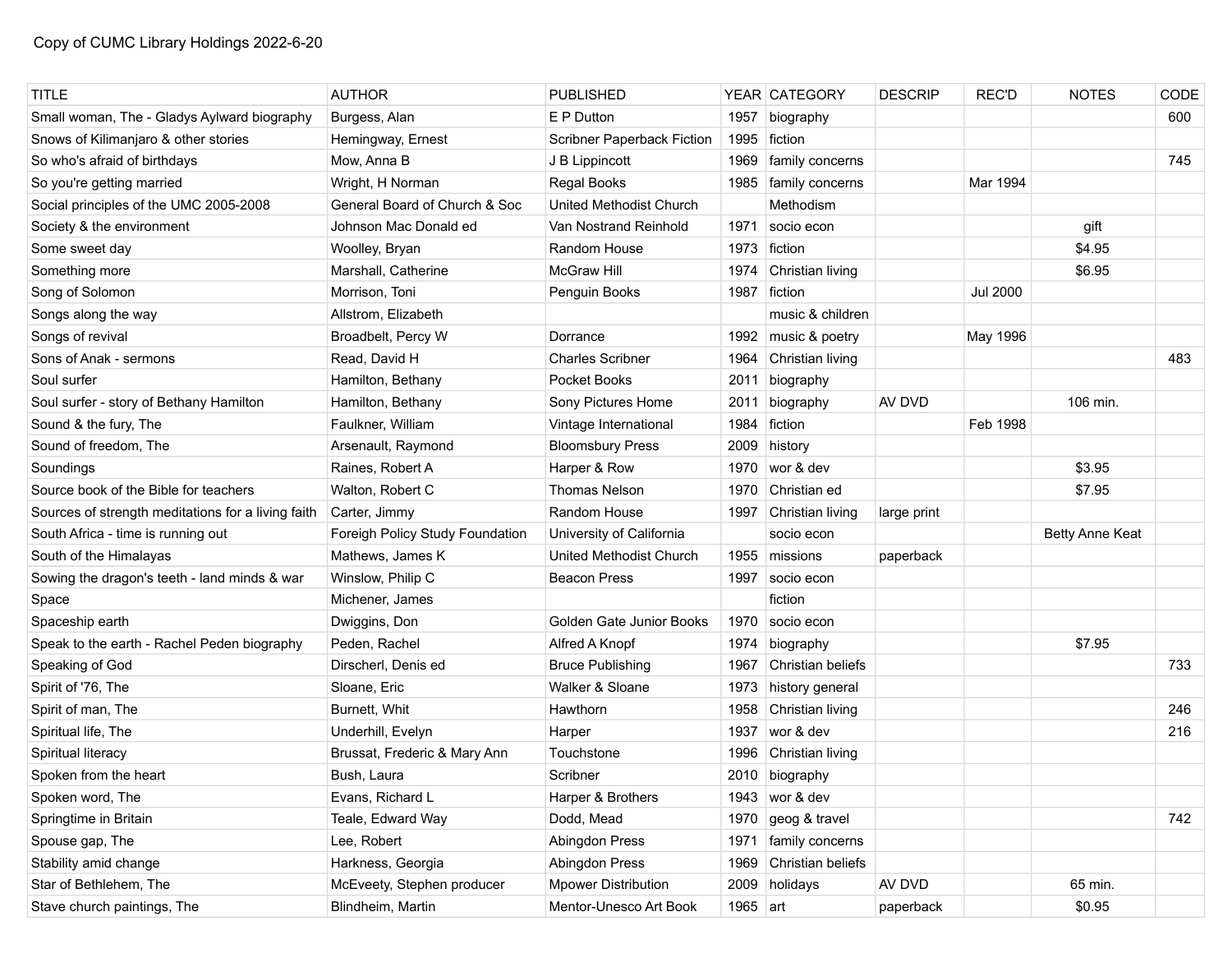Copy of CUMC Library Holdings 2022-6-20

| TITLE | AUTHOR | PUBLISHED | YEAR | CATEGORY | DESCRIP | REC'D | NOTES | CODE |
|---|---|---|---|---|---|---|---|---|
| Small woman, The - Gladys Aylward biography | Burgess, Alan | E P Dutton | 1957 | biography | | | | 600 |
| Snows of Kilimanjaro & other stories | Hemingway, Ernest | Scribner Paperback Fiction | 1995 | fiction | | | | |
| So who's afraid of birthdays | Mow, Anna B | J B Lippincott | 1969 | family concerns | | | | 745 |
| So you're getting married | Wright, H Norman | Regal Books | 1985 | family concerns | | Mar 1994 | | |
| Social principles of the UMC 2005-2008 | General Board of Church & Soc | United Methodist Church | | Methodism | | | | |
| Society & the environment | Johnson Mac Donald ed | Van Nostrand Reinhold | 1971 | socio econ | | | gift | |
| Some sweet day | Woolley, Bryan | Random House | 1973 | fiction | | | $4.95 | |
| Something more | Marshall, Catherine | McGraw Hill | 1974 | Christian living | | | $6.95 | |
| Song of Solomon | Morrison, Toni | Penguin Books | 1987 | fiction | | Jul 2000 | | |
| Songs along the way | Allstrom, Elizabeth | | | music & children | | | | |
| Songs of revival | Broadbelt, Percy W | Dorrance | 1992 | music & poetry | | May 1996 | | |
| Sons of Anak - sermons | Read, David H | Charles Scribner | 1964 | Christian living | | | | 483 |
| Soul surfer | Hamilton, Bethany | Pocket Books | 2011 | biography | | | | |
| Soul surfer - story of Bethany Hamilton | Hamilton, Bethany | Sony Pictures Home | 2011 | biography | AV DVD | | 106 min. | |
| Sound & the fury, The | Faulkner, William | Vintage International | 1984 | fiction | | Feb 1998 | | |
| Sound of freedom, The | Arsenault, Raymond | Bloomsbury Press | 2009 | history | | | | |
| Soundings | Raines, Robert A | Harper & Row | 1970 | wor & dev | | | $3.95 | |
| Source book of the Bible for teachers | Walton, Robert C | Thomas Nelson | 1970 | Christian ed | | | $7.95 | |
| Sources of strength meditations for a living faith | Carter, Jimmy | Random House | 1997 | Christian living | large print | | | |
| South Africa - time is running out | Foreigh Policy Study Foundation | University of California | | socio econ | | | Betty Anne Keat | |
| South of the Himalayas | Mathews, James K | United Methodist Church | 1955 | missions | paperback | | | |
| Sowing the dragon's teeth - land minds & war | Winslow, Philip C | Beacon Press | 1997 | socio econ | | | | |
| Space | Michener, James | | | fiction | | | | |
| Spaceship earth | Dwiggins, Don | Golden Gate Junior Books | 1970 | socio econ | | | | |
| Speak to the earth - Rachel Peden biography | Peden, Rachel | Alfred A Knopf | 1974 | biography | | | $7.95 | |
| Speaking of God | Dirscherl, Denis ed | Bruce Publishing | 1967 | Christian beliefs | | | | 733 |
| Spirit of '76, The | Sloane, Eric | Walker & Sloane | 1973 | history general | | | | |
| Spirit of man, The | Burnett, Whit | Hawthorn | 1958 | Christian living | | | | 246 |
| Spiritual life, The | Underhill, Evelyn | Harper | 1937 | wor & dev | | | | 216 |
| Spiritual literacy | Brussat, Frederic & Mary Ann | Touchstone | 1996 | Christian living | | | | |
| Spoken from the heart | Bush, Laura | Scribner | 2010 | biography | | | | |
| Spoken word, The | Evans, Richard L | Harper & Brothers | 1943 | wor & dev | | | | |
| Springtime in Britain | Teale, Edward Way | Dodd, Mead | 1970 | geog & travel | | | | 742 |
| Spouse gap, The | Lee, Robert | Abingdon Press | 1971 | family concerns | | | | |
| Stability amid change | Harkness, Georgia | Abingdon Press | 1969 | Christian beliefs | | | | |
| Star of Bethlehem, The | McEveety, Stephen producer | Mpower Distribution | 2009 | holidays | AV DVD | | 65 min. | |
| Stave church paintings, The | Blindheim, Martin | Mentor-Unesco Art Book | 1965 | art | paperback | | $0.95 | |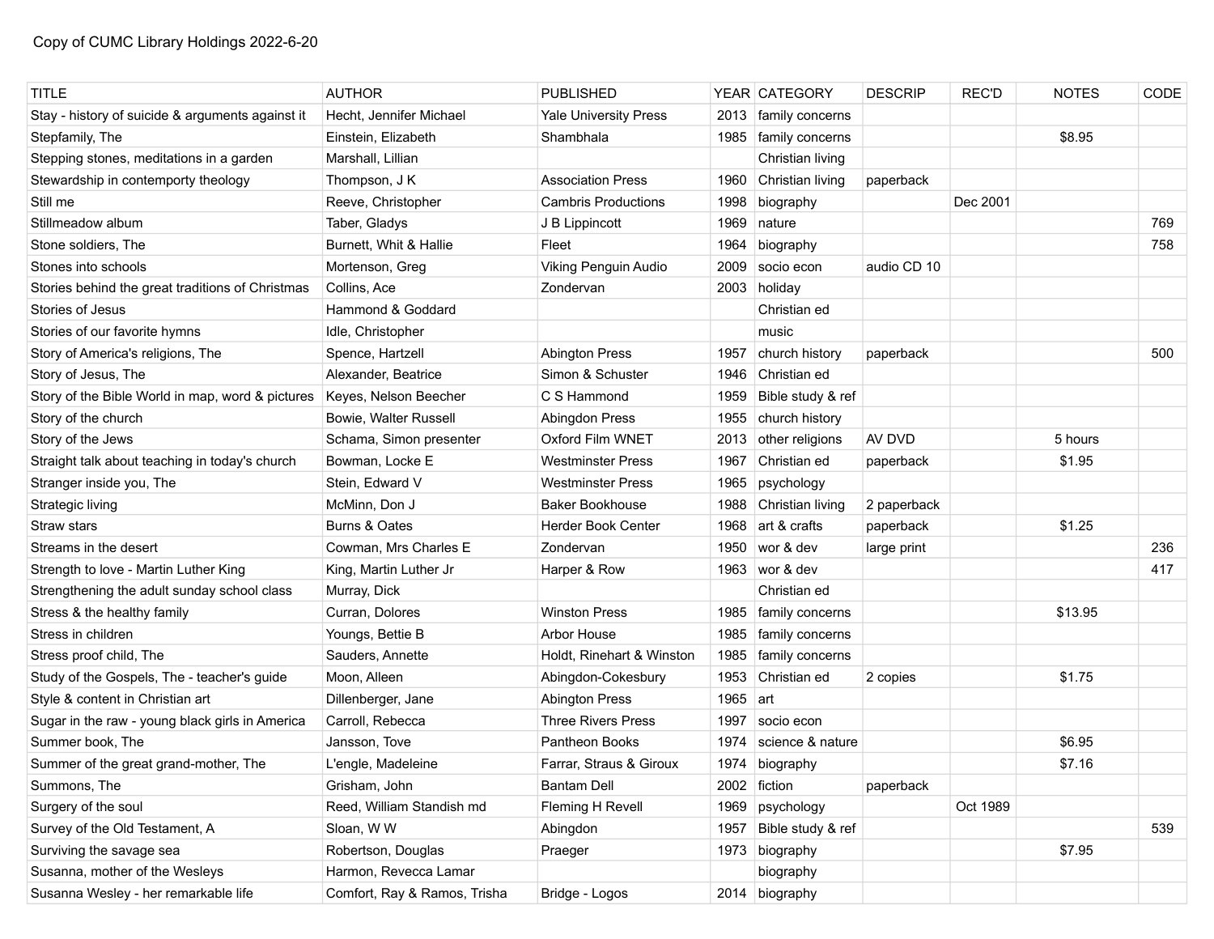Copy of CUMC Library Holdings 2022-6-20

| TITLE | AUTHOR | PUBLISHED | YEAR | CATEGORY | DESCRIP | REC'D | NOTES | CODE |
|---|---|---|---|---|---|---|---|---|
| Stay - history of suicide & arguments against it | Hecht, Jennifer Michael | Yale University Press | 2013 | family concerns | | | | |
| Stepfamily, The | Einstein, Elizabeth | Shambhala | 1985 | family concerns | | | $8.95 | |
| Stepping stones, meditations in a garden | Marshall, Lillian | | | Christian living | | | | |
| Stewardship in contemporty theology | Thompson, J K | Association Press | 1960 | Christian living | paperback | | | |
| Still me | Reeve, Christopher | Cambris Productions | 1998 | biography | | Dec 2001 | | |
| Stillmeadow album | Taber, Gladys | J B Lippincott | 1969 | nature | | | | 769 |
| Stone soldiers, The | Burnett, Whit & Hallie | Fleet | 1964 | biography | | | | 758 |
| Stones into schools | Mortenson, Greg | Viking Penguin Audio | 2009 | socio econ | audio CD 10 | | | |
| Stories behind the great traditions of Christmas | Collins, Ace | Zondervan | 2003 | holiday | | | | |
| Stories of Jesus | Hammond & Goddard | | | Christian ed | | | | |
| Stories of our favorite hymns | Idle, Christopher | | | music | | | | |
| Story of America's religions, The | Spence, Hartzell | Abington Press | 1957 | church history | paperback | | | 500 |
| Story of Jesus, The | Alexander, Beatrice | Simon & Schuster | 1946 | Christian ed | | | | |
| Story of the Bible World in map, word & pictures | Keyes, Nelson Beecher | C S Hammond | 1959 | Bible study & ref | | | | |
| Story of the church | Bowie, Walter Russell | Abingdon Press | 1955 | church history | | | | |
| Story of the Jews | Schama, Simon presenter | Oxford Film WNET | 2013 | other religions | AV DVD | | 5 hours | |
| Straight talk about teaching in today's church | Bowman, Locke E | Westminster Press | 1967 | Christian ed | paperback | | $1.95 | |
| Stranger inside you, The | Stein, Edward V | Westminster Press | 1965 | psychology | | | | |
| Strategic living | McMinn, Don J | Baker Bookhouse | 1988 | Christian living | 2 paperback | | | |
| Straw stars | Burns & Oates | Herder Book Center | 1968 | art & crafts | paperback | | $1.25 | |
| Streams in the desert | Cowman, Mrs Charles E | Zondervan | 1950 | wor & dev | large print | | | 236 |
| Strength to love - Martin Luther King | King, Martin Luther Jr | Harper & Row | 1963 | wor & dev | | | | 417 |
| Strengthening the adult sunday school class | Murray, Dick | | | Christian ed | | | | |
| Stress & the healthy family | Curran, Dolores | Winston Press | 1985 | family concerns | | | $13.95 | |
| Stress in children | Youngs, Bettie B | Arbor House | 1985 | family concerns | | | | |
| Stress proof child, The | Sauders, Annette | Holdt, Rinehart & Winston | 1985 | family concerns | | | | |
| Study of the Gospels, The - teacher's guide | Moon, Alleen | Abingdon-Cokesbury | 1953 | Christian ed | 2 copies | | $1.75 | |
| Style & content in Christian art | Dillenberger, Jane | Abington Press | 1965 | art | | | | |
| Sugar in the raw - young black girls in America | Carroll, Rebecca | Three Rivers Press | 1997 | socio econ | | | | |
| Summer book, The | Jansson, Tove | Pantheon Books | 1974 | science & nature | | | $6.95 | |
| Summer of the great grand-mother, The | L'engle, Madeleine | Farrar, Straus & Giroux | 1974 | biography | | | $7.16 | |
| Summons, The | Grisham, John | Bantam Dell | 2002 | fiction | paperback | | | |
| Surgery of the soul | Reed, William Standish md | Fleming H Revell | 1969 | psychology | | Oct 1989 | | |
| Survey of the Old Testament, A | Sloan, W W | Abingdon | 1957 | Bible study & ref | | | | 539 |
| Surviving the savage sea | Robertson, Douglas | Praeger | 1973 | biography | | | $7.95 | |
| Susanna, mother of the Wesleys | Harmon, Revecca Lamar | | | biography | | | | |
| Susanna Wesley - her remarkable life | Comfort, Ray & Ramos, Trisha | Bridge - Logos | 2014 | biography | | | | |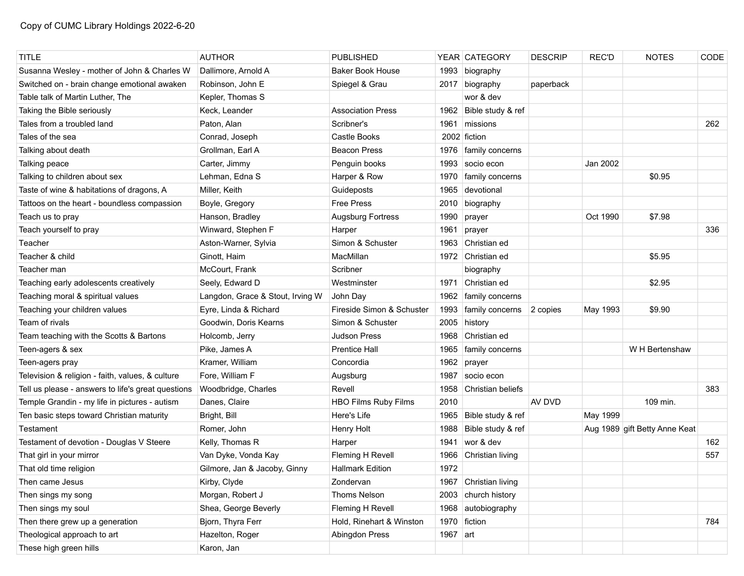Copy of CUMC Library Holdings 2022-6-20

| TITLE | AUTHOR | PUBLISHED | YEAR | CATEGORY | DESCRIP | REC'D | NOTES | CODE |
|---|---|---|---|---|---|---|---|---|
| Susanna Wesley - mother of John & Charles W | Dallimore, Arnold A | Baker Book House | 1993 | biography | | | | |
| Switched on - brain change emotional awaken | Robinson, John E | Spiegel & Grau | 2017 | biography | paperback | | | |
| Table talk of Martin Luther, The | Kepler, Thomas S | | | wor & dev | | | | |
| Taking the Bible seriously | Keck, Leander | Association Press | 1962 | Bible study & ref | | | | |
| Tales from a troubled land | Paton, Alan | Scribner's | 1961 | missions | | | | 262 |
| Tales of the sea | Conrad, Joseph | Castle Books | 2002 | fiction | | | | |
| Talking about death | Grollman, Earl A | Beacon Press | 1976 | family concerns | | | | |
| Talking peace | Carter, Jimmy | Penguin books | 1993 | socio econ | | Jan 2002 | | |
| Talking to children about sex | Lehman, Edna S | Harper & Row | 1970 | family concerns | | | $0.95 | |
| Taste of wine & habitations of dragons, A | Miller, Keith | Guideposts | 1965 | devotional | | | | |
| Tattoos on the heart - boundless compassion | Boyle, Gregory | Free Press | 2010 | biography | | | | |
| Teach us to pray | Hanson, Bradley | Augsburg Fortress | 1990 | prayer | | Oct 1990 | $7.98 | |
| Teach yourself to pray | Winward, Stephen F | Harper | 1961 | prayer | | | | 336 |
| Teacher | Aston-Warner, Sylvia | Simon & Schuster | 1963 | Christian ed | | | | |
| Teacher & child | Ginott, Haim | MacMillan | 1972 | Christian ed | | | $5.95 | |
| Teacher man | McCourt, Frank | Scribner | | biography | | | | |
| Teaching early adolescents creatively | Seely, Edward D | Westminster | 1971 | Christian ed | | | $2.95 | |
| Teaching moral & spiritual values | Langdon, Grace & Stout, Irving W | John Day | 1962 | family concerns | | | | |
| Teaching your children values | Eyre, Linda & Richard | Fireside Simon & Schuster | 1993 | family concerns | 2 copies | May 1993 | $9.90 | |
| Team of rivals | Goodwin, Doris Kearns | Simon & Schuster | 2005 | history | | | | |
| Team teaching with the Scotts & Bartons | Holcomb, Jerry | Judson Press | 1968 | Christian ed | | | | |
| Teen-agers & sex | Pike, James A | Prentice Hall | 1965 | family concerns | | | W H Bertenshaw | |
| Teen-agers pray | Kramer, William | Concordia | 1962 | prayer | | | | |
| Television & religion - faith, values, & culture | Fore, William F | Augsburg | 1987 | socio econ | | | | |
| Tell us please - answers to life's great questions | Woodbridge, Charles | Revell | 1958 | Christian beliefs | | | | 383 |
| Temple Grandin - my life in pictures - autism | Danes, Claire | HBO Films Ruby Films | 2010 | | AV DVD | | 109 min. | |
| Ten basic steps toward Christian maturity | Bright, Bill | Here's Life | 1965 | Bible study & ref | | May 1999 | | |
| Testament | Romer, John | Henry Holt | 1988 | Bible study & ref | | Aug 1989 | gift Betty Anne Keat | |
| Testament of devotion - Douglas V Steere | Kelly, Thomas R | Harper | 1941 | wor & dev | | | | 162 |
| That girl in your mirror | Van Dyke, Vonda Kay | Fleming H Revell | 1966 | Christian living | | | | 557 |
| That old time religion | Gilmore, Jan & Jacoby, Ginny | Hallmark Edition | 1972 | | | | | |
| Then came Jesus | Kirby, Clyde | Zondervan | 1967 | Christian living | | | | |
| Then sings my song | Morgan, Robert J | Thoms Nelson | 2003 | church history | | | | |
| Then sings my soul | Shea, George Beverly | Fleming H Revell | 1968 | autobiography | | | | |
| Then there grew up a generation | Bjorn, Thyra Ferr | Hold, Rinehart & Winston | 1970 | fiction | | | | 784 |
| Theological approach to art | Hazelton, Roger | Abingdon Press | 1967 | art | | | | |
| These high green hills | Karon, Jan | | | | | | | |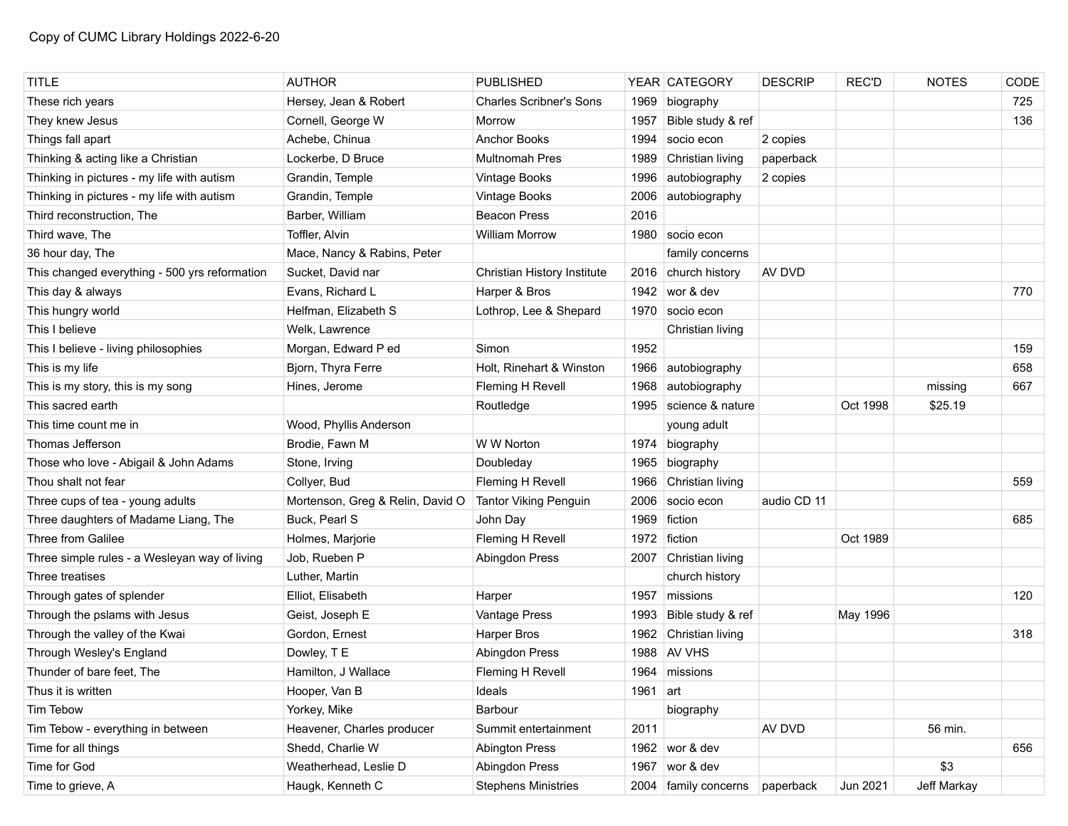Copy of CUMC Library Holdings 2022-6-20

| TITLE | AUTHOR | PUBLISHED | YEAR | CATEGORY | DESCRIP | REC'D | NOTES | CODE |
|---|---|---|---|---|---|---|---|---|
| These rich years | Hersey, Jean & Robert | Charles Scribner's Sons | 1969 | biography | | | | 725 |
| They knew Jesus | Cornell, George W | Morrow | 1957 | Bible study & ref | | | | 136 |
| Things fall apart | Achebe, Chinua | Anchor Books | 1994 | socio econ | 2 copies | | | |
| Thinking & acting like a Christian | Lockerbe, D Bruce | Multnomah Pres | 1989 | Christian living | paperback | | | |
| Thinking in pictures - my life with autism | Grandin, Temple | Vintage Books | 1996 | autobiography | 2 copies | | | |
| Thinking in pictures - my life with autism | Grandin, Temple | Vintage Books | 2006 | autobiography | | | | |
| Third reconstruction, The | Barber, William | Beacon Press | 2016 | | | | | |
| Third wave, The | Toffler, Alvin | William Morrow | 1980 | socio econ | | | | |
| 36 hour day, The | Mace, Nancy & Rabins, Peter | | | family concerns | | | | |
| This changed everything - 500 yrs reformation | Sucket, David nar | Christian History Institute | 2016 | church history | AV DVD | | | |
| This day & always | Evans, Richard L | Harper & Bros | 1942 | wor & dev | | | | 770 |
| This hungry world | Helfman, Elizabeth S | Lothrop, Lee & Shepard | 1970 | socio econ | | | | |
| This I believe | Welk, Lawrence | | | Christian living | | | | |
| This I believe - living philosophies | Morgan, Edward P ed | Simon | 1952 | | | | | 159 |
| This is my life | Bjorn, Thyra Ferre | Holt, Rinehart & Winston | 1966 | autobiography | | | | 658 |
| This is my story, this is my song | Hines, Jerome | Fleming H Revell | 1968 | autobiography | | | missing | 667 |
| This sacred earth | | Routledge | 1995 | science & nature | | Oct 1998 | $25.19 | |
| This time count me in | Wood, Phyllis Anderson | | | young adult | | | | |
| Thomas Jefferson | Brodie, Fawn M | W W Norton | 1974 | biography | | | | |
| Those who love - Abigail & John Adams | Stone, Irving | Doubleday | 1965 | biography | | | | |
| Thou shalt not fear | Collyer, Bud | Fleming H Revell | 1966 | Christian living | | | | 559 |
| Three cups of tea - young adults | Mortenson, Greg & Relin, David O | Tantor Viking Penguin | 2006 | socio econ | audio CD 11 | | | |
| Three daughters of Madame Liang, The | Buck, Pearl S | John Day | 1969 | fiction | | | | 685 |
| Three from Galilee | Holmes, Marjorie | Fleming H Revell | 1972 | fiction | | Oct 1989 | | |
| Three simple rules - a Wesleyan way of living | Job, Rueben P | Abingdon Press | 2007 | Christian living | | | | |
| Three treatises | Luther, Martin | | | church history | | | | |
| Through gates of splender | Elliot, Elisabeth | Harper | 1957 | missions | | | | 120 |
| Through the pslams with Jesus | Geist, Joseph E | Vantage Press | 1993 | Bible study & ref | | May 1996 | | |
| Through the valley of the Kwai | Gordon, Ernest | Harper Bros | 1962 | Christian living | | | | 318 |
| Through Wesley's England | Dowley, T E | Abingdon Press | 1988 | AV VHS | | | | |
| Thunder of bare feet, The | Hamilton, J Wallace | Fleming H Revell | 1964 | missions | | | | |
| Thus it is written | Hooper, Van B | Ideals | 1961 | art | | | | |
| Tim Tebow | Yorkey, Mike | Barbour | | biography | | | | |
| Tim Tebow - everything in between | Heavener, Charles producer | Summit entertainment | 2011 | | AV DVD | | 56 min. | |
| Time for all things | Shedd, Charlie W | Abington Press | 1962 | wor & dev | | | | 656 |
| Time for God | Weatherhead, Leslie D | Abingdon Press | 1967 | wor & dev | | | $3 | |
| Time to grieve, A | Haugk, Kenneth C | Stephens Ministries | 2004 | family concerns | paperback | Jun 2021 | Jeff Markay | |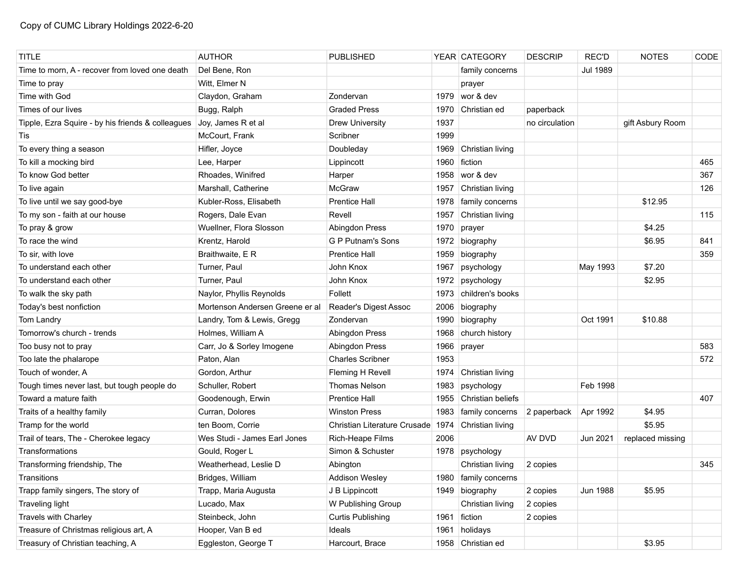Copy of CUMC Library Holdings 2022-6-20

| TITLE | AUTHOR | PUBLISHED | YEAR | CATEGORY | DESCRIP | REC'D | NOTES | CODE |
|---|---|---|---|---|---|---|---|---|
| Time to morn, A - recover from loved one death | Del Bene, Ron | | | family concerns | | Jul 1989 | | |
| Time to pray | Witt, Elmer N | | | prayer | | | | |
| Time with God | Claydon, Graham | Zondervan | 1979 | wor & dev | | | | |
| Times of our lives | Bugg, Ralph | Graded Press | 1970 | Christian ed | paperback | | | |
| Tipple, Ezra Squire - by his friends & colleagues | Joy, James R et al | Drew University | 1937 | | no circulation | | gift Asbury Room | |
| Tis | McCourt, Frank | Scribner | 1999 | | | | | |
| To every thing a season | Hifler, Joyce | Doubleday | 1969 | Christian living | | | | |
| To kill a mocking bird | Lee, Harper | Lippincott | 1960 | fiction | | | | 465 |
| To know God better | Rhoades, Winifred | Harper | 1958 | wor & dev | | | | 367 |
| To live again | Marshall, Catherine | McGraw | 1957 | Christian living | | | | 126 |
| To live until we say good-bye | Kubler-Ross, Elisabeth | Prentice Hall | 1978 | family concerns | | | $12.95 | |
| To my son - faith at our house | Rogers, Dale Evan | Revell | 1957 | Christian living | | | | 115 |
| To pray & grow | Wuellner, Flora Slosson | Abingdon Press | 1970 | prayer | | | $4.25 | |
| To race the wind | Krentz, Harold | G P Putnam's Sons | 1972 | biography | | | $6.95 | 841 |
| To sir, with love | Braithwaite, E R | Prentice Hall | 1959 | biography | | | | 359 |
| To understand each other | Turner, Paul | John Knox | 1967 | psychology | | May 1993 | $7.20 | |
| To understand each other | Turner, Paul | John Knox | 1972 | psychology | | | $2.95 | |
| To walk the sky path | Naylor, Phyllis Reynolds | Follett | 1973 | children's books | | | | |
| Today's best nonfiction | Mortenson Andersen Greene er al | Reader's Digest Assoc | 2006 | biography | | | | |
| Tom Landry | Landry, Tom & Lewis, Gregg | Zondervan | 1990 | biography | | Oct 1991 | $10.88 | |
| Tomorrow's church - trends | Holmes, William A | Abingdon Press | 1968 | church history | | | | |
| Too busy not to pray | Carr, Jo & Sorley Imogene | Abingdon Press | 1966 | prayer | | | | 583 |
| Too late the phalarope | Paton, Alan | Charles Scribner | 1953 | | | | | 572 |
| Touch of wonder, A | Gordon, Arthur | Fleming H Revell | 1974 | Christian living | | | | |
| Tough times never last, but tough people do | Schuller, Robert | Thomas Nelson | 1983 | psychology | | Feb 1998 | | |
| Toward a mature faith | Goodenough, Erwin | Prentice Hall | 1955 | Christian beliefs | | | | 407 |
| Traits of a healthy family | Curran, Dolores | Winston Press | 1983 | family concerns | 2 paperback | Apr 1992 | $4.95 | |
| Tramp for the world | ten Boom, Corrie | Christian Literature Crusade | 1974 | Christian living | | | $5.95 | |
| Trail of tears, The - Cherokee legacy | Wes Studi - James Earl Jones | Rich-Heape Films | 2006 | | AV DVD | Jun 2021 | replaced missing | |
| Transformations | Gould, Roger L | Simon & Schuster | 1978 | psychology | | | | |
| Transforming friendship, The | Weatherhead, Leslie D | Abington | | Christian living | 2 copies | | | 345 |
| Transitions | Bridges, William | Addison Wesley | 1980 | family concerns | | | | |
| Trapp family singers, The story of | Trapp, Maria Augusta | J B Lippincott | 1949 | biography | 2 copies | Jun 1988 | $5.95 | |
| Traveling light | Lucado, Max | W Publishing Group | | Christian living | 2 copies | | | |
| Travels with Charley | Steinbeck, John | Curtis Publishing | 1961 | fiction | 2 copies | | | |
| Treasure of Christmas religious art, A | Hooper, Van B ed | Ideals | 1961 | holidays | | | | |
| Treasury of Christian teaching, A | Eggleston, George T | Harcourt, Brace | 1958 | Christian ed | | | $3.95 | |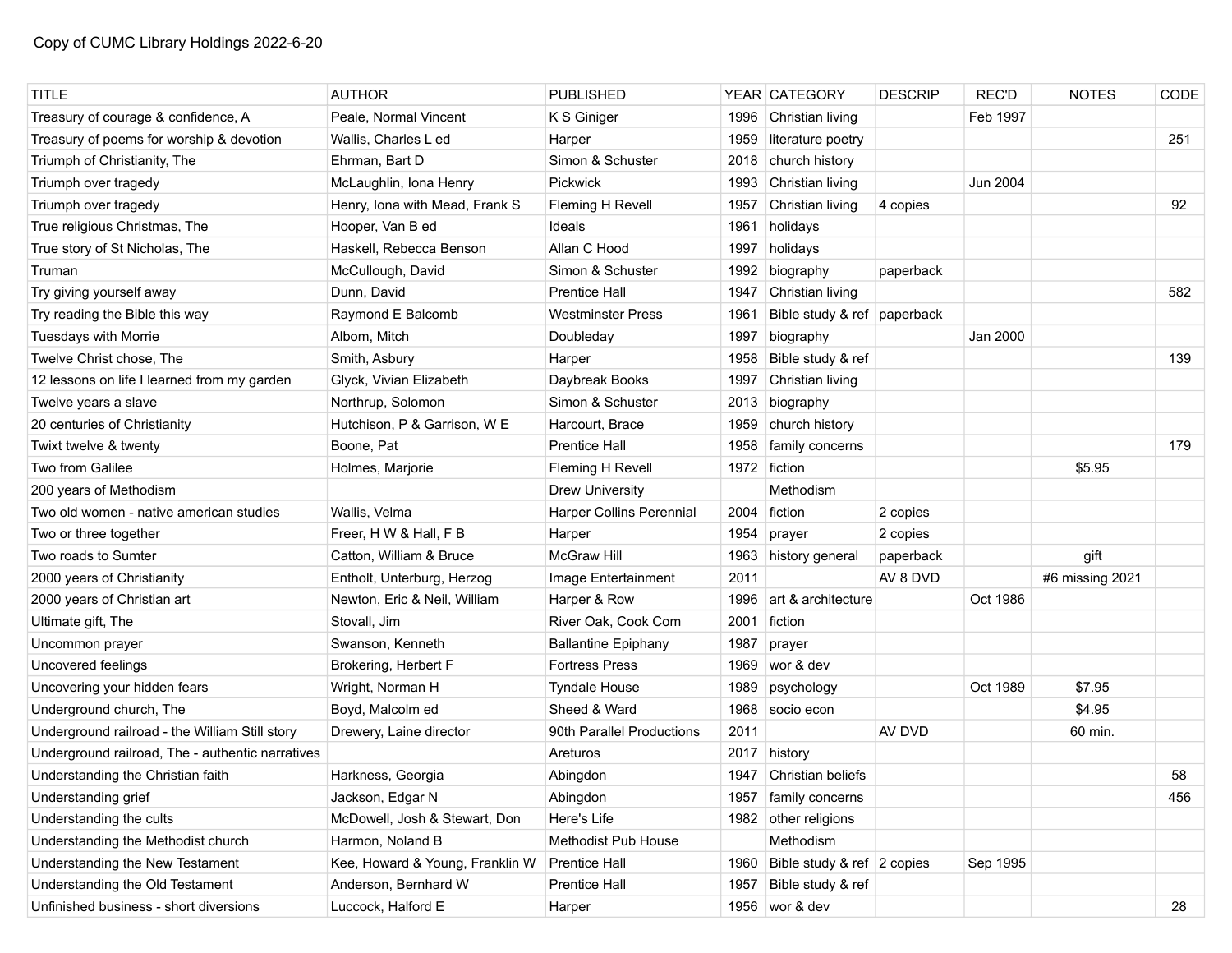Copy of CUMC Library Holdings 2022-6-20

| TITLE | AUTHOR | PUBLISHED | YEAR | CATEGORY | DESCRIP | REC'D | NOTES | CODE |
|---|---|---|---|---|---|---|---|---|
| Treasury of courage & confidence, A | Peale, Normal Vincent | K S Giniger | 1996 | Christian living | | Feb 1997 | | |
| Treasury of poems for worship & devotion | Wallis, Charles L ed | Harper | 1959 | literature poetry | | | | 251 |
| Triumph of Christianity, The | Ehrman, Bart D | Simon & Schuster | 2018 | church history | | | | |
| Triumph over tragedy | McLaughlin, Iona Henry | Pickwick | 1993 | Christian living | | Jun 2004 | | |
| Triumph over tragedy | Henry, Iona with Mead, Frank S | Fleming H Revell | 1957 | Christian living | 4 copies | | | 92 |
| True religious Christmas, The | Hooper, Van B ed | Ideals | 1961 | holidays | | | | |
| True story of St Nicholas, The | Haskell, Rebecca Benson | Allan C Hood | 1997 | holidays | | | | |
| Truman | McCullough, David | Simon & Schuster | 1992 | biography | paperback | | | |
| Try giving yourself away | Dunn, David | Prentice Hall | 1947 | Christian living | | | | 582 |
| Try reading the Bible this way | Raymond E Balcomb | Westminster Press | 1961 | Bible study & ref | paperback | | | |
| Tuesdays with Morrie | Albom, Mitch | Doubleday | 1997 | biography | | Jan 2000 | | |
| Twelve Christ chose, The | Smith, Asbury | Harper | 1958 | Bible study & ref | | | | 139 |
| 12 lessons on life I learned from my garden | Glyck, Vivian Elizabeth | Daybreak Books | 1997 | Christian living | | | | |
| Twelve years a slave | Northrup, Solomon | Simon & Schuster | 2013 | biography | | | | |
| 20 centuries of Christianity | Hutchison, P & Garrison, W E | Harcourt, Brace | 1959 | church history | | | | |
| Twixt twelve & twenty | Boone, Pat | Prentice Hall | 1958 | family concerns | | | | 179 |
| Two from Galilee | Holmes, Marjorie | Fleming H Revell | 1972 | fiction | | | $5.95 | |
| 200 years of Methodism | | Drew University | | Methodism | | | | |
| Two old women - native american studies | Wallis, Velma | Harper Collins Perennial | 2004 | fiction | 2 copies | | | |
| Two or three together | Freer, H W & Hall, F B | Harper | 1954 | prayer | 2 copies | | | |
| Two roads to Sumter | Catton, William & Bruce | McGraw Hill | 1963 | history general | paperback | | gift | |
| 2000 years of Christianity | Entholt, Unterburg, Herzog | Image Entertainment | 2011 | | AV 8 DVD | | #6 missing 2021 | |
| 2000 years of Christian art | Newton, Eric & Neil, William | Harper & Row | 1996 | art & architecture | | Oct 1986 | | |
| Ultimate gift, The | Stovall, Jim | River Oak, Cook Com | 2001 | fiction | | | | |
| Uncommon prayer | Swanson, Kenneth | Ballantine Epiphany | 1987 | prayer | | | | |
| Uncovered feelings | Brokering, Herbert F | Fortress Press | 1969 | wor & dev | | | | |
| Uncovering your hidden fears | Wright, Norman H | Tyndale House | 1989 | psychology | | Oct 1989 | $7.95 | |
| Underground church, The | Boyd, Malcolm ed | Sheed & Ward | 1968 | socio econ | | | $4.95 | |
| Underground railroad - the William Still story | Drewery, Laine director | 90th Parallel Productions | 2011 | | AV DVD | | 60 min. | |
| Underground railroad, The - authentic narratives | | Areturos | 2017 | history | | | | |
| Understanding the Christian faith | Harkness, Georgia | Abingdon | 1947 | Christian beliefs | | | | 58 |
| Understanding grief | Jackson, Edgar N | Abingdon | 1957 | family concerns | | | | 456 |
| Understanding the cults | McDowell, Josh & Stewart, Don | Here's Life | 1982 | other religions | | | | |
| Understanding the Methodist church | Harmon, Noland B | Methodist Pub House | | Methodism | | | | |
| Understanding the New Testament | Kee, Howard & Young, Franklin W | Prentice Hall | 1960 | Bible study & ref | 2 copies | Sep 1995 | | |
| Understanding the Old Testament | Anderson, Bernhard W | Prentice Hall | 1957 | Bible study & ref | | | | |
| Unfinished business - short diversions | Luccock, Halford E | Harper | 1956 | wor & dev | | | | 28 |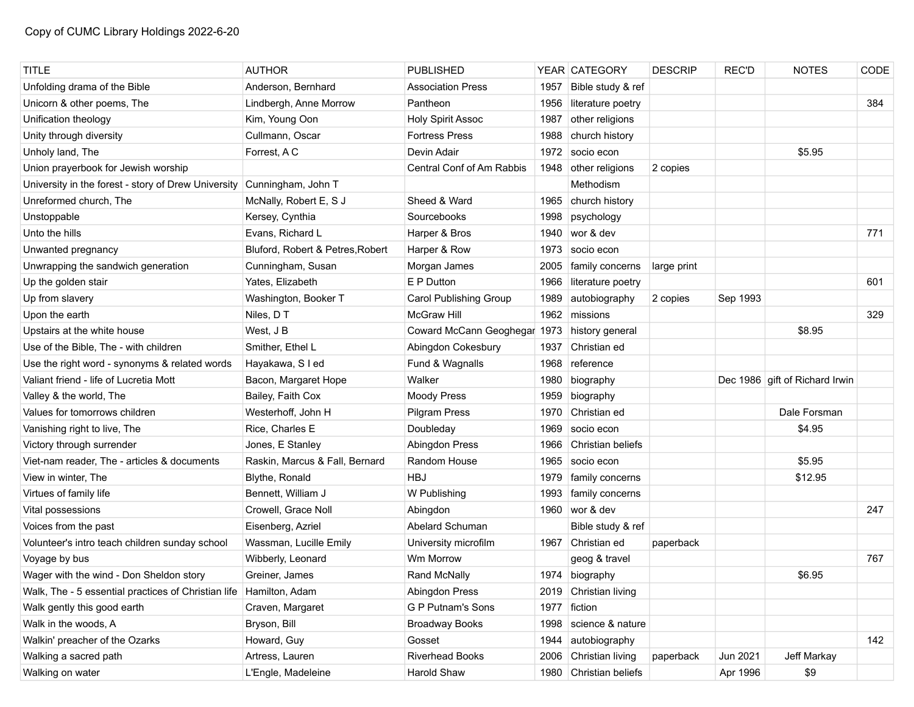Copy of CUMC Library Holdings 2022-6-20

| TITLE | AUTHOR | PUBLISHED | YEAR | CATEGORY | DESCRIP | REC'D | NOTES | CODE |
|---|---|---|---|---|---|---|---|---|
| Unfolding drama of the Bible | Anderson, Bernhard | Association Press | 1957 | Bible study & ref | | | | |
| Unicorn & other poems, The | Lindbergh, Anne Morrow | Pantheon | 1956 | literature poetry | | | | 384 |
| Unification theology | Kim, Young Oon | Holy Spirit Assoc | 1987 | other religions | | | | |
| Unity through diversity | Cullmann, Oscar | Fortress Press | 1988 | church history | | | | |
| Unholy land, The | Forrest, A C | Devin Adair | 1972 | socio econ | | | $5.95 | |
| Union prayerbook for Jewish worship | | Central Conf of Am Rabbis | 1948 | other religions | 2 copies | | | |
| University in the forest - story of Drew University | Cunningham, John T | | | Methodism | | | | |
| Unreformed church, The | McNally, Robert E, S J | Sheed & Ward | 1965 | church history | | | | |
| Unstoppable | Kersey, Cynthia | Sourcebooks | 1998 | psychology | | | | |
| Unto the hills | Evans, Richard L | Harper & Bros | 1940 | wor & dev | | | | 771 |
| Unwanted pregnancy | Bluford, Robert & Petres,Robert | Harper & Row | 1973 | socio econ | | | | |
| Unwrapping the sandwich generation | Cunningham, Susan | Morgan James | 2005 | family concerns | large print | | | |
| Up the golden stair | Yates, Elizabeth | E P Dutton | 1966 | literature poetry | | | | 601 |
| Up from slavery | Washington, Booker T | Carol Publishing Group | 1989 | autobiography | 2 copies | Sep 1993 | | |
| Upon the earth | Niles, D T | McGraw Hill | 1962 | missions | | | | 329 |
| Upstairs at the white house | West, J B | Coward McCann Geoghegan | 1973 | history general | | | $8.95 | |
| Use of the Bible, The - with children | Smither, Ethel L | Abingdon Cokesbury | 1937 | Christian ed | | | | |
| Use the right word - synonyms & related words | Hayakawa, S I ed | Fund & Wagnalls | 1968 | reference | | | | |
| Valiant friend - life of Lucretia Mott | Bacon, Margaret Hope | Walker | 1980 | biography | | Dec 1986 | gift of Richard Irwin | |
| Valley & the world, The | Bailey, Faith Cox | Moody Press | 1959 | biography | | | | |
| Values for tomorrows children | Westerhoff, John H | Pilgrim Press | 1970 | Christian ed | | | Dale Forsman | |
| Vanishing right to live, The | Rice, Charles E | Doubleday | 1969 | socio econ | | | $4.95 | |
| Victory through surrender | Jones, E Stanley | Abingdon Press | 1966 | Christian beliefs | | | | |
| Viet-nam reader, The - articles & documents | Raskin, Marcus & Fall, Bernard | Random House | 1965 | socio econ | | | $5.95 | |
| View in winter, The | Blythe, Ronald | HBJ | 1979 | family concerns | | | $12.95 | |
| Virtues of family life | Bennett, William J | W Publishing | 1993 | family concerns | | | | |
| Vital possessions | Crowell, Grace Noll | Abingdon | 1960 | wor & dev | | | | 247 |
| Voices from the past | Eisenberg, Azriel | Abelard Schuman | | Bible study & ref | | | | |
| Volunteer's intro teach children sunday school | Wassman, Lucille Emily | University microfilm | 1967 | Christian ed | paperback | | | |
| Voyage by bus | Wibberly, Leonard | Wm Morrow | | geog & travel | | | | 767 |
| Wager with the wind - Don Sheldon story | Greiner, James | Rand McNally | 1974 | biography | | | $6.95 | |
| Walk, The - 5 essential practices of Christian life | Hamilton, Adam | Abingdon Press | 2019 | Christian living | | | | |
| Walk gently this good earth | Craven, Margaret | G P Putnam's Sons | 1977 | fiction | | | | |
| Walk in the woods, A | Bryson, Bill | Broadway Books | 1998 | science & nature | | | | |
| Walkin' preacher of the Ozarks | Howard, Guy | Gosset | 1944 | autobiography | | | | 142 |
| Walking a sacred path | Artress, Lauren | Riverhead Books | 2006 | Christian living | paperback | Jun 2021 | Jeff Markay | |
| Walking on water | L'Engle, Madeleine | Harold Shaw | 1980 | Christian beliefs | | Apr 1996 | $9 | |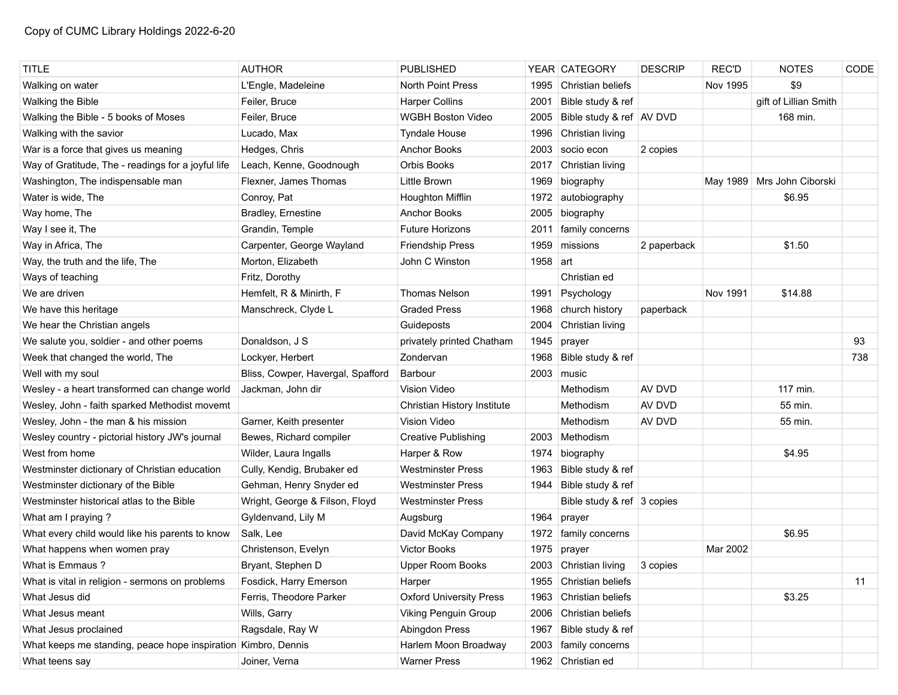Copy of CUMC Library Holdings 2022-6-20

| TITLE | AUTHOR | PUBLISHED | YEAR | CATEGORY | DESCRIP | REC'D | NOTES | CODE |
|---|---|---|---|---|---|---|---|---|
| Walking on water | L'Engle, Madeleine | North Point Press | 1995 | Christian beliefs | | Nov 1995 | $9 | |
| Walking the Bible | Feiler, Bruce | Harper Collins | 2001 | Bible study & ref | | | gift of Lillian Smith | |
| Walking the Bible - 5 books of Moses | Feiler, Bruce | WGBH Boston Video | 2005 | Bible study & ref | AV DVD | | 168 min. | |
| Walking with the savior | Lucado, Max | Tyndale House | 1996 | Christian living | | | | |
| War is a force that gives us meaning | Hedges, Chris | Anchor Books | 2003 | socio econ | 2 copies | | | |
| Way of Gratitude, The - readings for a joyful life | Leach, Kenne, Goodnough | Orbis Books | 2017 | Christian living | | | | |
| Washington, The indispensable man | Flexner, James Thomas | Little Brown | 1969 | biography | | May 1989 | Mrs John Ciborski | |
| Water is wide, The | Conroy, Pat | Houghton Mifflin | 1972 | autobiography | | | $6.95 | |
| Way home, The | Bradley, Ernestine | Anchor Books | 2005 | biography | | | | |
| Way I see it, The | Grandin, Temple | Future Horizons | 2011 | family concerns | | | | |
| Way in Africa, The | Carpenter, George Wayland | Friendship Press | 1959 | missions | 2 paperback | | $1.50 | |
| Way, the truth and the life, The | Morton, Elizabeth | John C Winston | 1958 | art | | | | |
| Ways of teaching | Fritz, Dorothy | | | Christian ed | | | | |
| We are driven | Hemfelt, R & Minirth, F | Thomas Nelson | 1991 | Psychology | | Nov 1991 | $14.88 | |
| We have this heritage | Manschreck, Clyde L | Graded Press | 1968 | church history | paperback | | | |
| We hear the Christian angels | | Guideposts | 2004 | Christian living | | | | |
| We salute you, soldier - and other poems | Donaldson, J S | privately printed Chatham | 1945 | prayer | | | | 93 |
| Week that changed the world, The | Lockyer, Herbert | Zondervan | 1968 | Bible study & ref | | | | 738 |
| Well with my soul | Bliss, Cowper, Havergal, Spafford | Barbour | 2003 | music | | | | |
| Wesley - a heart transformed can change world | Jackman, John dir | Vision Video | | Methodism | AV DVD | | 117 min. | |
| Wesley, John - faith sparked Methodist movemt | | Christian History Institute | | Methodism | AV DVD | | 55 min. | |
| Wesley, John - the man & his mission | Garner, Keith presenter | Vision Video | | Methodism | AV DVD | | 55 min. | |
| Wesley country - pictorial history JW's journal | Bewes, Richard compiler | Creative Publishing | 2003 | Methodism | | | | |
| West from home | Wilder, Laura Ingalls | Harper & Row | 1974 | biography | | | $4.95 | |
| Westminster dictionary of Christian education | Cully, Kendig, Brubaker ed | Westminster Press | 1963 | Bible study & ref | | | | |
| Westminster dictionary of the Bible | Gehman, Henry Snyder ed | Westminster Press | 1944 | Bible study & ref | | | | |
| Westminster historical atlas to the Bible | Wright, George & Filson, Floyd | Westminster Press | | Bible study & ref | 3 copies | | | |
| What am I praying ? | Gyldenvand, Lily M | Augsburg | 1964 | prayer | | | | |
| What every child would like his parents to know | Salk, Lee | David McKay Company | 1972 | family concerns | | | $6.95 | |
| What happens when women pray | Christenson, Evelyn | Victor Books | 1975 | prayer | | Mar 2002 | | |
| What is Emmaus ? | Bryant, Stephen D | Upper Room Books | 2003 | Christian living | 3 copies | | | |
| What is vital in religion - sermons on problems | Fosdick, Harry Emerson | Harper | 1955 | Christian beliefs | | | | 11 |
| What Jesus did | Ferris, Theodore Parker | Oxford University Press | 1963 | Christian beliefs | | | $3.25 | |
| What Jesus meant | Wills, Garry | Viking Penguin Group | 2006 | Christian beliefs | | | | |
| What Jesus proclaimed | Ragsdale, Ray W | Abingdon Press | 1967 | Bible study & ref | | | | |
| What keeps me standing, peace hope inspiration | Kimbro, Dennis | Harlem Moon Broadway | 2003 | family concerns | | | | |
| What teens say | Joiner, Verna | Warner Press | 1962 | Christian ed | | | | |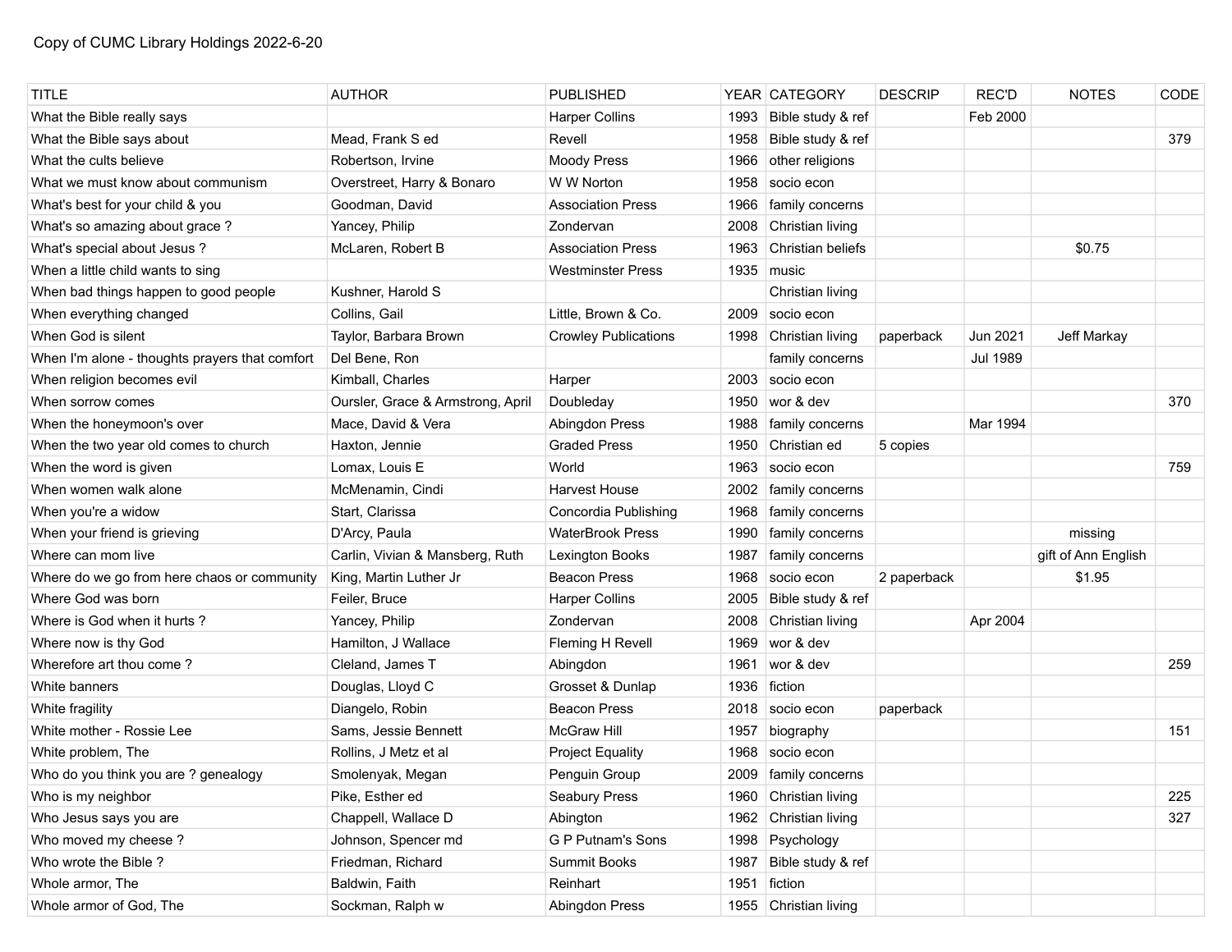Copy of CUMC Library Holdings 2022-6-20

| TITLE | AUTHOR | PUBLISHED | YEAR | CATEGORY | DESCRIP | REC'D | NOTES | CODE |
|---|---|---|---|---|---|---|---|---|
| What the Bible really says | | Harper Collins | 1993 | Bible study & ref | | Feb 2000 | | |
| What the Bible says about | Mead, Frank S ed | Revell | 1958 | Bible study & ref | | | | 379 |
| What the cults believe | Robertson, Irvine | Moody Press | 1966 | other religions | | | | |
| What we must know about communism | Overstreet, Harry & Bonaro | W W Norton | 1958 | socio econ | | | | |
| What's best for your child & you | Goodman, David | Association Press | 1966 | family concerns | | | | |
| What's so amazing about grace ? | Yancey, Philip | Zondervan | 2008 | Christian living | | | | |
| What's special about Jesus ? | McLaren, Robert B | Association Press | 1963 | Christian beliefs | | | $0.75 | |
| When a little child wants to sing | | Westminster Press | 1935 | music | | | | |
| When bad things happen to good people | Kushner, Harold S | | | Christian living | | | | |
| When everything changed | Collins, Gail | Little, Brown & Co. | 2009 | socio econ | | | | |
| When God is silent | Taylor, Barbara Brown | Crowley Publications | 1998 | Christian living | paperback | Jun 2021 | Jeff Markay | |
| When I'm alone - thoughts prayers that comfort | Del Bene, Ron | | | family concerns | | Jul 1989 | | |
| When religion becomes evil | Kimball, Charles | Harper | 2003 | socio econ | | | | |
| When sorrow comes | Oursler, Grace & Armstrong, April | Doubleday | 1950 | wor & dev | | | | 370 |
| When the honeymoon's over | Mace, David & Vera | Abingdon Press | 1988 | family concerns | | Mar 1994 | | |
| When the two year old comes to church | Haxton, Jennie | Graded Press | 1950 | Christian ed | 5 copies | | | |
| When the word is given | Lomax, Louis E | World | 1963 | socio econ | | | | 759 |
| When women walk alone | McMenamin, Cindi | Harvest House | 2002 | family concerns | | | | |
| When you're a widow | Start, Clarissa | Concordia Publishing | 1968 | family concerns | | | | |
| When your friend is grieving | D'Arcy, Paula | WaterBrook Press | 1990 | family concerns | | | missing | |
| Where can mom live | Carlin, Vivian & Mansberg, Ruth | Lexington Books | 1987 | family concerns | | | gift of Ann English | |
| Where do we go from here chaos or community | King, Martin Luther Jr | Beacon Press | 1968 | socio econ | 2 paperback | | $1.95 | |
| Where God was born | Feiler, Bruce | Harper Collins | 2005 | Bible study & ref | | | | |
| Where is God when it hurts ? | Yancey, Philip | Zondervan | 2008 | Christian living | | Apr 2004 | | |
| Where now is thy God | Hamilton, J Wallace | Fleming H Revell | 1969 | wor & dev | | | | |
| Wherefore art thou come ? | Cleland, James T | Abingdon | 1961 | wor & dev | | | | 259 |
| White banners | Douglas, Lloyd C | Grosset & Dunlap | 1936 | fiction | | | | |
| White fragility | Diangelo, Robin | Beacon Press | 2018 | socio econ | paperback | | | |
| White mother - Rossie Lee | Sams, Jessie Bennett | McGraw Hill | 1957 | biography | | | | 151 |
| White problem, The | Rollins, J Metz et al | Project Equality | 1968 | socio econ | | | | |
| Who do you think you are ? genealogy | Smolenyak, Megan | Penguin Group | 2009 | family concerns | | | | |
| Who is my neighbor | Pike, Esther ed | Seabury Press | 1960 | Christian living | | | | 225 |
| Who Jesus says you are | Chappell, Wallace D | Abington | 1962 | Christian living | | | | 327 |
| Who moved my cheese ? | Johnson, Spencer md | G P Putnam's Sons | 1998 | Psychology | | | | |
| Who wrote the Bible ? | Friedman, Richard | Summit Books | 1987 | Bible study & ref | | | | |
| Whole armor, The | Baldwin, Faith | Reinhart | 1951 | fiction | | | | |
| Whole armor of God, The | Sockman, Ralph w | Abingdon Press | 1955 | Christian living | | | | |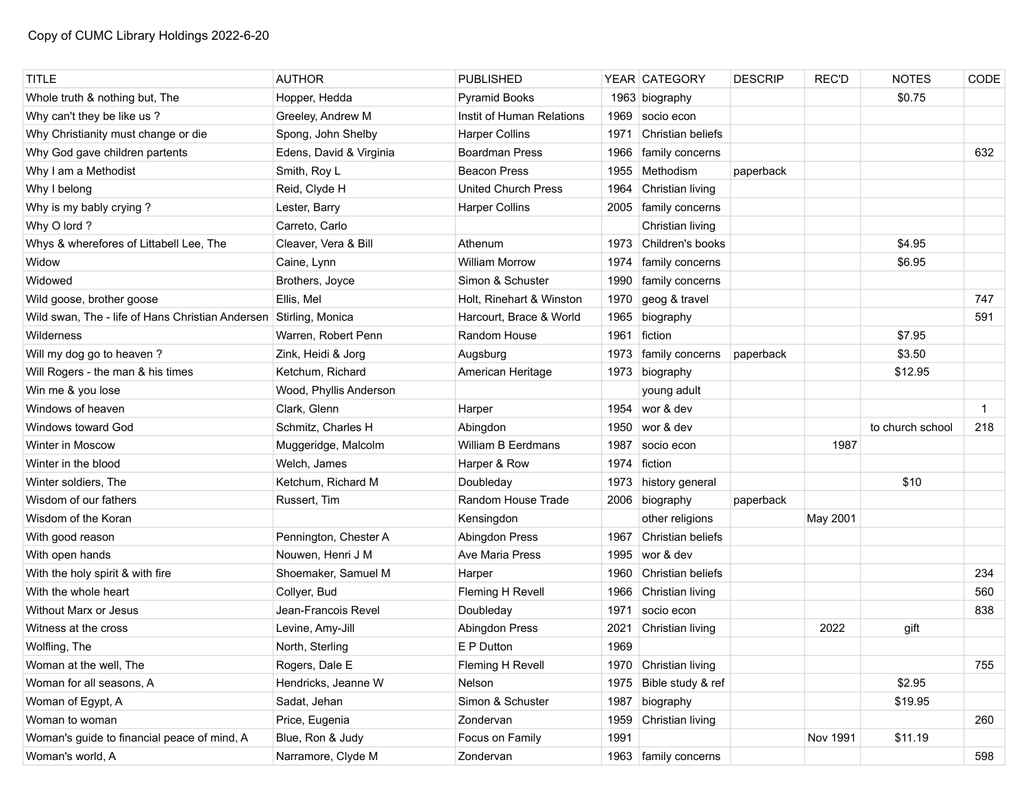Copy of CUMC Library Holdings 2022-6-20

| TITLE | AUTHOR | PUBLISHED | YEAR | CATEGORY | DESCRIP | REC'D | NOTES | CODE |
|---|---|---|---|---|---|---|---|---|
| Whole truth & nothing but, The | Hopper, Hedda | Pyramid Books | 1963 | biography | | | $0.75 | |
| Why can't they be like us ? | Greeley, Andrew M | Instit of Human Relations | 1969 | socio econ | | | | |
| Why Christianity must change or die | Spong, John Shelby | Harper Collins | 1971 | Christian beliefs | | | | |
| Why God gave children partents | Edens, David & Virginia | Boardman Press | 1966 | family concerns | | | | 632 |
| Why I am a Methodist | Smith, Roy L | Beacon Press | 1955 | Methodism | paperback | | | |
| Why I belong | Reid, Clyde H | United Church Press | 1964 | Christian living | | | | |
| Why is my bably crying ? | Lester, Barry | Harper Collins | 2005 | family concerns | | | | |
| Why O lord ? | Carreto, Carlo | | | Christian living | | | | |
| Whys & wherefores of Littabell Lee, The | Cleaver, Vera & Bill | Athenum | 1973 | Children's books | | | $4.95 | |
| Widow | Caine, Lynn | William Morrow | 1974 | family concerns | | | $6.95 | |
| Widowed | Brothers, Joyce | Simon & Schuster | 1990 | family concerns | | | | |
| Wild goose, brother goose | Ellis, Mel | Holt, Rinehart & Winston | 1970 | geog & travel | | | | 747 |
| Wild swan, The - life of Hans Christian Andersen | Stirling, Monica | Harcourt, Brace & World | 1965 | biography | | | | 591 |
| Wilderness | Warren, Robert Penn | Random House | 1961 | fiction | | | $7.95 | |
| Will my dog go to heaven ? | Zink, Heidi & Jorg | Augsburg | 1973 | family concerns | paperback | | $3.50 | |
| Will Rogers - the man & his times | Ketchum, Richard | American Heritage | 1973 | biography | | | $12.95 | |
| Win me & you lose | Wood, Phyllis Anderson | | | young adult | | | | |
| Windows of heaven | Clark, Glenn | Harper | 1954 | wor & dev | | | | 1 |
| Windows toward God | Schmitz, Charles H | Abingdon | 1950 | wor & dev | | | to church school | 218 |
| Winter in Moscow | Muggeridge, Malcolm | William B Eerdmans | 1987 | socio econ | | 1987 | | |
| Winter in the blood | Welch, James | Harper & Row | 1974 | fiction | | | | |
| Winter soldiers, The | Ketchum, Richard M | Doubleday | 1973 | history general | | | $10 | |
| Wisdom of our fathers | Russert, Tim | Random House Trade | 2006 | biography | paperback | | | |
| Wisdom of the Koran | | Kensingdon | | other religions | | May 2001 | | |
| With good reason | Pennington, Chester A | Abingdon Press | 1967 | Christian beliefs | | | | |
| With open hands | Nouwen, Henri J M | Ave Maria Press | 1995 | wor & dev | | | | |
| With the holy spirit & with fire | Shoemaker, Samuel M | Harper | 1960 | Christian beliefs | | | | 234 |
| With the whole heart | Collyer, Bud | Fleming H Revell | 1966 | Christian living | | | | 560 |
| Without Marx or Jesus | Jean-Francois Revel | Doubleday | 1971 | socio econ | | | | 838 |
| Witness at the cross | Levine, Amy-Jill | Abingdon Press | 2021 | Christian living | | 2022 | gift | |
| Wolfling, The | North, Sterling | E P Dutton | 1969 | | | | | |
| Woman at the well, The | Rogers, Dale E | Fleming H Revell | 1970 | Christian living | | | | 755 |
| Woman for all seasons, A | Hendricks, Jeanne W | Nelson | 1975 | Bible study & ref | | | $2.95 | |
| Woman of Egypt, A | Sadat, Jehan | Simon & Schuster | 1987 | biography | | | $19.95 | |
| Woman to woman | Price, Eugenia | Zondervan | 1959 | Christian living | | | | 260 |
| Woman's guide to financial peace of mind, A | Blue, Ron & Judy | Focus on Family | 1991 | | | Nov 1991 | $11.19 | |
| Woman's world, A | Narramore, Clyde M | Zondervan | 1963 | family concerns | | | | 598 |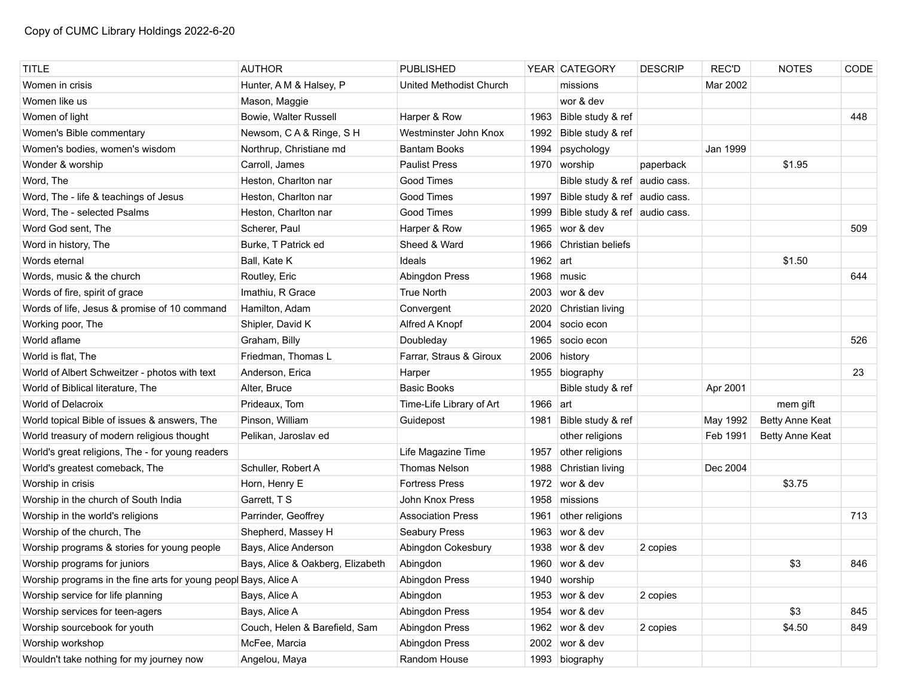Copy of CUMC Library Holdings 2022-6-20

| TITLE | AUTHOR | PUBLISHED | YEAR | CATEGORY | DESCRIP | REC'D | NOTES | CODE |
|---|---|---|---|---|---|---|---|---|
| Women in crisis | Hunter, A M & Halsey, P | United Methodist Church | | missions | | Mar 2002 | | |
| Women like us | Mason, Maggie | | | wor & dev | | | | |
| Women of light | Bowie, Walter Russell | Harper & Row | 1963 | Bible study & ref | | | | 448 |
| Women's Bible commentary | Newsom, C A & Ringe, S H | Westminster John Knox | 1992 | Bible study & ref | | | | |
| Women's bodies, women's wisdom | Northrup, Christiane md | Bantam Books | 1994 | psychology | | Jan 1999 | | |
| Wonder & worship | Carroll, James | Paulist Press | 1970 | worship | paperback | | $1.95 | |
| Word, The | Heston, Charlton nar | Good Times | | Bible study & ref | audio cass. | | | |
| Word, The - life & teachings of Jesus | Heston, Charlton nar | Good Times | 1997 | Bible study & ref | audio cass. | | | |
| Word, The - selected Psalms | Heston, Charlton nar | Good Times | 1999 | Bible study & ref | audio cass. | | | |
| Word God sent, The | Scherer, Paul | Harper & Row | 1965 | wor & dev | | | | 509 |
| Word in history, The | Burke, T Patrick ed | Sheed & Ward | 1966 | Christian beliefs | | | | |
| Words eternal | Ball, Kate K | Ideals | 1962 | art | | | $1.50 | |
| Words, music & the church | Routley, Eric | Abingdon Press | 1968 | music | | | | 644 |
| Words of fire, spirit of grace | Imathiu, R Grace | True North | 2003 | wor & dev | | | | |
| Words of life, Jesus & promise of 10 command | Hamilton, Adam | Convergent | 2020 | Christian living | | | | |
| Working poor, The | Shipler, David K | Alfred A Knopf | 2004 | socio econ | | | | |
| World aflame | Graham, Billy | Doubleday | 1965 | socio econ | | | | 526 |
| World is flat, The | Friedman, Thomas L | Farrar, Straus & Giroux | 2006 | history | | | | |
| World of Albert Schweitzer - photos with text | Anderson, Erica | Harper | 1955 | biography | | | | 23 |
| World of Biblical literature, The | Alter, Bruce | Basic Books | | Bible study & ref | | Apr 2001 | | |
| World of Delacroix | Prideaux, Tom | Time-Life Library of Art | 1966 | art | | | mem gift | |
| World topical Bible of issues & answers, The | Pinson, William | Guidepost | 1981 | Bible study & ref | | May 1992 | Betty Anne Keat | |
| World treasury of modern religious thought | Pelikan, Jaroslav ed | | | other religions | | Feb 1991 | Betty Anne Keat | |
| World's great religions, The - for young readers | | Life Magazine Time | 1957 | other religions | | | | |
| World's greatest comeback, The | Schuller, Robert A | Thomas Nelson | 1988 | Christian living | | Dec 2004 | | |
| Worship in crisis | Horn, Henry E | Fortress Press | 1972 | wor & dev | | | $3.75 | |
| Worship in the church of South India | Garrett, T S | John Knox Press | 1958 | missions | | | | |
| Worship in the world's religions | Parrinder, Geoffrey | Association Press | 1961 | other religions | | | | 713 |
| Worship of the church, The | Shepherd, Massey H | Seabury Press | 1963 | wor & dev | | | | |
| Worship programs & stories for young people | Bays, Alice Anderson | Abingdon Cokesbury | 1938 | wor & dev | 2 copies | | | |
| Worship programs for juniors | Bays, Alice & Oakberg, Elizabeth | Abingdon | 1960 | wor & dev | | | $3 | 846 |
| Worship programs in the fine arts for young peopl | Bays, Alice A | Abingdon Press | 1940 | worship | | | | |
| Worship service for life planning | Bays, Alice A | Abingdon | 1953 | wor & dev | 2 copies | | | |
| Worship services for teen-agers | Bays, Alice A | Abingdon Press | 1954 | wor & dev | | | $3 | 845 |
| Worship sourcebook for youth | Couch, Helen & Barefield, Sam | Abingdon Press | 1962 | wor & dev | 2 copies | | $4.50 | 849 |
| Worship workshop | McFee, Marcia | Abingdon Press | 2002 | wor & dev | | | | |
| Wouldn't take nothing for my journey now | Angelou, Maya | Random House | 1993 | biography | | | | |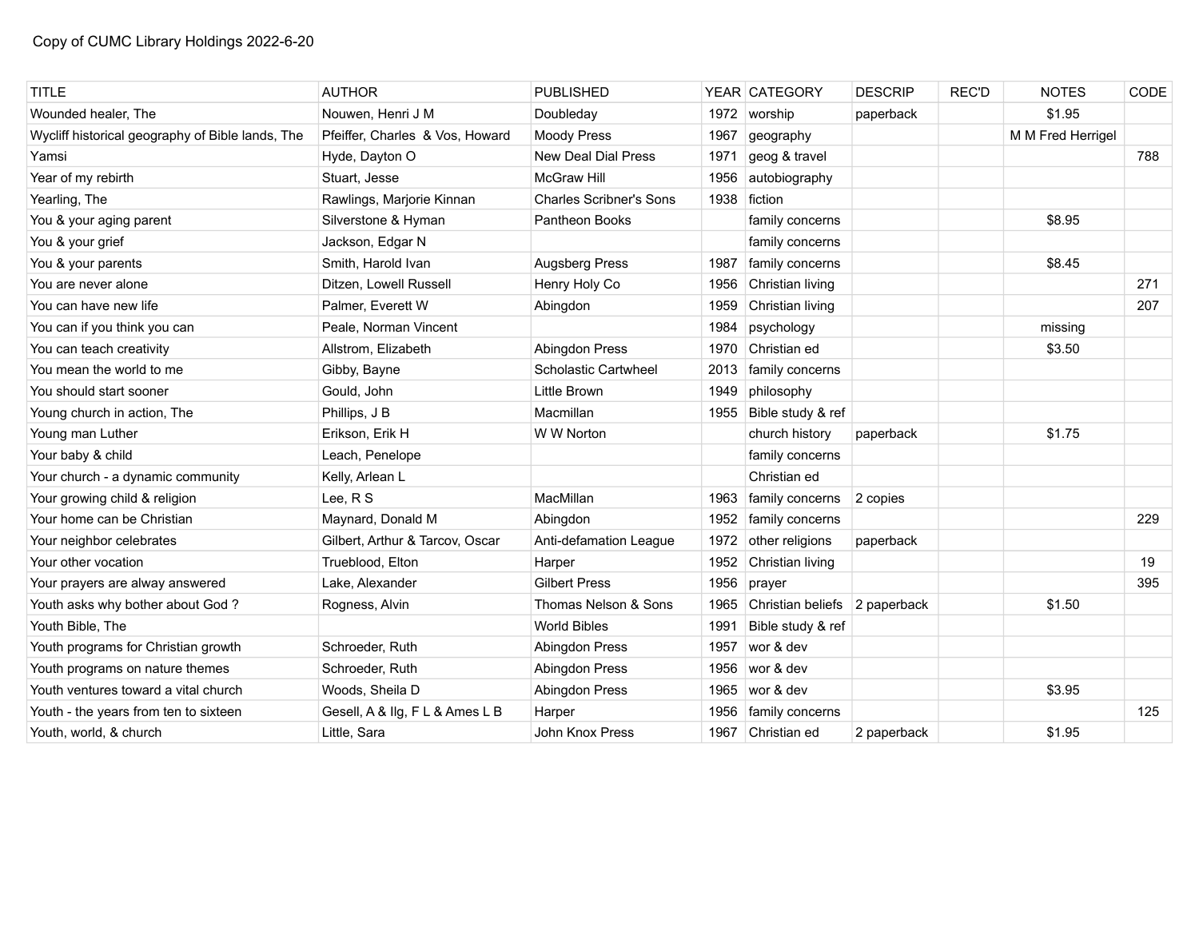Copy of CUMC Library Holdings 2022-6-20

| TITLE | AUTHOR | PUBLISHED | YEAR | CATEGORY | DESCRIP | REC'D | NOTES | CODE |
|---|---|---|---|---|---|---|---|---|
| Wounded healer, The | Nouwen, Henri J M | Doubleday | 1972 | worship | paperback | | $1.95 | |
| Wycliff historical geography of Bible lands, The | Pfeiffer, Charles & Vos, Howard | Moody Press | 1967 | geography | | | M M Fred Herrigel | |
| Yamsi | Hyde, Dayton O | New Deal Dial Press | 1971 | geog & travel | | | | 788 |
| Year of my rebirth | Stuart, Jesse | McGraw Hill | 1956 | autobiography | | | | |
| Yearling, The | Rawlings, Marjorie Kinnan | Charles Scribner's Sons | 1938 | fiction | | | | |
| You & your aging parent | Silverstone & Hyman | Pantheon Books | | family concerns | | | $8.95 | |
| You & your grief | Jackson, Edgar N | | | family concerns | | | | |
| You & your parents | Smith, Harold Ivan | Augsberg Press | 1987 | family concerns | | | $8.45 | |
| You are never alone | Ditzen, Lowell Russell | Henry Holy Co | 1956 | Christian living | | | | 271 |
| You can have new life | Palmer, Everett W | Abingdon | 1959 | Christian living | | | | 207 |
| You can if you think you can | Peale, Norman Vincent | | 1984 | psychology | | | missing | |
| You can teach creativity | Allstrom, Elizabeth | Abingdon Press | 1970 | Christian ed | | | $3.50 | |
| You mean the world to me | Gibby, Bayne | Scholastic Cartwheel | 2013 | family concerns | | | | |
| You should start sooner | Gould, John | Little Brown | 1949 | philosophy | | | | |
| Young church in action, The | Phillips, J B | Macmillan | 1955 | Bible study & ref | | | | |
| Young man Luther | Erikson, Erik H | W W Norton | | church history | paperback | | $1.75 | |
| Your baby & child | Leach, Penelope | | | family concerns | | | | |
| Your church - a dynamic community | Kelly, Arlean L | | | Christian ed | | | | |
| Your growing child & religion | Lee, R S | MacMillan | 1963 | family concerns | 2 copies | | | |
| Your home can be Christian | Maynard, Donald M | Abingdon | 1952 | family concerns | | | | 229 |
| Your neighbor celebrates | Gilbert, Arthur & Tarcov, Oscar | Anti-defamation League | 1972 | other religions | paperback | | | |
| Your other vocation | Trueblood, Elton | Harper | 1952 | Christian living | | | | 19 |
| Your prayers are alway answered | Lake, Alexander | Gilbert Press | 1956 | prayer | | | | 395 |
| Youth asks why bother about God ? | Rogness, Alvin | Thomas Nelson & Sons | 1965 | Christian beliefs | 2 paperback | | $1.50 | |
| Youth Bible, The | | World Bibles | 1991 | Bible study & ref | | | | |
| Youth programs for Christian growth | Schroeder, Ruth | Abingdon Press | 1957 | wor & dev | | | | |
| Youth programs on nature themes | Schroeder, Ruth | Abingdon Press | 1956 | wor & dev | | | | |
| Youth ventures toward a vital church | Woods, Sheila D | Abingdon Press | 1965 | wor & dev | | | $3.95 | |
| Youth - the years from ten to sixteen | Gesell, A & Ilg, F L & Ames L B | Harper | 1956 | family concerns | | | | 125 |
| Youth, world, & church | Little, Sara | John Knox Press | 1967 | Christian ed | 2 paperback | | $1.95 | |